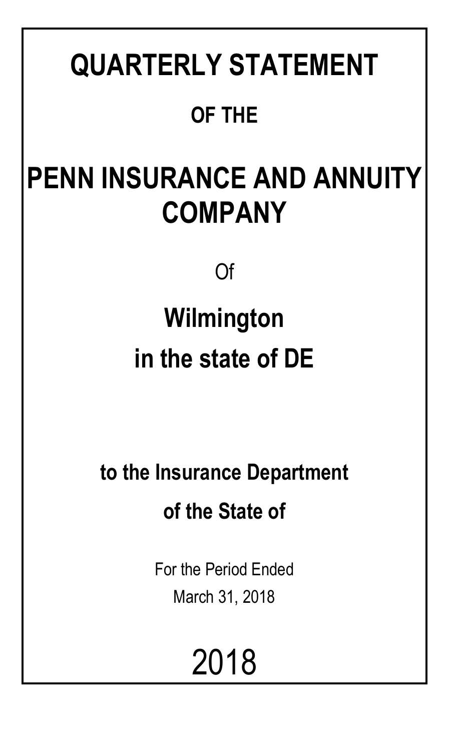# QUARTERLY STATEMENT

## OF THE

# PENN INSURANCE AND ANNUITY COMPANY

Of

## Wilmington

## in the state of DE

### to the Insurance Department

### of the State of

For the Period Ended

March 31, 2018

2018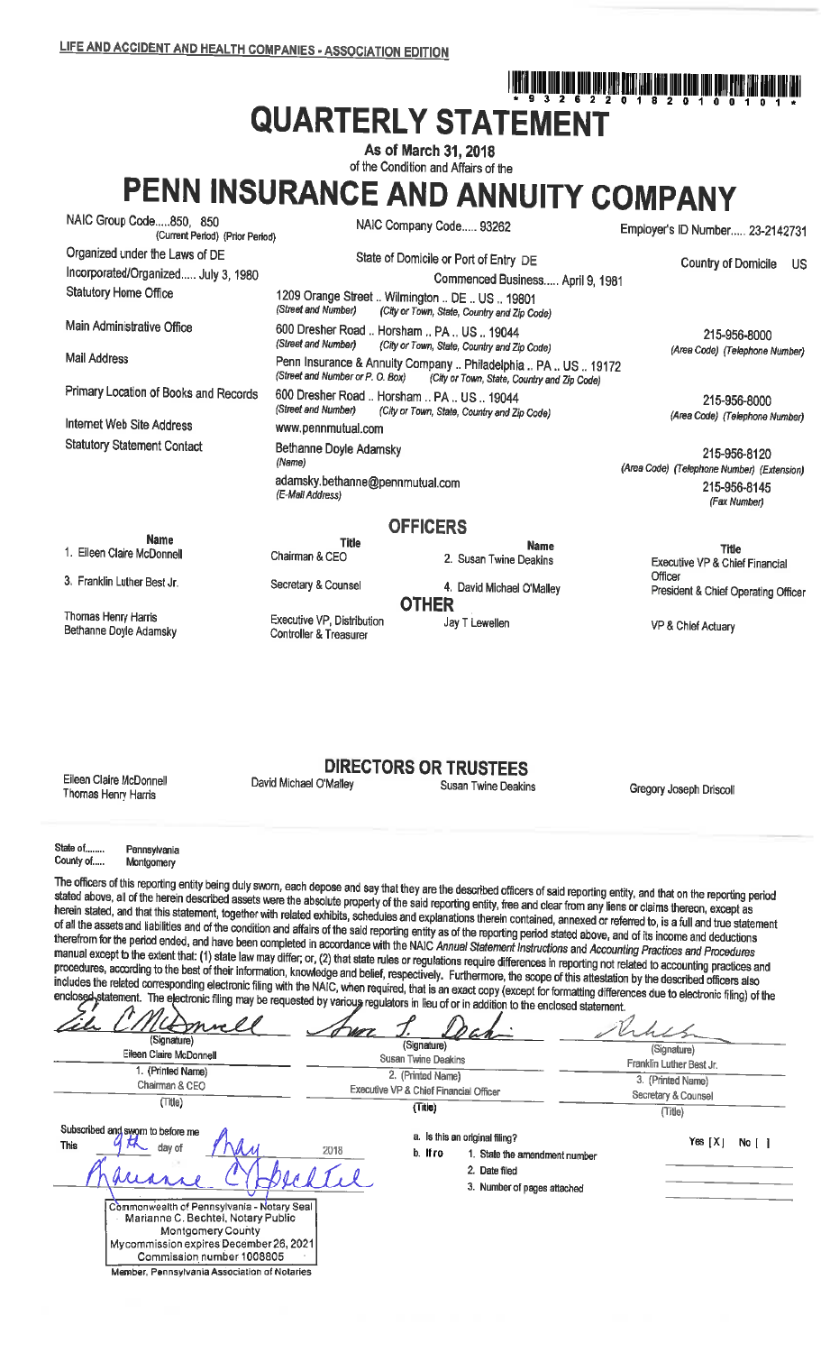LIFE AND ACCIDENT AND HEALTH COMPANIES - ASSOCIATION EDITION

\* 9 3 2 6 2 2 0 1 8 2 0 1 0 0 1 0 1 \*

# QUARTERLY STATEMENT

As of March 31, 2018

of the Condition and Affairs of the

# PENN INSURANCE AND ANNUITY COMPANY

| | | |
|---|---|---|
| NAIC Group Code.....850, 850 (Current Period) (Prior Period) | NAIC Company Code..... 93262 | Employer's ID Number..... 23-2142731 |
| Organized under the Laws of DE | State of Domicile or Port of Entry DE | Country of Domicile US |
| Incorporated/Organized..... July 3, 1980 | Commenced Business..... April 9, 1981 | |
| Statutory Home Office | 1209 Orange Street .. Wilmington .. DE .. US .. 19801 (Street and Number) (City or Town, State, Country and Zip Code) | |
| Main Administrative Office | 600 Dresher Road .. Horsham .. PA .. US .. 19044 (Street and Number) (City or Town, State, Country and Zip Code) | 215-956-8000 (Area Code) (Telephone Number) |
| Mail Address | Penn Insurance & Annuity Company .. Philadelphia .. PA .. US .. 19172 (Street and Number or P. O. Box) (City or Town, State, Country and Zip Code) | |
| Primary Location of Books and Records | 600 Dresher Road .. Horsham .. PA .. US .. 19044 (Street and Number) (City or Town, State, Country and Zip Code) | 215-956-8000 (Area Code) (Telephone Number) |
| Internet Web Site Address | www.pennmutual.com | |
| Statutory Statement Contact | Bethanne Doyle Adamsky (Name) | 215-956-8120 (Area Code) (Telephone Number) (Extension) |
| | adamsky.bethanne@pennmutual.com (E-Mail Address) | 215-956-8145 (Fax Number) |

## OFFICERS

| Name | Title | Name | Title |
|---|---|---|---|
| 1. Eileen Claire McDonnell | Chairman & CEO | 2. Susan Twine Deakins | Executive VP & Chief Financial Officer |
| 3. Franklin Luther Best Jr. | Secretary & Counsel | 4. David Michael O'Malley | President & Chief Operating Officer |

### OTHER

| | | | |
|---|---|---|---|
| Thomas Henry Harris | Executive VP, Distribution | Jay T Lewellen | VP & Chief Actuary |
| Bethanne Doyle Adamsky | Controller & Treasurer | | |

## DIRECTORS OR TRUSTEES

| | | | |
|---|---|---|---|
| Eileen Claire McDonnell | David Michael O'Malley | Susan Twine Deakins | Gregory Joseph Driscoll |
| Thomas Henry Harris | | | |

State of........ Pennsylvania
County of..... Montgomery

The officers of this reporting entity being duly sworn, each depose and say that they are the described officers of said reporting entity, and that on the reporting period stated above, all of the herein described assets were the absolute property of the said reporting entity, free and clear from any liens or claims thereon, except as herein stated, and that this statement, together with related exhibits, schedules and explanations therein contained, annexed or referred to, is a full and true statement of all the assets and liabilities and of the condition and affairs of the said reporting entity as of the reporting period stated above, and of its income and deductions therefrom for the period ended, and have been completed in accordance with the NAIC *Annual Statement Instructions* and *Accounting Practices and Procedures* manual except to the extent that: (1) state law may differ; or, (2) that state rules or regulations require differences in reporting not related to accounting practices and procedures, according to the best of their information, knowledge and belief, respectively. Furthermore, the scope of this attestation by the described officers also includes the related corresponding electronic filing with the NAIC, when required, that is an exact copy (except for formatting differences due to electronic filing) of the enclosed statement. The electronic filing may be requested by various regulators in lieu of or in addition to the enclosed statement.

| (Signature) | (Signature) | (Signature) |
|---|---|---|
| Eileen Claire McDonnell | Susan Twine Deakins | Franklin Luther Best Jr. |
| 1. (Printed Name) | 2. (Printed Name) | 3. (Printed Name) |
| Chairman & CEO | Executive VP & Chief Financial Officer | Secretary & Counsel |
| (Title) | (Title) | (Title) |

Subscribed and sworn to before me
This 9th day of May 2018

a. Is this an original filing? Yes [X] No [ ]
b. If no 1. State the amendment number
2. Date filed
3. Number of pages attached

Commonwealth of Pennsylvania - Notary Seal
Marianne C. Bechtel, Notary Public
Montgomery County
My commission expires December 26, 2021
Commission number 1008805
Member, Pennsylvania Association of Notaries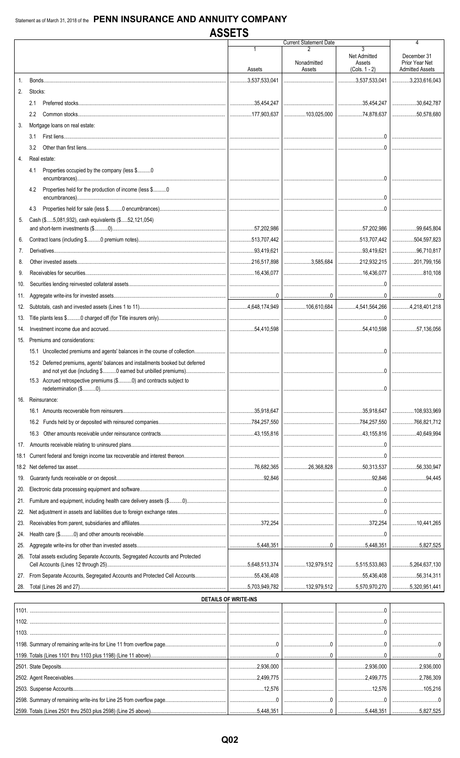Statement as of March 31, 2018 of the **PENN INSURANCE AND ANNUITY COMPANY**

# ASSETS

| | | Current Statement Date | | | 4 |
|---|---|---|---|---|---|
| | | 1 | 2 | 3 | |
| | | Assets | Nonadmitted Assets | Net Admitted Assets (Cols. 1 - 2) | December 31 Prior Year Net Admitted Assets |
| 1. | Bonds | 3,537,533,041 | | 3,537,533,041 | 3,233,616,043 |
| 2. | Stocks: | | | | |
| | 2.1 Preferred stocks | 35,454,247 | | 35,454,247 | 30,642,787 |
| | 2.2 Common stocks | 177,903,637 | 103,025,000 | 74,878,637 | 50,578,680 |
| 3. | Mortgage loans on real estate: | | | | |
| | 3.1 First liens | | | 0 | |
| | 3.2 Other than first liens | | | 0 | |
| 4. | Real estate: | | | | |
| | 4.1 Properties occupied by the company (less $.........0 encumbrances) | | | 0 | |
| | 4.2 Properties held for the production of income (less $.........0 encumbrances) | | | 0 | |
| | 4.3 Properties held for sale (less $.........0 encumbrances) | | | 0 | |
| 5. | Cash ($.....5,081,932), cash equivalents ($.....52,121,054) and short-term investments ($.........0) | 57,202,986 | | 57,202,986 | 99,645,804 |
| 6. | Contract loans (including $.........0 premium notes) | 513,707,442 | | 513,707,442 | 504,597,823 |
| 7. | Derivatives | 93,419,621 | | 93,419,621 | 96,710,817 |
| 8. | Other invested assets | 216,517,898 | 3,585,684 | 212,932,215 | 201,799,156 |
| 9. | Receivables for securities | 16,436,077 | | 16,436,077 | 810,108 |
| 10. | Securities lending reinvested collateral assets | | | 0 | |
| 11. | Aggregate write-ins for invested assets | 0 | 0 | 0 | 0 |
| 12. | Subtotals, cash and invested assets (Lines 1 to 11) | 4,648,174,949 | 106,610,684 | 4,541,564,266 | 4,218,401,218 |
| 13. | Title plants less $.........0 charged off (for Title insurers only) | | | 0 | |
| 14. | Investment income due and accrued | 54,410,598 | | 54,410,598 | 57,136,056 |
| 15. | Premiums and considerations: | | | | |
| | 15.1 Uncollected premiums and agents' balances in the course of collection | | | 0 | |
| | 15.2 Deferred premiums, agents' balances and installments booked but deferred and not yet due (including $.........0 earned but unbilled premiums) | | | 0 | |
| | 15.3 Accrued retrospective premiums ($.........0) and contracts subject to redetermination ($.........0) | | | 0 | |
| 16. | Reinsurance: | | | | |
| | 16.1 Amounts recoverable from reinsurers | 35,918,647 | | 35,918,647 | 108,933,969 |
| | 16.2 Funds held by or deposited with reinsured companies | 784,257,550 | | 784,257,550 | 766,821,712 |
| | 16.3 Other amounts receivable under reinsurance contracts | 43,155,816 | | 43,155,816 | 40,649,994 |
| 17. | Amounts receivable relating to uninsured plans | | | 0 | |
| 18.1 | Current federal and foreign income tax recoverable and interest thereon | | | | |
| 18.2 | Net deferred tax asset | 76,682,365 | 26,368,828 | 50,313,537 | 56,330,947 |
| 19. | Guaranty funds receivable or on deposit | 92,846 | | 92,846 | 94,445 |
| 20. | Electronic data processing equipment and software | | | 0 | |
| 21. | Furniture and equipment, including health care delivery assets ($.........0) | | | 0 | |
| 22. | Net adjustment in assets and liabilities due to foreign exchange rates | | | 0 | |
| 23. | Receivables from parent, subsidiaries and affiliates | 372,254 | | 372,254 | 10,441,265 |
| 24. | Health care ($.........0) and other amounts receivable | | | 0 | |
| 25. | Aggregate write-ins for other than invested assets | 5,448,351 | 0 | 5,448,351 | 5,827,525 |
| 26. | Total assets excluding Separate Accounts, Segregated Accounts and Protected Cell Accounts (Lines 12 through 25) | 5,648,513,374 | 132,979,512 | 5,515,533,863 | 5,264,637,130 |
| 27. | From Separate Accounts, Segregated Accounts and Protected Cell Accounts | 55,436,408 | | 55,436,408 | 56,314,311 |
| 28. | Total (Lines 26 and 27) | 5,703,949,782 | 132,979,512 | 5,570,970,270 | 5,320,951,441 |

## DETAILS OF WRITE-INS

| | 1 | 2 | 3 | 4 |
|---|---|---|---|---|
| 1101. | | | 0 | |
| 1102. | | | 0 | |
| 1103. | | | 0 | |
| 1198. Summary of remaining write-ins for Line 11 from overflow page | 0 | 0 | 0 | 0 |
| 1199. Totals (Lines 1101 thru 1103 plus 1198) (Line 11 above) | 0 | 0 | 0 | 0 |
| 2501. State Deposits | 2,936,000 | | 2,936,000 | 2,936,000 |
| 2502. Agent Reeceivables | 2,499,775 | | 2,499,775 | 2,786,309 |
| 2503. Suspense Accounts | 12,576 | | 12,576 | 105,216 |
| 2598. Summary of remaining write-ins for Line 25 from overflow page | 0 | 0 | 0 | 0 |
| 2599. Totals (Lines 2501 thru 2503 plus 2598) (Line 25 above) | 5,448,351 | 0 | 5,448,351 | 5,827,525 |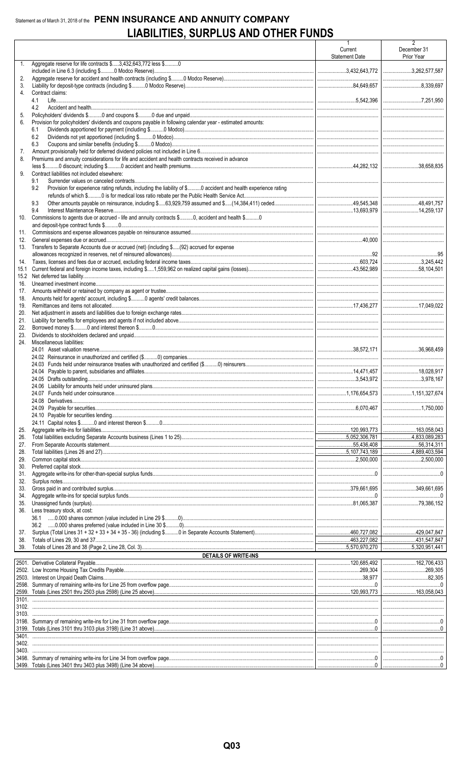Statement as of March 31, 2018 of the **PENN INSURANCE AND ANNUITY COMPANY**

# LIABILITIES, SURPLUS AND OTHER FUNDS

| | | 1 Current Statement Date | 2 December 31 Prior Year |
|---|---|---|---|
| 1. | Aggregate reserve for life contracts $.....3,432,643,772 less $..........0 included in Line 6.3 (including $..........0 Modco Reserve) | 3,432,643,772 | 3,262,577,587 |
| 2. | Aggregate reserve for accident and health contracts (including $.........0 Modco Reserve) | | |
| 3. | Liability for deposit-type contracts (including $..........0 Modco Reserve) | 84,649,657 | 8,339,697 |
| 4. | Contract claims: | | |
| | 4.1 Life | 5,542,396 | 7,251,950 |
| | 4.2 Accident and health | | |
| 5. | Policyholders' dividends $..........0 and coupons $..........0 due and unpaid | | |
| 6. | Provision for policyholders' dividends and coupons payable in following calendar year - estimated amounts: | | |
| | 6.1 Dividends apportioned for payment (including $..........0 Modco) | | |
| | 6.2 Dividends not yet apportioned (including $..........0 Modco) | | |
| | 6.3 Coupons and similar benefits (including $..........0 Modco) | | |
| 7. | Amount provisionally held for deferred dividend policies not included in Line 6 | | |
| 8. | Premiums and annuity considerations for life and accident and health contracts received in advance less $..........0 discount; including $..........0 accident and health premiums | 44,282,132 | 38,658,835 |
| 9. | Contract liabilities not included elsewhere: | | |
| | 9.1 Surrender values on canceled contracts | | |
| | 9.2 Provision for experience rating refunds, including the liability of $..........0 accident and health experience rating refunds of which $..........0 is for medical loss ratio rebate per the Public Health Service Act | | |
| | 9.3 Other amounts payable on reinsurance, including $.....63,929,759 assumed and $.....(14,384,411) ceded | 49,545,348 | 48,491,757 |
| | 9.4 Interest Maintenance Reserve | 13,693,979 | 14,259,137 |
| 10. | Commissions to agents due or accrued - life and annuity contracts $..........0, accident and health $..........0 and deposit-type contract funds $..........0 | | |
| 11. | Commissions and expense allowances payable on reinsurance assumed | | |
| 12. | General expenses due or accrued | 40,000 | |
| 13. | Transfers to Separate Accounts due or accrued (net) (including $.....(92) accrued for expense allowances recognized in reserves, net of reinsured allowances) | 92 | 95 |
| 14. | Taxes, licenses and fees due or accrued, excluding federal income taxes | 603,724 | 3,245,442 |
| 15.1 | Current federal and foreign income taxes, including $.....1,559,962 on realized capital gains (losses) | 43,562,989 | 58,104,501 |
| 15.2 | Net deferred tax liability | | |
| 16. | Unearned investment income | | |
| 17. | Amounts withheld or retained by company as agent or trustee | | |
| 18. | Amounts held for agents' account, including $..........0 agents' credit balances | | |
| 19. | Remittances and items not allocated | 17,436,277 | 17,049,022 |
| 20. | Net adjustment in assets and liabilities due to foreign exchange rates | | |
| 21. | Liability for benefits for employees and agents if not included above | | |
| 22. | Borrowed money $..........0 and interest thereon $..........0 | | |
| 23. | Dividends to stockholders declared and unpaid | | |
| 24. | Miscellaneous liabilities: | | |
| | 24.01 Asset valuation reserve | 38,572,171 | 36,968,459 |
| | 24.02 Reinsurance in unauthorized and certified ($..........0) companies | | |
| | 24.03 Funds held under reinsurance treaties with unauthorized and certified ($..........0) reinsurers | | |
| | 24.04 Payable to parent, subsidiaries and affiliates | 14,471,457 | 18,028,917 |
| | 24.05 Drafts outstanding | 3,543,972 | 3,978,167 |
| | 24.06 Liability for amounts held under uninsured plans | | |
| | 24.07 Funds held under coinsurance | 1,176,654,573 | 1,151,327,674 |
| | 24.08 Derivatives | | |
| | 24.09 Payable for securities | 6,070,467 | 1,750,000 |
| | 24.10 Payable for securities lending | | |
| | 24.11 Capital notes $..........0 and interest thereon $..........0 | | |
| 25. | Aggregate write-ins for liabilities | 120,993,773 | 163,058,043 |
| 26. | Total liabilities excluding Separate Accounts business (Lines 1 to 25) | 5,052,306,781 | 4,833,089,283 |
| 27. | From Separate Accounts statement | 55,436,408 | 56,314,311 |
| 28. | Total liabilities (Lines 26 and 27) | 5,107,743,189 | 4,889,403,594 |
| 29. | Common capital stock | 2,500,000 | 2,500,000 |
| 30. | Preferred capital stock | | |
| 31. | Aggregate write-ins for other-than-special surplus funds | 0 | 0 |
| 32. | Surplus notes | | |
| 33. | Gross paid in and contributed surplus | 379,661,695 | 349,661,695 |
| 34. | Aggregate write-ins for special surplus funds | 0 | 0 |
| 35. | Unassigned funds (surplus) | 81,065,387 | 79,386,152 |
| 36. | Less treasury stock, at cost: | | |
| | 36.1 .....0.000 shares common (value included in Line 29 $..........0) | | |
| | 36.2 .....0.000 shares preferred (value included in Line 30 $..........0) | | |
| 37. | Surplus (Total Lines 31 + 32 + 33 + 34 + 35 - 36) (including $..........0 in Separate Accounts Statement) | 460,727,082 | 429,047,847 |
| 38. | Totals of Lines 29, 30 and 37 | 463,227,082 | 431,547,847 |
| 39. | Totals of Lines 28 and 38 (Page 2, Line 28, Col. 3) | 5,570,970,270 | 5,320,951,441 |
| | **DETAILS OF WRITE-INS** | | |
| 2501. | Derivative Collateral Payable | 120,685,492 | 162,706,433 |
| 2502. | Low Income Housing Tax Credits Payable | 269,304 | 269,305 |
| 2503. | Interest on Unpaid Death Claims | 38,977 | 82,305 |
| 2598. | Summary of remaining write-ins for Line 25 from overflow page | 0 | 0 |
| 2599. | Totals (Lines 2501 thru 2503 plus 2598) (Line 25 above) | 120,993,773 | 163,058,043 |
| 3101. | | | |
| 3102. | | | |
| 3103. | | | |
| 3198. | Summary of remaining write-ins for Line 31 from overflow page | 0 | 0 |
| 3199. | Totals (Lines 3101 thru 3103 plus 3198) (Line 31 above) | 0 | 0 |
| 3401. | | | |
| 3402. | | | |
| 3403. | | | |
| 3498. | Summary of remaining write-ins for Line 34 from overflow page | 0 | 0 |
| 3499. | Totals (Lines 3401 thru 3403 plus 3498) (Line 34 above) | 0 | 0 |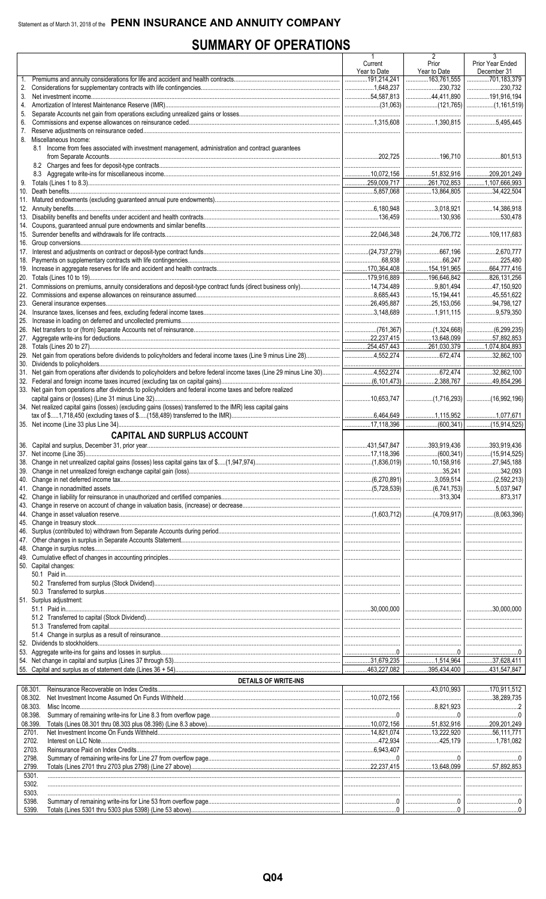Statement as of March 31, 2018 of the **PENN INSURANCE AND ANNUITY COMPANY**

# SUMMARY OF OPERATIONS

| | 1 Current Year to Date | 2 Prior Year to Date | 3 Prior Year Ended December 31 |
|---|---|---|---|
| 1. Premiums and annuity considerations for life and accident and health contracts | 191,214,241 | 163,761,555 | 701,183,379 |
| 2. Considerations for supplementary contracts with life contingencies | 1,648,237 | 230,732 | 230,732 |
| 3. Net investment income | 54,587,813 | 44,411,890 | 191,916,194 |
| 4. Amortization of Interest Maintenance Reserve (IMR) | (31,063) | (121,765) | (1,161,519) |
| 5. Separate Accounts net gain from operations excluding unrealized gains or losses | | | |
| 6. Commissions and expense allowances on reinsurance ceded | 1,315,608 | 1,390,815 | 5,495,445 |
| 7. Reserve adjustments on reinsurance ceded | | | |
| 8. Miscellaneous Income: | | | |
| 8.1 Income from fees associated with investment management, administration and contract guarantees from Separate Accounts | 202,725 | 196,710 | 801,513 |
| 8.2 Charges and fees for deposit-type contracts | | | |
| 8.3 Aggregate write-ins for miscellaneous income | 10,072,156 | 51,832,916 | 209,201,249 |
| 9. Totals (Lines 1 to 8.3) | 259,009,717 | 261,702,853 | 1,107,666,993 |
| 10. Death benefits | 5,857,068 | 13,864,805 | 34,422,504 |
| 11. Matured endowments (excluding guaranteed annual pure endowments) | | | |
| 12. Annuity benefits | 6,180,948 | 3,018,921 | 14,386,918 |
| 13. Disability benefits and benefits under accident and health contracts | 136,459 | 130,936 | 530,478 |
| 14. Coupons, guaranteed annual pure endowments and similar benefits | | | |
| 15. Surrender benefits and withdrawals for life contracts | 22,046,348 | 24,706,772 | 109,117,683 |
| 16. Group conversions | | | |
| 17. Interest and adjustments on contract or deposit-type contract funds | (24,737,279) | 667,196 | 2,670,777 |
| 18. Payments on supplementary contracts with life contingencies | 68,938 | 66,247 | 225,480 |
| 19. Increase in aggregate reserves for life and accident and health contracts | 170,364,408 | 154,191,965 | 664,777,416 |
| 20. Totals (Lines 10 to 19) | 179,916,889 | 196,646,842 | 826,131,256 |
| 21. Commissions on premiums, annuity considerations and deposit-type contract funds (direct business only) | 14,734,489 | 9,801,494 | 47,150,920 |
| 22. Commissions and expense allowances on reinsurance assumed | 8,685,443 | 15,194,441 | 45,551,622 |
| 23. General insurance expenses | 26,495,887 | 25,153,056 | 94,798,127 |
| 24. Insurance taxes, licenses and fees, excluding federal income taxes | 3,148,689 | 1,911,115 | 9,579,350 |
| 25. Increase in loading on deferred and uncollected premiums | | | |
| 26. Net transfers to or (from) Separate Accounts net of reinsurance | (761,367) | (1,324,668) | (6,299,235) |
| 27. Aggregate write-ins for deductions | 22,237,415 | 13,648,099 | 57,892,853 |
| 28. Totals (Lines 20 to 27) | 254,457,443 | 261,030,379 | 1,074,804,893 |
| 29. Net gain from operations before dividends to policyholders and federal income taxes (Line 9 minus Line 28) | 4,552,274 | 672,474 | 32,862,100 |
| 30. Dividends to policyholders | | | |
| 31. Net gain from operations after dividends to policyholders and before federal income taxes (Line 29 minus Line 30) | 4,552,274 | 672,474 | 32,862,100 |
| 32. Federal and foreign income taxes incurred (excluding tax on capital gains) | (6,101,473) | 2,388,767 | 49,854,296 |
| 33. Net gain from operations after dividends to policyholders and federal income taxes and before realized capital gains or (losses) (Line 31 minus Line 32) | 10,653,747 | (1,716,293) | (16,992,196) |
| 34. Net realized capital gains (losses) (excluding gains (losses) transferred to the IMR) less capital gains tax of $.....1,718,450 (excluding taxes of $.....(158,489) transferred to the IMR) | 6,464,649 | 1,115,952 | 1,077,671 |
| 35. Net income (Line 33 plus Line 34) | 17,118,396 | (600,341) | (15,914,525) |
| **CAPITAL AND SURPLUS ACCOUNT** | | | |
| 36. Capital and surplus, December 31, prior year | 431,547,847 | 393,919,436 | 393,919,436 |
| 37. Net income (Line 35) | 17,118,396 | (600,341) | (15,914,525) |
| 38. Change in net unrealized capital gains (losses) less capital gains tax of $....(1,947,974) | (1,836,019) | 10,158,916 | 27,945,188 |
| 39. Change in net unrealized foreign exchange capital gain (loss) | | 35,241 | 342,093 |
| 40. Change in net deferred income tax | (6,270,891) | 3,059,514 | (2,592,213) |
| 41. Change in nonadmitted assets | (5,728,539) | (6,741,753) | 5,037,947 |
| 42. Change in liability for reinsurance in unauthorized and certified companies | | 313,304 | 873,317 |
| 43. Change in reserve on account of change in valuation basis, (increase) or decrease | | | |
| 44. Change in asset valuation reserve | (1,603,712) | (4,709,917) | (8,063,396) |
| 45. Change in treasury stock | | | |
| 46. Surplus (contributed to) withdrawn from Separate Accounts during period | | | |
| 47. Other changes in surplus in Separate Accounts Statement | | | |
| 48. Change in surplus notes | | | |
| 49. Cumulative effect of changes in accounting principles | | | |
| 50. Capital changes: | | | |
| 50.1 Paid in | | | |
| 50.2 Transferred from surplus (Stock Dividend) | | | |
| 50.3 Transferred to surplus | | | |
| 51. Surplus adjustment: | | | |
| 51.1 Paid in | 30,000,000 | | 30,000,000 |
| 51.2 Transferred to capital (Stock Dividend) | | | |
| 51.3 Transferred from capital | | | |
| 51.4 Change in surplus as a result of reinsurance | | | |
| 52. Dividends to stockholders | | | |
| 53. Aggregate write-ins for gains and losses in surplus | 0 | 0 | 0 |
| 54. Net change in capital and surplus (Lines 37 through 53) | 31,679,235 | 1,514,964 | 37,628,411 |
| 55. Capital and surplus as of statement date (Lines 36 + 54) | 463,227,082 | 395,434,400 | 431,547,847 |
| **DETAILS OF WRITE-INS** | | | |
| 08.301. Reinsurance Recoverable on Index Credits | | 43,010,993 | 170,911,512 |
| 08.302. Net Investment Income Assumed On Funds Withheld | 10,072,156 | | 38,289,735 |
| 08.303. Misc Income | | 8,821,923 | 2 |
| 08.398. Summary of remaining write-ins for Line 8.3 from overflow page | 0 | 0 | 0 |
| 08.399. Totals (Lines 08.301 thru 08.303 plus 08.398) (Line 8.3 above) | 10,072,156 | 51,832,916 | 209,201,249 |
| 2701. Net Investment Income On Funds Withheld | 14,821,074 | 13,222,920 | 56,111,771 |
| 2702. Interest on LLC Note | 472,934 | 425,179 | 1,781,082 |
| 2703. Reinsurance Paid on Index Credits | 6,943,407 | | |
| 2798. Summary of remaining write-ins for Line 27 from overflow page | 0 | 0 | 0 |
| 2799. Totals (Lines 2701 thru 2703 plus 2798) (Line 27 above) | 22,237,415 | 13,648,099 | 57,892,853 |
| 5301. | | | |
| 5302. | | | |
| 5303. | | | |
| 5398. Summary of remaining write-ins for Line 53 from overflow page | 0 | 0 | 0 |
| 5399. Totals (Lines 5301 thru 5303 plus 5398) (Line 53 above) | 0 | 0 | 0 |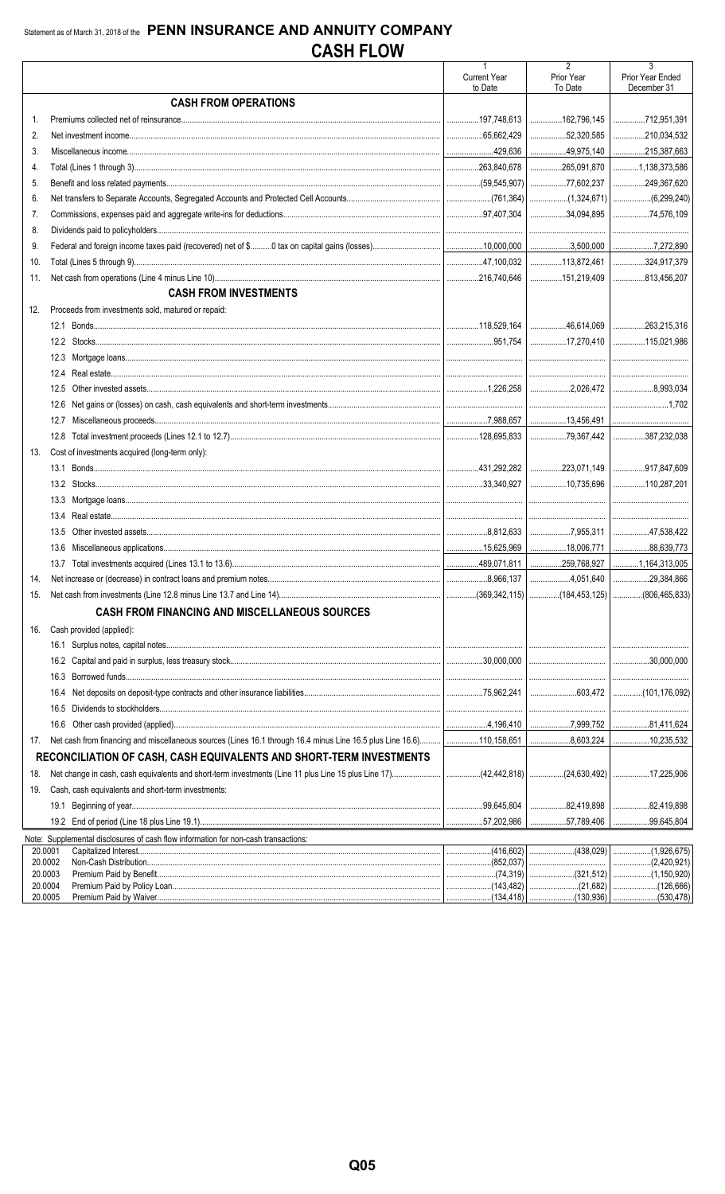Statement as of March 31, 2018 of the **PENN INSURANCE AND ANNUITY COMPANY**

# CASH FLOW

| | | 1<br>Current Year to Date | 2<br>Prior Year To Date | 3<br>Prior Year Ended December 31 |
|---|---|---|---|---|
| | **CASH FROM OPERATIONS** | | | |
| 1. | Premiums collected net of reinsurance | 197,748,613 | 162,796,145 | 712,951,391 |
| 2. | Net investment income | 65,662,429 | 52,320,585 | 210,034,532 |
| 3. | Miscellaneous income | 429,636 | 49,975,140 | 215,387,663 |
| 4. | Total (Lines 1 through 3) | 263,840,678 | 265,091,870 | 1,138,373,586 |
| 5. | Benefit and loss related payments | (59,545,907) | 77,602,237 | 249,367,620 |
| 6. | Net transfers to Separate Accounts, Segregated Accounts and Protected Cell Accounts | (761,364) | (1,324,671) | (6,299,240) |
| 7. | Commissions, expenses paid and aggregate write-ins for deductions | 97,407,304 | 34,094,895 | 74,576,109 |
| 8. | Dividends paid to policyholders | | | |
| 9. | Federal and foreign income taxes paid (recovered) net of $..........0 tax on capital gains (losses) | 10,000,000 | 3,500,000 | 7,272,890 |
| 10. | Total (Lines 5 through 9) | 47,100,032 | 113,872,461 | 324,917,379 |
| 11. | Net cash from operations (Line 4 minus Line 10) | 216,740,646 | 151,219,409 | 813,456,207 |
| | **CASH FROM INVESTMENTS** | | | |
| 12. | Proceeds from investments sold, matured or repaid: | | | |
| | 12.1 Bonds | 118,529,164 | 46,614,069 | 263,215,316 |
| | 12.2 Stocks | 951,754 | 17,270,410 | 115,021,986 |
| | 12.3 Mortgage loans | | | |
| | 12.4 Real estate | | | |
| | 12.5 Other invested assets | 1,226,258 | 2,026,472 | 8,993,034 |
| | 12.6 Net gains or (losses) on cash, cash equivalents and short-term investments | | | 1,702 |
| | 12.7 Miscellaneous proceeds | 7,988,657 | 13,456,491 | |
| | 12.8 Total investment proceeds (Lines 12.1 to 12.7) | 128,695,833 | 79,367,442 | 387,232,038 |
| 13. | Cost of investments acquired (long-term only): | | | |
| | 13.1 Bonds | 431,292,282 | 223,071,149 | 917,847,609 |
| | 13.2 Stocks | 33,340,927 | 10,735,696 | 110,287,201 |
| | 13.3 Mortgage loans | | | |
| | 13.4 Real estate | | | |
| | 13.5 Other invested assets | 8,812,633 | 7,955,311 | 47,538,422 |
| | 13.6 Miscellaneous applications | 15,625,969 | 18,006,771 | 88,639,773 |
| | 13.7 Total investments acquired (Lines 13.1 to 13.6) | 489,071,811 | 259,768,927 | 1,164,313,005 |
| 14. | Net increase or (decrease) in contract loans and premium notes | 8,966,137 | 4,051,640 | 29,384,866 |
| 15. | Net cash from investments (Line 12.8 minus Line 13.7 and Line 14) | (369,342,115) | (184,453,125) | (806,465,833) |
| | **CASH FROM FINANCING AND MISCELLANEOUS SOURCES** | | | |
| 16. | Cash provided (applied): | | | |
| | 16.1 Surplus notes, capital notes | | | |
| | 16.2 Capital and paid in surplus, less treasury stock | 30,000,000 | | 30,000,000 |
| | 16.3 Borrowed funds | | | |
| | 16.4 Net deposits on deposit-type contracts and other insurance liabilities | 75,962,241 | 603,472 | (101,176,092) |
| | 16.5 Dividends to stockholders | | | |
| | 16.6 Other cash provided (applied) | 4,196,410 | 7,999,752 | 81,411,624 |
| 17. | Net cash from financing and miscellaneous sources (Lines 16.1 through 16.4 minus Line 16.5 plus Line 16.6) | 110,158,651 | 8,603,224 | 10,235,532 |
| | **RECONCILIATION OF CASH, CASH EQUIVALENTS AND SHORT-TERM INVESTMENTS** | | | |
| 18. | Net change in cash, cash equivalents and short-term investments (Line 11 plus Line 15 plus Line 17) | (42,442,818) | (24,630,492) | 17,225,906 |
| 19. | Cash, cash equivalents and short-term investments: | | | |
| | 19.1 Beginning of year | 99,645,804 | 82,419,898 | 82,419,898 |
| | 19.2 End of period (Line 18 plus Line 19.1) | 57,202,986 | 57,789,406 | 99,645,804 |

| Note: Supplemental disclosures of cash flow information for non-cash transactions: | | | |
|---|---|---|---|
| 20.0001 Capitalized Interest | (416,602) | (438,029) | (1,926,675) |
| 20.0002 Non-Cash Distribution | (852,037) | | (2,420,921) |
| 20.0003 Premium Paid by Benefit | (74,319) | (321,512) | (1,150,920) |
| 20.0004 Premium Paid by Policy Loan | (143,482) | (21,682) | (126,666) |
| 20.0005 Premium Paid by Waiver | (134,418) | (130,936) | (530,478) |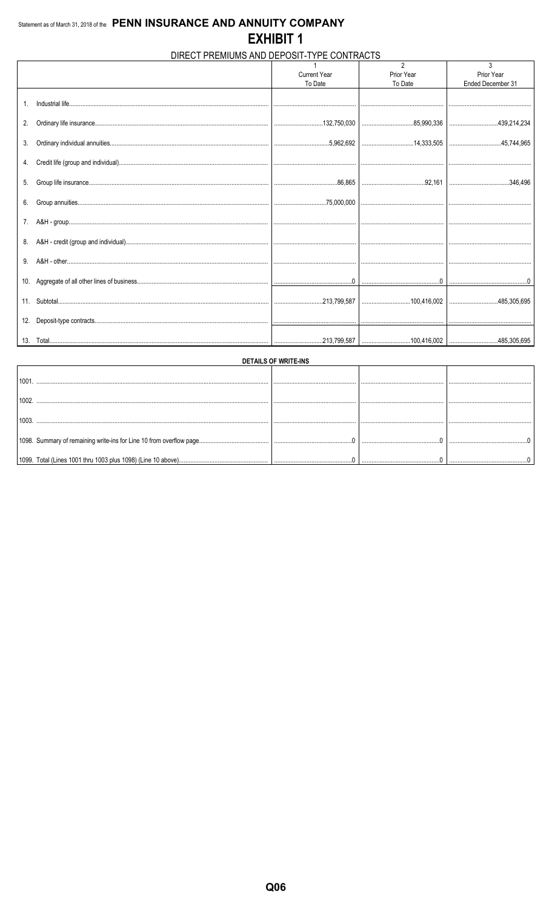Statement as of March 31, 2018 of the **PENN INSURANCE AND ANNUITY COMPANY**

# EXHIBIT 1

## DIRECT PREMIUMS AND DEPOSIT-TYPE CONTRACTS

| | 1<br>Current Year<br>To Date | 2<br>Prior Year<br>To Date | 3<br>Prior Year<br>Ended December 31 |
|---|---|---|---|
| 1. Industrial life | | | |
| 2. Ordinary life insurance | 132,750,030 | 85,990,336 | 439,214,234 |
| 3. Ordinary individual annuities | 5,962,692 | 14,333,505 | 45,744,965 |
| 4. Credit life (group and individual) | | | |
| 5. Group life insurance | 86,865 | 92,161 | 346,496 |
| 6. Group annuities | 75,000,000 | | |
| 7. A&H - group | | | |
| 8. A&H - credit (group and individual) | | | |
| 9. A&H - other | | | |
| 10. Aggregate of all other lines of business | 0 | 0 | 0 |
| 11. Subtotal | 213,799,587 | 100,416,002 | 485,305,695 |
| 12. Deposit-type contracts | | | |
| 13. Total | 213,799,587 | 100,416,002 | 485,305,695 |

**DETAILS OF WRITE-INS**

| | | | |
|---|---|---|---|
| 1001. | | | |
| 1002. | | | |
| 1003. | | | |
| 1098. Summary of remaining write-ins for Line 10 from overflow page | 0 | 0 | 0 |
| 1099. Total (Lines 1001 thru 1003 plus 1098) (Line 10 above) | 0 | 0 | 0 |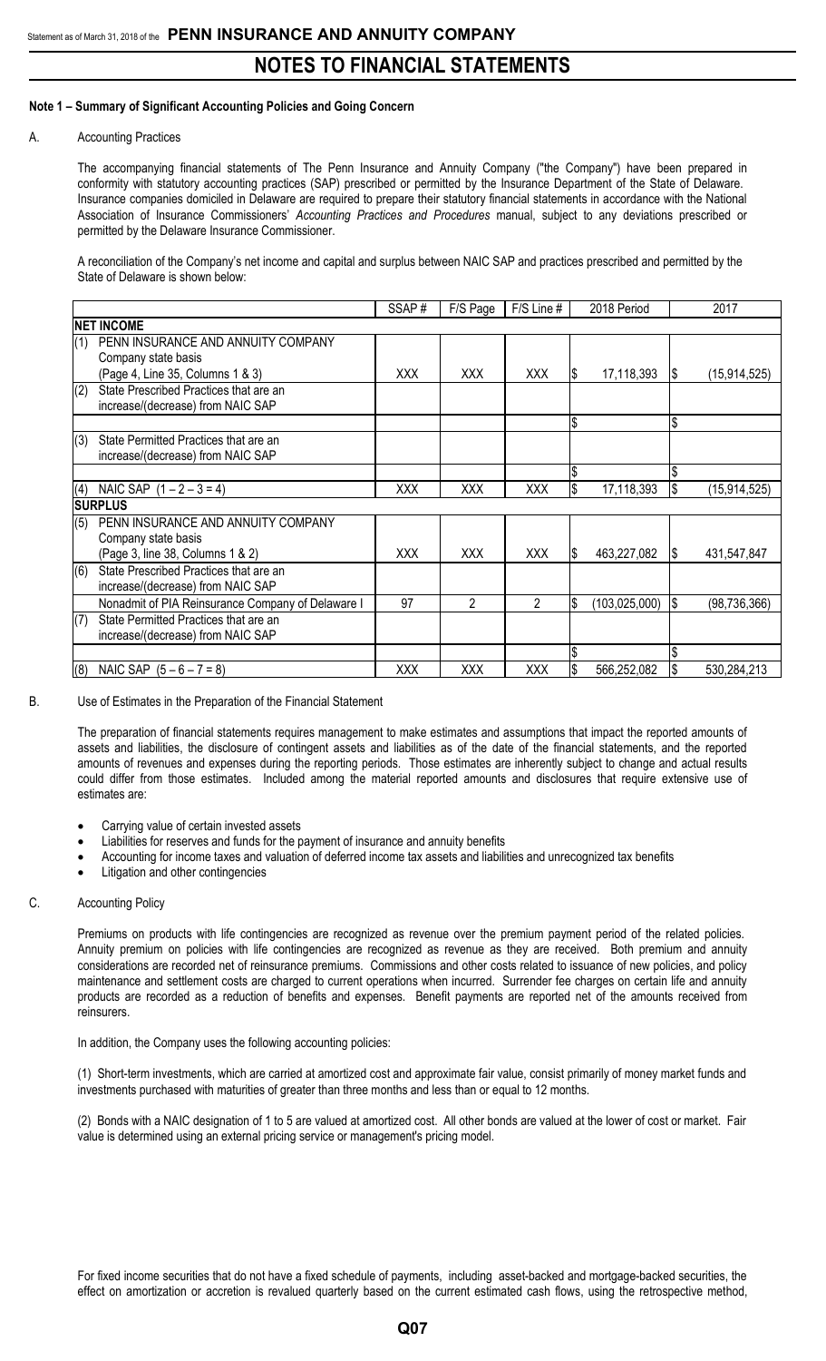# NOTES TO FINANCIAL STATEMENTS

## Note 1 – Summary of Significant Accounting Policies and Going Concern

A. Accounting Practices

The accompanying financial statements of The Penn Insurance and Annuity Company ("the Company") have been prepared in conformity with statutory accounting practices (SAP) prescribed or permitted by the Insurance Department of the State of Delaware. Insurance companies domiciled in Delaware are required to prepare their statutory financial statements in accordance with the National Association of Insurance Commissioners' *Accounting Practices and Procedures* manual, subject to any deviations prescribed or permitted by the Delaware Insurance Commissioner.

A reconciliation of the Company's net income and capital and surplus between NAIC SAP and practices prescribed and permitted by the State of Delaware is shown below:

| | SSAP # | F/S Page | F/S Line # | 2018 Period | 2017 |
|---|---|---|---|---|---|
| **NET INCOME** | | | | | |
| (1) PENN INSURANCE AND ANNUITY COMPANY Company state basis (Page 4, Line 35, Columns 1 & 3) | XXX | XXX | XXX | $ 17,118,393 | $ (15,914,525) |
| (2) State Prescribed Practices that are an increase/(decrease) from NAIC SAP | | | | | |
| | | | | $ | $ |
| (3) State Permitted Practices that are an increase/(decrease) from NAIC SAP | | | | | |
| | | | | $ | $ |
| (4) NAIC SAP (1 – 2 – 3 = 4) | XXX | XXX | XXX | $ 17,118,393 | $ (15,914,525) |
| **SURPLUS** | | | | | |
| (5) PENN INSURANCE AND ANNUITY COMPANY Company state basis (Page 3, line 38, Columns 1 & 2) | XXX | XXX | XXX | $ 463,227,082 | $ 431,547,847 |
| (6) State Prescribed Practices that are an increase/(decrease) from NAIC SAP | | | | | |
| Nonadmit of PIA Reinsurance Company of Delaware I | 97 | 2 | 2 | $ (103,025,000) | $ (98,736,366) |
| (7) State Permitted Practices that are an increase/(decrease) from NAIC SAP | | | | | |
| | | | | $ | $ |
| (8) NAIC SAP (5 – 6 – 7 = 8) | XXX | XXX | XXX | $ 566,252,082 | $ 530,284,213 |

B. Use of Estimates in the Preparation of the Financial Statement

The preparation of financial statements requires management to make estimates and assumptions that impact the reported amounts of assets and liabilities, the disclosure of contingent assets and liabilities as of the date of the financial statements, and the reported amounts of revenues and expenses during the reporting periods. Those estimates are inherently subject to change and actual results could differ from those estimates. Included among the material reported amounts and disclosures that require extensive use of estimates are:

- Carrying value of certain invested assets
- Liabilities for reserves and funds for the payment of insurance and annuity benefits
- Accounting for income taxes and valuation of deferred income tax assets and liabilities and unrecognized tax benefits
- Litigation and other contingencies

C. Accounting Policy

Premiums on products with life contingencies are recognized as revenue over the premium payment period of the related policies. Annuity premium on policies with life contingencies are recognized as revenue as they are received. Both premium and annuity considerations are recorded net of reinsurance premiums. Commissions and other costs related to issuance of new policies, and policy maintenance and settlement costs are charged to current operations when incurred. Surrender fee charges on certain life and annuity products are recorded as a reduction of benefits and expenses. Benefit payments are reported net of the amounts received from reinsurers.

In addition, the Company uses the following accounting policies:

(1) Short-term investments, which are carried at amortized cost and approximate fair value, consist primarily of money market funds and investments purchased with maturities of greater than three months and less than or equal to 12 months.

(2) Bonds with a NAIC designation of 1 to 5 are valued at amortized cost. All other bonds are valued at the lower of cost or market. Fair value is determined using an external pricing service or management's pricing model.

For fixed income securities that do not have a fixed schedule of payments, including asset-backed and mortgage-backed securities, the effect on amortization or accretion is revalued quarterly based on the current estimated cash flows, using the retrospective method,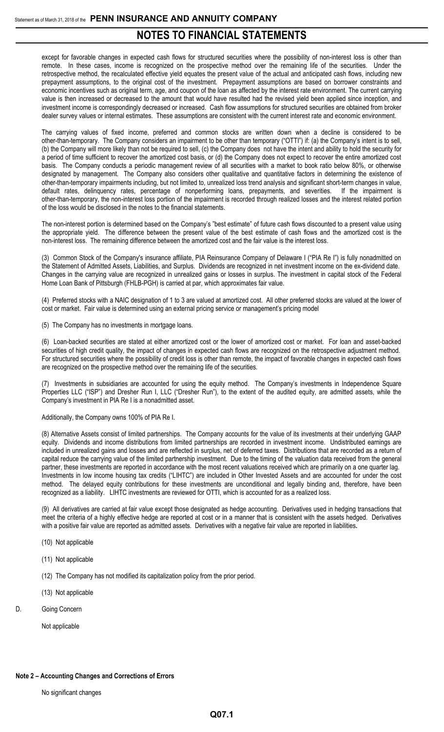except for favorable changes in expected cash flows for structured securities where the possibility of non-interest loss is other than remote. In these cases, income is recognized on the prospective method over the remaining life of the securities. Under the retrospective method, the recalculated effective yield equates the present value of the actual and anticipated cash flows, including new prepayment assumptions, to the original cost of the investment. Prepayment assumptions are based on borrower constraints and economic incentives such as original term, age, and coupon of the loan as affected by the interest rate environment. The current carrying value is then increased or decreased to the amount that would have resulted had the revised yield been applied since inception, and investment income is correspondingly decreased or increased. Cash flow assumptions for structured securities are obtained from broker dealer survey values or internal estimates. These assumptions are consistent with the current interest rate and economic environment.

The carrying values of fixed income, preferred and common stocks are written down when a decline is considered to be other-than-temporary. The Company considers an impairment to be other than temporary ("OTTI") if: (a) the Company's intent is to sell, (b) the Company will more likely than not be required to sell, (c) the Company does not have the intent and ability to hold the security for a period of time sufficient to recover the amortized cost basis, or (d) the Company does not expect to recover the entire amortized cost basis. The Company conducts a periodic management review of all securities with a market to book ratio below 80%, or otherwise designated by management. The Company also considers other qualitative and quantitative factors in determining the existence of other-than-temporary impairments including, but not limited to, unrealized loss trend analysis and significant short-term changes in value, default rates, delinquency rates, percentage of nonperforming loans, prepayments, and severities. If the impairment is other-than-temporary, the non-interest loss portion of the impairment is recorded through realized losses and the interest related portion of the loss would be disclosed in the notes to the financial statements.

The non-interest portion is determined based on the Company's "best estimate" of future cash flows discounted to a present value using the appropriate yield. The difference between the present value of the best estimate of cash flows and the amortized cost is the non-interest loss. The remaining difference between the amortized cost and the fair value is the interest loss.

(3) Common Stock of the Company's insurance affiliate, PIA Reinsurance Company of Delaware I ("PIA Re I") is fully nonadmitted on the Statement of Admitted Assets, Liabilities, and Surplus. Dividends are recognized in net investment income on the ex-dividend date. Changes in the carrying value are recognized in unrealized gains or losses in surplus. The investment in capital stock of the Federal Home Loan Bank of Pittsburgh (FHLB-PGH) is carried at par, which approximates fair value.

(4) Preferred stocks with a NAIC designation of 1 to 3 are valued at amortized cost. All other preferred stocks are valued at the lower of cost or market. Fair value is determined using an external pricing service or management's pricing model

(5) The Company has no investments in mortgage loans.

(6) Loan-backed securities are stated at either amortized cost or the lower of amortized cost or market. For loan and asset-backed securities of high credit quality, the impact of changes in expected cash flows are recognized on the retrospective adjustment method. For structured securities where the possibility of credit loss is other than remote, the impact of favorable changes in expected cash flows are recognized on the prospective method over the remaining life of the securities.

(7) Investments in subsidiaries are accounted for using the equity method. The Company's investments in Independence Square Properties LLC ("ISP") and Dresher Run I, LLC ("Dresher Run"), to the extent of the audited equity, are admitted assets, while the Company's investment in PIA Re I is a nonadmitted asset.

Additionally, the Company owns 100% of PIA Re I.

(8) Alternative Assets consist of limited partnerships. The Company accounts for the value of its investments at their underlying GAAP equity. Dividends and income distributions from limited partnerships are recorded in investment income. Undistributed earnings are included in unrealized gains and losses and are reflected in surplus, net of deferred taxes. Distributions that are recorded as a return of capital reduce the carrying value of the limited partnership investment. Due to the timing of the valuation data received from the general partner, these investments are reported in accordance with the most recent valuations received which are primarily on a one quarter lag. Investments in low income housing tax credits ("LIHTC") are included in Other Invested Assets and are accounted for under the cost method. The delayed equity contributions for these investments are unconditional and legally binding and, therefore, have been recognized as a liability. LIHTC investments are reviewed for OTTI, which is accounted for as a realized loss.

(9) All derivatives are carried at fair value except those designated as hedge accounting. Derivatives used in hedging transactions that meet the criteria of a highly effective hedge are reported at cost or in a manner that is consistent with the assets hedged. Derivatives with a positive fair value are reported as admitted assets. Derivatives with a negative fair value are reported in liabilities**.**

(10) Not applicable

(11) Not applicable

(12) The Company has not modified its capitalization policy from the prior period.

(13) Not applicable

D. Going Concern

Not applicable

**Note 2 – Accounting Changes and Corrections of Errors**

No significant changes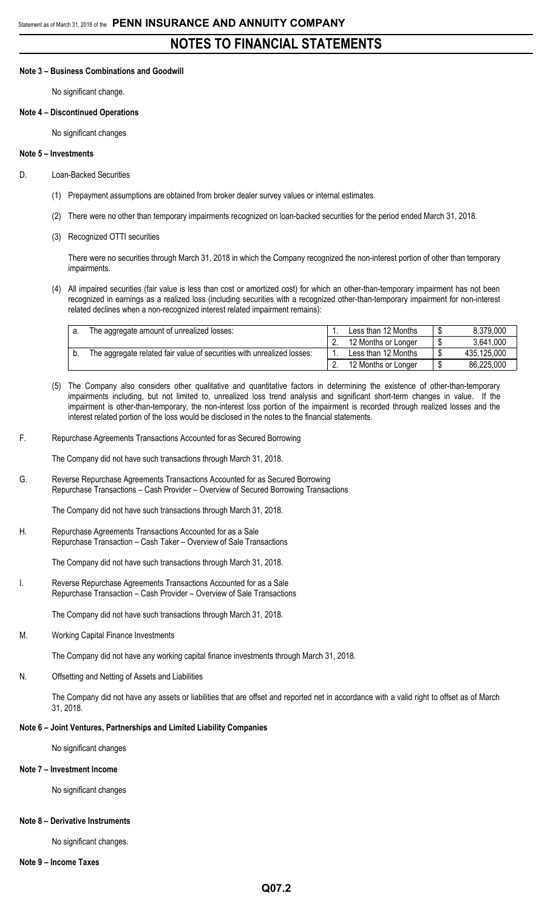# NOTES TO FINANCIAL STATEMENTS

**Note 3 – Business Combinations and Goodwill**

No significant change.

**Note 4 – Discontinued Operations**

No significant changes

**Note 5 – Investments**

D. Loan-Backed Securities

(1) Prepayment assumptions are obtained from broker dealer survey values or internal estimates.

(2) There were no other than temporary impairments recognized on loan-backed securities for the period ended March 31, 2018.

(3) Recognized OTTI securities

There were no securities through March 31, 2018 in which the Company recognized the non-interest portion of other than temporary impairments.

(4) All impaired securities (fair value is less than cost or amortized cost) for which an other-than-temporary impairment has not been recognized in earnings as a realized loss (including securities with a recognized other-than-temporary impairment for non-interest related declines when a non-recognized interest related impairment remains):

| | | | | | |
|---|---|---|---|---|---|
| a. | The aggregate amount of unrealized losses: | 1. | Less than 12 Months | $ | 8,379,000 |
| | | 2. | 12 Months or Longer | $ | 3,641,000 |
| b. | The aggregate related fair value of securities with unrealized losses: | 1. | Less than 12 Months | $ | 435,125,000 |
| | | 2. | 12 Months or Longer | $ | 86,225,000 |

(5) The Company also considers other qualitative and quantitative factors in determining the existence of other-than-temporary impairments including, but not limited to, unrealized loss trend analysis and significant short-term changes in value. If the impairment is other-than-temporary, the non-interest loss portion of the impairment is recorded through realized losses and the interest related portion of the loss would be disclosed in the notes to the financial statements.

F. Repurchase Agreements Transactions Accounted for as Secured Borrowing

The Company did not have such transactions through March 31, 2018.

G. Reverse Repurchase Agreements Transactions Accounted for as Secured Borrowing
Repurchase Transactions – Cash Provider – Overview of Secured Borrowing Transactions

The Company did not have such transactions through March 31, 2018.

H. Repurchase Agreements Transactions Accounted for as a Sale
Repurchase Transaction – Cash Taker – Overview of Sale Transactions

The Company did not have such transactions through March 31, 2018.

I. Reverse Repurchase Agreements Transactions Accounted for as a Sale
Repurchase Transaction – Cash Provider – Overview of Sale Transactions

The Company did not have such transactions through March 31, 2018.

M. Working Capital Finance Investments

The Company did not have any working capital finance investments through March 31, 2018.

N. Offsetting and Netting of Assets and Liabilities

The Company did not have any assets or liabilities that are offset and reported net in accordance with a valid right to offset as of March 31, 2018.

**Note 6 – Joint Ventures, Partnerships and Limited Liability Companies**

No significant changes

**Note 7 – Investment Income**

No significant changes

**Note 8 – Derivative Instruments**

No significant changes.

**Note 9 – Income Taxes**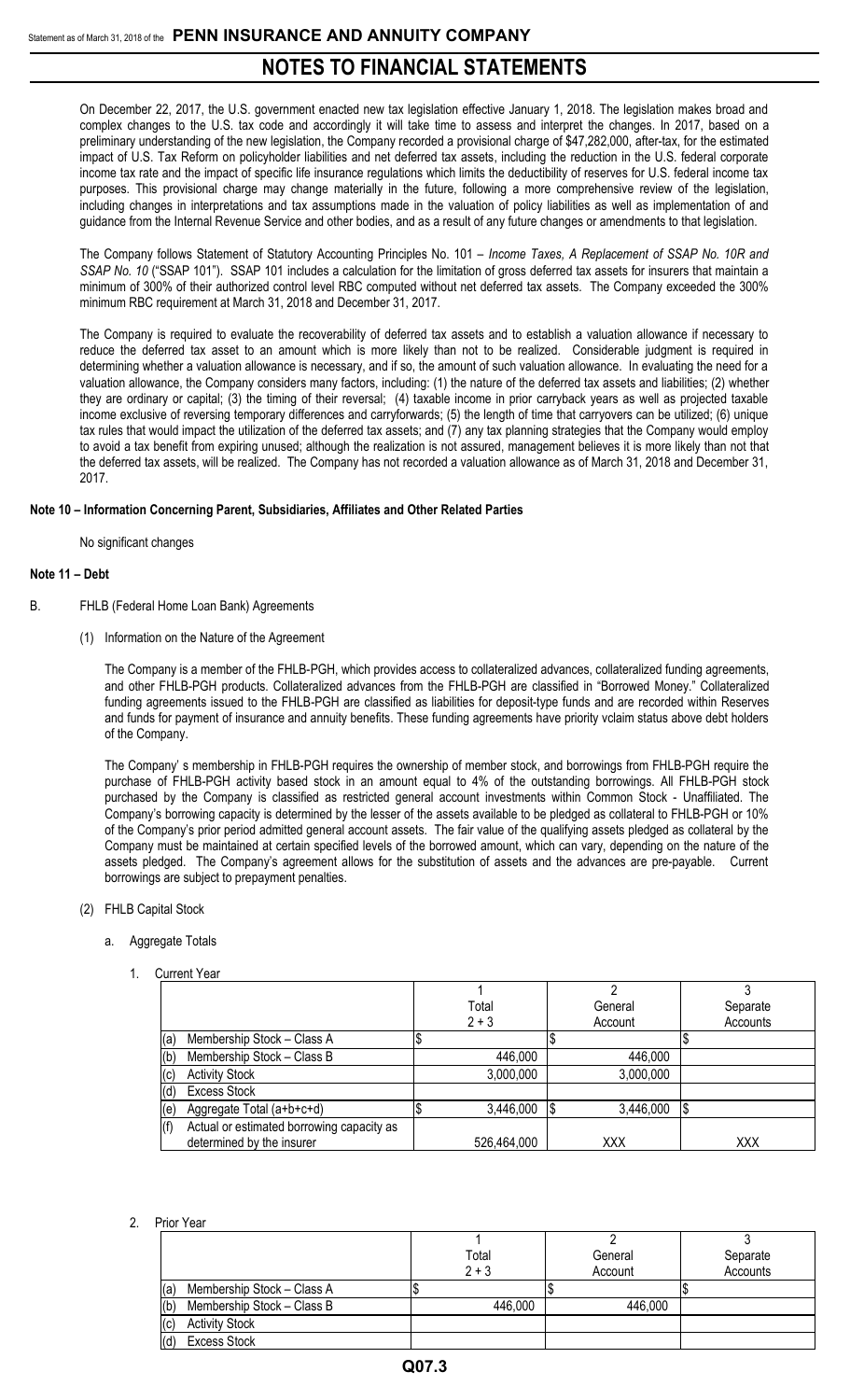On December 22, 2017, the U.S. government enacted new tax legislation effective January 1, 2018. The legislation makes broad and complex changes to the U.S. tax code and accordingly it will take time to assess and interpret the changes. In 2017, based on a preliminary understanding of the new legislation, the Company recorded a provisional charge of $47,282,000, after-tax, for the estimated impact of U.S. Tax Reform on policyholder liabilities and net deferred tax assets, including the reduction in the U.S. federal corporate income tax rate and the impact of specific life insurance regulations which limits the deductibility of reserves for U.S. federal income tax purposes. This provisional charge may change materially in the future, following a more comprehensive review of the legislation, including changes in interpretations and tax assumptions made in the valuation of policy liabilities as well as implementation of and guidance from the Internal Revenue Service and other bodies, and as a result of any future changes or amendments to that legislation.

The Company follows Statement of Statutory Accounting Principles No. 101 – *Income Taxes, A Replacement of SSAP No. 10R and SSAP No. 10* ("SSAP 101"). SSAP 101 includes a calculation for the limitation of gross deferred tax assets for insurers that maintain a minimum of 300% of their authorized control level RBC computed without net deferred tax assets. The Company exceeded the 300% minimum RBC requirement at March 31, 2018 and December 31, 2017.

The Company is required to evaluate the recoverability of deferred tax assets and to establish a valuation allowance if necessary to reduce the deferred tax asset to an amount which is more likely than not to be realized. Considerable judgment is required in determining whether a valuation allowance is necessary, and if so, the amount of such valuation allowance. In evaluating the need for a valuation allowance, the Company considers many factors, including: (1) the nature of the deferred tax assets and liabilities; (2) whether they are ordinary or capital; (3) the timing of their reversal; (4) taxable income in prior carryback years as well as projected taxable income exclusive of reversing temporary differences and carryforwards; (5) the length of time that carryovers can be utilized; (6) unique tax rules that would impact the utilization of the deferred tax assets; and (7) any tax planning strategies that the Company would employ to avoid a tax benefit from expiring unused; although the realization is not assured, management believes it is more likely than not that the deferred tax assets, will be realized. The Company has not recorded a valuation allowance as of March 31, 2018 and December 31, 2017.

**Note 10 – Information Concerning Parent, Subsidiaries, Affiliates and Other Related Parties**

No significant changes

**Note 11 – Debt**

B. FHLB (Federal Home Loan Bank) Agreements

(1) Information on the Nature of the Agreement

The Company is a member of the FHLB-PGH, which provides access to collateralized advances, collateralized funding agreements, and other FHLB-PGH products. Collateralized advances from the FHLB-PGH are classified in "Borrowed Money." Collateralized funding agreements issued to the FHLB-PGH are classified as liabilities for deposit-type funds and are recorded within Reserves and funds for payment of insurance and annuity benefits. These funding agreements have priority vclaim status above debt holders of the Company.

The Company' s membership in FHLB-PGH requires the ownership of member stock, and borrowings from FHLB-PGH require the purchase of FHLB-PGH activity based stock in an amount equal to 4% of the outstanding borrowings. All FHLB-PGH stock purchased by the Company is classified as restricted general account investments within Common Stock - Unaffiliated. The Company's borrowing capacity is determined by the lesser of the assets available to be pledged as collateral to FHLB-PGH or 10% of the Company's prior period admitted general account assets. The fair value of the qualifying assets pledged as collateral by the Company must be maintained at certain specified levels of the borrowed amount, which can vary, depending on the nature of the assets pledged. The Company's agreement allows for the substitution of assets and the advances are pre-payable. Current borrowings are subject to prepayment penalties.

(2) FHLB Capital Stock

a. Aggregate Totals

1. Current Year

| | 1<br>Total<br>2 + 3 | 2<br>General<br>Account | 3<br>Separate<br>Accounts |
|---|---|---|---|
| (a) Membership Stock – Class A | $ | $ | $ |
| (b) Membership Stock – Class B | 446,000 | 446,000 | |
| (c) Activity Stock | 3,000,000 | 3,000,000 | |
| (d) Excess Stock | | | |
| (e) Aggregate Total (a+b+c+d) | $ 3,446,000 | $ 3,446,000 | $ |
| (f) Actual or estimated borrowing capacity as determined by the insurer | 526,464,000 | XXX | XXX |

2. Prior Year

| | 1<br>Total<br>2 + 3 | 2<br>General<br>Account | 3<br>Separate<br>Accounts |
|---|---|---|---|
| (a) Membership Stock – Class A | $ | $ | $ |
| (b) Membership Stock – Class B | 446,000 | 446,000 | |
| (c) Activity Stock | | | |
| (d) Excess Stock | | | |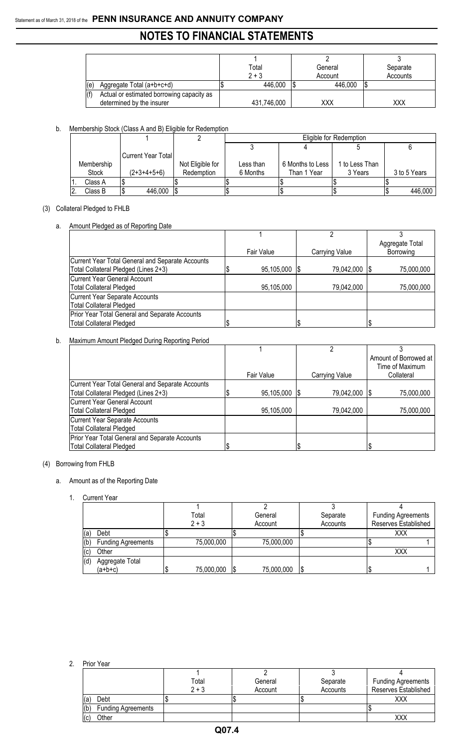# NOTES TO FINANCIAL STATEMENTS

| | 1<br>Total<br>2 + 3 | 2<br>General<br>Account | 3<br>Separate<br>Accounts |
|---|---|---|---|
| (e) Aggregate Total (a+b+c+d) | $ 446,000 | $ 446,000 | $ |
| (f) Actual or estimated borrowing capacity as determined by the insurer | 431,746,000 | XXX | XXX |

b. Membership Stock (Class A and B) Eligible for Redemption

| | 1 | 2 | Eligible for Redemption | | | |
|---|---|---|---|---|---|---|
| | | | 3 | 4 | 5 | 6 |
| Membership Stock | Current Year Total (2+3+4+5+6) | Not Eligible for Redemption | Less than 6 Months | 6 Months to Less Than 1 Year | 1 to Less Than 3 Years | 3 to 5 Years |
| 1. Class A | $ | $ | $ | $ | $ | $ |
| 2. Class B | $ 446,000 | $ | $ | $ | $ | $ 446,000 |

(3) Collateral Pledged to FHLB

a. Amount Pledged as of Reporting Date

| | 1<br>Fair Value | 2<br>Carrying Value | 3<br>Aggregate Total Borrowing |
|---|---|---|---|
| Current Year Total General and Separate Accounts Total Collateral Pledged (Lines 2+3) | $ 95,105,000 | $ 79,042,000 | $ 75,000,000 |
| Current Year General Account Total Collateral Pledged | 95,105,000 | 79,042,000 | 75,000,000 |
| Current Year Separate Accounts Total Collateral Pledged | | | |
| Prior Year Total General and Separate Accounts Total Collateral Pledged | $ | $ | $ |

b. Maximum Amount Pledged During Reporting Period

| | 1<br>Fair Value | 2<br>Carrying Value | 3<br>Amount of Borrowed at Time of Maximum Collateral |
|---|---|---|---|
| Current Year Total General and Separate Accounts Total Collateral Pledged (Lines 2+3) | $ 95,105,000 | $ 79,042,000 | $ 75,000,000 |
| Current Year General Account Total Collateral Pledged | 95,105,000 | 79,042,000 | 75,000,000 |
| Current Year Separate Accounts Total Collateral Pledged | | | |
| Prior Year Total General and Separate Accounts Total Collateral Pledged | $ | $ | $ |

(4) Borrowing from FHLB

a. Amount as of the Reporting Date

1. Current Year

| | 1<br>Total<br>2 + 3 | 2<br>General<br>Account | 3<br>Separate<br>Accounts | 4<br>Funding Agreements Reserves Established |
|---|---|---|---|---|
| (a) Debt | $ | $ | $ | XXX |
| (b) Funding Agreements | 75,000,000 | 75,000,000 | | $ 1 |
| (c) Other | | | | XXX |
| (d) Aggregate Total (a+b+c) | $ 75,000,000 | $ 75,000,000 | $ | $ 1 |

2. Prior Year

| | 1<br>Total<br>2 + 3 | 2<br>General<br>Account | 3<br>Separate<br>Accounts | 4<br>Funding Agreements Reserves Established |
|---|---|---|---|---|
| (a) Debt | $ | $ | $ | XXX |
| (b) Funding Agreements | | | | $ |
| (c) Other | | | | XXX |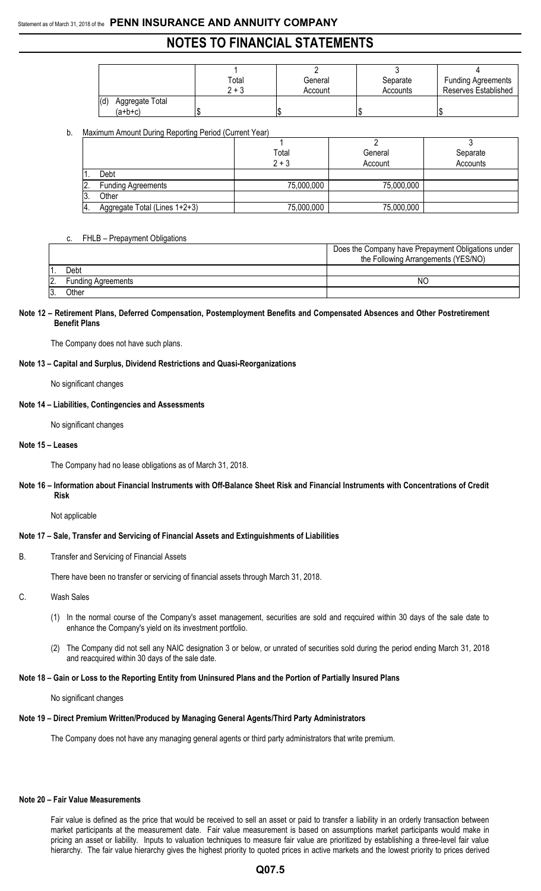| | 1<br>Total<br>2 + 3 | 2<br>General<br>Account | 3<br>Separate<br>Accounts | 4<br>Funding Agreements<br>Reserves Established |
|---|---|---|---|---|
| (d) Aggregate Total (a+b+c) | $ | $ | $ | $ |

b. Maximum Amount During Reporting Period (Current Year)

| | 1<br>Total<br>2 + 3 | 2<br>General<br>Account | 3<br>Separate<br>Accounts |
|---|---|---|---|
| 1. Debt | | | |
| 2. Funding Agreements | 75,000,000 | 75,000,000 | |
| 3. Other | | | |
| 4. Aggregate Total (Lines 1+2+3) | 75,000,000 | 75,000,000 | |

c. FHLB – Prepayment Obligations

| | Does the Company have Prepayment Obligations under the Following Arrangements (YES/NO) |
|---|---|
| 1. Debt | |
| 2. Funding Agreements | NO |
| 3. Other | |

**Note 12 – Retirement Plans, Deferred Compensation, Postemployment Benefits and Compensated Absences and Other Postretirement Benefit Plans**

The Company does not have such plans.

**Note 13 – Capital and Surplus, Dividend Restrictions and Quasi-Reorganizations**

No significant changes

**Note 14 – Liabilities, Contingencies and Assessments**

No significant changes

**Note 15 – Leases**

The Company had no lease obligations as of March 31, 2018.

**Note 16 – Information about Financial Instruments with Off-Balance Sheet Risk and Financial Instruments with Concentrations of Credit Risk**

Not applicable

**Note 17 – Sale, Transfer and Servicing of Financial Assets and Extinguishments of Liabilities**

B. Transfer and Servicing of Financial Assets

There have been no transfer or servicing of financial assets through March 31, 2018.

C. Wash Sales

(1) In the normal course of the Company's asset management, securities are sold and reqcuired within 30 days of the sale date to enhance the Company's yield on its investment portfolio.

(2) The Company did not sell any NAIC designation 3 or below, or unrated of securities sold during the period ending March 31, 2018 and reacquired within 30 days of the sale date.

**Note 18 – Gain or Loss to the Reporting Entity from Uninsured Plans and the Portion of Partially Insured Plans**

No significant changes

**Note 19 – Direct Premium Written/Produced by Managing General Agents/Third Party Administrators**

The Company does not have any managing general agents or third party administrators that write premium.

**Note 20 – Fair Value Measurements**

Fair value is defined as the price that would be received to sell an asset or paid to transfer a liability in an orderly transaction between market participants at the measurement date. Fair value measurement is based on assumptions market participants would make in pricing an asset or liability. Inputs to valuation techniques to measure fair value are prioritized by establishing a three-level fair value hierarchy. The fair value hierarchy gives the highest priority to quoted prices in active markets and the lowest priority to prices derived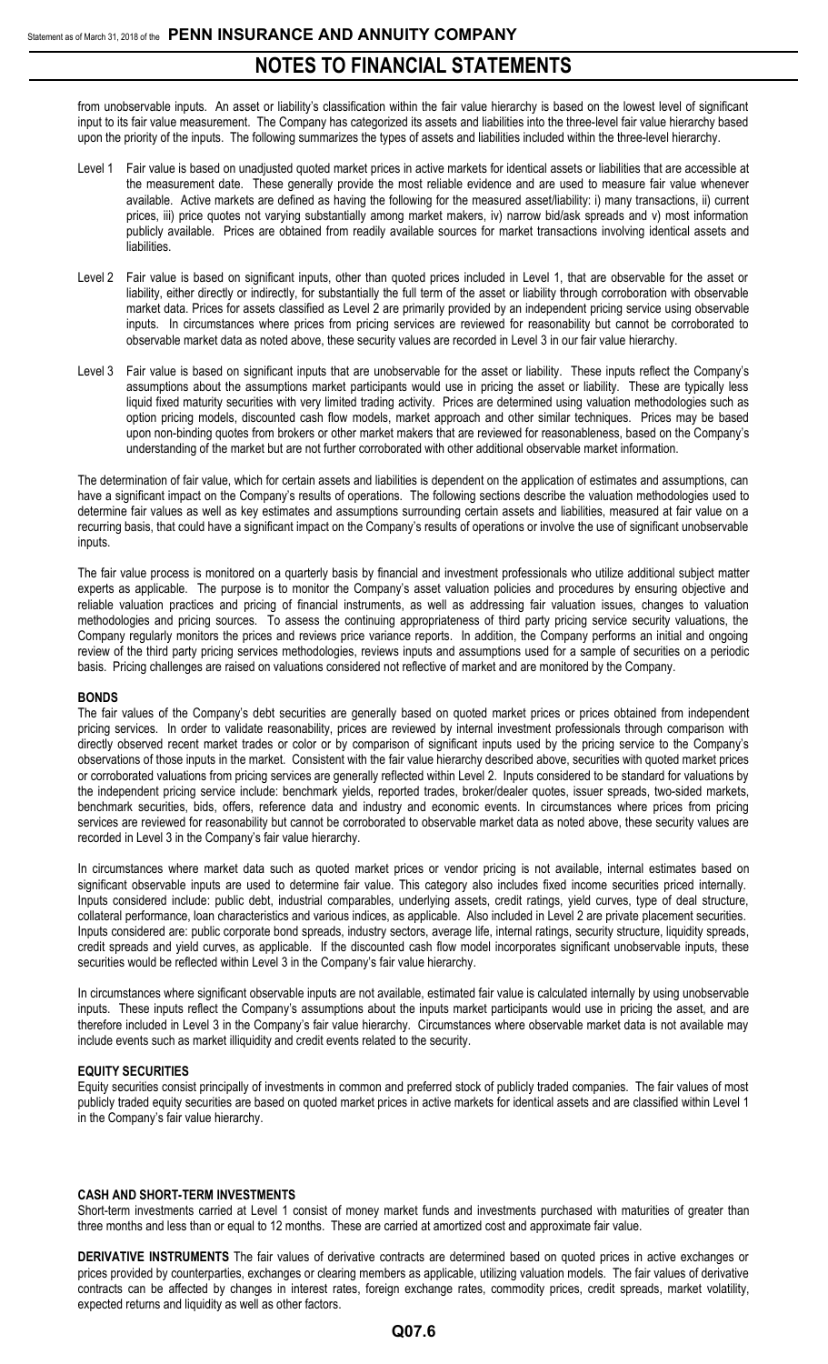from unobservable inputs. An asset or liability's classification within the fair value hierarchy is based on the lowest level of significant input to its fair value measurement. The Company has categorized its assets and liabilities into the three-level fair value hierarchy based upon the priority of the inputs. The following summarizes the types of assets and liabilities included within the three-level hierarchy.

- Level 1 Fair value is based on unadjusted quoted market prices in active markets for identical assets or liabilities that are accessible at the measurement date. These generally provide the most reliable evidence and are used to measure fair value whenever available. Active markets are defined as having the following for the measured asset/liability: i) many transactions, ii) current prices, iii) price quotes not varying substantially among market makers, iv) narrow bid/ask spreads and v) most information publicly available. Prices are obtained from readily available sources for market transactions involving identical assets and liabilities.

- Level 2 Fair value is based on significant inputs, other than quoted prices included in Level 1, that are observable for the asset or liability, either directly or indirectly, for substantially the full term of the asset or liability through corroboration with observable market data. Prices for assets classified as Level 2 are primarily provided by an independent pricing service using observable inputs. In circumstances where prices from pricing services are reviewed for reasonability but cannot be corroborated to observable market data as noted above, these security values are recorded in Level 3 in our fair value hierarchy.

- Level 3 Fair value is based on significant inputs that are unobservable for the asset or liability. These inputs reflect the Company's assumptions about the assumptions market participants would use in pricing the asset or liability. These are typically less liquid fixed maturity securities with very limited trading activity. Prices are determined using valuation methodologies such as option pricing models, discounted cash flow models, market approach and other similar techniques. Prices may be based upon non-binding quotes from brokers or other market makers that are reviewed for reasonableness, based on the Company's understanding of the market but are not further corroborated with other additional observable market information.

The determination of fair value, which for certain assets and liabilities is dependent on the application of estimates and assumptions, can have a significant impact on the Company's results of operations. The following sections describe the valuation methodologies used to determine fair values as well as key estimates and assumptions surrounding certain assets and liabilities, measured at fair value on a recurring basis, that could have a significant impact on the Company's results of operations or involve the use of significant unobservable inputs.

The fair value process is monitored on a quarterly basis by financial and investment professionals who utilize additional subject matter experts as applicable. The purpose is to monitor the Company's asset valuation policies and procedures by ensuring objective and reliable valuation practices and pricing of financial instruments, as well as addressing fair valuation issues, changes to valuation methodologies and pricing sources. To assess the continuing appropriateness of third party pricing service security valuations, the Company regularly monitors the prices and reviews price variance reports. In addition, the Company performs an initial and ongoing review of the third party pricing services methodologies, reviews inputs and assumptions used for a sample of securities on a periodic basis. Pricing challenges are raised on valuations considered not reflective of market and are monitored by the Company.

**BONDS**

The fair values of the Company's debt securities are generally based on quoted market prices or prices obtained from independent pricing services. In order to validate reasonability, prices are reviewed by internal investment professionals through comparison with directly observed recent market trades or color or by comparison of significant inputs used by the pricing service to the Company's observations of those inputs in the market. Consistent with the fair value hierarchy described above, securities with quoted market prices or corroborated valuations from pricing services are generally reflected within Level 2. Inputs considered to be standard for valuations by the independent pricing service include: benchmark yields, reported trades, broker/dealer quotes, issuer spreads, two-sided markets, benchmark securities, bids, offers, reference data and industry and economic events. In circumstances where prices from pricing services are reviewed for reasonability but cannot be corroborated to observable market data as noted above, these security values are recorded in Level 3 in the Company's fair value hierarchy.

In circumstances where market data such as quoted market prices or vendor pricing is not available, internal estimates based on significant observable inputs are used to determine fair value. This category also includes fixed income securities priced internally. Inputs considered include: public debt, industrial comparables, underlying assets, credit ratings, yield curves, type of deal structure, collateral performance, loan characteristics and various indices, as applicable. Also included in Level 2 are private placement securities. Inputs considered are: public corporate bond spreads, industry sectors, average life, internal ratings, security structure, liquidity spreads, credit spreads and yield curves, as applicable. If the discounted cash flow model incorporates significant unobservable inputs, these securities would be reflected within Level 3 in the Company's fair value hierarchy.

In circumstances where significant observable inputs are not available, estimated fair value is calculated internally by using unobservable inputs. These inputs reflect the Company's assumptions about the inputs market participants would use in pricing the asset, and are therefore included in Level 3 in the Company's fair value hierarchy. Circumstances where observable market data is not available may include events such as market illiquidity and credit events related to the security.

**EQUITY SECURITIES**

Equity securities consist principally of investments in common and preferred stock of publicly traded companies. The fair values of most publicly traded equity securities are based on quoted market prices in active markets for identical assets and are classified within Level 1 in the Company's fair value hierarchy.

**CASH AND SHORT-TERM INVESTMENTS**

Short-term investments carried at Level 1 consist of money market funds and investments purchased with maturities of greater than three months and less than or equal to 12 months. These are carried at amortized cost and approximate fair value.

**DERIVATIVE INSTRUMENTS** The fair values of derivative contracts are determined based on quoted prices in active exchanges or prices provided by counterparties, exchanges or clearing members as applicable, utilizing valuation models. The fair values of derivative contracts can be affected by changes in interest rates, foreign exchange rates, commodity prices, credit spreads, market volatility, expected returns and liquidity as well as other factors.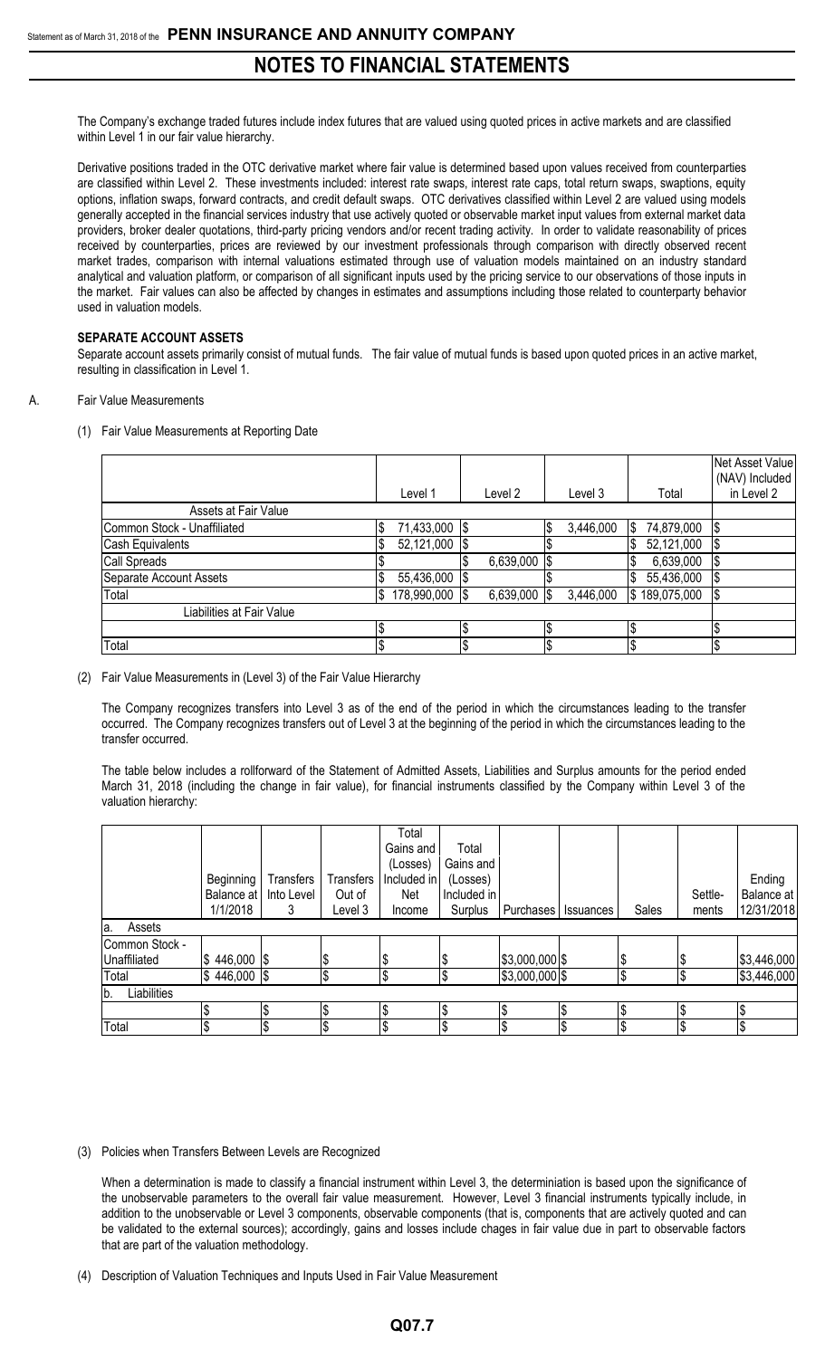The Company's exchange traded futures include index futures that are valued using quoted prices in active markets and are classified within Level 1 in our fair value hierarchy.

Derivative positions traded in the OTC derivative market where fair value is determined based upon values received from counterparties are classified within Level 2. These investments included: interest rate swaps, interest rate caps, total return swaps, swaptions, equity options, inflation swaps, forward contracts, and credit default swaps. OTC derivatives classified within Level 2 are valued using models generally accepted in the financial services industry that use actively quoted or observable market input values from external market data providers, broker dealer quotations, third-party pricing vendors and/or recent trading activity. In order to validate reasonability of prices received by counterparties, prices are reviewed by our investment professionals through comparison with directly observed recent market trades, comparison with internal valuations estimated through use of valuation models maintained on an industry standard analytical and valuation platform, or comparison of all significant inputs used by the pricing service to our observations of those inputs in the market. Fair values can also be affected by changes in estimates and assumptions including those related to counterparty behavior used in valuation models.

**SEPARATE ACCOUNT ASSETS**

Separate account assets primarily consist of mutual funds. The fair value of mutual funds is based upon quoted prices in an active market, resulting in classification in Level 1.

A. Fair Value Measurements

(1) Fair Value Measurements at Reporting Date

| | Level 1 | Level 2 | Level 3 | Total | Net Asset Value (NAV) Included in Level 2 |
|---|---|---|---|---|---|
| Assets at Fair Value | | | | | |
| Common Stock - Unaffiliated | $ 71,433,000 | $ | $ 3,446,000 | $ 74,879,000 | $ |
| Cash Equivalents | $ 52,121,000 | $ | $ | $ 52,121,000 | $ |
| Call Spreads | $ | $ 6,639,000 | $ | $ 6,639,000 | $ |
| Separate Account Assets | $ 55,436,000 | $ | $ | $ 55,436,000 | $ |
| Total | $ 178,990,000 | $ 6,639,000 | $ 3,446,000 | $ 189,075,000 | $ |
| Liabilities at Fair Value | | | | | |
| | $ | $ | $ | $ | $ |
| Total | $ | $ | $ | $ | $ |

(2) Fair Value Measurements in (Level 3) of the Fair Value Hierarchy

The Company recognizes transfers into Level 3 as of the end of the period in which the circumstances leading to the transfer occurred. The Company recognizes transfers out of Level 3 at the beginning of the period in which the circumstances leading to the transfer occurred.

The table below includes a rollforward of the Statement of Admitted Assets, Liabilities and Surplus amounts for the period ended March 31, 2018 (including the change in fair value), for financial instruments classified by the Company within Level 3 of the valuation hierarchy:

| | Beginning Balance at 1/1/2018 | Transfers Into Level 3 | Transfers Out of Level 3 | Total Gains and (Losses) Included in Net Income | Total Gains and (Losses) Included in Surplus | Purchases | Issuances | Sales | Settle-ments | Ending Balance at 12/31/2018 |
|---|---|---|---|---|---|---|---|---|---|---|
| a. Assets | | | | | | | | | | |
| Common Stock - Unaffiliated | $ 446,000 | $ | $ | $ | $ | $3,000,000 | $ | $ | $ | $3,446,000 |
| Total | $ 446,000 | $ | $ | $ | $ | $3,000,000 | $ | $ | $ | $3,446,000 |
| b. Liabilities | | | | | | | | | | |
| | $ | $ | $ | $ | $ | $ | $ | $ | $ | $ |
| Total | $ | $ | $ | $ | $ | $ | $ | $ | $ | $ |

(3) Policies when Transfers Between Levels are Recognized

When a determination is made to classify a financial instrument within Level 3, the determiniation is based upon the significance of the unobservable parameters to the overall fair value measurement. However, Level 3 financial instruments typically include, in addition to the unobservable or Level 3 components, observable components (that is, components that are actively quoted and can be validated to the external sources); accordingly, gains and losses include chages in fair value due in part to observable factors that are part of the valuation methodology.

(4) Description of Valuation Techniques and Inputs Used in Fair Value Measurement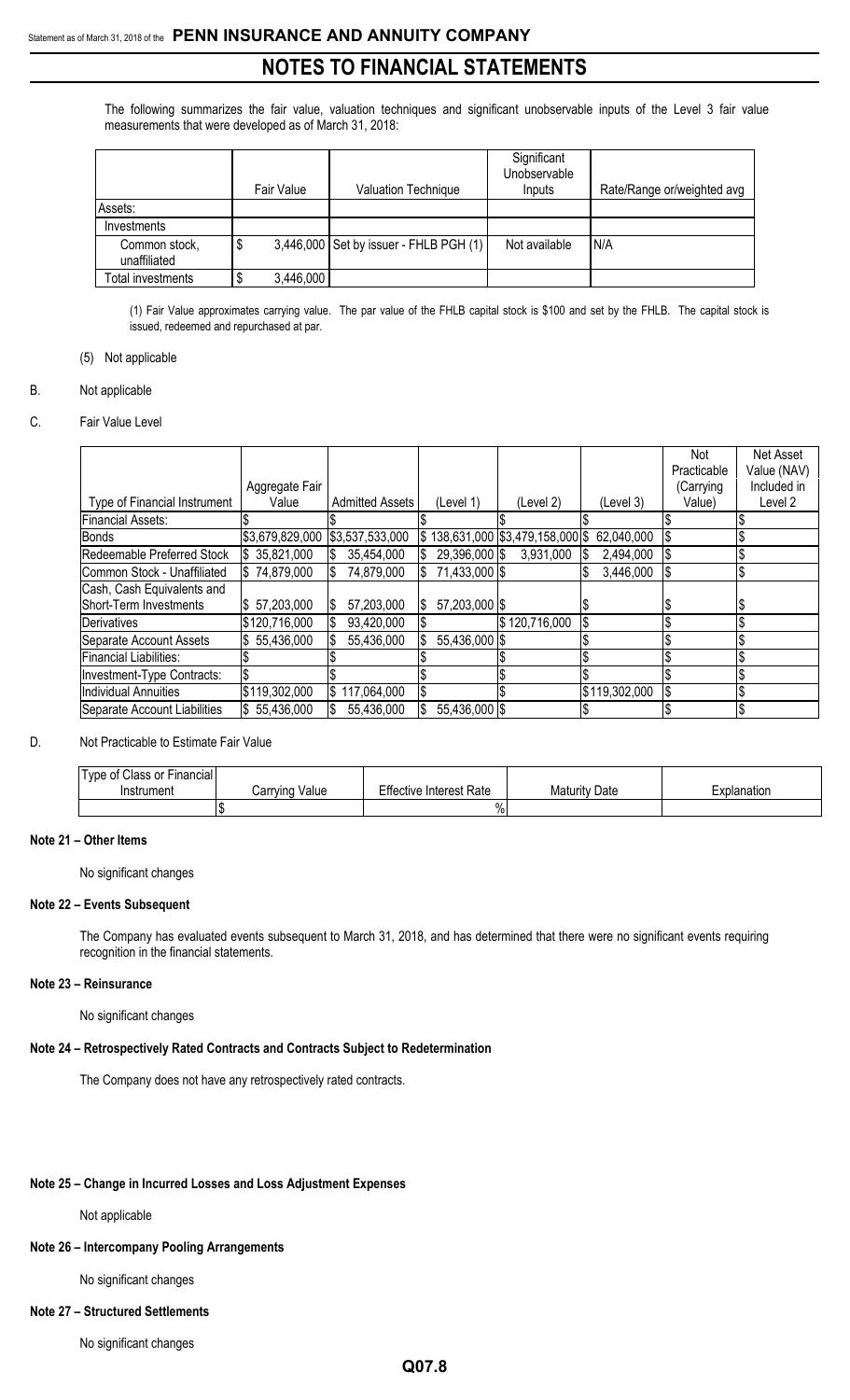The following summarizes the fair value, valuation techniques and significant unobservable inputs of the Level 3 fair value measurements that were developed as of March 31, 2018:

| | Fair Value | Valuation Technique | Significant Unobservable Inputs | Rate/Range or/weighted avg |
|---|---|---|---|---|
| Assets: | | | | |
| Investments | | | | |
| Common stock, unaffiliated | $ 3,446,000 | Set by issuer - FHLB PGH (1) | Not available | N/A |
| Total investments | $ 3,446,000 | | | |

(1) Fair Value approximates carrying value. The par value of the FHLB capital stock is $100 and set by the FHLB. The capital stock is issued, redeemed and repurchased at par.

(5) Not applicable

B. Not applicable

C. Fair Value Level

| Type of Financial Instrument | Aggregate Fair Value | Admitted Assets | (Level 1) | (Level 2) | (Level 3) | Not Practicable (Carrying Value) | Net Asset Value (NAV) Included in Level 2 |
|---|---|---|---|---|---|---|---|
| Financial Assets: | $ | $ | $ | $ | $ | $ | $ |
| Bonds | $3,679,829,000 | $3,537,533,000 | $ 138,631,000 | $3,479,158,000 | $ 62,040,000 | $ | $ |
| Redeemable Preferred Stock | $ 35,821,000 | $ 35,454,000 | $ 29,396,000 | $ 3,931,000 | $ 2,494,000 | $ | $ |
| Common Stock - Unaffiliated | $ 74,879,000 | $ 74,879,000 | $ 71,433,000 | $ | $ 3,446,000 | $ | $ |
| Cash, Cash Equivalents and Short-Term Investments | $ 57,203,000 | $ 57,203,000 | $ 57,203,000 | $ | $ | $ | $ |
| Derivatives | $120,716,000 | $ 93,420,000 | $ | $ 120,716,000 | $ | $ | $ |
| Separate Account Assets | $ 55,436,000 | $ 55,436,000 | $ 55,436,000 | $ | $ | $ | $ |
| Financial Liabilities: | $ | $ | $ | $ | $ | $ | $ |
| Investment-Type Contracts: | $ | $ | $ | $ | $ | $ | $ |
| Individual Annuities | $119,302,000 | $ 117,064,000 | $ | $ | $119,302,000 | $ | $ |
| Separate Account Liabilities | $ 55,436,000 | $ 55,436,000 | $ 55,436,000 | $ | $ | $ | $ |

D. Not Practicable to Estimate Fair Value

| Type of Class or Financial Instrument | Carrying Value | Effective Interest Rate | Maturity Date | Explanation |
|---|---|---|---|---|
| | $ | % | | |

## Note 21 – Other Items

No significant changes

## Note 22 – Events Subsequent

The Company has evaluated events subsequent to March 31, 2018, and has determined that there were no significant events requiring recognition in the financial statements.

## Note 23 – Reinsurance

No significant changes

## Note 24 – Retrospectively Rated Contracts and Contracts Subject to Redetermination

The Company does not have any retrospectively rated contracts.

## Note 25 – Change in Incurred Losses and Loss Adjustment Expenses

Not applicable

## Note 26 – Intercompany Pooling Arrangements

No significant changes

## Note 27 – Structured Settlements

No significant changes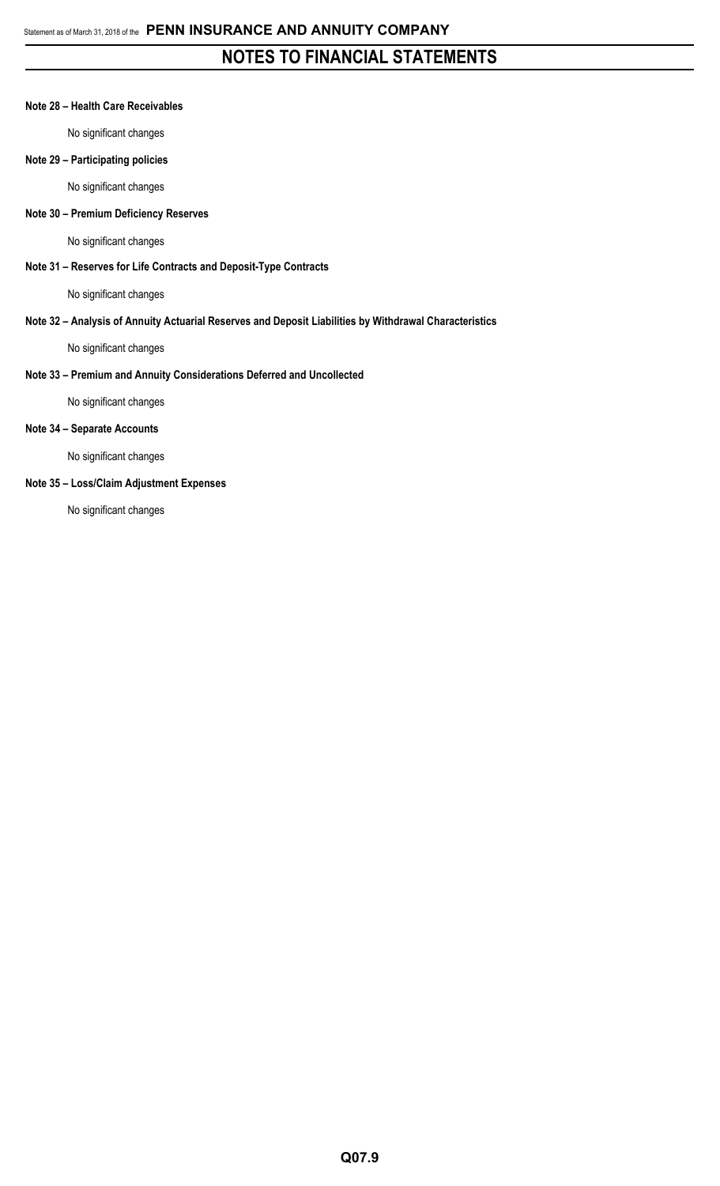# NOTES TO FINANCIAL STATEMENTS

**Note 28 – Health Care Receivables**

No significant changes

**Note 29 – Participating policies**

No significant changes

**Note 30 – Premium Deficiency Reserves**

No significant changes

**Note 31 – Reserves for Life Contracts and Deposit-Type Contracts**

No significant changes

**Note 32 – Analysis of Annuity Actuarial Reserves and Deposit Liabilities by Withdrawal Characteristics**

No significant changes

**Note 33 – Premium and Annuity Considerations Deferred and Uncollected**

No significant changes

**Note 34 – Separate Accounts**

No significant changes

**Note 35 – Loss/Claim Adjustment Expenses**

No significant changes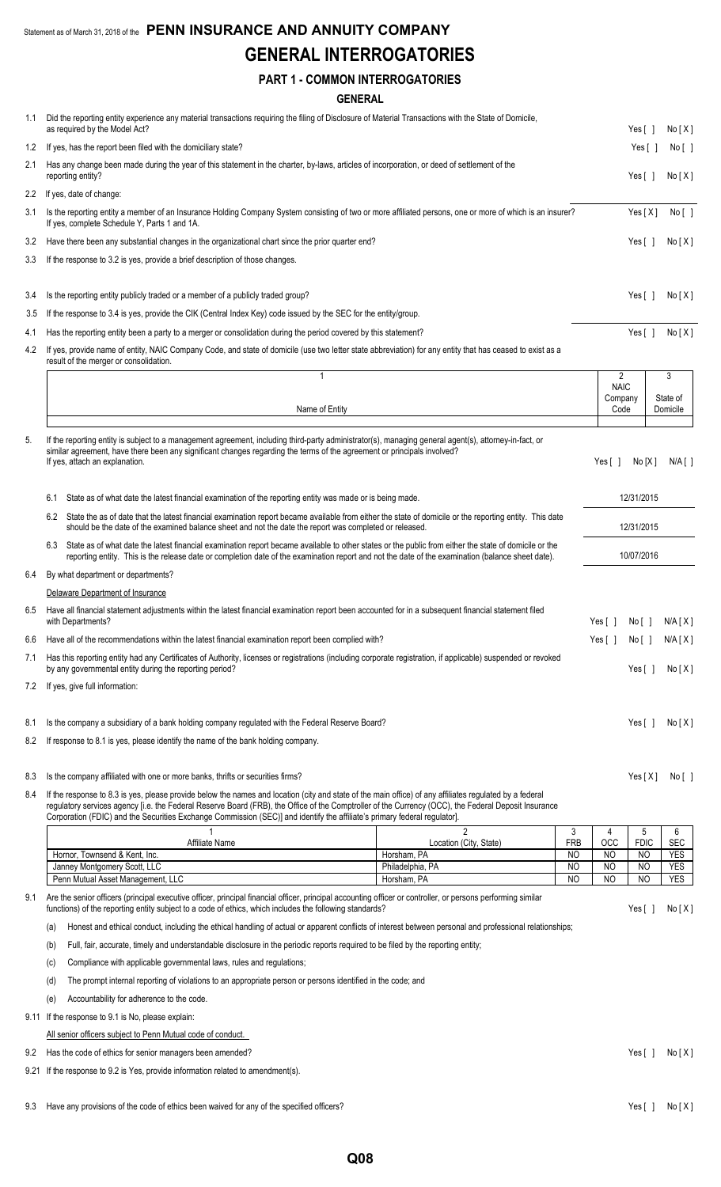Statement as of March 31, 2018 of the **PENN INSURANCE AND ANNUITY COMPANY**

# GENERAL INTERROGATORIES

## PART 1 - COMMON INTERROGATORIES

### GENERAL

1.1 Did the reporting entity experience any material transactions requiring the filing of Disclosure of Material Transactions with the State of Domicile, as required by the Model Act? Yes [ ] No [ X ]

1.2 If yes, has the report been filed with the domiciliary state? Yes [ ] No [ ]

2.1 Has any change been made during the year of this statement in the charter, by-laws, articles of incorporation, or deed of settlement of the reporting entity? Yes [ ] No [ X ]

2.2 If yes, date of change:

3.1 Is the reporting entity a member of an Insurance Holding Company System consisting of two or more affiliated persons, one or more of which is an insurer? Yes [ X ] No [ ]
If yes, complete Schedule Y, Parts 1 and 1A.

3.2 Have there been any substantial changes in the organizational chart since the prior quarter end? Yes [ ] No [ X ]

3.3 If the response to 3.2 is yes, provide a brief description of those changes.

3.4 Is the reporting entity publicly traded or a member of a publicly traded group? Yes [ ] No [ X ]

3.5 If the response to 3.4 is yes, provide the CIK (Central Index Key) code issued by the SEC for the entity/group.

4.1 Has the reporting entity been a party to a merger or consolidation during the period covered by this statement? Yes [ ] No [ X ]

4.2 If yes, provide name of entity, NAIC Company Code, and state of domicile (use two letter state abbreviation) for any entity that has ceased to exist as a result of the merger or consolidation.

| 1<br>Name of Entity | 2<br>NAIC Company Code | 3<br>State of Domicile |
|---|---|---|
| | | |

5. If the reporting entity is subject to a management agreement, including third-party administrator(s), managing general agent(s), attorney-in-fact, or similar agreement, have there been any significant changes regarding the terms of the agreement or principals involved? Yes [ ] No [ X ] N/A [ ]
If yes, attach an explanation.

6.1 State as of what date the latest financial examination of the reporting entity was made or is being made. 12/31/2015

6.2 State the as of date that the latest financial examination report became available from either the state of domicile or the reporting entity. This date should be the date of the examined balance sheet and not the date the report was completed or released. 12/31/2015

6.3 State as of what date the latest financial examination report became available to other states or the public from either the state of domicile or the reporting entity. This is the release date or completion date of the examination report and not the date of the examination (balance sheet date). 10/07/2016

6.4 By what department or departments?
Delaware Department of Insurance

6.5 Have all financial statement adjustments within the latest financial examination report been accounted for in a subsequent financial statement filed with Departments? Yes [ ] No [ ] N/A [ X ]

6.6 Have all of the recommendations within the latest financial examination report been complied with? Yes [ ] No [ ] N/A [ X ]

7.1 Has this reporting entity had any Certificates of Authority, licenses or registrations (including corporate registration, if applicable) suspended or revoked by any governmental entity during the reporting period? Yes [ ] No [ X ]

7.2 If yes, give full information:

8.1 Is the company a subsidiary of a bank holding company regulated with the Federal Reserve Board? Yes [ ] No [ X ]

8.2 If response to 8.1 is yes, please identify the name of the bank holding company.

8.3 Is the company affiliated with one or more banks, thrifts or securities firms? Yes [ X ] No [ ]

8.4 If the response to 8.3 is yes, please provide below the names and location (city and state of the main office) of any affiliates regulated by a federal regulatory services agency [i.e. the Federal Reserve Board (FRB), the Office of the Comptroller of the Currency (OCC), the Federal Deposit Insurance Corporation (FDIC) and the Securities Exchange Commission (SEC)] and identify the affiliate's primary federal regulator].

| 1<br>Affiliate Name | 2<br>Location (City, State) | 3<br>FRB | 4<br>OCC | 5<br>FDIC | 6<br>SEC |
|---|---|---|---|---|---|
| Hornor, Townsend & Kent, Inc. | Horsham, PA | NO | NO | NO | YES |
| Janney Montgomery Scott, LLC | Philadelphia, PA | NO | NO | NO | YES |
| Penn Mutual Asset Management, LLC | Horsham, PA | NO | NO | NO | YES |

9.1 Are the senior officers (principal executive officer, principal financial officer, principal accounting officer or controller, or persons performing similar functions) of the reporting entity subject to a code of ethics, which includes the following standards? Yes [ ] No [ X ]

(a) Honest and ethical conduct, including the ethical handling of actual or apparent conflicts of interest between personal and professional relationships;

(b) Full, fair, accurate, timely and understandable disclosure in the periodic reports required to be filed by the reporting entity;

(c) Compliance with applicable governmental laws, rules and regulations;

(d) The prompt internal reporting of violations to an appropriate person or persons identified in the code; and

(e) Accountability for adherence to the code.

9.11 If the response to 9.1 is No, please explain:
All senior officers subject to Penn Mutual code of conduct.

9.2 Has the code of ethics for senior managers been amended? Yes [ ] No [ X ]

9.21 If the response to 9.2 is Yes, provide information related to amendment(s).

9.3 Have any provisions of the code of ethics been waived for any of the specified officers? Yes [ ] No [ X ]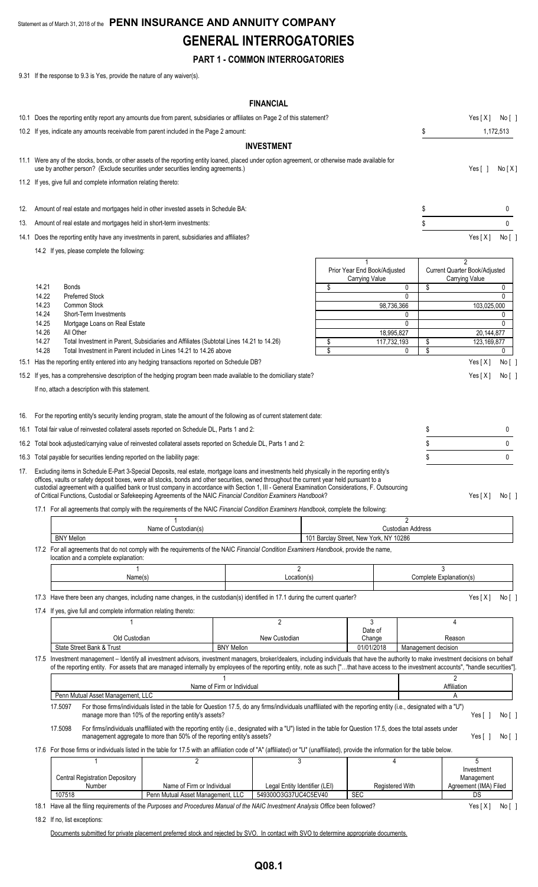Statement as of March 31, 2018 of the **PENN INSURANCE AND ANNUITY COMPANY**

# GENERAL INTERROGATORIES

## PART 1 - COMMON INTERROGATORIES

9.31 If the response to 9.3 is Yes, provide the nature of any waiver(s).

### FINANCIAL

10.1 Does the reporting entity report any amounts due from parent, subsidiaries or affiliates on Page 2 of this statement? Yes [ X ] No [ ]

10.2 If yes, indicate any amounts receivable from parent included in the Page 2 amount: $ 1,172,513

### INVESTMENT

11.1 Were any of the stocks, bonds, or other assets of the reporting entity loaned, placed under option agreement, or otherwise made available for use by another person? (Exclude securities under securities lending agreements.) Yes [ ] No [ X ]

11.2 If yes, give full and complete information relating thereto:

12. Amount of real estate and mortgages held in other invested assets in Schedule BA: $ 0

13. Amount of real estate and mortgages held in short-term investments: $ 0

14.1 Does the reporting entity have any investments in parent, subsidiaries and affiliates? Yes [ X ] No [ ]

14.2 If yes, please complete the following:

| | | 1<br>Prior Year End Book/Adjusted Carrying Value | 2<br>Current Quarter Book/Adjusted Carrying Value |
|---|---|---|---|
| 14.21 | Bonds | $ 0 | $ 0 |
| 14.22 | Preferred Stock | 0 | 0 |
| 14.23 | Common Stock | 98,736,366 | 103,025,000 |
| 14.24 | Short-Term Investments | 0 | 0 |
| 14.25 | Mortgage Loans on Real Estate | 0 | 0 |
| 14.26 | All Other | 18,995,827 | 20,144,877 |
| 14.27 | Total Investment in Parent, Subsidiaries and Affiliates (Subtotal Lines 14.21 to 14.26) | $ 117,732,193 | $ 123,169,877 |
| 14.28 | Total Investment in Parent included in Lines 14.21 to 14.26 above | $ 0 | $ 0 |

15.1 Has the reporting entity entered into any hedging transactions reported on Schedule DB? Yes [ X ] No [ ]

15.2 If yes, has a comprehensive description of the hedging program been made available to the domiciliary state? Yes [ X ] No [ ]

If no, attach a description with this statement.

16. For the reporting entity's security lending program, state the amount of the following as of current statement date:

16.1 Total fair value of reinvested collateral assets reported on Schedule DL, Parts 1 and 2: $ 0

16.2 Total book adjusted/carrying value of reinvested collateral assets reported on Schedule DL, Parts 1 and 2: $ 0

16.3 Total payable for securities lending reported on the liability page: $ 0

17. Excluding items in Schedule E-Part 3-Special Deposits, real estate, mortgage loans and investments held physically in the reporting entity's offices, vaults or safety deposit boxes, were all stocks, bonds and other securities, owned throughout the current year held pursuant to a custodial agreement with a qualified bank or trust company in accordance with Section 1, III - General Examination Considerations, F. Outsourcing of Critical Functions, Custodial or Safekeeping Agreements of the NAIC *Financial Condition Examiners Handbook*? Yes [ X ] No [ ]

17.1 For all agreements that comply with the requirements of the NAIC *Financial Condition Examiners Handbook*, complete the following:

| 1<br>Name of Custodian(s) | 2<br>Custodian Address |
|---|---|
| BNY Mellon | 101 Barclay Street, New York, NY 10286 |

17.2 For all agreements that do not comply with the requirements of the NAIC *Financial Condition Examiners Handbook*, provide the name, location and a complete explanation:

| 1<br>Name(s) | 2<br>Location(s) | 3<br>Complete Explanation(s) |
|---|---|---|
| | | |

17.3 Have there been any changes, including name changes, in the custodian(s) identified in 17.1 during the current quarter? Yes [ X ] No [ ]

17.4 If yes, give full and complete information relating thereto:

| 1<br>Old Custodian | 2<br>New Custodian | 3<br>Date of Change | 4<br>Reason |
|---|---|---|---|
| State Street Bank & Trust | BNY Mellon | 01/01/2018 | Management decision |

17.5 Investment management – Identify all investment advisors, investment managers, broker/dealers, including individuals that have the authority to make investment decisions on behalf of the reporting entity. For assets that are managed internally by employees of the reporting entity, note as such ["…that have access to the investment accounts", "handle securities"].

| 1<br>Name of Firm or Individual | 2<br>Affiliation |
|---|---|
| Penn Mutual Asset Management, LLC | A |

17.5097 For those firms/individuals listed in the table for Question 17.5, do any firms/individuals unaffiliated with the reporting entity (i.e., designated with a "U") manage more than 10% of the reporting entity's assets? Yes [ ] No [ ]

17.5098 For firms/individuals unaffiliated with the reporting entity (i.e., designated with a "U") listed in the table for Question 17.5, does the total assets under management aggregate to more than 50% of the reporting entity's assets? Yes [ ] No [ ]

17.6 For those firms or individuals listed in the table for 17.5 with an affiliation code of "A" (affiliated) or "U" (unaffiliated), provide the information for the table below.

| 1<br>Central Registration Depository Number | 2<br>Name of Firm or Individual | 3<br>Legal Entity Identifier (LEI) | 4<br>Registered With | 5<br>Investment Management Agreement (IMA) Filed |
|---|---|---|---|---|
| 107518 | Penn Mutual Asset Management, LLC | 549300O3G37UC4C5EV40 | SEC | DS |

18.1 Have all the filing requirements of the *Purposes and Procedures Manual of the NAIC Investment Analysis Office* been followed? Yes [ X ] No [ ]

18.2 If no, list exceptions:

Documents submitted for private placement preferred stock and rejected by SVO. In contact with SVO to determine appropriate documents.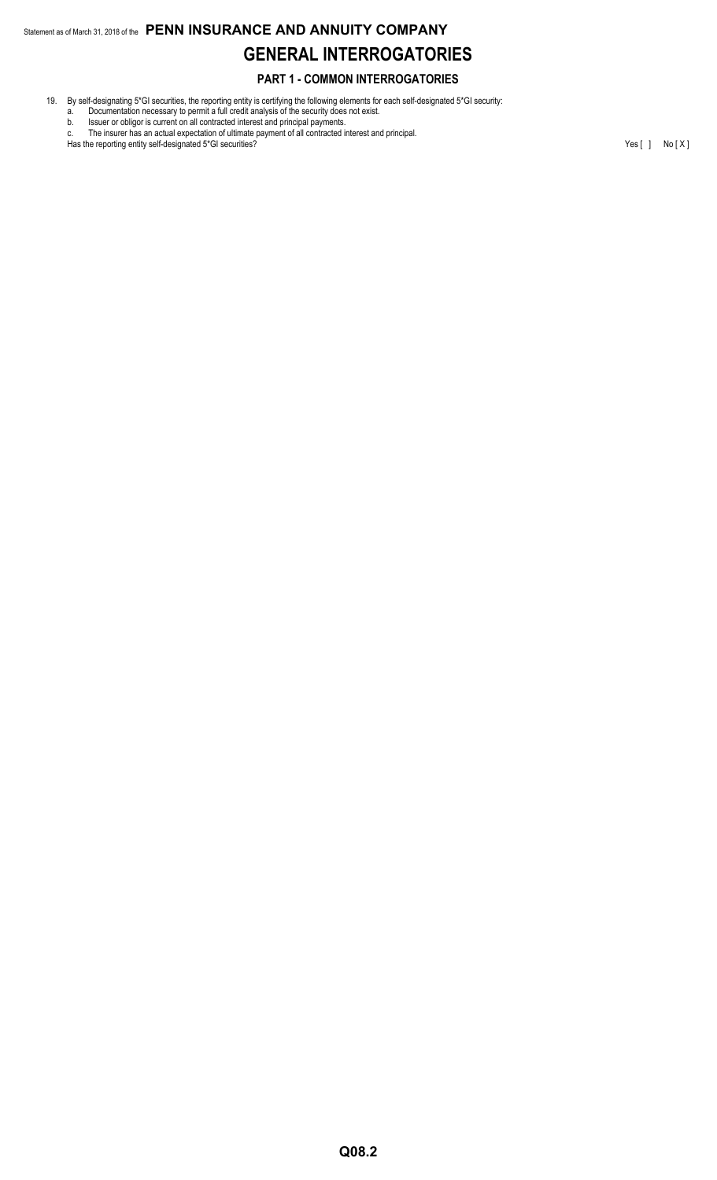# GENERAL INTERROGATORIES

## PART 1 - COMMON INTERROGATORIES

19. By self-designating 5*GI securities, the reporting entity is certifying the following elements for each self-designated 5*GI security:
    a. Documentation necessary to permit a full credit analysis of the security does not exist.
    b. Issuer or obligor is current on all contracted interest and principal payments.
    c. The insurer has an actual expectation of ultimate payment of all contracted interest and principal.

    Has the reporting entity self-designated 5*GI securities? Yes [ ] No [ X ]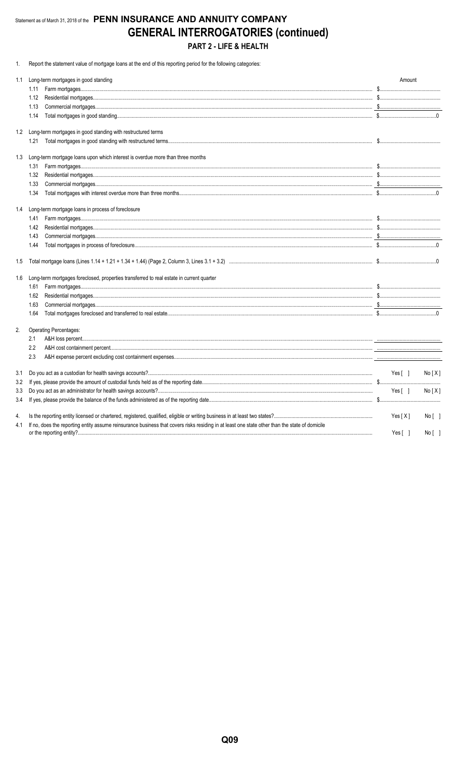Statement as of March 31, 2018 of the **PENN INSURANCE AND ANNUITY COMPANY**

# GENERAL INTERROGATORIES (continued)

## PART 2 - LIFE & HEALTH

1. Report the statement value of mortgage loans at the end of this reporting period for the following categories:

| | | Amount |
|---|---|---|
| 1.1 | Long-term mortgages in good standing | |
| | 1.11 Farm mortgages | $ |
| | 1.12 Residential mortgages | $ |
| | 1.13 Commercial mortgages | $ |
| | 1.14 Total mortgages in good standing | $ 0 |
| 1.2 | Long-term mortgages in good standing with restructured terms | |
| | 1.21 Total mortgages in good standing with restructured terms | $ |
| 1.3 | Long-term mortgage loans upon which interest is overdue more than three months | |
| | 1.31 Farm mortgages | $ |
| | 1.32 Residential mortgages | $ |
| | 1.33 Commercial mortgages | $ |
| | 1.34 Total mortgages with interest overdue more than three months | $ 0 |
| 1.4 | Long-term mortgage loans in process of foreclosure | |
| | 1.41 Farm mortgages | $ |
| | 1.42 Residential mortgages | $ |
| | 1.43 Commercial mortgages | $ |
| | 1.44 Total mortgages in process of foreclosure | $ 0 |
| 1.5 | Total mortgage loans (Lines 1.14 + 1.21 + 1.34 + 1.44) (Page 2, Column 3, Lines 3.1 + 3.2) | $ 0 |
| 1.6 | Long-term mortgages foreclosed, properties transferred to real estate in current quarter | |
| | 1.61 Farm mortgages | $ |
| | 1.62 Residential mortgages | $ |
| | 1.63 Commercial mortgages | $ |
| | 1.64 Total mortgages foreclosed and transferred to real estate | $ 0 |

2. Operating Percentages:

| | | |
|---|---|---|
| 2.1 | A&H loss percent | |
| 2.2 | A&H cost containment percent | |
| 2.3 | A&H expense percent excluding cost containment expenses | |

| | | |
|---|---|---|
| 3.1 | Do you act as a custodian for health savings accounts? | Yes [ ] No [ X ] |
| 3.2 | If yes, please provide the amount of custodial funds held as of the reporting date | $ |
| 3.3 | Do you act as an administrator for health savings accounts? | Yes [ ] No [ X ] |
| 3.4 | If yes, please provide the balance of the funds administered as of the reporting date | $ |
| 4. | Is the reporting entity licensed or chartered, registered, qualified, eligible or writing business in at least two states? | Yes [ X ] No [ ] |
| 4.1 | If no, does the reporting entity assume reinsurance business that covers risks residing in at least one state other than the state of domicile or the reporting entity? | Yes [ ] No [ ] |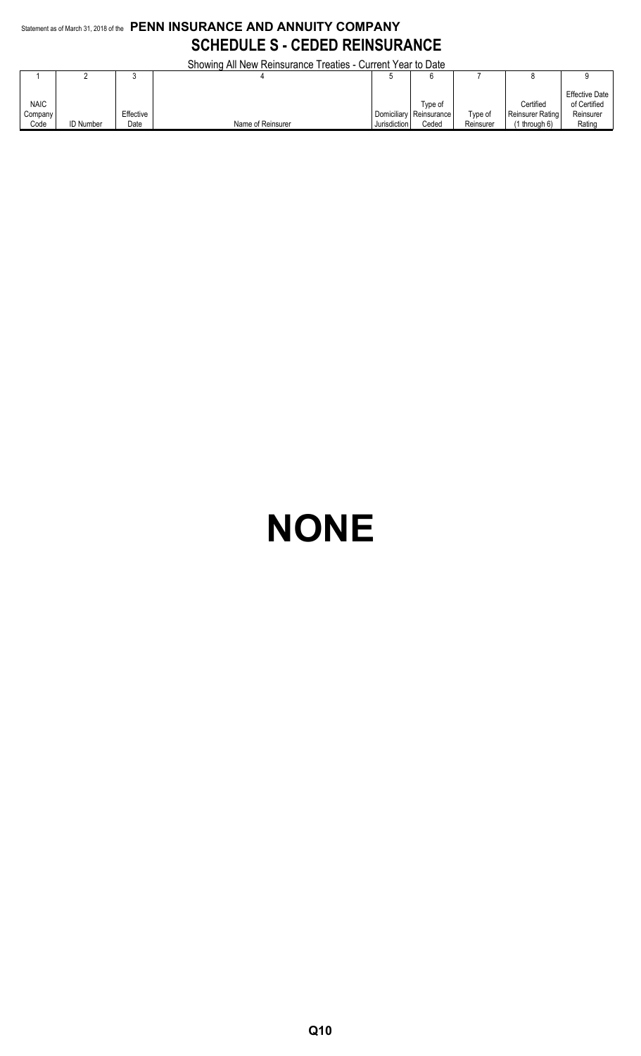Statement as of March 31, 2018 of the **PENN INSURANCE AND ANNUITY COMPANY**

## SCHEDULE S - CEDED REINSURANCE

Showing All New Reinsurance Treaties - Current Year to Date

| 1 | 2 | 3 | 4 | 5 | 6 | 7 | 8 | 9 |
|---|---|---|---|---|---|---|---|---|
| NAIC Company Code | ID Number | Effective Date | Name of Reinsurer | Domiciliary Jurisdiction | Type of Reinsurance Ceded | Type of Reinsurer | Certified Reinsurer Rating (1 through 6) | Effective Date of Certified Reinsurer Rating |

# NONE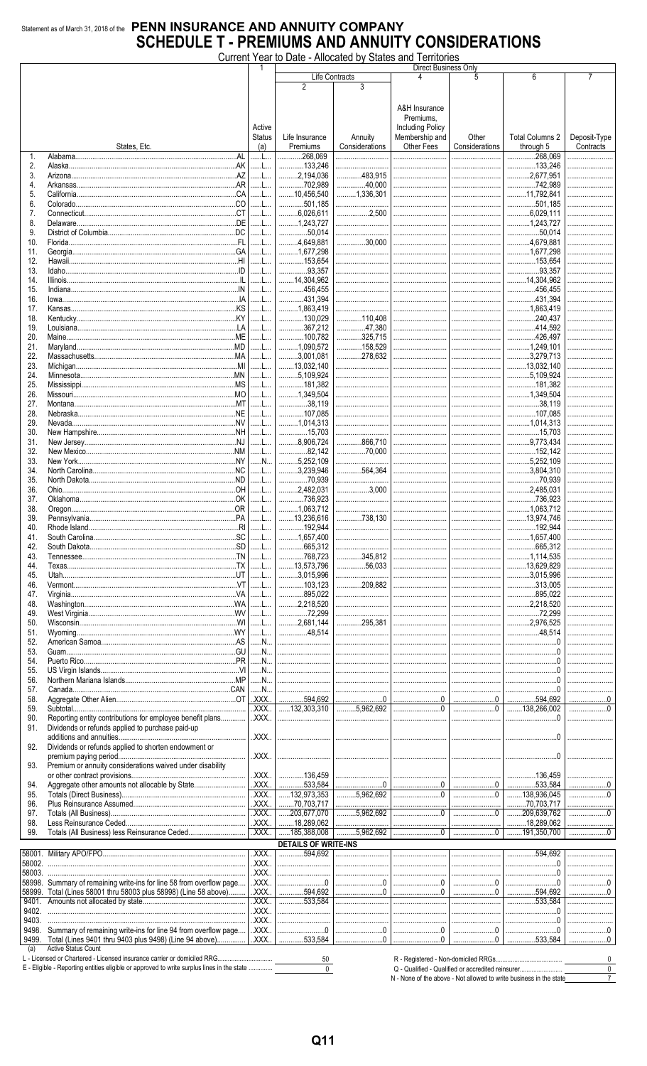Statement as of March 31, 2018 of the **PENN INSURANCE AND ANNUITY COMPANY**

# SCHEDULE T - PREMIUMS AND ANNUITY CONSIDERATIONS

Current Year to Date - Allocated by States and Territories

| | States, Etc. | 1 Active Status (a) | Direct Business Only: Life Contracts 2 Life Insurance Premiums | 3 Annuity Considerations | 4 A&H Insurance Premiums, Including Policy Membership and Other Fees | 5 Other Considerations | 6 Total Columns 2 through 5 | 7 Deposit-Type Contracts |
|---|---|---|---|---|---|---|---|---|
| 1. | Alabama ... AL | L | 268,069 | | | | 268,069 | |
| 2. | Alaska ... AK | L | 133,246 | | | | 133,246 | |
| 3. | Arizona ... AZ | L | 2,194,036 | 483,915 | | | 2,677,951 | |
| 4. | Arkansas ... AR | L | 702,989 | 40,000 | | | 742,989 | |
| 5. | California ... CA | L | 10,456,540 | 1,336,301 | | | 11,792,841 | |
| 6. | Colorado ... CO | L | 501,185 | | | | 501,185 | |
| 7. | Connecticut ... CT | L | 6,026,611 | 2,500 | | | 6,029,111 | |
| 8. | Delaware ... DE | L | 1,243,727 | | | | 1,243,727 | |
| 9. | District of Columbia ... DC | L | 50,014 | | | | 50,014 | |
| 10. | Florida ... FL | L | 4,649,881 | 30,000 | | | 4,679,881 | |
| 11. | Georgia ... GA | L | 1,677,298 | | | | 1,677,298 | |
| 12. | Hawaii ... HI | L | 153,654 | | | | 153,654 | |
| 13. | Idaho ... ID | L | 93,357 | | | | 93,357 | |
| 14. | Illinois ... IL | L | 14,304,962 | | | | 14,304,962 | |
| 15. | Indiana ... IN | L | 456,455 | | | | 456,455 | |
| 16. | Iowa ... IA | L | 431,394 | | | | 431,394 | |
| 17. | Kansas ... KS | L | 1,863,419 | | | | 1,863,419 | |
| 18. | Kentucky ... KY | L | 130,029 | 110,408 | | | 240,437 | |
| 19. | Louisiana ... LA | L | 367,212 | 47,380 | | | 414,592 | |
| 20. | Maine ... ME | L | 100,782 | 325,715 | | | 426,497 | |
| 21. | Maryland ... MD | L | 1,090,572 | 158,529 | | | 1,249,101 | |
| 22. | Massachusetts ... MA | L | 3,001,081 | 278,632 | | | 3,279,713 | |
| 23. | Michigan ... MI | L | 13,032,140 | | | | 13,032,140 | |
| 24. | Minnesota ... MN | L | 5,109,924 | | | | 5,109,924 | |
| 25. | Mississippi ... MS | L | 181,382 | | | | 181,382 | |
| 26. | Missouri ... MO | L | 1,349,504 | | | | 1,349,504 | |
| 27. | Montana ... MT | L | 38,119 | | | | 38,119 | |
| 28. | Nebraska ... NE | L | 107,085 | | | | 107,085 | |
| 29. | Nevada ... NV | L | 1,014,313 | | | | 1,014,313 | |
| 30. | New Hampshire ... NH | L | 15,703 | | | | 15,703 | |
| 31. | New Jersey ... NJ | L | 8,906,724 | 866,710 | | | 9,773,434 | |
| 32. | New Mexico ... NM | L | 82,142 | 70,000 | | | 152,142 | |
| 33. | New York ... NY | N | 5,252,109 | | | | 5,252,109 | |
| 34. | North Carolina ... NC | L | 3,239,946 | 564,364 | | | 3,804,310 | |
| 35. | North Dakota ... ND | L | 70,939 | | | | 70,939 | |
| 36. | Ohio ... OH | L | 2,482,031 | 3,000 | | | 2,485,031 | |
| 37. | Oklahoma ... OK | L | 736,923 | | | | 736,923 | |
| 38. | Oregon ... OR | L | 1,063,712 | | | | 1,063,712 | |
| 39. | Pennsylvania ... PA | L | 13,236,616 | 738,130 | | | 13,974,746 | |
| 40. | Rhode Island ... RI | L | 192,944 | | | | 192,944 | |
| 41. | South Carolina ... SC | L | 1,657,400 | | | | 1,657,400 | |
| 42. | South Dakota ... SD | L | 665,312 | | | | 665,312 | |
| 43. | Tennessee ... TN | L | 768,723 | 345,812 | | | 1,114,535 | |
| 44. | Texas ... TX | L | 13,573,796 | 56,033 | | | 13,629,829 | |
| 45. | Utah ... UT | L | 3,015,996 | | | | 3,015,996 | |
| 46. | Vermont ... VT | L | 103,123 | 209,882 | | | 313,005 | |
| 47. | Virginia ... VA | L | 895,022 | | | | 895,022 | |
| 48. | Washington ... WA | L | 2,218,520 | | | | 2,218,520 | |
| 49. | West Virginia ... WV | L | 72,299 | | | | 72,299 | |
| 50. | Wisconsin ... WI | L | 2,681,144 | 295,381 | | | 2,976,525 | |
| 51. | Wyoming ... WY | L | 48,514 | | | | 48,514 | |
| 52. | American Samoa ... AS | N | | | | | 0 | |
| 53. | Guam ... GU | N | | | | | 0 | |
| 54. | Puerto Rico ... PR | N | | | | | 0 | |
| 55. | US Virgin Islands ... VI | N | | | | | 0 | |
| 56. | Northern Mariana Islands ... MP | N | | | | | 0 | |
| 57. | Canada ... CAN | N | | | | | 0 | |
| 58. | Aggregate Other Alien ... OT | XXX | 594,692 | 0 | 0 | 0 | 594,692 | 0 |
| 59. | Subtotal | XXX | 132,303,310 | 5,962,692 | 0 | 0 | 138,266,002 | 0 |
| 90. | Reporting entity contributions for employee benefit plans | XXX | | | | | 0 | |
| 91. | Dividends or refunds applied to purchase paid-up additions and annuities | XXX | | | | | 0 | |
| 92. | Dividends or refunds applied to shorten endowment or premium paying period | XXX | | | | | 0 | |
| 93. | Premium or annuity considerations waived under disability or other contract provisions | XXX | 136,459 | | | | 136,459 | |
| 94. | Aggregate other amounts not allocable by State | XXX | 533,584 | 0 | 0 | 0 | 533,584 | 0 |
| 95. | Totals (Direct Business) | XXX | 132,973,353 | 5,962,692 | 0 | 0 | 138,936,045 | 0 |
| 96. | Plus Reinsurance Assumed | XXX | 70,703,717 | | | | 70,703,717 | |
| 97. | Totals (All Business) | XXX | 203,677,070 | 5,962,692 | 0 | 0 | 209,639,762 | 0 |
| 98. | Less Reinsurance Ceded | XXX | 18,289,062 | | | | 18,289,062 | |
| 99. | Totals (All Business) less Reinsurance Ceded | XXX | 185,388,008 | 5,962,692 | 0 | 0 | 191,350,700 | 0 |
| | **DETAILS OF WRITE-INS** | | | | | | | |
| 58001. | Military APO/FPO | XXX | 594,692 | | | | 594,692 | |
| 58002. | | XXX | | | | | 0 | |
| 58003. | | XXX | | | | | 0 | |
| 58998. | Summary of remaining write-ins for line 58 from overflow page | XXX | 0 | 0 | 0 | 0 | 0 | 0 |
| 58999. | Total (Lines 58001 thru 58003 plus 58998) (Line 58 above) | XXX | 594,692 | 0 | 0 | 0 | 594,692 | 0 |
| 9401. | Amounts not allocated by state | XXX | 533,584 | | | | 533,584 | |
| 9402. | | XXX | | | | | 0 | |
| 9403. | | XXX | | | | | 0 | |
| 9498. | Summary of remaining write-ins for line 94 from overflow page | XXX | 0 | 0 | 0 | 0 | 0 | 0 |
| 9499. | Total (Lines 9401 thru 9403 plus 9498) (Line 94 above) | XXX | 533,584 | 0 | 0 | 0 | 533,584 | 0 |

(a) Active Status Count

| | | | |
|---|---|---|---|
| L - Licensed or Chartered - Licensed insurance carrier or domiciled RRG | 50 | R - Registered - Non-domiciled RRGs | 0 |
| E - Eligible - Reporting entities eligible or approved to write surplus lines in the state | 0 | Q - Qualified - Qualified or accredited reinsurer | 0 |
| | | N - None of the above - Not allowed to write business in the state | 7 |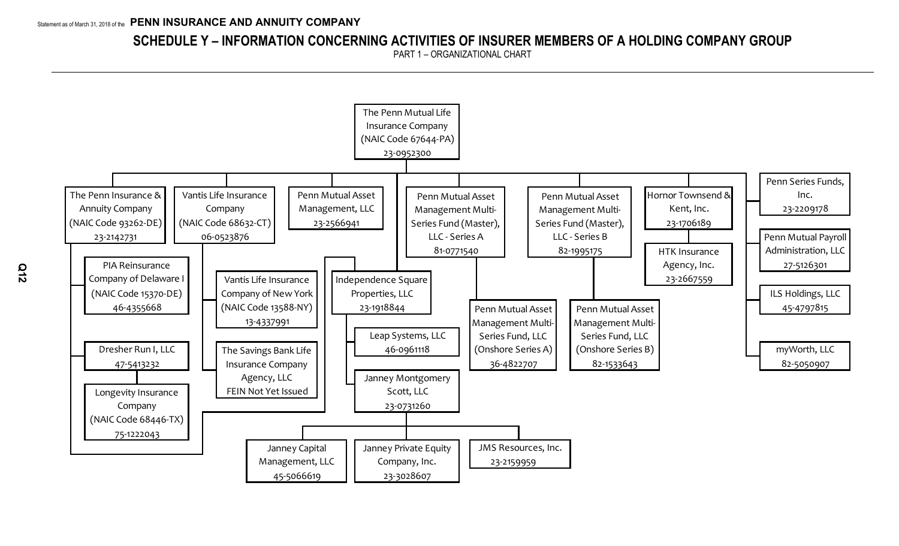Statement as of March 31, 2018 of the **PENN INSURANCE AND ANNUITY COMPANY**

# SCHEDULE Y – INFORMATION CONCERNING ACTIVITIES OF INSURER MEMBERS OF A HOLDING COMPANY GROUP

PART 1 – ORGANIZATIONAL CHART

- The Penn Mutual Life Insurance Company (NAIC Code 67644-PA) 23-0952300
  - The Penn Insurance & Annuity Company (NAIC Code 93262-DE) 23-2142731
    - PIA Reinsurance Company of Delaware I (NAIC Code 15370-DE) 46-4355668
    - Dresher Run I, LLC 47-5413232
      - Longevity Insurance Company (NAIC Code 68446-TX) 75-1222043
  - Vantis Life Insurance Company (NAIC Code 68632-CT) 06-0523876
    - Vantis Life Insurance Company of New York (NAIC Code 13588-NY) 13-4337991
    - The Savings Bank Life Insurance Company Agency, LLC FEIN Not Yet Issued
  - Penn Mutual Asset Management, LLC 23-2566941
  - Independence Square Properties, LLC 23-1918844
    - Leap Systems, LLC 46-0961118
    - Janney Montgomery Scott, LLC 23-0731260
      - Janney Capital Management, LLC 45-5066619
      - Janney Private Equity Company, Inc. 23-3028607
      - JMS Resources, Inc. 23-2159959
  - Penn Mutual Asset Management Multi-Series Fund (Master), LLC - Series A 81-0771540
    - Penn Mutual Asset Management Multi-Series Fund, LLC (Onshore Series A) 36-4822707
  - Penn Mutual Asset Management Multi-Series Fund (Master), LLC - Series B 82-1995175
    - Penn Mutual Asset Management Multi-Series Fund, LLC (Onshore Series B) 82-1533643
  - Hornor Townsend & Kent, Inc. 23-1706189
    - HTK Insurance Agency, Inc. 23-2667559
  - Penn Series Funds, Inc. 23-2209178
  - Penn Mutual Payroll Administration, LLC 27-5126301
  - ILS Holdings, LLC 45-4797815
  - myWorth, LLC 82-5050907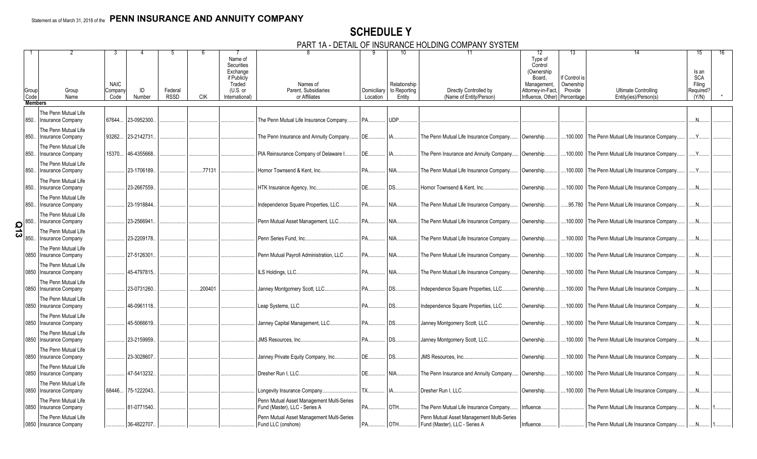Statement as of March 31, 2018 of the **PENN INSURANCE AND ANNUITY COMPANY**

# SCHEDULE Y

## PART 1A - DETAIL OF INSURANCE HOLDING COMPANY SYSTEM

| 1 | 2 | 3 | 4 | 5 | 6 | 7 | 8 | 9 | 10 | 11 | 12 | 13 | 14 | 15 | 16 |
|---|---|---|---|---|---|---|---|---|---|---|---|---|---|---|---|
| Group Code | Group Name | NAIC Company Code | ID Number | Federal RSSD | CIK | Name of Securities Exchange if Publicly Traded (U.S. or International) | Names of Parent, Subsidiaries or Affiliates | Domiciliary Location | Relationship to Reporting Entity | Directly Controlled by (Name of Entity/Person) | Type of Control (Ownership Board, Management, Attorney-in-Fact, Influence, Other) | If Control is Ownership Provide Percentage | Ultimate Controlling Entity(ies)/Person(s) | Is an SCA Filing Required? (Y/N) | * |
| **Members** | | | | | | | | | | | | | | | |
| 850 | The Penn Mutual Life Insurance Company | 67644 | 23-0952300 | | | | The Penn Mutual Life Insurance Company | PA | UDP | | | | | N | |
| 850 | The Penn Mutual Life Insurance Company | 93262 | 23-2142731 | | | | The Penn Insurance and Annuity Company | DE | IA | The Penn Mutual Life Insurance Company | Ownership | 100.000 | The Penn Mutual Life Insurance Company | Y | |
| 850 | The Penn Mutual Life Insurance Company | 15370 | 46-4355668 | | | | PIA Reinsurance Company of Delaware I | DE | IA | The Penn Insurance and Annuity Company | Ownership | 100.000 | The Penn Mutual Life Insurance Company | Y | |
| 850 | The Penn Mutual Life Insurance Company | | 23-1706189 | | 77131 | | Hornor Townsend & Kent, Inc. | PA | NIA | The Penn Mutual Life Insurance Company | Ownership | 100.000 | The Penn Mutual Life Insurance Company | Y | |
| 850 | The Penn Mutual Life Insurance Company | | 23-2667559 | | | | HTK Insurance Agency, Inc. | DE | DS | Hornor Townsend & Kent, Inc. | Ownership | 100.000 | The Penn Mutual Life Insurance Company | N | |
| 850 | The Penn Mutual Life Insurance Company | | 23-1918844 | | | | Independence Square Properties, LLC | PA | NIA | The Penn Mutual Life Insurance Company | Ownership | 95.780 | The Penn Mutual Life Insurance Company | N | |
| 850 | The Penn Mutual Life Insurance Company | | 23-2566941 | | | | Penn Mutual Asset Management, LLC | PA | NIA | The Penn Mutual Life Insurance Company | Ownership | 100.000 | The Penn Mutual Life Insurance Company | N | |
| 850 | The Penn Mutual Life Insurance Company | | 23-2209178 | | | | Penn Series Fund, Inc. | PA | NIA | The Penn Mutual Life Insurance Company | Ownership | 100.000 | The Penn Mutual Life Insurance Company | N | |
| 0850 | The Penn Mutual Life Insurance Company | | 27-5126301 | | | | Penn Mutual Payroll Administration, LLC | PA | NIA | The Penn Mutual Life Insurance Company | Ownership | 100.000 | The Penn Mutual Life Insurance Company | N | |
| 0850 | The Penn Mutual Life Insurance Company | | 45-4797815 | | | | ILS Holdings, LLC | PA | NIA | The Penn Mutual Life Insurance Company | Ownership | 100.000 | The Penn Mutual Life Insurance Company | N | |
| 0850 | The Penn Mutual Life Insurance Company | | 23-0731260 | | 200401 | | Janney Montgomery Scott, LLC | PA | DS | Independence Square Properties, LLC | Ownership | 100.000 | The Penn Mutual Life Insurance Company | N | |
| 0850 | The Penn Mutual Life Insurance Company | | 46-0961118 | | | | Leap Systems, LLC | PA | DS | Independence Square Properties, LLC | Ownership | 100.000 | The Penn Mutual Life Insurance Company | N | |
| 0850 | The Penn Mutual Life Insurance Company | | 45-5066619 | | | | Janney Capital Management, LLC | PA | DS | Janney Montgomery Scott, LLC | Ownership | 100.000 | The Penn Mutual Life Insurance Company | N | |
| 0850 | The Penn Mutual Life Insurance Company | | 23-2159959 | | | | JMS Resources, Inc. | PA | DS | Janney Montgomery Scott, LLC | Ownership | 100.000 | The Penn Mutual Life Insurance Company | N | |
| 0850 | The Penn Mutual Life Insurance Company | | 23-3028607 | | | | Janney Private Equity Company, Inc. | DE | DS | JMS Resources, Inc. | Ownership | 100.000 | The Penn Mutual Life Insurance Company | N | |
| 0850 | The Penn Mutual Life Insurance Company | | 47-5413232 | | | | Dresher Run I, LLC | DE | NIA | The Penn Insurance and Annuity Company | Ownership | 100.000 | The Penn Mutual Life Insurance Company | N | |
| 0850 | The Penn Mutual Life Insurance Company | 68446 | 75-1222043 | | | | Longevity Insurance Company | TX | IA | Dresher Run I, LLC | Ownership | 100.000 | The Penn Mutual Life Insurance Company | N | |
| 0850 | The Penn Mutual Life Insurance Company | | 81-0771540 | | | | Penn Mutual Asset Management Multi-Series Fund (Master), LLC - Series A | PA | OTH | The Penn Mutual Life Insurance Company | Influence | | The Penn Mutual Life Insurance Company | N | 1 |
| 0850 | The Penn Mutual Life Insurance Company | | 36-4822707 | | | | Penn Mutual Asset Management Multi-Series Fund LLC (onshore) | PA | OTH | Penn Mutual Asset Management Multi-Series Fund (Master), LLC - Series A | Influence | | The Penn Mutual Life Insurance Company | N | 1 |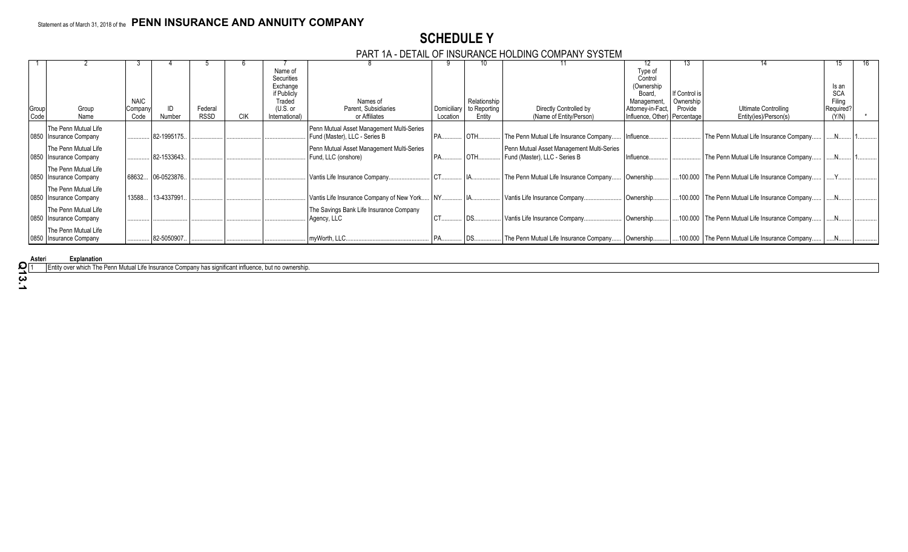Statement as of March 31, 2018 of the **PENN INSURANCE AND ANNUITY COMPANY**

# SCHEDULE Y

## PART 1A - DETAIL OF INSURANCE HOLDING COMPANY SYSTEM

| 1 | 2 | 3 | 4 | 5 | 6 | 7 | 8 | 9 | 10 | 11 | 12 | 13 | 14 | 15 | 16 |
|---|---|---|---|---|---|---|---|---|---|---|---|---|---|---|---|
| Group Code | Group Name | NAIC Company Code | ID Number | Federal RSSD | CIK | Name of Securities Exchange if Publicly Traded (U.S. or International) | Names of Parent, Subsidiaries or Affiliates | Domiciliary Location | Relationship to Reporting Entity | Directly Controlled by (Name of Entity/Person) | Type of Control (Ownership Board, Management, Attorney-in-Fact, Influence, Other) | If Control is Ownership Provide Percentage | Ultimate Controlling Entity(ies)/Person(s) | Is an SCA Filing Required? (Y/N) | * |
| 0850 | The Penn Mutual Life Insurance Company | | 82-1995175 | | | | Penn Mutual Asset Management Multi-Series Fund (Master), LLC - Series B | PA | OTH | The Penn Mutual Life Insurance Company | Influence | | The Penn Mutual Life Insurance Company | N | 1 |
| 0850 | The Penn Mutual Life Insurance Company | | 82-1533643 | | | | Penn Mutual Asset Management Multi-Series Fund, LLC (onshore) | PA | OTH | Penn Mutual Asset Management Multi-Series Fund (Master), LLC - Series B | Influence | | The Penn Mutual Life Insurance Company | N | 1 |
| 0850 | The Penn Mutual Life Insurance Company | 68632 | 06-0523876 | | | | Vantis Life Insurance Company | CT | IA | The Penn Mutual Life Insurance Company | Ownership | 100.000 | The Penn Mutual Life Insurance Company | Y | |
| 0850 | The Penn Mutual Life Insurance Company | 13588 | 13-4337991 | | | | Vantis Life Insurance Company of New York | NY | IA | Vantis Life Insurance Company | Ownership | 100.000 | The Penn Mutual Life Insurance Company | N | |
| 0850 | The Penn Mutual Life Insurance Company | | | | | | The Savings Bank Life Insurance Company Agency, LLC | CT | DS | Vantis Life Insurance Company | Ownership | 100.000 | The Penn Mutual Life Insurance Company | N | |
| 0850 | The Penn Mutual Life Insurance Company | | 82-5050907 | | | | myWorth, LLC | PA | DS | The Penn Mutual Life Insurance Company | Ownership | 100.000 | The Penn Mutual Life Insurance Company | N | |

| Asterisk | Explanation |
|---|---|
| 1 | Entity over which The Penn Mutual Life Insurance Company has significant influence, but no ownership. |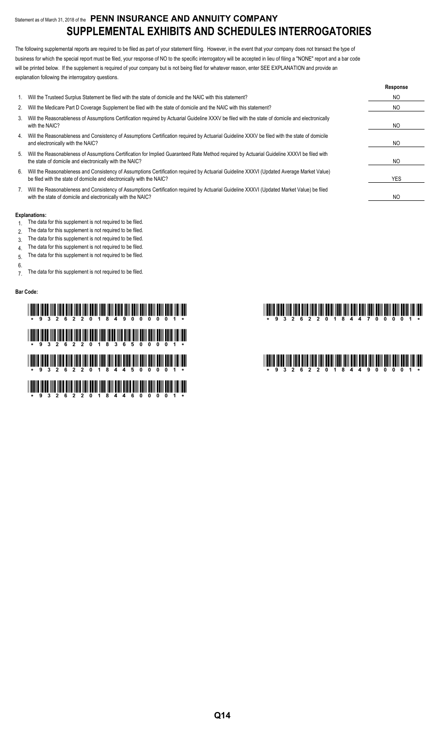Statement as of March 31, 2018 of the **PENN INSURANCE AND ANNUITY COMPANY**

# SUPPLEMENTAL EXHIBITS AND SCHEDULES INTERROGATORIES

The following supplemental reports are required to be filed as part of your statement filing. However, in the event that your company does not transact the type of business for which the special report must be filed, your response of NO to the specific interrogatory will be accepted in lieu of filing a "NONE" report and a bar code will be printed below. If the supplement is required of your company but is not being filed for whatever reason, enter SEE EXPLANATION and provide an explanation following the interrogatory questions.

| | | Response |
|---|---|---|
| 1. | Will the Trusteed Surplus Statement be filed with the state of domicile and the NAIC with this statement? | NO |
| 2. | Will the Medicare Part D Coverage Supplement be filed with the state of domicile and the NAIC with this statement? | NO |
| 3. | Will the Reasonableness of Assumptions Certification required by Actuarial Guideline XXXV be filed with the state of domicile and electronically with the NAIC? | NO |
| 4. | Will the Reasonableness and Consistency of Assumptions Certification required by Actuarial Guideline XXXV be filed with the state of domicile and electronically with the NAIC? | NO |
| 5. | Will the Reasonableness of Assumptions Certification for Implied Guaranteed Rate Method required by Actuarial Guideline XXXVI be filed with the state of domicile and electronically with the NAIC? | NO |
| 6. | Will the Reasonableness and Consistency of Assumptions Certification required by Actuarial Guideline XXXVI (Updated Average Market Value) be filed with the state of domicile and electronically with the NAIC? | YES |
| 7. | Will the Reasonableness and Consistency of Assumptions Certification required by Actuarial Guideline XXXVI (Updated Market Value) be filed with the state of domicile and electronically with the NAIC? | NO |

**Explanations:**

1. The data for this supplement is not required to be filed.
2. The data for this supplement is not required to be filed.
3. The data for this supplement is not required to be filed.
4. The data for this supplement is not required to be filed.
5. The data for this supplement is not required to be filed.
6. 
7. The data for this supplement is not required to be filed.

**Bar Code:**

\* 9 3 2 6 2 2 0 1 8 4 9 0 0 0 0 1 \*

\* 9 3 2 6 2 2 0 1 8 3 6 5 0 0 0 0 1 \*

\* 9 3 2 6 2 2 0 1 8 4 4 5 0 0 0 0 1 \*

\* 9 3 2 6 2 2 0 1 8 4 4 6 0 0 0 0 1 \*

\* 9 3 2 6 2 2 0 1 8 4 4 7 0 0 0 0 1 \*

\* 9 3 2 6 2 2 0 1 8 4 4 9 0 0 0 0 1 \*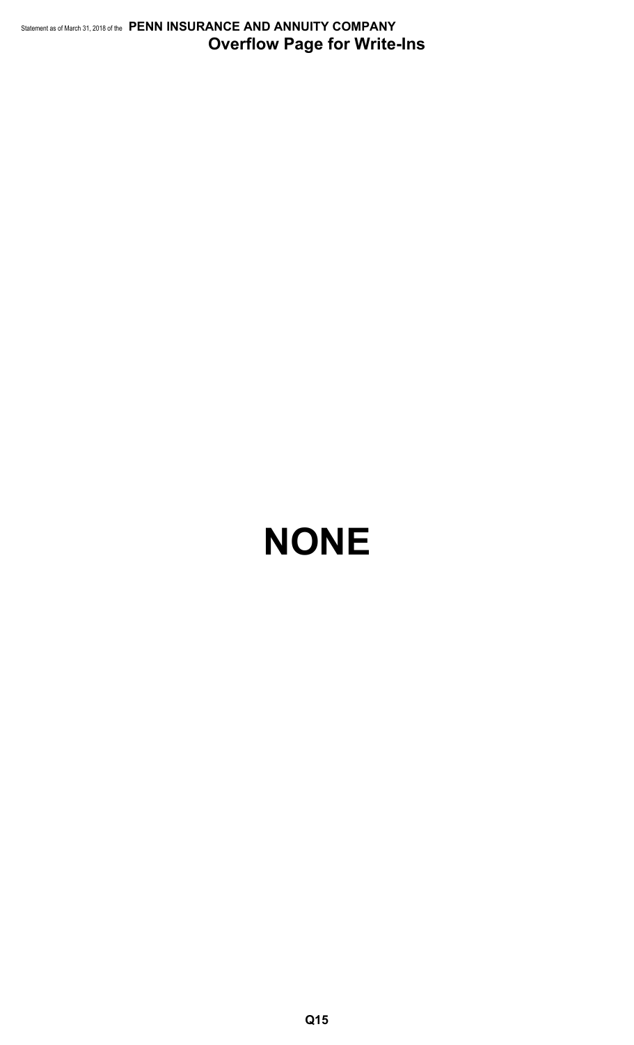## Overflow Page for Write-Ins

# NONE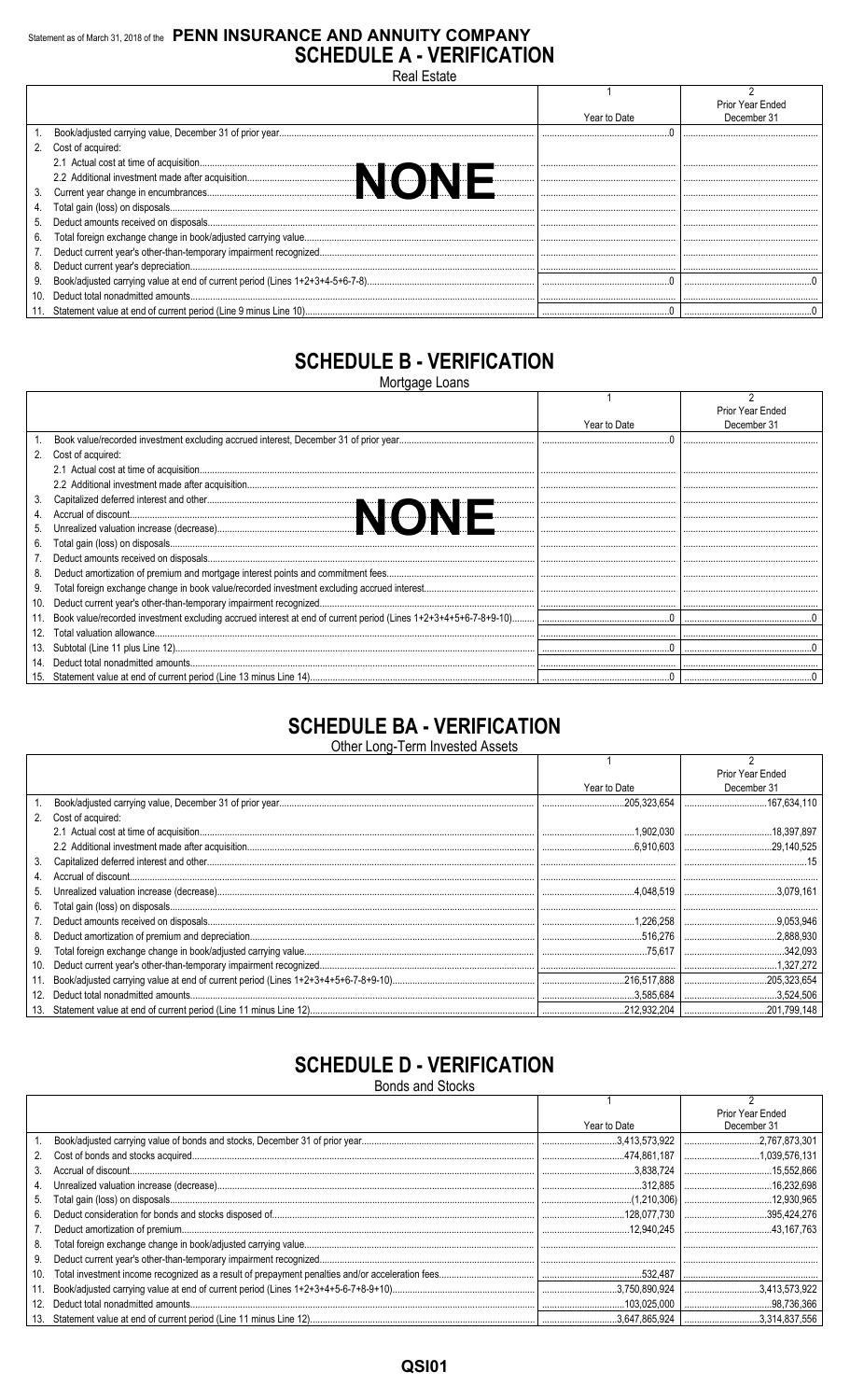Statement as of March 31, 2018 of the **PENN INSURANCE AND ANNUITY COMPANY**

# SCHEDULE A - VERIFICATION

Real Estate

| | | 1<br>Year to Date | 2<br>Prior Year Ended<br>December 31 |
|---|---|---|---|
| 1. | Book/adjusted carrying value, December 31 of prior year | 0 | |
| 2. | Cost of acquired: | | |
| | 2.1 Actual cost at time of acquisition | | |
| | 2.2 Additional investment made after acquisition | | |
| 3. | Current year change in encumbrances | | |
| 4. | Total gain (loss) on disposals | | |
| 5. | Deduct amounts received on disposals | | |
| 6. | Total foreign exchange change in book/adjusted carrying value | | |
| 7. | Deduct current year's other-than-temporary impairment recognized | | |
| 8. | Deduct current year's depreciation | | |
| 9. | Book/adjusted carrying value at end of current period (Lines 1+2+3+4-5+6-7-8) | 0 | 0 |
| 10. | Deduct total nonadmitted amounts | | |
| 11. | Statement value at end of current period (Line 9 minus Line 10) | 0 | 0 |

**NONE**

# SCHEDULE B - VERIFICATION

Mortgage Loans

| | | 1<br>Year to Date | 2<br>Prior Year Ended<br>December 31 |
|---|---|---|---|
| 1. | Book value/recorded investment excluding accrued interest, December 31 of prior year | 0 | |
| 2. | Cost of acquired: | | |
| | 2.1 Actual cost at time of acquisition | | |
| | 2.2 Additional investment made after acquisition | | |
| 3. | Capitalized deferred interest and other | | |
| 4. | Accrual of discount | | |
| 5. | Unrealized valuation increase (decrease) | | |
| 6. | Total gain (loss) on disposals | | |
| 7. | Deduct amounts received on disposals | | |
| 8. | Deduct amortization of premium and mortgage interest points and commitment fees | | |
| 9. | Total foreign exchange change in book value/recorded investment excluding accrued interest | | |
| 10. | Deduct current year's other-than-temporary impairment recognized | | |
| 11. | Book value/recorded investment excluding accrued interest at end of current period (Lines 1+2+3+4+5+6-7-8+9-10) | 0 | 0 |
| 12. | Total valuation allowance | | |
| 13. | Subtotal (Line 11 plus Line 12) | 0 | 0 |
| 14. | Deduct total nonadmitted amounts | | |
| 15. | Statement value at end of current period (Line 13 minus Line 14) | 0 | 0 |

**NONE**

# SCHEDULE BA - VERIFICATION

Other Long-Term Invested Assets

| | | 1<br>Year to Date | 2<br>Prior Year Ended<br>December 31 |
|---|---|---|---|
| 1. | Book/adjusted carrying value, December 31 of prior year | 205,323,654 | 167,634,110 |
| 2. | Cost of acquired: | | |
| | 2.1 Actual cost at time of acquisition | 1,902,030 | 18,397,897 |
| | 2.2 Additional investment made after acquisition | 6,910,603 | 29,140,525 |
| 3. | Capitalized deferred interest and other | | 15 |
| 4. | Accrual of discount | | |
| 5. | Unrealized valuation increase (decrease) | 4,048,519 | 3,079,161 |
| 6. | Total gain (loss) on disposals | | |
| 7. | Deduct amounts received on disposals | 1,226,258 | 9,053,946 |
| 8. | Deduct amortization of premium and depreciation | 516,276 | 2,888,930 |
| 9. | Total foreign exchange change in book/adjusted carrying value | 75,617 | 342,093 |
| 10. | Deduct current year's other-than-temporary impairment recognized | | 1,327,272 |
| 11. | Book/adjusted carrying value at end of current period (Lines 1+2+3+4+5+6-7-8+9-10) | 216,517,888 | 205,323,654 |
| 12. | Deduct total nonadmitted amounts | 3,585,684 | 3,524,506 |
| 13. | Statement value at end of current period (Line 11 minus Line 12) | 212,932,204 | 201,799,148 |

# SCHEDULE D - VERIFICATION

Bonds and Stocks

| | | 1<br>Year to Date | 2<br>Prior Year Ended<br>December 31 |
|---|---|---|---|
| 1. | Book/adjusted carrying value of bonds and stocks, December 31 of prior year | 3,413,573,922 | 2,767,873,301 |
| 2. | Cost of bonds and stocks acquired | 474,861,187 | 1,039,576,131 |
| 3. | Accrual of discount | 3,838,724 | 15,552,866 |
| 4. | Unrealized valuation increase (decrease) | 312,885 | 16,232,698 |
| 5. | Total gain (loss) on disposals | (1,210,306) | 12,930,965 |
| 6. | Deduct consideration for bonds and stocks disposed of | 128,077,730 | 395,424,276 |
| 7. | Deduct amortization of premium | 12,940,245 | 43,167,763 |
| 8. | Total foreign exchange change in book/adjusted carrying value | | |
| 9. | Deduct current year's other-than-temporary impairment recognized | | |
| 10. | Total investment income recognized as a result of prepayment penalties and/or acceleration fees | 532,487 | |
| 11. | Book/adjusted carrying value at end of current period (Lines 1+2+3+4+5-6-7+8-9+10) | 3,750,890,924 | 3,413,573,922 |
| 12. | Deduct total nonadmitted amounts | 103,025,000 | 98,736,366 |
| 13. | Statement value at end of current period (Line 11 minus Line 12) | 3,647,865,924 | 3,314,837,556 |

QSI01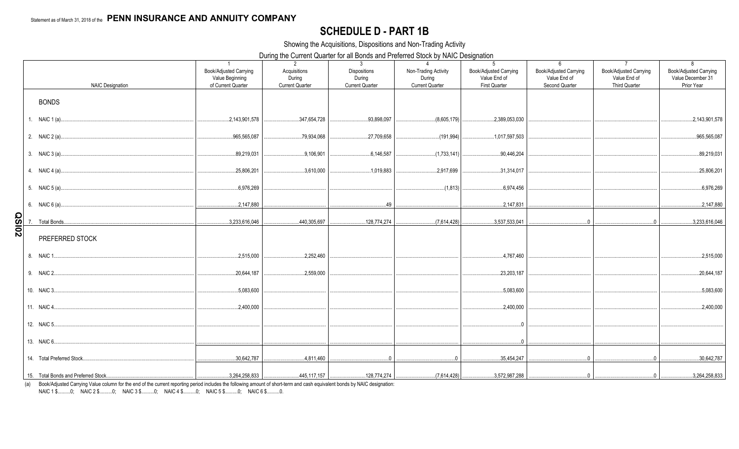Statement as of March 31, 2018 of the **PENN INSURANCE AND ANNUITY COMPANY**

# SCHEDULE D - PART 1B

Showing the Acquisitions, Dispositions and Non-Trading Activity

During the Current Quarter for all Bonds and Preferred Stock by NAIC Designation

| NAIC Designation | 1<br>Book/Adjusted Carrying Value Beginning of Current Quarter | 2<br>Acquisitions During Current Quarter | 3<br>Dispositions During Current Quarter | 4<br>Non-Trading Activity During Current Quarter | 5<br>Book/Adjusted Carrying Value End of First Quarter | 6<br>Book/Adjusted Carrying Value End of Second Quarter | 7<br>Book/Adjusted Carrying Value End of Third Quarter | 8<br>Book/Adjusted Carrying Value December 31 Prior Year |
|---|---|---|---|---|---|---|---|---|
| **BONDS** | | | | | | | | |
| 1. NAIC 1 (a) | 2,143,901,578 | 347,654,728 | 93,898,097 | (8,605,179) | 2,389,053,030 | | | 2,143,901,578 |
| 2. NAIC 2 (a) | 965,565,087 | 79,934,068 | 27,709,658 | (191,994) | 1,017,597,503 | | | 965,565,087 |
| 3. NAIC 3 (a) | 89,219,031 | 9,106,901 | 6,146,587 | (1,733,141) | 90,446,204 | | | 89,219,031 |
| 4. NAIC 4 (a) | 25,806,201 | 3,610,000 | 1,019,883 | 2,917,699 | 31,314,017 | | | 25,806,201 |
| 5. NAIC 5 (a) | 6,976,269 | | | (1,813) | 6,974,456 | | | 6,976,269 |
| 6. NAIC 6 (a) | 2,147,880 | | 49 | | 2,147,831 | | | 2,147,880 |
| 7. Total Bonds | 3,233,616,046 | 440,305,697 | 128,774,274 | (7,614,428) | 3,537,533,041 | 0 | 0 | 3,233,616,046 |
| **PREFERRED STOCK** | | | | | | | | |
| 8. NAIC 1 | 2,515,000 | 2,252,460 | | | 4,767,460 | | | 2,515,000 |
| 9. NAIC 2 | 20,644,187 | 2,559,000 | | | 23,203,187 | | | 20,644,187 |
| 10. NAIC 3 | 5,083,600 | | | | 5,083,600 | | | 5,083,600 |
| 11. NAIC 4 | 2,400,000 | | | | 2,400,000 | | | 2,400,000 |
| 12. NAIC 5 | | | | | 0 | | | |
| 13. NAIC 6 | | | | | 0 | | | |
| 14. Total Preferred Stock | 30,642,787 | 4,811,460 | 0 | 0 | 35,454,247 | 0 | 0 | 30,642,787 |
| 15. Total Bonds and Preferred Stock | 3,264,258,833 | 445,117,157 | 128,774,274 | (7,614,428) | 3,572,987,288 | 0 | 0 | 3,264,258,833 |

(a) Book/Adjusted Carrying Value column for the end of the current reporting period includes the following amount of short-term and cash equivalent bonds by NAIC designation:
NAIC 1 $..........0; NAIC 2 $..........0; NAIC 3 $..........0; NAIC 4 $..........0; NAIC 5 $..........0; NAIC 6 $..........0.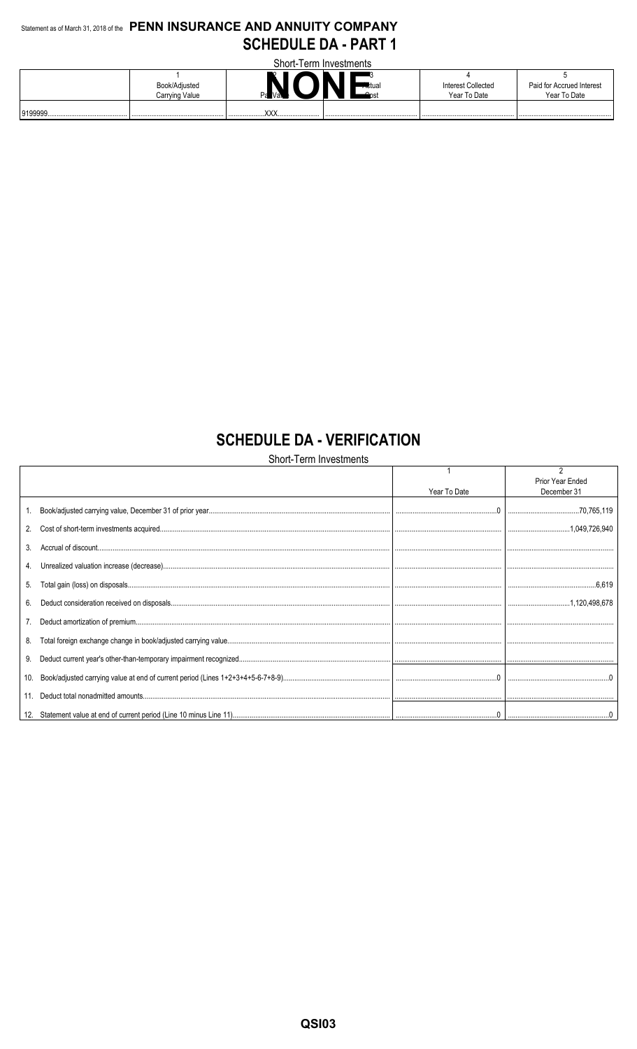Statement as of March 31, 2018 of the **PENN INSURANCE AND ANNUITY COMPANY**

# SCHEDULE DA - PART 1

Short-Term Investments

|  | 1<br>Book/Adjusted Carrying Value | 2<br>Par Value | 3<br>Actual Cost | 4<br>Interest Collected Year To Date | 5<br>Paid for Accrued Interest Year To Date |
|---|---|---|---|---|---|
| 9199999 |  | XXX |  |  |  |

**NONE**

# SCHEDULE DA - VERIFICATION

Short-Term Investments

|  | 1<br>Year To Date | 2<br>Prior Year Ended December 31 |
|---|---|---|
| 1. Book/adjusted carrying value, December 31 of prior year | 0 | 70,765,119 |
| 2. Cost of short-term investments acquired |  | 1,049,726,940 |
| 3. Accrual of discount |  |  |
| 4. Unrealized valuation increase (decrease) |  |  |
| 5. Total gain (loss) on disposals |  | 6,619 |
| 6. Deduct consideration received on disposals |  | 1,120,498,678 |
| 7. Deduct amortization of premium |  |  |
| 8. Total foreign exchange change in book/adjusted carrying value |  |  |
| 9. Deduct current year's other-than-temporary impairment recognized |  |  |
| 10. Book/adjusted carrying value at end of current period (Lines 1+2+3+4+5-6-7+8-9) | 0 | 0 |
| 11. Deduct total nonadmitted amounts |  |  |
| 12. Statement value at end of current period (Line 10 minus Line 11) | 0 | 0 |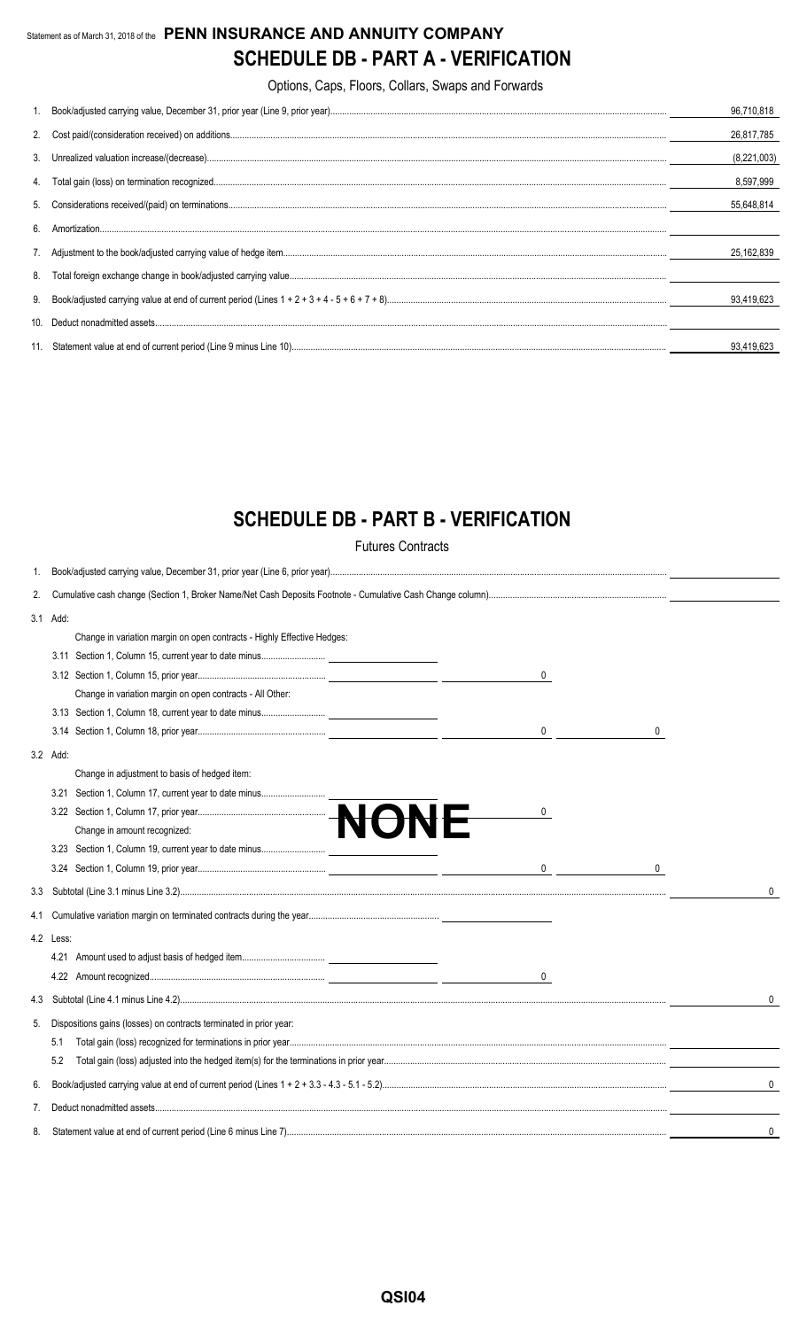Statement as of March 31, 2018 of the **PENN INSURANCE AND ANNUITY COMPANY**

# SCHEDULE DB - PART A - VERIFICATION

Options, Caps, Floors, Collars, Swaps and Forwards

| | | |
|---|---|---|
| 1. | Book/adjusted carrying value, December 31, prior year (Line 9, prior year) | 96,710,818 |
| 2. | Cost paid/(consideration received) on additions | 26,817,785 |
| 3. | Unrealized valuation increase/(decrease) | (8,221,003) |
| 4. | Total gain (loss) on termination recognized | 8,597,999 |
| 5. | Considerations received/(paid) on terminations | 55,648,814 |
| 6. | Amortization | |
| 7. | Adjustment to the book/adjusted carrying value of hedge item | 25,162,839 |
| 8. | Total foreign exchange change in book/adjusted carrying value | |
| 9. | Book/adjusted carrying value at end of current period (Lines 1 + 2 + 3 + 4 - 5 + 6 + 7 + 8) | 93,419,623 |
| 10. | Deduct nonadmitted assets | |
| 11. | Statement value at end of current period (Line 9 minus Line 10) | 93,419,623 |

# SCHEDULE DB - PART B - VERIFICATION

Futures Contracts

**NONE**

| | | | | | |
|---|---|---|---|---|---|
| 1. | Book/adjusted carrying value, December 31, prior year (Line 6, prior year) | | | | |
| 2. | Cumulative cash change (Section 1, Broker Name/Net Cash Deposits Footnote - Cumulative Cash Change column) | | | | |
| 3.1 | Add: | | | | |
| | Change in variation margin on open contracts - Highly Effective Hedges: | | | | |
| | 3.11 Section 1, Column 15, current year to date minus | | | | |
| | 3.12 Section 1, Column 15, prior year | | 0 | | |
| | Change in variation margin on open contracts - All Other: | | | | |
| | 3.13 Section 1, Column 18, current year to date minus | | | | |
| | 3.14 Section 1, Column 18, prior year | | 0 | 0 | |
| 3.2 | Add: | | | | |
| | Change in adjustment to basis of hedged item: | | | | |
| | 3.21 Section 1, Column 17, current year to date minus | | | | |
| | 3.22 Section 1, Column 17, prior year | | 0 | | |
| | Change in amount recognized: | | | | |
| | 3.23 Section 1, Column 19, current year to date minus | | | | |
| | 3.24 Section 1, Column 19, prior year | | 0 | 0 | |
| 3.3 | Subtotal (Line 3.1 minus Line 3.2) | | | | 0 |
| 4.1 | Cumulative variation margin on terminated contracts during the year | | | | |
| 4.2 | Less: | | | | |
| | 4.21 Amount used to adjust basis of hedged item | | | | |
| | 4.22 Amount recognized | | 0 | | |
| 4.3 | Subtotal (Line 4.1 minus Line 4.2) | | | | 0 |
| 5. | Dispositions gains (losses) on contracts terminated in prior year: | | | | |
| | 5.1 Total gain (loss) recognized for terminations in prior year | | | | |
| | 5.2 Total gain (loss) adjusted into the hedged item(s) for the terminations in prior year | | | | |
| 6. | Book/adjusted carrying value at end of current period (Lines 1 + 2 + 3.3 - 4.3 - 5.1 - 5.2) | | | | 0 |
| 7. | Deduct nonadmitted assets | | | | |
| 8. | Statement value at end of current period (Line 6 minus Line 7) | | | | 0 |

QSI04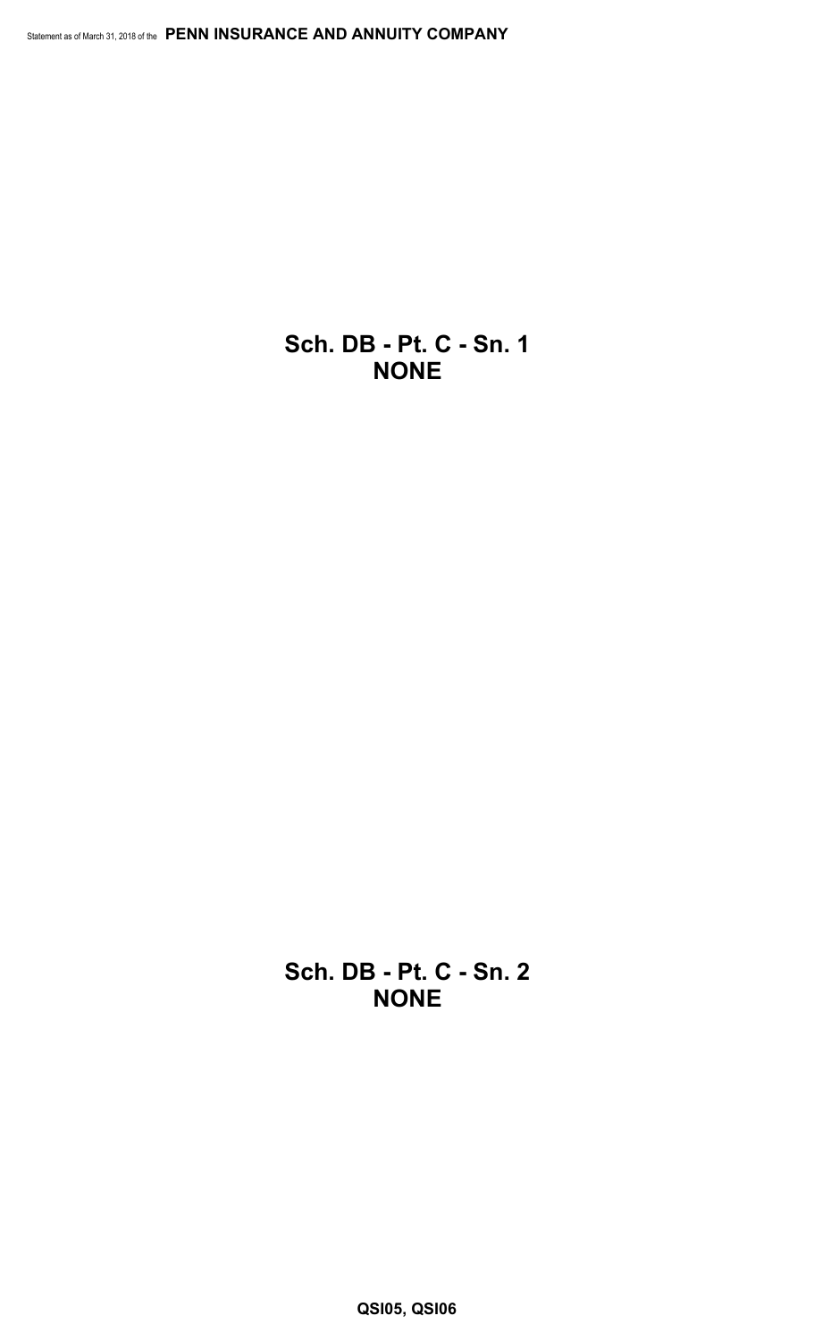# Sch. DB - Pt. C - Sn. 1
# NONE

# Sch. DB - Pt. C - Sn. 2
# NONE

**QSI05, QSI06**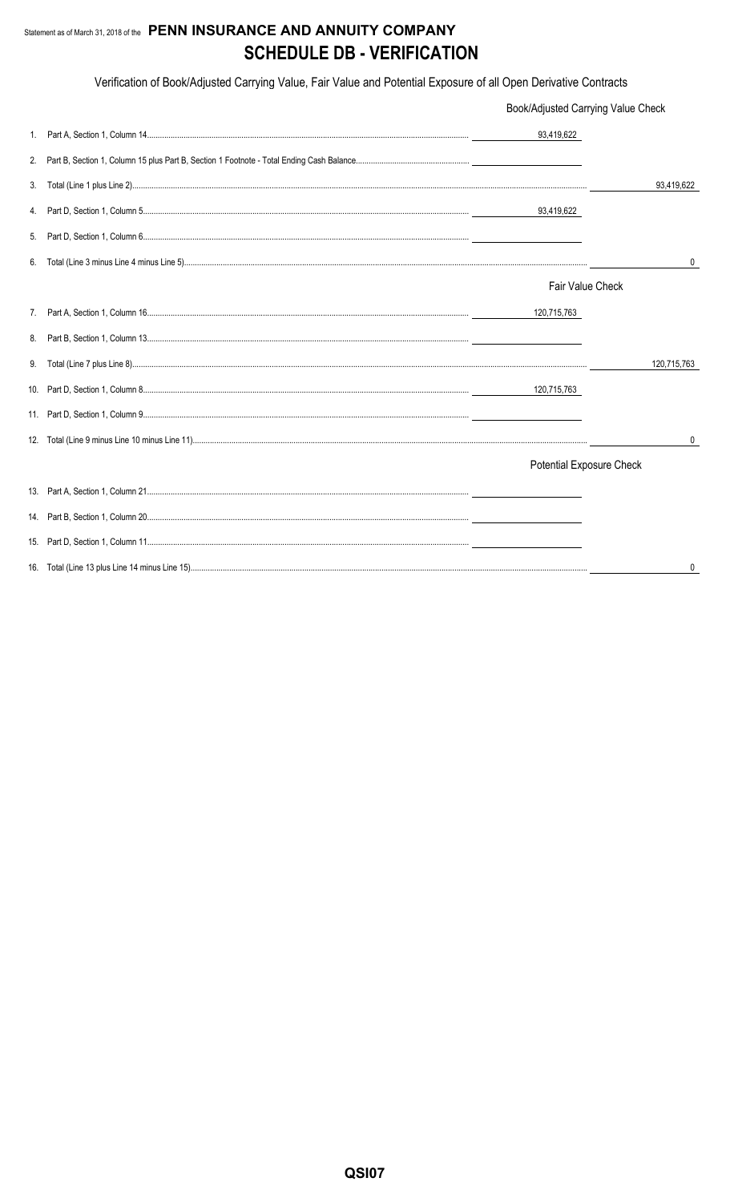Statement as of March 31, 2018 of the **PENN INSURANCE AND ANNUITY COMPANY**

# SCHEDULE DB - VERIFICATION

Verification of Book/Adjusted Carrying Value, Fair Value and Potential Exposure of all Open Derivative Contracts

| | | | |
|---|---|---|---|
| | | Book/Adjusted Carrying Value Check | |
| 1. | Part A, Section 1, Column 14 | 93,419,622 | |
| 2. | Part B, Section 1, Column 15 plus Part B, Section 1 Footnote - Total Ending Cash Balance | | |
| 3. | Total (Line 1 plus Line 2) | | 93,419,622 |
| 4. | Part D, Section 1, Column 5 | 93,419,622 | |
| 5. | Part D, Section 1, Column 6 | | |
| 6. | Total (Line 3 minus Line 4 minus Line 5) | | 0 |
| | | Fair Value Check | |
| 7. | Part A, Section 1, Column 16 | 120,715,763 | |
| 8. | Part B, Section 1, Column 13 | | |
| 9. | Total (Line 7 plus Line 8) | | 120,715,763 |
| 10. | Part D, Section 1, Column 8 | 120,715,763 | |
| 11. | Part D, Section 1, Column 9 | | |
| 12. | Total (Line 9 minus Line 10 minus Line 11) | | 0 |
| | | Potential Exposure Check | |
| 13. | Part A, Section 1, Column 21 | | |
| 14. | Part B, Section 1, Column 20 | | |
| 15. | Part D, Section 1, Column 11 | | |
| 16. | Total (Line 13 plus Line 14 minus Line 15) | | 0 |

QSI07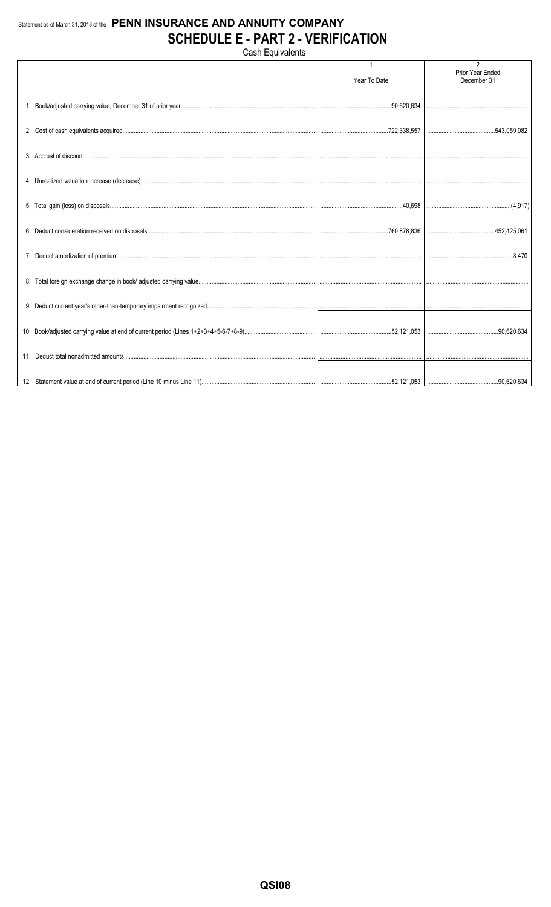Statement as of March 31, 2018 of the **PENN INSURANCE AND ANNUITY COMPANY**

# SCHEDULE E - PART 2 - VERIFICATION

Cash Equivalents

| | 1<br>Year To Date | 2<br>Prior Year Ended December 31 |
|---|---|---|
| 1. Book/adjusted carrying value, December 31 of prior year | 90,620,634 | |
| 2. Cost of cash equivalents acquired | 722,338,557 | 543,059,082 |
| 3. Accrual of discount | | |
| 4. Unrealized valuation increase (decrease) | | |
| 5. Total gain (loss) on disposals | 40,698 | (4,917) |
| 6. Deduct consideration received on disposals | 760,878,836 | 452,425,061 |
| 7. Deduct amortization of premium | | 8,470 |
| 8. Total foreign exchange change in book/ adjusted carrying value | | |
| 9. Deduct current year's other-than-temporary impairment recognized | | |
| 10. Book/adjusted carrying value at end of current period (Lines 1+2+3+4+5-6-7+8-9) | 52,121,053 | 90,620,634 |
| 11. Deduct total nonadmitted amounts | | |
| 12. Statement value at end of current period (Line 10 minus Line 11) | 52,121,053 | 90,620,634 |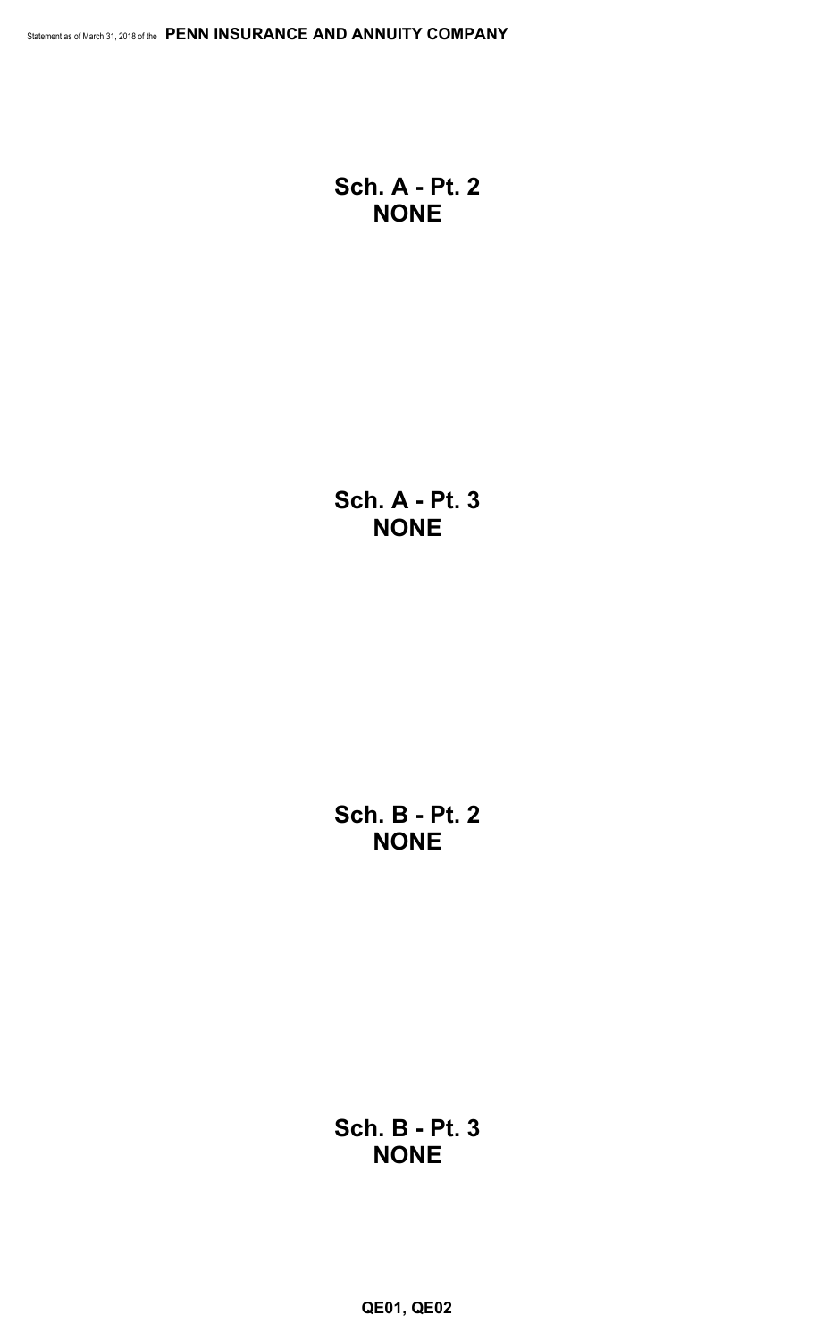## Sch. A - Pt. 2
## NONE

## Sch. A - Pt. 3
## NONE

## Sch. B - Pt. 2
## NONE

## Sch. B - Pt. 3
## NONE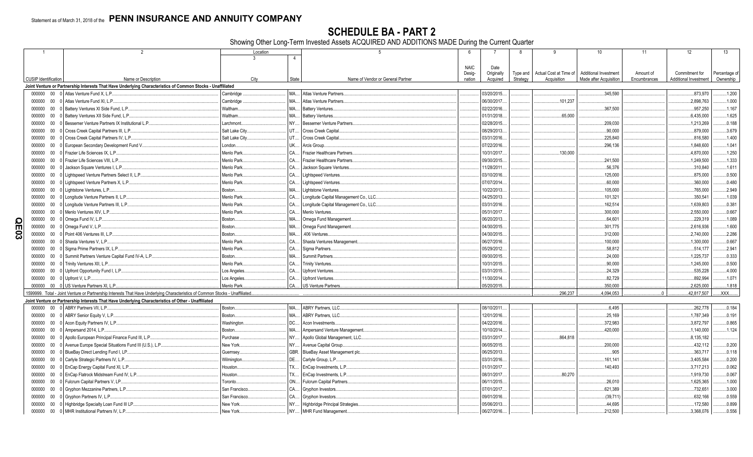Statement as of March 31, 2018 of the **PENN INSURANCE AND ANNUITY COMPANY**

# SCHEDULE BA - PART 2

Showing Other Long-Term Invested Assets ACQUIRED AND ADDITIONS MADE During the Current Quarter

| 1 | 2 | Location 3 | 4 | 5 | 6 | 7 | 8 | 9 | 10 | 11 | 12 | 13 |
|---|---|---|---|---|---|---|---|---|---|---|---|---|
| CUSIP Identification | Name or Description | City | State | Name of Vendor or General Partner | NAIC Designation | Date Originally Acquired | Type and Strategy | Actual Cost at Time of Acquisition | Additional Investment Made after Acquisition | Amount of Encumbrances | Commitment for Additional Investment | Percentage of Ownership |
| **Joint Venture or Partnership Interests That Have Underlying Characteristics of Common Stocks - Unaffiliated** | | | | | | | | | | | | |
| 000000 00 0 | Atlas Venture Fund X, L.P. | Cambridge | MA | Atlas Venture Partners | | 03/20/2015 | | | 345,590 | | 873,970 | 1.200 |
| 000000 00 0 | Atlas Venture Fund XI, L.P. | Cambridge | MA | Atlas Venture Partners | | 06/30/2017 | | 101,237 | | | 2,898,763 | 1.000 |
| 000000 00 0 | Battery Ventures XI Side Fund, L.P. | Waltham | MA | Battery Ventures | | 02/22/2016 | | | 367,500 | | 957,250 | 1.167 |
| 000000 00 0 | Battery Ventures XII Side Fund, L.P. | Waltham | MA | Battery Ventures | | 01/31/2018 | | 65,000 | | | 6,435,000 | 1.625 |
| 000000 00 0 | Bessemer Venture Partners IX Institutional L.P. | Larchmont | NY | Bessemer Venture Partners | | 02/28/2015 | | | 209,030 | | 1,213,269 | 0.188 |
| 000000 00 0 | Cross Creek Capital Partners III, L.P. | Salt Lake City | UT | Cross Creek Capital | | 08/29/2013 | | | 90,000 | | 879,000 | 3.679 |
| 000000 00 0 | Cross Creek Capital Partners IV, L.P. | Salt Lake City | UT | Cross Creek Capital | | 03/31/2016 | | | 225,840 | | 816,580 | 1.400 |
| 000000 00 0 | European Secondary Development Fund V | London | UK | Arcis Group | | 07/22/2016 | | | 296,136 | | 1,848,600 | 1.041 |
| 000000 00 0 | Frazier Life Sciences IX, L.P. | Menlo Park | CA | Frazier Healthcare Partners | | 10/31/2017 | | 130,000 | | | 4,870,000 | 1.250 |
| 000000 00 0 | Frazier Life Sciences VIII, L.P. | Menlo Park | CA | Frazier Healthcare Partners | | 09/30/2015 | | | 241,500 | | 1,249,500 | 1.333 |
| 000000 00 0 | Jackson Square Ventures I, L.P. | Menlo Park | CA | Jackson Square Ventures | | 11/28/2011 | | | 56,376 | | 310,840 | 1.611 |
| 000000 00 0 | Lightspeed Venture Partners Select II, L.P. | Menlo Park | CA | Lightspeed Ventures | | 03/10/2016 | | | 125,000 | | 875,000 | 0.500 |
| 000000 00 0 | Lightspeed Venture Partners X, L.P. | Menlo Park | CA | Lightspeed Ventures | | 07/07/2014 | | | 60,000 | | 360,000 | 0.480 |
| 000000 00 0 | Lightstone Ventures, L.P. | Boston | MA | Lightstone Ventures | | 10/22/2013 | | | 105,000 | | 765,000 | 2.949 |
| 000000 00 0 | Longitude Venture Partners II, L.P. | Menlo Park | CA | Longitude Capital Management Co., LLC | | 04/25/2013 | | | 101,321 | | 350,541 | 1.039 |
| 000000 00 0 | Longitude Venture Partners III, L.P. | Menlo Park | CA | Longitude Capital Management Co., LLC | | 03/31/2016 | | | 162,514 | | 1,639,803 | 0.381 |
| 000000 00 0 | Menlo Ventures XIV, L.P. | Menlo Park | CA | Menlo Ventures | | 05/31/2017 | | | 300,000 | | 2,550,000 | 0.667 |
| 000000 00 0 | Omega Fund IV, L.P. | Boston | MA | Omega Fund Management | | 06/20/2013 | | | 64,601 | | 229,319 | 1.089 |
| 000000 00 0 | Omega Fund V, L.P. | Boston | MA | Omega Fund Management | | 04/30/2015 | | | 301,775 | | 2,616,936 | 1.600 |
| 000000 00 0 | Point 406 Ventures III, L.P. | Boston | MA | .406 Ventures | | 04/30/2015 | | | 312,000 | | 2,740,000 | 2.286 |
| 000000 00 0 | Shasta Ventures V, L.P. | Menlo Park | CA | Shasta Ventures Management | | 06/27/2016 | | | 100,000 | | 1,300,000 | 0.667 |
| 000000 00 0 | Sigma Prime Partners IX, L.P. | Menlo Park | CA | Sigma Partners | | 05/29/2012 | | | 58,812 | | 514,177 | 2.941 |
| 000000 00 0 | Summit Partners Venture Capital Fund IV-A, L.P. | Boston | MA | Summit Partners | | 09/30/2015 | | | 24,000 | | 1,225,737 | 0.333 |
| 000000 00 0 | Trinity Ventures XII, L.P. | Menlo Park | CA | Trinity Ventures | | 10/31/2015 | | | 90,000 | | 1,245,000 | 0.500 |
| 000000 00 0 | Upfront Opportunity Fund I, L.P. | Los Angeles | CA | Upfront Ventures | | 03/31/2015 | | | 24,329 | | 535,228 | 4.000 |
| 000000 00 0 | Upfront V, L.P. | Los Angeles | CA | Upfront Ventures | | 11/30/2014 | | | 82,729 | | 892,994 | 1.071 |
| 000000 00 0 | US Venture Partners XI, L.P. | Menlo Park | CA | US Venture Partners | | 05/20/2015 | | | 350,000 | | 2,625,000 | 1.818 |
| 1599999. Total - Joint Venture or Partnership Interests That Have Underlying Characteristics of Common Stocks - Unaffiliated | | | | | | | | 296,237 | 4,094,053 | 0 | 42,817,507 | XXX |
| **Joint Venture or Partnership Interests That Have Underlying Characteristics of Other - Unaffiliated** | | | | | | | | | | | | |
| 000000 00 0 | ABRY Partners VII, L.P. | Boston | MA | ABRY Partners, LLC | | 08/10/2011 | | | 6,495 | | 262,778 | 0.184 |
| 000000 00 0 | ABRY Senior Equity V, L.P. | Boston | MA | ABRY Partners, LLC | | 12/01/2016 | | | 25,169 | | 1,787,349 | 0.191 |
| 000000 00 0 | Acon Equity Partners IV, L.P. | Washington | DC | Acon Investments | | 04/22/2016 | | | 372,983 | | 3,872,797 | 0.865 |
| 000000 00 0 | Ampersand 2014, L.P. | Boston | MA | Ampersand Venture Management | | 10/10/2014 | | | 420,000 | | 1,140,000 | 1.124 |
| 000000 00 0 | Apollo European Principal Finance Fund III, L.P. | Purchase | NY | Apollo Global Management, LLC | | 03/31/2017 | | 864,818 | | | 8,135,182 | |
| 000000 00 0 | Avenue Europe Special Situations Fund III (U.S.), L.P. | New York | NY | Avenue Capital Group | | 06/05/2015 | | | 200,000 | | 432,112 | 0.200 |
| 000000 00 0 | BlueBay Direct Lending Fund I, LP | Guernsey | GBR | BlueBay Asset Management plc | | 06/25/2013 | | | 905 | | 363,717 | 0.118 |
| 000000 00 0 | Carlyle Strategic Partners IV, L.P. | Wilmington | DE | Carlyle Group, L.P. | | 03/31/2016 | | | 161,141 | | 3,405,584 | 0.200 |
| 000000 00 0 | EnCap Energy Capital Fund XI, L.P. | Houston | TX | EnCap Investments, L.P. | | 01/31/2017 | | | 140,493 | | 3,717,213 | 0.062 |
| 000000 00 0 | EnCap Flatrock Midstream Fund IV, L.P. | Houston | TX | EnCap Investments, L.P. | | 08/31/2017 | | 80,270 | | | 1,919,730 | 0.067 |
| 000000 00 0 | Fulcrum Capital Partners V, LP | Toronto | ON | Fulcrum Capital Partners | | 06/11/2015 | | | 26,010 | | 1,625,365 | 1.000 |
| 000000 00 0 | Gryphon Mezzanine Partners, L.P. | San Francisco | CA | Gryphon Investors | | 07/01/2017 | | | 621,389 | | 732,651 | 3.000 |
| 000000 00 0 | Gryphon Partners IV, L.P. | San Francisco | CA | Gryphon Investors | | 09/01/2016 | | | (39,711) | | 632,166 | 0.559 |
| 000000 00 0 | Highbridge Specialty Loan Fund III LP | New York | NY | Highbridge Principal Strategies | | 05/06/2013 | | | 44,695 | | 172,580 | 0.899 |
| 000000 00 0 | MHR Institutional Partners IV, L.P. | New York | NY | MHR Fund Management | | 06/27/2016 | | | 212,500 | | 3,368,076 | 0.556 |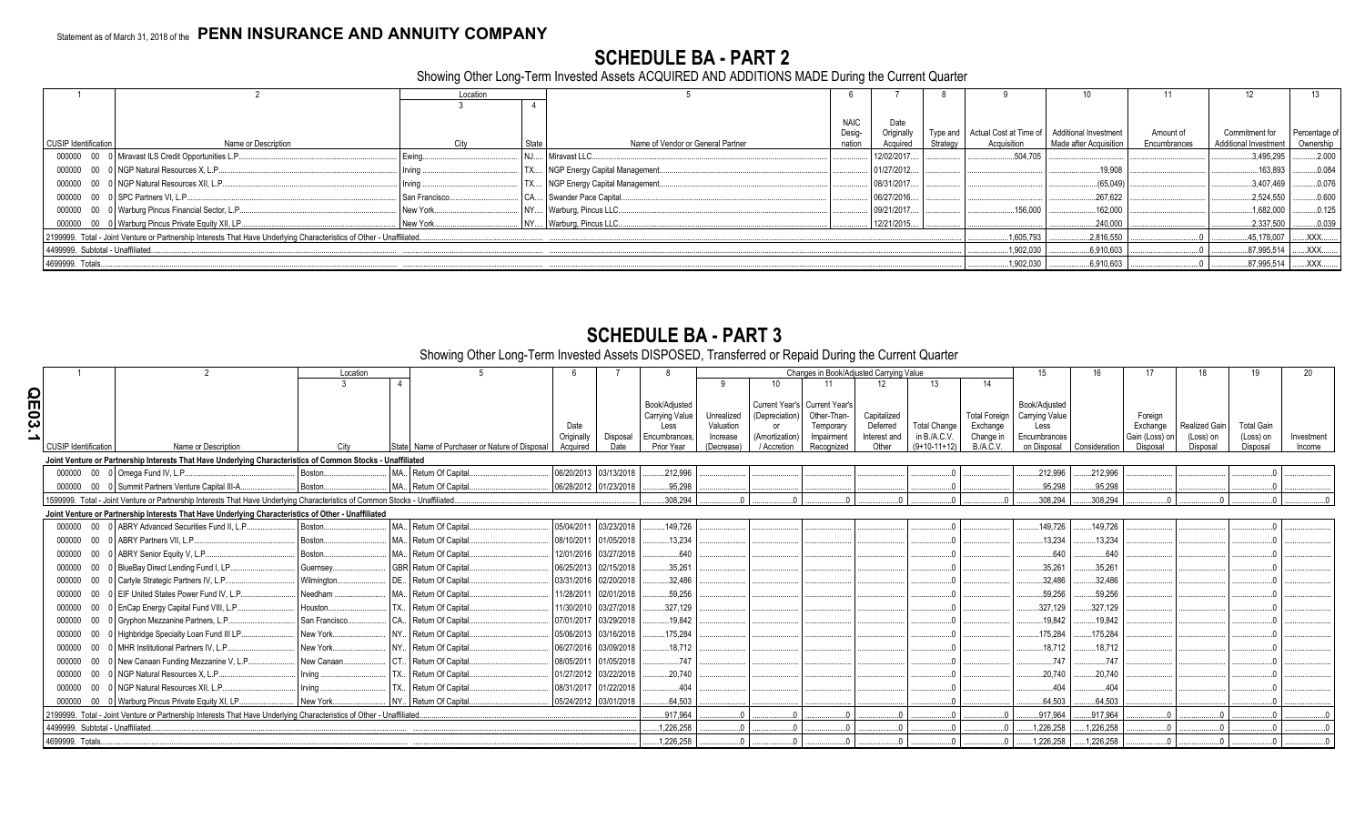Statement as of March 31, 2018 of the **PENN INSURANCE AND ANNUITY COMPANY**

# SCHEDULE BA - PART 2

Showing Other Long-Term Invested Assets ACQUIRED AND ADDITIONS MADE During the Current Quarter

| 1 | 2 | Location 3 | Location 4 | 5 | 6 | 7 | 8 | 9 | 10 | 11 | 12 | 13 |
|---|---|---|---|---|---|---|---|---|---|---|---|---|
| CUSIP Identification | Name or Description | City | State | Name of Vendor or General Partner | NAIC Designation | Date Originally Acquired | Type and Strategy | Actual Cost at Time of Acquisition | Additional Investment Made after Acquisition | Amount of Encumbrances | Commitment for Additional Investment | Percentage of Ownership |
| 000000 00 0 | Miravast ILS Credit Opportunities L.P. | Ewing | NJ | Miravast LLC. | | 12/02/2017 | | 504,705 | | | 3,495,295 | 2.000 |
| 000000 00 0 | NGP Natural Resources X, L.P. | Irving | TX | NGP Energy Capital Management | | 01/27/2012 | | | 19,908 | | 163,893 | 0.084 |
| 000000 00 0 | NGP Natural Resources XII, L.P. | Irving | TX | NGP Energy Capital Management | | 08/31/2017 | | | (65,049) | | 3,407,469 | 0.076 |
| 000000 00 0 | SPC Partners VI, L.P. | San Francisco | CA | Swander Pace Capital | | 06/27/2016 | | | 267,622 | | 2,524,550 | 0.600 |
| 000000 00 0 | Warburg Pincus Financial Sector, L.P. | New York | NY | Warburg, Pincus LLC. | | 09/21/2017 | | 156,000 | 162,000 | | 1,682,000 | 0.125 |
| 000000 00 0 | Warburg Pincus Private Equity XII, LP. | New York | NY | Warburg, Pincus LLC. | | 12/21/2015 | | | 240,000 | | 2,337,500 | 0.039 |
| 2199999. Total - Joint Venture or Partnership Interests That Have Underlying Characteristics of Other - Unaffiliated | | | | | | | | 1,605,793 | 2,816,550 | 0 | 45,178,007 | XXX |
| 4499999. Subtotal - Unaffiliated | | | | | | | | 1,902,030 | 6,910,603 | 0 | 87,995,514 | XXX |
| 4699999. Totals | | | | | | | | 1,902,030 | 6,910,603 | 0 | 87,995,514 | XXX |

# SCHEDULE BA - PART 3

Showing Other Long-Term Invested Assets DISPOSED, Transferred or Repaid During the Current Quarter

| 1 | 2 | Location 3 | Location 4 | 5 | 6 | 7 | 8 | 9 | 10 | 11 | 12 | 13 | 14 | 15 | 16 | 17 | 18 | 19 | 20 |
|---|---|---|---|---|---|---|---|---|---|---|---|---|---|---|---|---|---|---|---|
| | | | | | | | | Changes in Book/Adjusted Carrying Value | | | | | | | | | | | |
| CUSIP Identification | Name or Description | City | State | Name of Purchaser or Nature of Disposal | Date Originally Acquired | Disposal Date | Book/Adjusted Carrying Value Less Encumbrances, Prior Year | Unrealized Valuation Increase (Decrease) | Current Year's (Depreciation) or (Amortization) / Accretion | Current Year's Other-Than-Temporary Impairment Recognized | Capitalized Deferred Interest and Other | Total Change in B./A.C.V. (9+10-11+12) | Total Foreign Exchange Change in B./A.C.V. | Book/Adjusted Carrying Value Less Encumbrances on Disposal | Consideration | Foreign Exchange Gain (Loss) on Disposal | Realized Gain (Loss) on Disposal | Total Gain (Loss) on Disposal | Investment Income |
| **Joint Venture or Partnership Interests That Have Underlying Characteristics of Common Stocks - Unaffiliated** | | | | | | | | | | | | | | | | | | | |
| 000000 00 0 | Omega Fund IV, L.P. | Boston | MA | Return Of Capital | 06/20/2013 | 03/13/2018 | 212,996 | | | | | 0 | | 212,996 | 212,996 | | | 0 | |
| 000000 00 0 | Summit Partners Venture Capital III-A | Boston | MA | Return Of Capital | 06/28/2012 | 01/23/2018 | 95,298 | | | | | 0 | | 95,298 | 95,298 | | | 0 | |
| 1599999. Total - Joint Venture or Partnership Interests That Have Underlying Characteristics of Common Stocks - Unaffiliated | | | | | | | 308,294 | 0 | 0 | 0 | 0 | 0 | 0 | 308,294 | 308,294 | 0 | 0 | 0 | 0 |
| **Joint Venture or Partnership Interests That Have Underlying Characteristics of Other - Unaffiliated** | | | | | | | | | | | | | | | | | | | |
| 000000 00 0 | ABRY Advanced Securities Fund II, L.P. | Boston | MA | Return Of Capital | 05/04/2011 | 03/23/2018 | 149,726 | | | | | 0 | | 149,726 | 149,726 | | | 0 | |
| 000000 00 0 | ABRY Partners VII, L.P. | Boston | MA | Return Of Capital | 08/10/2011 | 01/05/2018 | 13,234 | | | | | 0 | | 13,234 | 13,234 | | | 0 | |
| 000000 00 0 | ABRY Senior Equity V, L.P. | Boston | MA | Return Of Capital | 12/01/2016 | 03/27/2018 | 640 | | | | | 0 | | 640 | 640 | | | 0 | |
| 000000 00 0 | BlueBay Direct Lending Fund I, LP. | Guernsey | GBR | Return Of Capital | 06/25/2013 | 02/15/2018 | 35,261 | | | | | 0 | | 35,261 | 35,261 | | | 0 | |
| 000000 00 0 | Carlyle Strategic Partners IV, L.P. | Wilmington | DE | Return Of Capital | 03/31/2016 | 02/20/2018 | 32,486 | | | | | 0 | | 32,486 | 32,486 | | | 0 | |
| 000000 00 0 | EIF United States Power Fund IV, L.P. | Needham | MA | Return Of Capital | 11/28/2011 | 02/01/2018 | 59,256 | | | | | 0 | | 59,256 | 59,256 | | | 0 | |
| 000000 00 0 | EnCap Energy Capital Fund VIII, L.P. | Houston | TX | Return Of Capital | 11/30/2010 | 03/27/2018 | 327,129 | | | | | 0 | | 327,129 | 327,129 | | | 0 | |
| 000000 00 0 | Gryphon Mezzanine Partners, L.P. | San Francisco | CA | Return Of Capital | 07/01/2017 | 03/29/2018 | 19,842 | | | | | 0 | | 19,842 | 19,842 | | | 0 | |
| 000000 00 0 | Highbridge Specialty Loan Fund III LP. | New York | NY | Return Of Capital | 05/06/2013 | 03/16/2018 | 175,284 | | | | | 0 | | 175,284 | 175,284 | | | 0 | |
| 000000 00 0 | MHR Institutional Partners IV, L.P. | New York | NY | Return Of Capital | 06/27/2016 | 03/09/2018 | 18,712 | | | | | 0 | | 18,712 | 18,712 | | | 0 | |
| 000000 00 0 | New Canaan Funding Mezzanine V, L.P. | New Canaan | CT | Return Of Capital | 08/05/2011 | 01/05/2018 | 747 | | | | | 0 | | 747 | 747 | | | 0 | |
| 000000 00 0 | NGP Natural Resources X, L.P. | Irving | TX | Return Of Capital | 01/27/2012 | 03/22/2018 | 20,740 | | | | | 0 | | 20,740 | 20,740 | | | 0 | |
| 000000 00 0 | NGP Natural Resources XII, L.P. | Irving | TX | Return Of Capital | 08/31/2017 | 01/22/2018 | 404 | | | | | 0 | | 404 | 404 | | | 0 | |
| 000000 00 0 | Warburg Pincus Private Equity XI, LP. | New York | NY | Return Of Capital | 05/24/2012 | 03/01/2018 | 64,503 | | | | | 0 | | 64,503 | 64,503 | | | 0 | |
| 2199999. Total - Joint Venture or Partnership Interests That Have Underlying Characteristics of Other - Unaffiliated | | | | | | | 917,964 | 0 | 0 | 0 | 0 | 0 | 0 | 917,964 | 917,964 | 0 | 0 | 0 | 0 |
| 4499999. Subtotal - Unaffiliated | | | | | | | 1,226,258 | 0 | 0 | 0 | 0 | 0 | 0 | 1,226,258 | 1,226,258 | 0 | 0 | 0 | 0 |
| 4699999. Totals | | | | | | | 1,226,258 | 0 | 0 | 0 | 0 | 0 | 0 | 1,226,258 | 1,226,258 | 0 | 0 | 0 | 0 |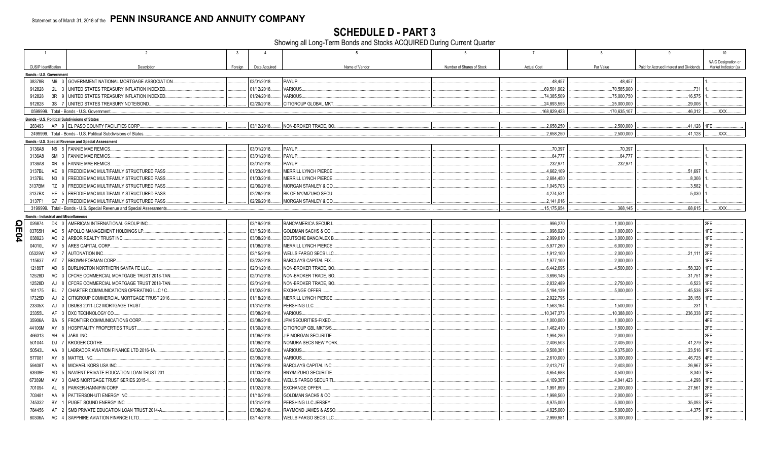Statement as of March 31, 2018 of the **PENN INSURANCE AND ANNUITY COMPANY**

# SCHEDULE D - PART 3

Showing all Long-Term Bonds and Stocks ACQUIRED During Current Quarter

| 1 | 2 | 3 | 4 | 5 | 6 | 7 | 8 | 9 | 10 |
|---|---|---|---|---|---|---|---|---|---|
| CUSIP Identification | Description | Foreign | Date Acquired | Name of Vendor | Number of Shares of Stock | Actual Cost | Par Value | Paid for Accrued Interest and Dividends | NAIC Designation or Market Indicator (a) |
| **Bonds - U.S. Government** | | | | | | | | | |
| 38378B M6 3 | GOVERNMENT NATIONAL MORTGAGE ASSOCIATION | | 03/01/2018 | PAYUP | | 48,457 | 48,457 | | 1 |
| 912828 2L 3 | UNITED STATES TREASURY INFLATION INDEXED | | 01/12/2018 | VARIOUS | | 69,501,902 | 70,585,900 | 731 | 1 |
| 912828 3R 9 | UNITED STATES TREASURY INFLATION INDEXED | | 01/24/2018 | VARIOUS | | 74,385,509 | 75,000,750 | 16,575 | 1 |
| 912828 3S 7 | UNITED STATES TREASURY NOTE/BOND | | 02/20/2018 | CITIGROUP GLOBAL MKT | | 24,893,555 | 25,000,000 | 29,006 | 1 |
| 0599999. Total - Bonds - U.S. Government | | | | | | 168,829,423 | 170,635,107 | 46,312 | XXX |
| **Bonds - U.S. Political Subdivisions of States** | | | | | | | | | |
| 283493 AP 9 | EL PASO COUNTY FACILITIES CORP | | 03/12/2018 | NON-BROKER TRADE, BO | | 2,658,250 | 2,500,000 | 41,128 | 1FE |
| 2499999. Total - Bonds - U.S. Political Subdivisions of States | | | | | | 2,658,250 | 2,500,000 | 41,128 | XXX |
| **Bonds - U.S. Special Revenue and Special Assessment** | | | | | | | | | |
| 3136A8 N5 5 | FANNIE MAE REMICS | | 03/01/2018 | PAYUP | | 70,397 | 70,397 | | 1 |
| 3136A8 SM 3 | FANNIE MAE REMICS | | 03/01/2018 | PAYUP | | 64,777 | 64,777 | | 1 |
| 3136A8 XR 6 | FANNIE MAE REMICS | | 03/01/2018 | PAYUP | | 232,971 | 232,971 | | 1 |
| 3137BL AE 8 | FREDDIE MAC MULTIFAMILY STRUCTURED PASS | | 01/23/2018 | MERRILL LYNCH PIERCE | | 4,662,109 | | 51,697 | 1 |
| 3137BL N3 8 | FREDDIE MAC MULTIFAMILY STRUCTURED PASS | | 01/03/2018 | MERRILL LYNCH PIERCE | | 2,684,450 | | 8,306 | 1 |
| 3137BM TZ 9 | FREDDIE MAC MULTIFAMILY STRUCTURED PASS | | 02/06/2018 | MORGAN STANLEY & CO | | 1,045,703 | | 3,582 | 1 |
| 3137BX HE 5 | FREDDIE MAC MULTIFAMILY STRUCTURED PASS | | 02/28/2018 | BK OF NY/MIZUHO SECU | | 4,274,531 | | 5,030 | 1 |
| 3137F1 G7 7 | FREDDIE MAC MULTIFAMILY STRUCTURED PASS | | 02/26/2018 | MORGAN STANLEY & CO | | 2,141,016 | | | 1 |
| 3199999. Total - Bonds - U.S. Special Revenue and Special Assessments | | | | | | 15,175,954 | 368,145 | 68,615 | XXX |
| **Bonds - Industrial and Miscellaneous** | | | | | | | | | |
| 026874 DK 0 | AMERICAN INTERNATIONAL GROUP INC | | 03/19/2018 | BANC/AMERICA SECUR.L | | 996,270 | 1,000,000 | | 2FE |
| 03765H AC 5 | APOLLO MANAGEMENT HOLDINGS LP | | 03/15/2018 | GOLDMAN SACHS & CO | | 998,920 | 1,000,000 | | 1FE |
| 038923 AC 2 | ARBOR REALTY TRUST INC | | 03/08/2018 | DEUTSCHE BANC/ALEX B | | 2,999,610 | 3,000,000 | | 1FE |
| 04010L AV 5 | ARES CAPITAL CORP | | 01/08/2018 | MERRILL LYNCH PIERCE | | 5,977,260 | 6,000,000 | | 2FE |
| 05329W AP 7 | AUTONATION INC | | 02/15/2018 | WELLS FARGO SECS LLC | | 1,912,100 | 2,000,000 | 21,111 | 2FE |
| 115637 AT 7 | BROWN-FORMAN CORP | | 03/22/2018 | BARCLAYS CAPITAL FIX | | 1,977,100 | 2,000,000 | | 1FE |
| 12189T AD 6 | BURLINGTON NORTHERN SANTA FE LLC | | 02/01/2018 | NON-BROKER TRADE, BO | | 6,442,695 | 4,500,000 | 58,320 | 1FE |
| 12528D AC 3 | CFCRE COMMERCIAL MORTGAGE TRUST 2018-TAN | | 02/01/2018 | NON-BROKER TRADE, BO | | 3,696,145 | | 31,751 | 3FE |
| 12528D AJ 8 | CFCRE COMMERCIAL MORTGAGE TRUST 2018-TAN | | 02/01/2018 | NON-BROKER TRADE, BO | | 2,832,489 | 2,750,000 | 6,523 | 1FE |
| 161175 BL 7 | CHARTER COMMUNICATIONS OPERATING LLC / C | | 01/02/2018 | EXCHANGE OFFER | | 5,194,139 | 5,000,000 | 45,538 | 2FE |
| 17325D AJ 2 | CITIGROUP COMMERCIAL MORTGAGE TRUST 2016 | | 01/18/2018 | MERRILL LYNCH PIERCE | | 2,922,795 | | 28,158 | 1FE |
| 23305X AJ 0 | DBUBS 2011-LC2 MORTGAGE TRUST | | 01/31/2018 | PERSHING LLC | | 1,563,164 | 1,500,000 | 231 | 1 |
| 23355L AF 3 | DXC TECHNOLOGY CO | | 03/08/2018 | VARIOUS | | 10,347,373 | 10,388,000 | 236,338 | 2FE |
| 35906A BA 5 | FRONTIER COMMUNICATIONS CORP | | 03/08/2018 | JPM SECURITIES-FIXED | | 1,000,000 | 1,000,000 | | 4FE |
| 44106M AY 8 | HOSPITALITY PROPERTIES TRUST | | 01/30/2018 | CITIGROUP GBL MKTS/S | | 1,462,410 | 1,500,000 | | 2FE |
| 466313 AH 6 | JABIL INC | | 01/09/2018 | J.P MORGAN SECURITIE | | 1,994,280 | 2,000,000 | | 2FE |
| 501044 DJ 7 | KROGER CO/THE | | 01/09/2018 | NOMURA SECS NEW YORK | | 2,406,503 | 2,405,000 | 41,279 | 2FE |
| 50543L AA 0 | LABRADOR AVIATION FINANCE LTD 2016-1A | | 02/02/2018 | VARIOUS | | 9,508,301 | 9,375,000 | 23,516 | 1FE |
| 577081 AY 8 | MATTEL INC | | 03/09/2018 | VARIOUS | | 2,610,000 | 3,000,000 | 46,725 | 4FE |
| 59408T AA 8 | MICHAEL KORS USA INC | | 01/29/2018 | BARCLAYS CAPITAL INC | | 2,413,717 | 2,403,000 | 26,967 | 2FE |
| 63939E AD 5 | NAVIENT PRIVATE EDUCATION LOAN TRUST 201 | | 01/03/2018 | BNY/MIZUHO SECURITIE | | 4,654,688 | 4,500,000 | 8,340 | 1FE |
| 67389M AV 3 | OAKS MORTGAGE TRUST SERIES 2015-1 | | 01/09/2018 | WELLS FARGO SECURITI | | 4,109,307 | 4,041,423 | 4,298 | 1FE |
| 701094 AL 8 | PARKER-HANNIFIN CORP | | 01/02/2018 | EXCHANGE OFFER | | 1,991,899 | 2,000,000 | 27,561 | 2FE |
| 703481 AA 9 | PATTERSON-UTI ENERGY INC | | 01/10/2018 | GOLDMAN SACHS & CO | | 1,998,500 | 2,000,000 | | 2FE |
| 745332 BY 1 | PUGET SOUND ENERGY INC | | 01/31/2018 | PERSHING LLC JERSEY | | 4,975,000 | 5,000,000 | 35,093 | 2FE |
| 784456 AF 2 | SMB PRIVATE EDUCATION LOAN TRUST 2014-A | | 03/08/2018 | RAYMOND JAMES & ASSO | | 4,825,000 | 5,000,000 | 4,375 | 1FE |
| 80306A AC 4 | SAPPHIRE AVIATION FINANCE I LTD | | 03/14/2018 | WELLS FARGO SECS LLC | | 2,999,981 | 3,000,000 | | 3FE |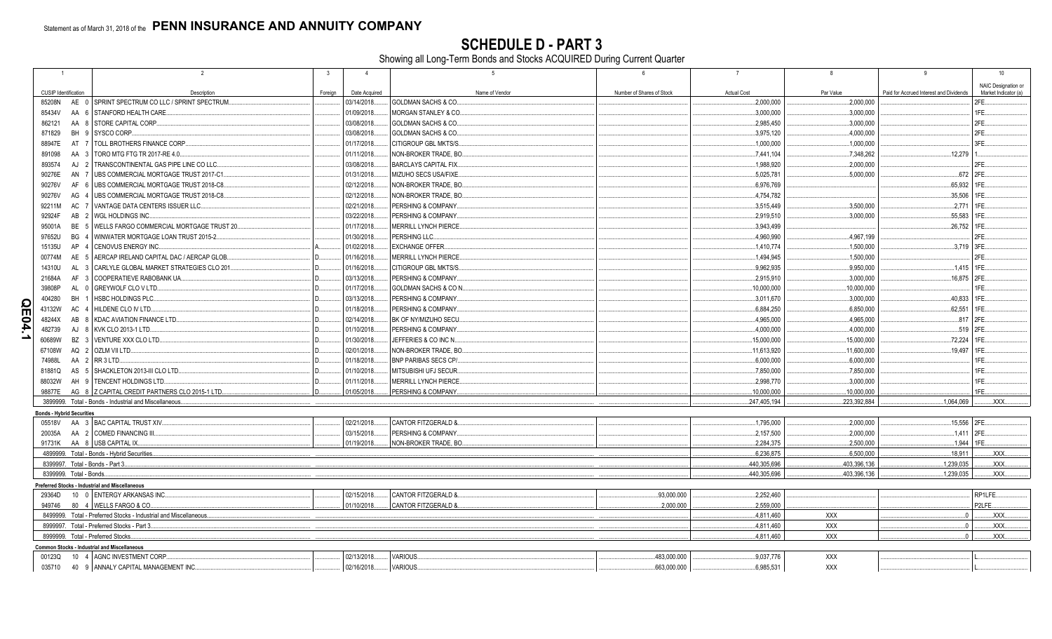Statement as of March 31, 2018 of the **PENN INSURANCE AND ANNUITY COMPANY**

# SCHEDULE D - PART 3

Showing all Long-Term Bonds and Stocks ACQUIRED During Current Quarter

| 1 | 2 | 3 | 4 | 5 | 6 | 7 | 8 | 9 | 10 |
|---|---|---|---|---|---|---|---|---|---|
| CUSIP Identification | Description | Foreign | Date Acquired | Name of Vendor | Number of Shares of Stock | Actual Cost | Par Value | Paid for Accrued Interest and Dividends | NAIC Designation or Market Indicator (a) |
| 85208N AE 0 | SPRINT SPECTRUM CO LLC / SPRINT SPECTRUM |  | 03/14/2018 | GOLDMAN SACHS & CO |  | 2,000,000 | 2,000,000 |  | 2FE |
| 85434V AA 6 | STANFORD HEALTH CARE |  | 01/09/2018 | MORGAN STANLEY & CO |  | 3,000,000 | 3,000,000 |  | 1FE |
| 862121 AA 8 | STORE CAPITAL CORP |  | 03/08/2018 | GOLDMAN SACHS & CO |  | 2,985,450 | 3,000,000 |  | 2FE |
| 871829 BH 9 | SYSCO CORP |  | 03/08/2018 | GOLDMAN SACHS & CO |  | 3,975,120 | 4,000,000 |  | 2FE |
| 88947E AT 7 | TOLL BROTHERS FINANCE CORP |  | 01/17/2018 | CITIGROUP GBL MKTS/S |  | 1,000,000 | 1,000,000 |  | 3FE |
| 891098 AA 3 | TORO MTG FTG TR 2017-RE 4.0 |  | 01/11/2018 | NON-BROKER TRADE, BO |  | 7,441,104 | 7,348,262 | 12,279 | 1 |
| 893574 AJ 2 | TRANSCONTINENTAL GAS PIPE LINE CO LLC |  | 03/08/2018 | BARCLAYS CAPITAL FIX |  | 1,988,920 | 2,000,000 |  | 2FE |
| 90276E AN 7 | UBS COMMERCIAL MORTGAGE TRUST 2017-C1 |  | 01/31/2018 | MIZUHO SECS USA/FIXE |  | 5,025,781 | 5,000,000 | 672 | 2FE |
| 90276V AF 6 | UBS COMMERCIAL MORTGAGE TRUST 2018-C8 |  | 02/12/2018 | NON-BROKER TRADE, BO |  | 6,976,769 |  | 65,932 | 1FE |
| 90276V AG 4 | UBS COMMERCIAL MORTGAGE TRUST 2018-C8 |  | 02/12/2018 | NON-BROKER TRADE, BO |  | 4,754,782 |  | 35,506 | 1FE |
| 92211M AC 7 | VANTAGE DATA CENTERS ISSUER LLC |  | 02/21/2018 | PERSHING & COMPANY |  | 3,515,449 | 3,500,000 | 2,771 | 1FE |
| 92924F AB 2 | WGL HOLDINGS INC |  | 03/22/2018 | PERSHING & COMPANY |  | 2,919,510 | 3,000,000 | 55,583 | 1FE |
| 95001A BE 5 | WELLS FARGO COMMERCIAL MORTGAGE TRUST 20 |  | 01/17/2018 | MERRILL LYNCH PIERCE |  | 3,943,499 |  | 26,752 | 1FE |
| 97652U BG 4 | WINWATER MORTGAGE LOAN TRUST 2015-2 |  | 01/30/2018 | PERSHING LLC |  | 4,960,990 | 4,967,199 |  | 2FE |
| 15135U AP 4 | CENOVUS ENERGY INC | A | 01/02/2018 | EXCHANGE OFFER |  | 1,410,774 | 1,500,000 | 3,719 | 3FE |
| 00774M AE 5 | AERCAP IRELAND CAPITAL DAC / AERCAP GLOB | D | 01/16/2018 | MERRILL LYNCH PIERCE |  | 1,494,945 | 1,500,000 |  | 2FE |
| 14310U AL 3 | CARLYLE GLOBAL MARKET STRATEGIES CLO 201 | D | 01/16/2018 | CITIGROUP GBL MKTS/S |  | 9,962,935 | 9,950,000 | 1,415 | 1FE |
| 21684A AF 3 | COOPERATIEVE RABOBANK UA | D | 03/13/2018 | PERSHING & COMPANY |  | 2,915,910 | 3,000,000 | 16,875 | 2FE |
| 39808P AL 0 | GREYWOLF CLO V LTD | D | 01/17/2018 | GOLDMAN SACHS & CO N |  | 10,000,000 | 10,000,000 |  | 1FE |
| 404280 BH 1 | HSBC HOLDINGS PLC | D | 03/13/2018 | PERSHING & COMPANY |  | 3,011,670 | 3,000,000 | 40,833 | 1FE |
| 43132W AC 4 | HILDENE CLO IV LTD | D | 01/18/2018 | PERSHING & COMPANY |  | 6,884,250 | 6,850,000 | 62,551 | 1FE |
| 48244X AB 8 | KDAC AVIATION FINANCE LTD | D | 02/14/2018 | BK OF NY/MIZUHO SECU |  | 4,965,000 | 4,965,000 | 817 | 2FE |
| 482739 AJ 8 | KVK CLO 2013-1 LTD | D | 01/10/2018 | PERSHING & COMPANY |  | 4,000,000 | 4,000,000 | 519 | 2FE |
| 60689W BZ 3 | VENTURE XXX CLO LTD | D | 01/30/2018 | JEFFERIES & CO INC N |  | 15,000,000 | 15,000,000 | 72,224 | 1FE |
| 67108W AQ 2 | OZLM VII LTD | D | 02/01/2018 | NON-BROKER TRADE, BO |  | 11,613,920 | 11,600,000 | 19,497 | 1FE |
| 74988L AA 2 | RR 3 LTD | D | 01/18/2018 | BNP PARIBAS SECS CP/ |  | 6,000,000 | 6,000,000 |  | 1FE |
| 81881Q AS 5 | SHACKLETON 2013-III CLO LTD | D | 01/10/2018 | MITSUBISHI UFJ SECUR |  | 7,850,000 | 7,850,000 |  | 1FE |
| 88032W AH 9 | TENCENT HOLDINGS LTD | D | 01/11/2018 | MERRILL LYNCH PIERCE |  | 2,998,770 | 3,000,000 |  | 1FE |
| 98877E AG 8 | Z CAPITAL CREDIT PARTNERS CLO 2015-1 LTD | D | 01/05/2018 | PERSHING & COMPANY |  | 10,000,000 | 10,000,000 |  | 1FE |
| 3899999. Total - Bonds - Industrial and Miscellaneous |  |  |  |  |  | 247,405,194 | 223,392,884 | 1,064,069 | XXX |
| **Bonds - Hybrid Securities** |  |  |  |  |  |  |  |  |  |
| 05518V AA 3 | BAC CAPITAL TRUST XIV |  | 02/21/2018 | CANTOR FITZGERALD & |  | 1,795,000 | 2,000,000 | 15,556 | 2FE |
| 20035A AA 2 | COMED FINANCING III |  | 03/15/2018 | PERSHING & COMPANY |  | 2,157,500 | 2,000,000 | 1,411 | 2FE |
| 91731K AA 8 | USB CAPITAL IX |  | 01/19/2018 | NON-BROKER TRADE, BO |  | 2,284,375 | 2,500,000 | 1,944 | 1FE |
| 4899999. Total - Bonds - Hybrid Securities |  |  |  |  |  | 6,236,875 | 6,500,000 | 18,911 | XXX |
| 8399997. Total - Bonds - Part 3 |  |  |  |  |  | 440,305,696 | 403,396,136 | 1,239,035 | XXX |
| 8399999. Total - Bonds |  |  |  |  |  | 440,305,696 | 403,396,136 | 1,239,035 | XXX |
| **Preferred Stocks - Industrial and Miscellaneous** |  |  |  |  |  |  |  |  |  |
| 29364D 10 0 | ENTERGY ARKANSAS INC |  | 02/15/2018 | CANTOR FITZGERALD & | 93,000.000 | 2,252,460 |  |  | RP1LFE |
| 949746 80 4 | WELLS FARGO & CO |  | 01/10/2018 | CANTOR FITZGERALD & | 2,000.000 | 2,559,000 |  |  | P2LFE |
| 8499999. Total - Preferred Stocks - Industrial and Miscellaneous |  |  |  |  |  | 4,811,460 | XXX | 0 | XXX |
| 8999997. Total - Preferred Stocks - Part 3 |  |  |  |  |  | 4,811,460 | XXX | 0 | XXX |
| 8999999. Total - Preferred Stocks |  |  |  |  |  | 4,811,460 | XXX | 0 | XXX |
| **Common Stocks - Industrial and Miscellaneous** |  |  |  |  |  |  |  |  |  |
| 00123Q 10 4 | AGNC INVESTMENT CORP |  | 02/13/2018 | VARIOUS | 483,000.000 | 9,037,776 | XXX |  | L |
| 035710 40 9 | ANNALY CAPITAL MANAGEMENT INC |  | 02/16/2018 | VARIOUS | 663,000.000 | 6,985,531 | XXX |  | L |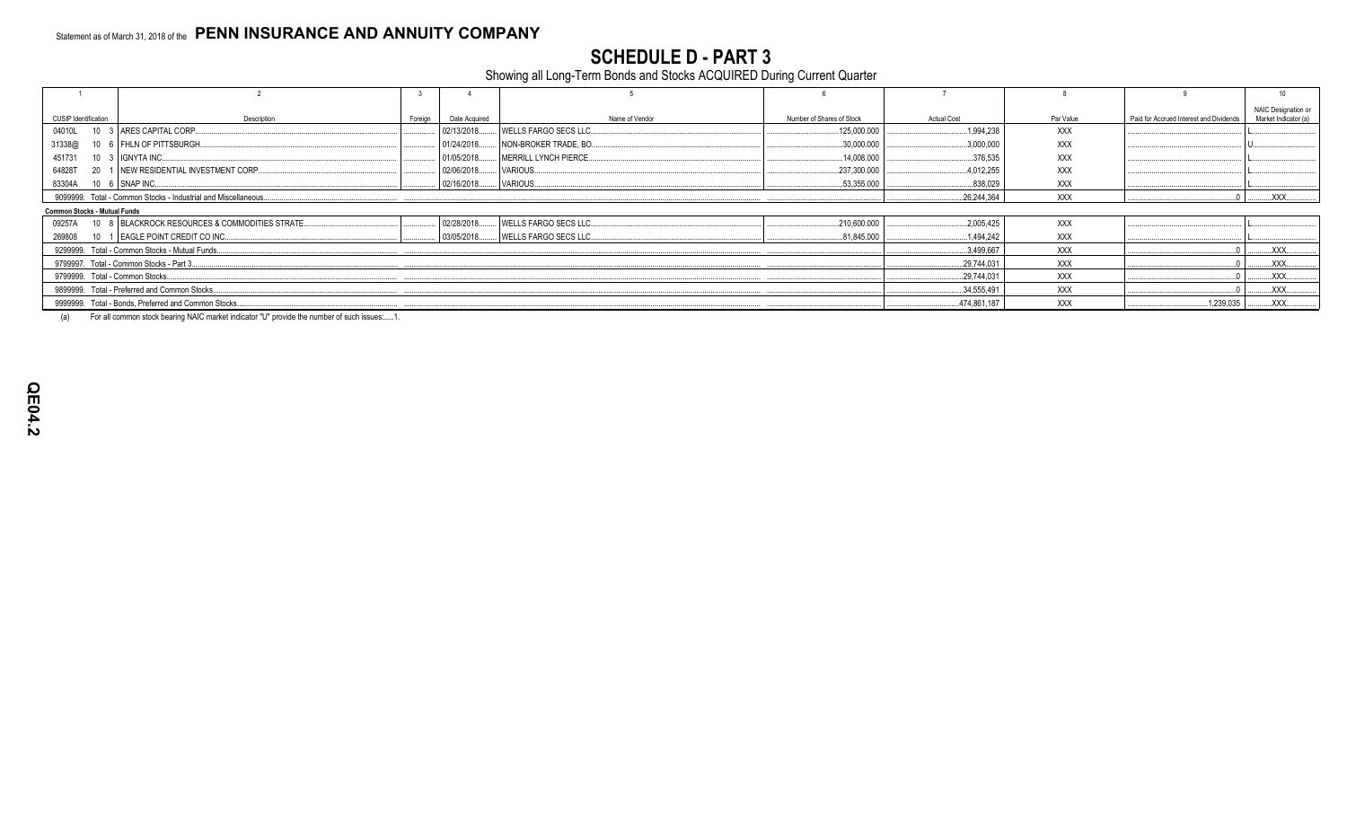Statement as of March 31, 2018 of the **PENN INSURANCE AND ANNUITY COMPANY**

# SCHEDULE D - PART 3

Showing all Long-Term Bonds and Stocks ACQUIRED During Current Quarter

| 1 | 2 | 3 | 4 | 5 | 6 | 7 | 8 | 9 | 10 |
|---|---|---|---|---|---|---|---|---|---|
| CUSIP Identification | Description | Foreign | Date Acquired | Name of Vendor | Number of Shares of Stock | Actual Cost | Par Value | Paid for Accrued Interest and Dividends | NAIC Designation or Market Indicator (a) |
| 04010L 10 3 | ARES CAPITAL CORP. | | 02/13/2018 | WELLS FARGO SECS LLC | 125,000.000 | 1,994,238 | XXX | | L |
| 31338@ 10 6 | FHLN OF PITTSBURGH | | 01/24/2018 | NON-BROKER TRADE, BO | 30,000.000 | 3,000,000 | XXX | | U |
| 451731 10 3 | IGNYTA INC. | | 01/05/2018 | MERRILL LYNCH PIERCE | 14,008.000 | 376,535 | XXX | | L |
| 64828T 20 1 | NEW RESIDENTIAL INVESTMENT CORP | | 02/06/2018 | VARIOUS | 237,300.000 | 4,012,255 | XXX | | L |
| 83304A 10 6 | SNAP INC. | | 02/16/2018 | VARIOUS | 53,355.000 | 838,029 | XXX | | L |
| 9099999. Total - Common Stocks - Industrial and Miscellaneous | | | | | | 26,244,364 | XXX | 0 | XXX |
| **Common Stocks - Mutual Funds** | | | | | | | | | |
| 09257A 10 8 | BLACKROCK RESOURCES & COMMODITIES STRATE | | 02/28/2018 | WELLS FARGO SECS LLC | 210,600.000 | 2,005,425 | XXX | | L |
| 269808 10 1 | EAGLE POINT CREDIT CO INC. | | 03/05/2018 | WELLS FARGO SECS LLC | 81,845.000 | 1,494,242 | XXX | | L |
| 9299999. Total - Common Stocks - Mutual Funds | | | | | | 3,499,667 | XXX | 0 | XXX |
| 9799997. Total - Common Stocks - Part 3 | | | | | | 29,744,031 | XXX | 0 | XXX |
| 9799999. Total - Common Stocks | | | | | | 29,744,031 | XXX | 0 | XXX |
| 9899999. Total - Preferred and Common Stocks | | | | | | 34,555,491 | XXX | 0 | XXX |
| 9999999. Total - Bonds, Preferred and Common Stocks | | | | | | 474,861,187 | XXX | 1,239,035 | XXX |

(a) For all common stock bearing NAIC market indicator "U" provide the number of such issues:......1.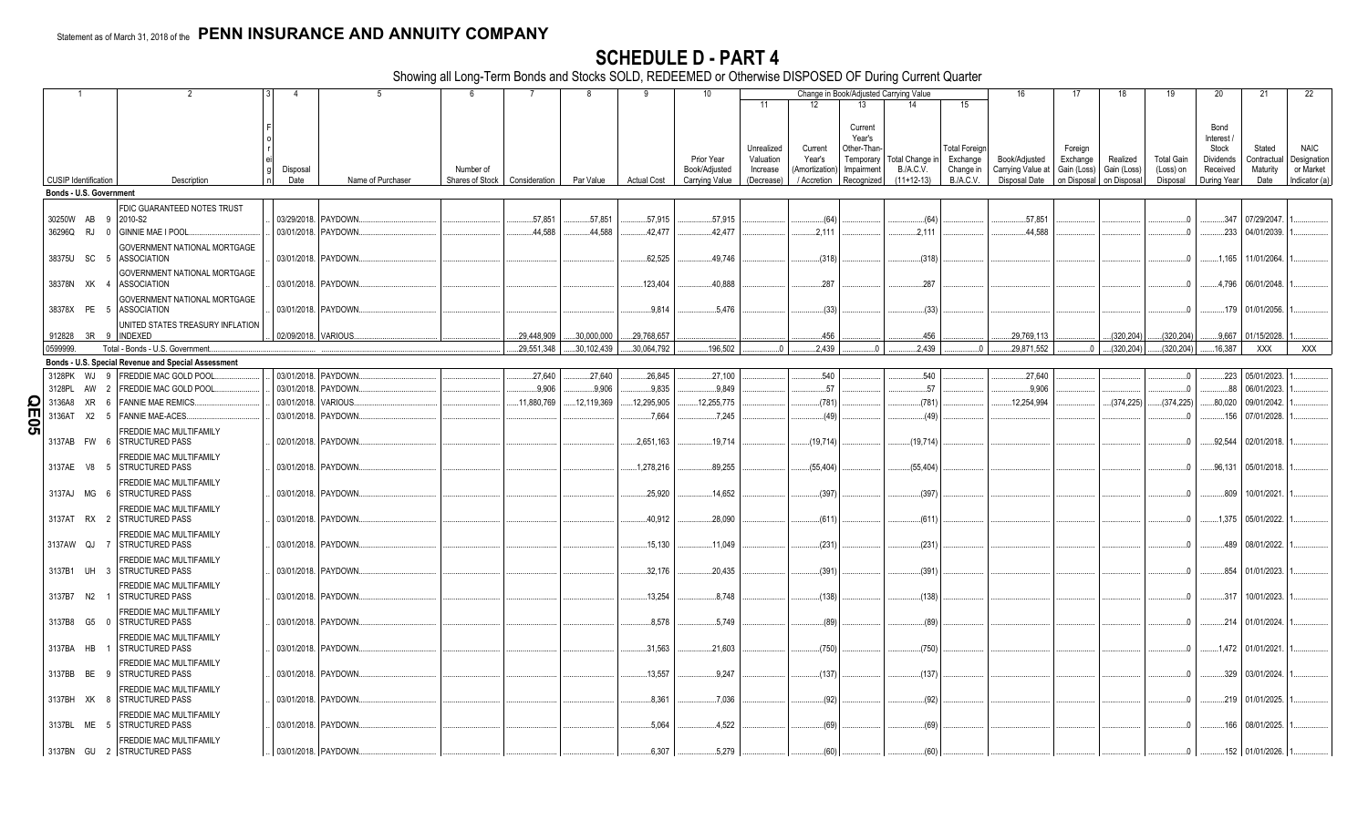Statement as of March 31, 2018 of the **PENN INSURANCE AND ANNUITY COMPANY**

# SCHEDULE D - PART 4

Showing all Long-Term Bonds and Stocks SOLD, REDEEMED or Otherwise DISPOSED OF During Current Quarter

| 1 | 2 | 3 | 4 | 5 | 6 | 7 | 8 | 9 | 10 | 11 | 12 | 13 | 14 | 15 | 16 | 17 | 18 | 19 | 20 | 21 | 22 |
|---|---|---|---|---|---|---|---|---|---|---|---|---|---|---|---|---|---|---|---|---|---|
| | | | | | | | | | | Change in Book/Adjusted Carrying Value | | | | | | | | | | | |
| CUSIP Identification | Description | Foreign | Disposal Date | Name of Purchaser | Number of Shares of Stock | Consideration | Par Value | Actual Cost | Prior Year Book/Adjusted Carrying Value | Unrealized Valuation Increase (Decrease) | Current Year's (Amortization) / Accretion | Current Year's Other-Than-Temporary Impairment Recognized | Total Change in B./A.C.V. (11+12-13) | Total Foreign Exchange Change in B./A.C.V. | Book/Adjusted Carrying Value at Disposal Date | Foreign Exchange Gain (Loss) on Disposal | Realized Gain (Loss) on Disposal | Total Gain (Loss) on Disposal | Bond Interest / Stock Dividends Received During Year | Stated Contractual Maturity Date | NAIC Designation or Market Indicator (a) |
| **Bonds - U.S. Government** | | | | | | | | | | | | | | | | | | | | | |
| 30250W AB 9 | FDIC GUARANTEED NOTES TRUST 2010-S2 | | 03/29/2018 | PAYDOWN | | 57,851 | 57,851 | 57,915 | 57,915 | | (64) | | (64) | | 57,851 | | | 0 | 347 | 07/29/2047 | 1 |
| 36296Q RJ 0 | GINNIE MAE I POOL | | 03/01/2018 | PAYDOWN | | 44,588 | 44,588 | 42,477 | 42,477 | | 2,111 | | 2,111 | | 44,588 | | | 0 | 233 | 04/01/2039 | 1 |
| 38375U SC 5 | GOVERNMENT NATIONAL MORTGAGE ASSOCIATION | | 03/01/2018 | PAYDOWN | | | | 62,525 | 49,746 | | (318) | | (318) | | | | | 0 | 1,165 | 11/01/2064 | 1 |
| 38378N XK 4 | GOVERNMENT NATIONAL MORTGAGE ASSOCIATION | | 03/01/2018 | PAYDOWN | | | | 123,404 | 40,888 | | 287 | | 287 | | | | | 0 | 4,796 | 06/01/2048 | 1 |
| 38378X PE 5 | GOVERNMENT NATIONAL MORTGAGE ASSOCIATION | | 03/01/2018 | PAYDOWN | | | | 9,814 | 5,476 | | (33) | | (33) | | | | | 0 | 179 | 01/01/2056 | 1 |
| 912828 3R 9 | UNITED STATES TREASURY INFLATION INDEXED | | 02/09/2018 | VARIOUS | | 29,448,909 | 30,000,000 | 29,768,657 | | | 456 | | 456 | | 29,769,113 | | (320,204) | (320,204) | 9,667 | 01/15/2028 | 1 |
| 0599999. | Total - Bonds - U.S. Government | | | | | 29,551,348 | 30,102,439 | 30,064,792 | 196,502 | 0 | 2,439 | 0 | 2,439 | 0 | 29,871,552 | 0 | (320,204) | (320,204) | 16,387 | XXX | XXX |
| **Bonds - U.S. Special Revenue and Special Assessment** | | | | | | | | | | | | | | | | | | | | | |
| 3128PK WJ 9 | FREDDIE MAC GOLD POOL | | 03/01/2018 | PAYDOWN | | 27,640 | 27,640 | 26,845 | 27,100 | | 540 | | 540 | | 27,640 | | | 0 | 223 | 05/01/2023 | 1 |
| 3128PL AW 2 | FREDDIE MAC GOLD POOL | | 03/01/2018 | PAYDOWN | | 9,906 | 9,906 | 9,835 | 9,849 | | 57 | | 57 | | 9,906 | | | 0 | 88 | 06/01/2023 | 1 |
| 3136A8 XR 6 | FANNIE MAE REMICS | | 03/01/2018 | VARIOUS | | 11,880,769 | 12,119,369 | 12,295,905 | 12,255,775 | | (781) | | (781) | | 12,254,994 | | (374,225) | (374,225) | 80,020 | 09/01/2042 | 1 |
| 3136AT X2 5 | FANNIE MAE-ACES | | 03/01/2018 | PAYDOWN | | | | 7,664 | 7,245 | | (49) | | (49) | | | | | 0 | 156 | 07/01/2028 | 1 |
| 3137AB FW 6 | FREDDIE MAC MULTIFAMILY STRUCTURED PASS | | 02/01/2018 | PAYDOWN | | | | 2,651,163 | 19,714 | | (19,714) | | (19,714) | | | | | 0 | 92,544 | 02/01/2018 | 1 |
| 3137AE V8 5 | FREDDIE MAC MULTIFAMILY STRUCTURED PASS | | 03/01/2018 | PAYDOWN | | | | 1,278,216 | 89,255 | | (55,404) | | (55,404) | | | | | 0 | 96,131 | 05/01/2018 | 1 |
| 3137AJ MG 6 | FREDDIE MAC MULTIFAMILY STRUCTURED PASS | | 03/01/2018 | PAYDOWN | | | | 25,920 | 14,652 | | (397) | | (397) | | | | | 0 | 809 | 10/01/2021 | 1 |
| 3137AT RX 2 | FREDDIE MAC MULTIFAMILY STRUCTURED PASS | | 03/01/2018 | PAYDOWN | | | | 40,912 | 28,090 | | (611) | | (611) | | | | | 0 | 1,375 | 05/01/2022 | 1 |
| 3137AW QJ 7 | FREDDIE MAC MULTIFAMILY STRUCTURED PASS | | 03/01/2018 | PAYDOWN | | | | 15,130 | 11,049 | | (231) | | (231) | | | | | 0 | 489 | 08/01/2022 | 1 |
| 3137B1 UH 3 | FREDDIE MAC MULTIFAMILY STRUCTURED PASS | | 03/01/2018 | PAYDOWN | | | | 32,176 | 20,435 | | (391) | | (391) | | | | | 0 | 854 | 01/01/2023 | 1 |
| 3137B7 N2 1 | FREDDIE MAC MULTIFAMILY STRUCTURED PASS | | 03/01/2018 | PAYDOWN | | | | 13,254 | 8,748 | | (138) | | (138) | | | | | 0 | 317 | 10/01/2023 | 1 |
| 3137B8 G5 0 | FREDDIE MAC MULTIFAMILY STRUCTURED PASS | | 03/01/2018 | PAYDOWN | | | | 8,578 | 5,749 | | (89) | | (89) | | | | | 0 | 214 | 01/01/2024 | 1 |
| 3137BA HB 1 | FREDDIE MAC MULTIFAMILY STRUCTURED PASS | | 03/01/2018 | PAYDOWN | | | | 31,563 | 21,603 | | (750) | | (750) | | | | | 0 | 1,472 | 01/01/2021 | 1 |
| 3137BB BE 9 | FREDDIE MAC MULTIFAMILY STRUCTURED PASS | | 03/01/2018 | PAYDOWN | | | | 13,557 | 9,247 | | (137) | | (137) | | | | | 0 | 329 | 03/01/2024 | 1 |
| 3137BH XK 8 | FREDDIE MAC MULTIFAMILY STRUCTURED PASS | | 03/01/2018 | PAYDOWN | | | | 8,361 | 7,036 | | (92) | | (92) | | | | | 0 | 219 | 01/01/2025 | 1 |
| 3137BL ME 5 | FREDDIE MAC MULTIFAMILY STRUCTURED PASS | | 03/01/2018 | PAYDOWN | | | | 5,064 | 4,522 | | (69) | | (69) | | | | | 0 | 166 | 08/01/2025 | 1 |
| 3137BN GU 2 | FREDDIE MAC MULTIFAMILY STRUCTURED PASS | | 03/01/2018 | PAYDOWN | | | | 6,307 | 5,279 | | (60) | | (60) | | | | | 0 | 152 | 01/01/2026 | 1 |

QE05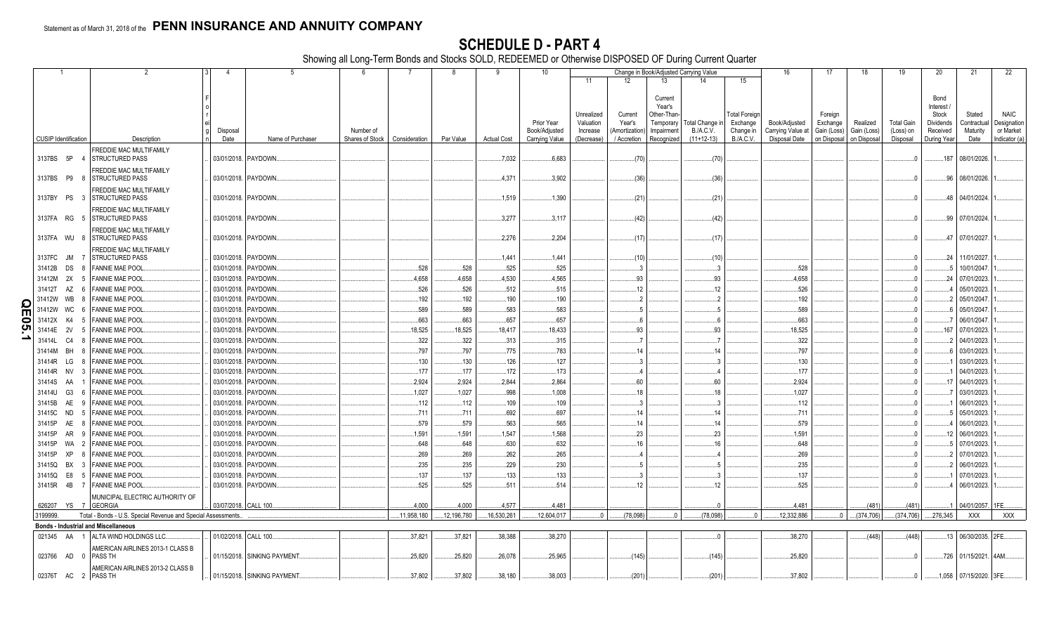Statement as of March 31, 2018 of the **PENN INSURANCE AND ANNUITY COMPANY**

# SCHEDULE D - PART 4

Showing all Long-Term Bonds and Stocks SOLD, REDEEMED or Otherwise DISPOSED OF During Current Quarter

| 1 | 2 | 3 | 4 | 5 | 6 | 7 | 8 | 9 | 10 | 11 | 12 | 13 | 14 | 15 | 16 | 17 | 18 | 19 | 20 | 21 | 22 |
|---|---|---|---|---|---|---|---|---|---|---|---|---|---|---|---|---|---|---|---|---|---|
| | | | | | | | | | | Change in Book/Adjusted Carrying Value | | | | | | | | | | | |
| CUSIP Identification | Description | Foreign | Disposal Date | Name of Purchaser | Number of Shares of Stock | Consideration | Par Value | Actual Cost | Prior Year Book/Adjusted Carrying Value | Unrealized Valuation Increase (Decrease) | Current Year's (Amortization) / Accretion | Current Year's Other-Than-Temporary Impairment Recognized | Total Change in B./A.C.V. (11+12-13) | Total Foreign Exchange Change in B./A.C.V. | Book/Adjusted Carrying Value at Disposal Date | Foreign Exchange Gain (Loss) on Disposal | Realized Gain (Loss) on Disposal | Total Gain (Loss) on Disposal | Bond Interest / Stock Dividends Received During Year | Stated Contractual Maturity Date | NAIC Designation or Market Indicator (a) |
| 3137BS 5P 4 | FREDDIE MAC MULTIFAMILY STRUCTURED PASS | | 03/01/2018. | PAYDOWN. | | | | 7,032 | 6,683 | | (70) | | (70) | | | | | 0 | 187 | 08/01/2026. | 1. |
| 3137BS P9 8 | FREDDIE MAC MULTIFAMILY STRUCTURED PASS | | 03/01/2018. | PAYDOWN. | | | | 4,371 | 3,902 | | (36) | | (36) | | | | | 0 | 96 | 08/01/2026. | 1. |
| 3137BY PS 3 | FREDDIE MAC MULTIFAMILY STRUCTURED PASS | | 03/01/2018. | PAYDOWN. | | | | 1,519 | 1,390 | | (21) | | (21) | | | | | 0 | 48 | 04/01/2024. | 1. |
| 3137FA RG 5 | FREDDIE MAC MULTIFAMILY STRUCTURED PASS | | 03/01/2018. | PAYDOWN. | | | | 3,277 | 3,117 | | (42) | | (42) | | | | | 0 | 99 | 07/01/2024. | 1. |
| 3137FA WU 8 | FREDDIE MAC MULTIFAMILY STRUCTURED PASS | | 03/01/2018. | PAYDOWN. | | | | 2,276 | 2,204 | | (17) | | (17) | | | | | 0 | 47 | 07/01/2027. | 1. |
| 3137FC JM 7 | FREDDIE MAC MULTIFAMILY STRUCTURED PASS | | 03/01/2018. | PAYDOWN. | | | | 1,441 | 1,441 | | (10) | | (10) | | | | | 0 | 24 | 11/01/2027. | 1. |
| 31412B DS 8 | FANNIE MAE POOL. | | 03/01/2018. | PAYDOWN. | | 528 | 528 | 525 | 525 | | 3 | | 3 | | 528 | | | 0 | 5 | 10/01/2047. | 1. |
| 31412M 2X 5 | FANNIE MAE POOL. | | 03/01/2018. | PAYDOWN. | | 4,658 | 4,658 | 4,530 | 4,565 | | 93 | | 93 | | 4,658 | | | 0 | 24 | 07/01/2023. | 1. |
| 31412T AZ 6 | FANNIE MAE POOL. | | 03/01/2018. | PAYDOWN. | | 526 | 526 | 512 | 515 | | 12 | | 12 | | 526 | | | 0 | 4 | 05/01/2023. | 1. |
| 31412W WB 8 | FANNIE MAE POOL. | | 03/01/2018. | PAYDOWN. | | 192 | 192 | 190 | 190 | | 2 | | 2 | | 192 | | | 0 | 2 | 05/01/2047. | 1. |
| 31412W WC 6 | FANNIE MAE POOL. | | 03/01/2018. | PAYDOWN. | | 589 | 589 | 583 | 583 | | 5 | | 5 | | 589 | | | 0 | 6 | 05/01/2047. | 1. |
| 31412X K4 5 | FANNIE MAE POOL. | | 03/01/2018. | PAYDOWN. | | 663 | 663 | 657 | 657 | | 6 | | 6 | | 663 | | | 0 | 7 | 06/01/2047. | 1. |
| 31414E 2V 5 | FANNIE MAE POOL. | | 03/01/2018. | PAYDOWN. | | 18,525 | 18,525 | 18,417 | 18,433 | | 93 | | 93 | | 18,525 | | | 0 | 167 | 07/01/2023. | 1. |
| 31414L C4 8 | FANNIE MAE POOL. | | 03/01/2018. | PAYDOWN. | | 322 | 322 | 313 | 315 | | 7 | | 7 | | 322 | | | 0 | 2 | 04/01/2023. | 1. |
| 31414M BH 8 | FANNIE MAE POOL. | | 03/01/2018. | PAYDOWN. | | 797 | 797 | 775 | 783 | | 14 | | 14 | | 797 | | | 0 | 6 | 03/01/2023. | 1. |
| 31414R LG 8 | FANNIE MAE POOL. | | 03/01/2018. | PAYDOWN. | | 130 | 130 | 126 | 127 | | 3 | | 3 | | 130 | | | 0 | 1 | 03/01/2023. | 1. |
| 31414R NV 3 | FANNIE MAE POOL. | | 03/01/2018. | PAYDOWN. | | 177 | 177 | 172 | 173 | | 4 | | 4 | | 177 | | | 0 | 1 | 04/01/2023. | 1. |
| 31414S AA 1 | FANNIE MAE POOL. | | 03/01/2018. | PAYDOWN. | | 2,924 | 2,924 | 2,844 | 2,864 | | 60 | | 60 | | 2,924 | | | 0 | 17 | 04/01/2023. | 1. |
| 31414U G3 6 | FANNIE MAE POOL. | | 03/01/2018. | PAYDOWN. | | 1,027 | 1,027 | 998 | 1,008 | | 18 | | 18 | | 1,027 | | | 0 | 7 | 03/01/2023. | 1. |
| 31415B AE 9 | FANNIE MAE POOL. | | 03/01/2018. | PAYDOWN. | | 112 | 112 | 109 | 109 | | 3 | | 3 | | 112 | | | 0 | 1 | 06/01/2023. | 1. |
| 31415C ND 5 | FANNIE MAE POOL. | | 03/01/2018. | PAYDOWN. | | 711 | 711 | 692 | 697 | | 14 | | 14 | | 711 | | | 0 | 5 | 05/01/2023. | 1. |
| 31415P AE 8 | FANNIE MAE POOL. | | 03/01/2018. | PAYDOWN. | | 579 | 579 | 563 | 565 | | 14 | | 14 | | 579 | | | 0 | 4 | 06/01/2023. | 1. |
| 31415P AR 9 | FANNIE MAE POOL. | | 03/01/2018. | PAYDOWN. | | 1,591 | 1,591 | 1,547 | 1,568 | | 23 | | 23 | | 1,591 | | | 0 | 12 | 06/01/2023. | 1. |
| 31415P WA 2 | FANNIE MAE POOL. | | 03/01/2018. | PAYDOWN. | | 648 | 648 | 630 | 632 | | 16 | | 16 | | 648 | | | 0 | 5 | 07/01/2023. | 1. |
| 31415P XP 8 | FANNIE MAE POOL. | | 03/01/2018. | PAYDOWN. | | 269 | 269 | 262 | 265 | | 4 | | 4 | | 269 | | | 0 | 2 | 07/01/2023. | 1. |
| 31415Q BX 3 | FANNIE MAE POOL. | | 03/01/2018. | PAYDOWN. | | 235 | 235 | 229 | 230 | | 5 | | 5 | | 235 | | | 0 | 2 | 06/01/2023. | 1. |
| 31415Q E8 5 | FANNIE MAE POOL. | | 03/01/2018. | PAYDOWN. | | 137 | 137 | 133 | 133 | | 3 | | 3 | | 137 | | | 0 | 1 | 07/01/2023. | 1. |
| 31415R 4B 7 | FANNIE MAE POOL. | | 03/01/2018. | PAYDOWN. | | 525 | 525 | 511 | 514 | | 12 | | 12 | | 525 | | | 0 | 4 | 06/01/2023. | 1. |
| 626207 YS 7 | MUNICIPAL ELECTRIC AUTHORITY OF GEORGIA | | 03/07/2018. | CALL 100. | | 4,000 | 4,000 | 4,577 | 4,481 | | | | 0 | | 4,481 | | (481) | (481) | 1 | 04/01/2057. | 1FE. |
| 3199999. | Total - Bonds - U.S. Special Revenue and Special Assessments. | | | | | 11,958,180 | 12,196,780 | 16,530,261 | 12,604,017 | 0 | (78,098) | 0 | (78,098) | 0 | 12,332,886 | 0 | (374,706) | (374,706) | 276,345 | XXX | XXX |
| **Bonds - Industrial and Miscellaneous** | | | | | | | | | | | | | | | | | | | | | |
| 021345 AA 1 | ALTA WIND HOLDINGS LLC. | | 01/02/2018. | CALL 100. | | 37,821 | 37,821 | 38,388 | 38,270 | | | | 0 | | 38,270 | | (448) | (448) | 13 | 06/30/2035. | 2FE. |
| 023766 AD 0 | AMERICAN AIRLINES 2013-1 CLASS B PASS TH | | 01/15/2018. | SINKING PAYMENT. | | 25,820 | 25,820 | 26,078 | 25,965 | | (145) | | (145) | | 25,820 | | | 0 | 726 | 01/15/2021. | 4AM. |
| 02376T AC 2 | AMERICAN AIRLINES 2013-2 CLASS B PASS TH | | 01/15/2018. | SINKING PAYMENT. | | 37,802 | 37,802 | 38,180 | 38,003 | | (201) | | (201) | | 37,802 | | | 0 | 1,058 | 07/15/2020. | 3FE. |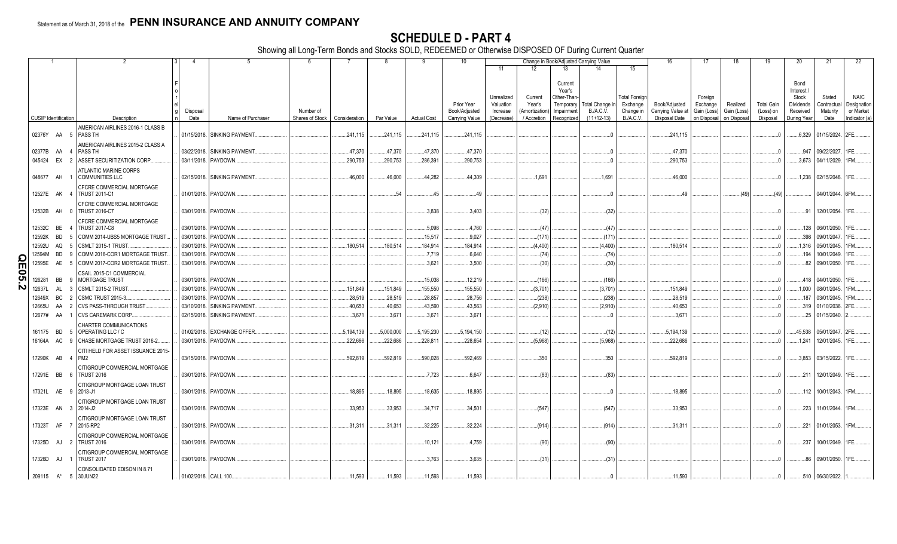Statement as of March 31, 2018 of the **PENN INSURANCE AND ANNUITY COMPANY**

# SCHEDULE D - PART 4

Showing all Long-Term Bonds and Stocks SOLD, REDEEMED or Otherwise DISPOSED OF During Current Quarter

| 1 | 2 | 3 | 4 | 5 | 6 | 7 | 8 | 9 | 10 | 11 | 12 | 13 | 14 | 15 | 16 | 17 | 18 | 19 | 20 | 21 | 22 |
|---|---|---|---|---|---|---|---|---|---|---|---|---|---|---|---|---|---|---|---|---|---|
| CUSIP Identification | Description | Foreign | Disposal Date | Name of Purchaser | Number of Shares of Stock | Consideration | Par Value | Actual Cost | Prior Year Book/Adjusted Carrying Value | Unrealized Valuation Increase (Decrease) | Current Year's (Amortization) / Accretion | Current Year's Other-Than-Temporary Impairment Recognized | Total Change in B./A.C.V. (11+12-13) | Total Foreign Exchange Change in B./A.C.V. | Book/Adjusted Carrying Value at Disposal Date | Foreign Exchange Gain (Loss) on Disposal | Realized Gain (Loss) on Disposal | Total Gain (Loss) on Disposal | Bond Interest / Stock Dividends Received During Year | Stated Contractual Maturity Date | NAIC Designation or Market Indicator (a) |
| 02376Y AA 5 | AMERICAN AIRLINES 2016-1 CLASS B PASS TH | | 01/15/2018 | SINKING PAYMENT | | 241,115 | 241,115 | 241,115 | 241,115 | | | | 0 | | 241,115 | | | 0 | 6,329 | 01/15/2024 | 2FE |
| 02377B AA 4 | AMERICAN AIRLINES 2015-2 CLASS A PASS TH | | 03/22/2018 | SINKING PAYMENT | | 47,370 | 47,370 | 47,370 | 47,370 | | | | 0 | | 47,370 | | | 0 | 947 | 09/22/2027 | 1FE |
| 045424 EX 2 | ASSET SECURITIZATION CORP | | 03/11/2018 | PAYDOWN | | 290,753 | 290,753 | 286,391 | 290,753 | | | | 0 | | 290,753 | | | 0 | 3,673 | 04/11/2029 | 1FM |
| 048677 AH 1 | ATLANTIC MARINE CORPS COMMUNITIES LLC | | 02/15/2018 | SINKING PAYMENT | | 46,000 | 46,000 | 44,282 | 44,309 | | 1,691 | | 1,691 | | 46,000 | | | 0 | 1,238 | 02/15/2048 | 1FE |
| 12527E AK 4 | CFCRE COMMERCIAL MORTGAGE TRUST 2011-C1 | | 01/01/2018 | PAYDOWN | | | 54 | 45 | 49 | | | | 0 | | 49 | | (49) | (49) | | 04/01/2044 | 6FM |
| 12532B AH 0 | CFCRE COMMERCIAL MORTGAGE TRUST 2016-C7 | | 03/01/2018 | PAYDOWN | | | | 3,838 | 3,403 | | (32) | | (32) | | | | | 0 | 91 | 12/01/2054 | 1FE |
| 12532C BE 4 | CFCRE COMMERCIAL MORTGAGE TRUST 2017-C8 | | 03/01/2018 | PAYDOWN | | | | 5,098 | 4,760 | | (47) | | (47) | | | | | 0 | 128 | 06/01/2050 | 1FE |
| 12592K BD 5 | COMM 2014-UBS5 MORTGAGE TRUST | | 03/01/2018 | PAYDOWN | | | | 15,517 | 9,027 | | (171) | | (171) | | | | | 0 | 398 | 09/01/2047 | 1FE |
| 12592U AQ 5 | CSMLT 2015-1 TRUST | | 03/01/2018 | PAYDOWN | | 180,514 | 180,514 | 184,914 | 184,914 | | (4,400) | | (4,400) | | 180,514 | | | 0 | 1,316 | 05/01/2045 | 1FM |
| 12594M BD 9 | COMM 2016-COR1 MORTGAGE TRUST | | 03/01/2018 | PAYDOWN | | | | 7,719 | 6,640 | | (74) | | (74) | | | | | 0 | 194 | 10/01/2049 | 1FE |
| 12595E AE 5 | COMM 2017-COR2 MORTGAGE TRUST | | 03/01/2018 | PAYDOWN | | | | 3,621 | 3,500 | | (30) | | (30) | | | | | 0 | 82 | 09/01/2050 | 1FE |
| 126281 BB 9 | CSAIL 2015-C1 COMMERCIAL MORTGAGE TRUST | | 03/01/2018 | PAYDOWN | | | | 15,038 | 12,219 | | (166) | | (166) | | | | | 0 | 418 | 04/01/2050 | 1FE |
| 12637L AL 3 | CSMLT 2015-2 TRUST | | 03/01/2018 | PAYDOWN | | 151,849 | 151,849 | 155,550 | 155,550 | | (3,701) | | (3,701) | | 151,849 | | | 0 | 1,000 | 08/01/2045 | 1FM |
| 12649X BC 2 | CSMC TRUST 2015-3 | | 03/01/2018 | PAYDOWN | | 28,519 | 28,519 | 28,857 | 28,756 | | (238) | | (238) | | 28,519 | | | 0 | 187 | 03/01/2045 | 1FM |
| 12665U AA 2 | CVS PASS-THROUGH TRUST | | 03/10/2018 | SINKING PAYMENT | | 40,653 | 40,653 | 43,590 | 43,563 | | (2,910) | | (2,910) | | 40,653 | | | 0 | 319 | 01/10/2036 | 2FE |
| 12677# AA 1 | CVS CAREMARK CORP | | 02/15/2018 | SINKING PAYMENT | | 3,671 | 3,671 | 3,671 | 3,671 | | | | 0 | | 3,671 | | | 0 | 25 | 01/15/2040 | 2 |
| 161175 BD 5 | CHARTER COMMUNICATIONS OPERATING LLC / C | | 01/02/2018 | EXCHANGE OFFER | | 5,194,139 | 5,000,000 | 5,195,230 | 5,194,150 | | (12) | | (12) | | 5,194,139 | | | 0 | 45,538 | 05/01/2047 | 2FE |
| 16164A AC 9 | CHASE MORTGAGE TRUST 2016-2 | | 03/01/2018 | PAYDOWN | | 222,686 | 222,686 | 228,811 | 228,654 | | (5,968) | | (5,968) | | 222,686 | | | 0 | 1,241 | 12/01/2045 | 1FE |
| 17290K AB 4 | CITI HELD FOR ASSET ISSUANCE 2015-PM2 | | 03/15/2018 | PAYDOWN | | 592,819 | 592,819 | 590,028 | 592,469 | | 350 | | 350 | | 592,819 | | | 0 | 3,853 | 03/15/2022 | 1FE |
| 17291E BB 6 | CITIGROUP COMMERCIAL MORTGAGE TRUST 2016 | | 03/01/2018 | PAYDOWN | | | | 7,723 | 6,647 | | (83) | | (83) | | | | | 0 | 211 | 12/01/2049 | 1FE |
| 17321L AE 9 | CITIGROUP MORTGAGE LOAN TRUST 2013-J1 | | 03/01/2018 | PAYDOWN | | 18,895 | 18,895 | 18,635 | 18,895 | | | | 0 | | 18,895 | | | 0 | 112 | 10/01/2043 | 1FM |
| 17323E AN 3 | CITIGROUP MORTGAGE LOAN TRUST 2014-J2 | | 03/01/2018 | PAYDOWN | | 33,953 | 33,953 | 34,717 | 34,501 | | (547) | | (547) | | 33,953 | | | 0 | 223 | 11/01/2044 | 1FM |
| 17323T AF 7 | CITIGROUP MORTGAGE LOAN TRUST 2015-RP2 | | 03/01/2018 | PAYDOWN | | 31,311 | 31,311 | 32,225 | 32,224 | | (914) | | (914) | | 31,311 | | | 0 | 221 | 01/01/2053 | 1FM |
| 17325D AJ 2 | CITIGROUP COMMERCIAL MORTGAGE TRUST 2016 | | 03/01/2018 | PAYDOWN | | | | 10,121 | 4,759 | | (90) | | (90) | | | | | 0 | 237 | 10/01/2049 | 1FE |
| 17326D AJ 1 | CITIGROUP COMMERCIAL MORTGAGE TRUST 2017 | | 03/01/2018 | PAYDOWN | | | | 3,763 | 3,635 | | (31) | | (31) | | | | | 0 | 86 | 09/01/2050 | 1FE |
| 209115 A* 5 | CONSOLIDATED EDISON IN 8.71 30JUN22 | | 01/02/2018 | CALL 100 | | 11,593 | 11,593 | 11,593 | 11,593 | | | | 0 | | 11,593 | | | 0 | 510 | 06/30/2022 | 1 |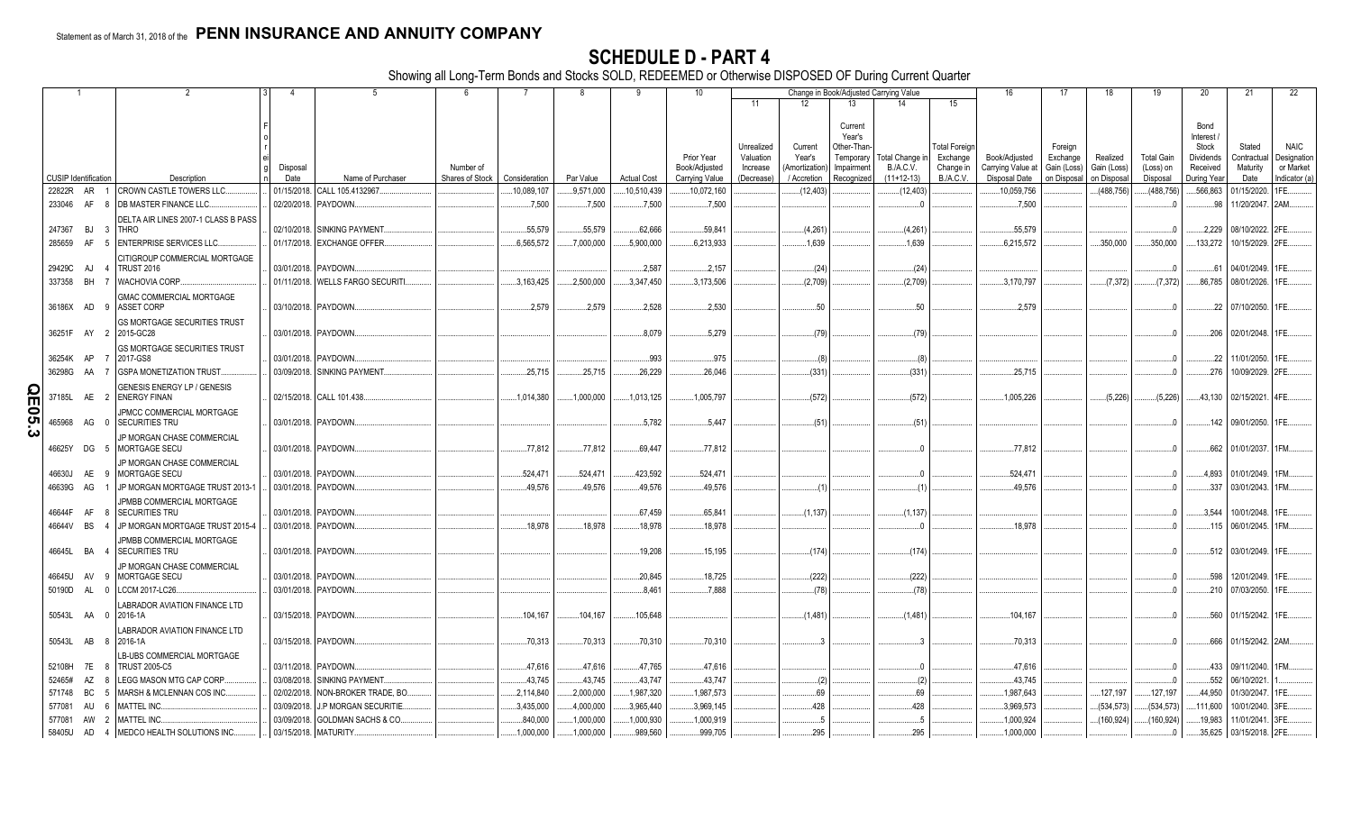Statement as of March 31, 2018 of the **PENN INSURANCE AND ANNUITY COMPANY**

# SCHEDULE D - PART 4

Showing all Long-Term Bonds and Stocks SOLD, REDEEMED or Otherwise DISPOSED OF During Current Quarter

| 1 | 2 | 3 | 4 | 5 | 6 | 7 | 8 | 9 | 10 | 11 | 12 | 13 | 14 | 15 | 16 | 17 | 18 | 19 | 20 | 21 | 22 |
|---|---|---|---|---|---|---|---|---|---|---|---|---|---|---|---|---|---|---|---|---|---|
| | | | | | | | | | | Change in Book/Adjusted Carrying Value | | | | | | | | | | | |
| CUSIP Identification | Description | Foreign | Disposal Date | Name of Purchaser | Number of Shares of Stock | Consideration | Par Value | Actual Cost | Prior Year Book/Adjusted Carrying Value | Unrealized Valuation Increase (Decrease) | Current Year's (Amortization) / Accretion | Current Year's Other-Than-Temporary Impairment Recognized | Total Change in B./A.C.V. (11+12-13) | Total Foreign Exchange Change in B./A.C.V. | Book/Adjusted Carrying Value at Disposal Date | Foreign Exchange Gain (Loss) on Disposal | Realized Gain (Loss) on Disposal | Total Gain (Loss) on Disposal | Bond Interest / Stock Dividends Received During Year | Stated Contractual Maturity Date | NAIC Designation or Market Indicator (a) |
| 22822R AR 1 | CROWN CASTLE TOWERS LLC. | | 01/15/2018. | CALL 105.4132967. | | 10,089,107 | 9,571,000 | 10,510,439 | 10,072,160 | | (12,403) | | (12,403) | | 10,059,756 | | (488,756) | (488,756) | 566,863 | 01/15/2020. | 1FE. |
| 233046 AF 8 | DB MASTER FINANCE LLC. | | 02/20/2018. | PAYDOWN. | | 7,500 | 7,500 | 7,500 | 7,500 | | | | 0 | | 7,500 | | | 0 | 98 | 11/20/2047. | 2AM. |
| 247367 BJ 3 | DELTA AIR LINES 2007-1 CLASS B PASS THRO | | 02/10/2018. | SINKING PAYMENT. | | 55,579 | 55,579 | 62,666 | 59,841 | | (4,261) | | (4,261) | | 55,579 | | | 0 | 2,229 | 08/10/2022. | 2FE. |
| 285659 AF 5 | ENTERPRISE SERVICES LLC. | | 01/17/2018. | EXCHANGE OFFER. | | 6,565,572 | 7,000,000 | 5,900,000 | 6,213,933 | | 1,639 | | 1,639 | | 6,215,572 | | 350,000 | 350,000 | 133,272 | 10/15/2029. | 2FE. |
| 29429C AJ 4 | CITIGROUP COMMERCIAL MORTGAGE TRUST 2016 | | 03/01/2018. | PAYDOWN. | | | | 2,587 | 2,157 | | (24) | | (24) | | | | | 0 | 61 | 04/01/2049. | 1FE. |
| 337358 BH 7 | WACHOVIA CORP. | | 01/11/2018. | WELLS FARGO SECURITI. | | 3,163,425 | 2,500,000 | 3,347,450 | 3,173,506 | | (2,709) | | (2,709) | | 3,170,797 | | (7,372) | (7,372) | 86,785 | 08/01/2026. | 1FE. |
| 36186X AD 9 | GMAC COMMERCIAL MORTGAGE ASSET CORP | | 03/10/2018. | PAYDOWN. | | 2,579 | 2,579 | 2,528 | 2,530 | | 50 | | 50 | | 2,579 | | | 0 | 22 | 07/10/2050. | 1FE. |
| 36251F AY 2 | GS MORTGAGE SECURITIES TRUST 2015-GC28 | | 03/01/2018. | PAYDOWN. | | | | 8,079 | 5,279 | | (79) | | (79) | | | | | 0 | 206 | 02/01/2048. | 1FE. |
| 36254K AP 7 | GS MORTGAGE SECURITIES TRUST 2017-GS8 | | 03/01/2018. | PAYDOWN. | | | | 993 | 975 | | (8) | | (8) | | | | | 0 | 22 | 11/01/2050. | 1FE. |
| 36298G AA 7 | GSPA MONETIZATION TRUST. | | 03/09/2018. | SINKING PAYMENT. | | 25,715 | 25,715 | 26,229 | 26,046 | | (331) | | (331) | | 25,715 | | | 0 | 276 | 10/09/2029. | 2FE. |
| 37185L AE 2 | GENESIS ENERGY LP / GENESIS ENERGY FINAN | | 02/15/2018. | CALL 101.438. | | 1,014,380 | 1,000,000 | 1,013,125 | 1,005,797 | | (572) | | (572) | | 1,005,226 | | (5,226) | (5,226) | 43,130 | 02/15/2021. | 4FE. |
| 46596B AG 0 | JPMCC COMMERCIAL MORTGAGE SECURITIES TRU | | 03/01/2018. | PAYDOWN. | | | | 5,782 | 5,447 | | (51) | | (51) | | | | | 0 | 142 | 09/01/2050. | 1FE. |
| 46625Y DG 5 | JP MORGAN CHASE COMMERCIAL MORTGAGE SECU | | 03/01/2018. | PAYDOWN. | | 77,812 | 77,812 | 69,447 | 77,812 | | | | 0 | | 77,812 | | | 0 | 662 | 01/01/2037. | 1FM. |
| 46630J AE 9 | JP MORGAN CHASE COMMERCIAL MORTGAGE SECU | | 03/01/2018. | PAYDOWN. | | 524,471 | 524,471 | 423,592 | 524,471 | | | | 0 | | 524,471 | | | 0 | 4,893 | 01/01/2049. | 1FM. |
| 46639G AG 1 | JP MORGAN MORTGAGE TRUST 2013-1 | | 03/01/2018. | PAYDOWN. | | 49,576 | 49,576 | 49,576 | 49,576 | | (1) | | (1) | | 49,576 | | | 0 | 337 | 03/01/2043. | 1FM. |
| 46644F AF 8 | JPMBB COMMERCIAL MORTGAGE SECURITIES TRU | | 03/01/2018. | PAYDOWN. | | | | 67,459 | 65,841 | | (1,137) | | (1,137) | | | | | 0 | 3,544 | 10/01/2048. | 1FE. |
| 46644V BS 4 | JP MORGAN MORTGAGE TRUST 2015-4 | | 03/01/2018. | PAYDOWN. | | 18,978 | 18,978 | 18,978 | 18,978 | | | | 0 | | 18,978 | | | 0 | 115 | 06/01/2045. | 1FM. |
| 46645L BA 4 | JPMBB COMMERCIAL MORTGAGE SECURITIES TRU | | 03/01/2018. | PAYDOWN. | | | | 19,208 | 15,195 | | (174) | | (174) | | | | | 0 | 512 | 03/01/2049. | 1FE. |
| 46645U AV 9 | JP MORGAN CHASE COMMERCIAL MORTGAGE SECU | | 03/01/2018. | PAYDOWN. | | | | 20,845 | 18,725 | | (222) | | (222) | | | | | 0 | 598 | 12/01/2049. | 1FE. |
| 50190D AL 0 | LCCM 2017-LC26. | | 03/01/2018. | PAYDOWN. | | | | 8,461 | 7,888 | | (78) | | (78) | | | | | 0 | 210 | 07/03/2050. | 1FE. |
| 50543L AA 0 | LABRADOR AVIATION FINANCE LTD 2016-1A | | 03/15/2018. | PAYDOWN. | | 104,167 | 104,167 | 105,648 | | | (1,481) | | (1,481) | | 104,167 | | | 0 | 560 | 01/15/2042. | 1FE. |
| 50543L AB 8 | LABRADOR AVIATION FINANCE LTD 2016-1A | | 03/15/2018. | PAYDOWN. | | 70,313 | 70,313 | 70,310 | 70,310 | | 3 | | 3 | | 70,313 | | | 0 | 666 | 01/15/2042. | 2AM. |
| 52108H 7E 8 | LB-UBS COMMERCIAL MORTGAGE TRUST 2005-C5 | | 03/11/2018. | PAYDOWN. | | 47,616 | 47,616 | 47,765 | 47,616 | | | | 0 | | 47,616 | | | 0 | 433 | 09/11/2040. | 1FM. |
| 52465# AZ 8 | LEGG MASON MTG CAP CORP. | | 03/08/2018. | SINKING PAYMENT. | | 43,745 | 43,745 | 43,747 | 43,747 | | (2) | | (2) | | 43,745 | | | 0 | 552 | 06/10/2021. | 1. |
| 571748 BC 5 | MARSH & MCLENNAN COS INC. | | 02/02/2018. | NON-BROKER TRADE, BO. | | 2,114,840 | 2,000,000 | 1,987,320 | 1,987,573 | | 69 | | 69 | | 1,987,643 | | 127,197 | 127,197 | 44,950 | 01/30/2047. | 1FE. |
| 577081 AU 6 | MATTEL INC. | | 03/09/2018. | J.P MORGAN SECURITIE. | | 3,435,000 | 4,000,000 | 3,965,440 | 3,969,145 | | 428 | | 428 | | 3,969,573 | | (534,573) | (534,573) | 111,600 | 10/01/2040. | 3FE. |
| 577081 AW 2 | MATTEL INC. | | 03/09/2018. | GOLDMAN SACHS & CO. | | 840,000 | 1,000,000 | 1,000,930 | 1,000,919 | | 5 | | 5 | | 1,000,924 | | (160,924) | (160,924) | 19,983 | 11/01/2041. | 3FE. |
| 58405U AD 4 | MEDCO HEALTH SOLUTIONS INC. | | 03/15/2018. | MATURITY. | | 1,000,000 | 1,000,000 | 989,560 | 999,705 | | 295 | | 295 | | 1,000,000 | | | 0 | 35,625 | 03/15/2018. | 2FE. |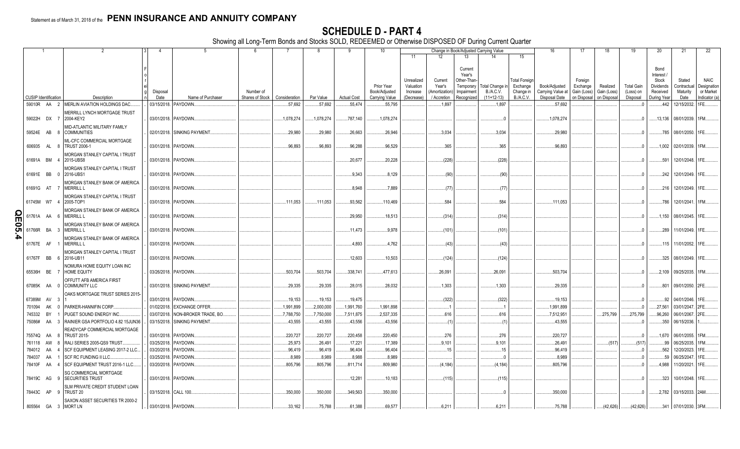Statement as of March 31, 2018 of the **PENN INSURANCE AND ANNUITY COMPANY**

# SCHEDULE D - PART 4

Showing all Long-Term Bonds and Stocks SOLD, REDEEMED or Otherwise DISPOSED OF During Current Quarter

| 1 | 2 | 3 | 4 | 5 | 6 | 7 | 8 | 9 | 10 | 11 | 12 | 13 | 14 | 15 | 16 | 17 | 18 | 19 | 20 | 21 | 22 |
|---|---|---|---|---|---|---|---|---|---|---|---|---|---|---|---|---|---|---|---|---|---|
| CUSIP Identification | Description | Foreign | Disposal Date | Name of Purchaser | Number of Shares of Stock | Consideration | Par Value | Actual Cost | Prior Year Book/Adjusted Carrying Value | Unrealized Valuation Increase (Decrease) | Current Year's (Amortization) / Accretion | Current Year's Other-Than-Temporary Impairment Recognized | Total Change in B./A.C.V. (11+12-13) | Total Foreign Exchange Change in B./A.C.V. | Book/Adjusted Carrying Value at Disposal Date | Foreign Exchange Gain (Loss) on Disposal | Realized Gain (Loss) on Disposal | Total Gain (Loss) on Disposal | Bond Interest / Stock Dividends Received During Year | Stated Contractual Maturity Date | NAIC Designation or Market Indicator (a) |
| 59010R AA 2 | MERLIN AVIATION HOLDINGS DAC | | 03/15/2018 | PAYDOWN | | 57,692 | 57,692 | 55,474 | 55,795 | | 1,897 | | 1,897 | | 57,692 | | | 0 | 442 | 12/15/2032 | 1FE |
| 59022H DX 7 | MERRILL LYNCH MORTGAGE TRUST 2004-KEY2 | | 03/01/2018 | PAYDOWN | | 1,078,274 | 1,078,274 | 787,140 | 1,078,274 | | | | 0 | | 1,078,274 | | | 0 | 13,136 | 08/01/2039 | 1FM |
| 59524E AB 8 | MID-ATLANTIC MILITARY FAMILY COMMUNITIES | | 02/01/2018 | SINKING PAYMENT | | 29,980 | 29,980 | 26,663 | 26,946 | | 3,034 | | 3,034 | | 29,980 | | | 0 | 785 | 08/01/2050 | 1FE |
| 606935 AL 8 | ML-CFC COMMERCIAL MORTGAGE TRUST 2006-1 | | 03/01/2018 | PAYDOWN | | 96,893 | 96,893 | 96,288 | 96,529 | | 365 | | 365 | | 96,893 | | | 0 | 1,002 | 02/01/2039 | 1FM |
| 61691A BM 4 | MORGAN STANLEY CAPITAL I TRUST 2015-UBS8 | | 03/01/2018 | PAYDOWN | | | | 20,677 | 20,228 | | (228) | | (228) | | | | | 0 | 591 | 12/01/2048 | 1FE |
| 61691E BB 0 | MORGAN STANLEY CAPITAL I TRUST 2016-UBS1 | | 03/01/2018 | PAYDOWN | | | | 9,343 | 8,129 | | (90) | | (90) | | | | | 0 | 242 | 12/01/2049 | 1FE |
| 61691G AT 7 | MORGAN STANLEY BANK OF AMERICA MERRILL L | | 03/01/2018 | PAYDOWN | | | | 8,948 | 7,889 | | (77) | | (77) | | | | | 0 | 216 | 12/01/2049 | 1FE |
| 61745M W7 4 | MORGAN STANLEY CAPITAL I TRUST 2005-TOP1 | | 03/01/2018 | PAYDOWN | | 111,053 | 111,053 | 93,562 | 110,469 | | 584 | | 584 | | 111,053 | | | 0 | 786 | 12/01/2041 | 1FM |
| 61761A AA 6 | MORGAN STANLEY BANK OF AMERICA MERRILL L | | 03/01/2018 | PAYDOWN | | | | 29,950 | 18,513 | | (314) | | (314) | | | | | 0 | 1,150 | 08/01/2045 | 1FE |
| 61766R BA 3 | MORGAN STANLEY BANK OF AMERICA MERRILL L | | 03/01/2018 | PAYDOWN | | | | 11,473 | 9,978 | | (101) | | (101) | | | | | 0 | 289 | 11/01/2049 | 1FE |
| 61767E AF 1 | MORGAN STANLEY BANK OF AMERICA MERRILL L | | 03/01/2018 | PAYDOWN | | | | 4,893 | 4,762 | | (43) | | (43) | | | | | 0 | 115 | 11/01/2052 | 1FE |
| 61767F BB 6 | MORGAN STANLEY CAPITAL I TRUST 2016-UB11 | | 03/01/2018 | PAYDOWN | | | | 12,603 | 10,503 | | (124) | | (124) | | | | | 0 | 325 | 08/01/2049 | 1FE |
| 65536H BE 7 | NOMURA HOME EQUITY LOAN INC HOME EQUITY | | 03/26/2018 | PAYDOWN | | 503,704 | 503,704 | 338,741 | 477,613 | | 26,091 | | 26,091 | | 503,704 | | | 0 | 2,109 | 09/25/2035 | 1FM |
| 67085K AA 0 | OFFUTT AFB AMERICA FIRST COMMUNITY LLC | | 03/01/2018 | SINKING PAYMENT | | 29,335 | 29,335 | 28,015 | 28,032 | | 1,303 | | 1,303 | | 29,335 | | | 0 | 801 | 09/01/2050 | 2FE |
| 67389M AV 3 | OAKS MORTGAGE TRUST SERIES 2015-1 | | 03/01/2018 | PAYDOWN | | 19,153 | 19,153 | 19,475 | | | (322) | | (322) | | 19,153 | | | 0 | 92 | 04/01/2046 | 1FE |
| 701094 AK 0 | PARKER-HANNIFIN CORP | | 01/02/2018 | EXCHANGE OFFER | | 1,991,899 | 2,000,000 | 1,991,760 | 1,991,898 | | 1 | | 1 | | 1,991,899 | | | 0 | 27,561 | 03/01/2047 | 2FE |
| 745332 BY 1 | PUGET SOUND ENERGY INC | | 03/07/2018 | NON-BROKER TRADE, BO | | 7,788,750 | 7,750,000 | 7,511,875 | 2,537,335 | | 616 | | 616 | | 7,512,951 | | 275,799 | 275,799 | 96,260 | 06/01/2067 | 2FE |
| 75086# AA 3 | RAINIER GSA PORTFOLIO 4.82 15JUN36 | | 03/15/2018 | SINKING PAYMENT | | 43,555 | 43,555 | 43,556 | 43,556 | | (1) | | (1) | | 43,555 | | | 0 | 350 | 06/15/2036 | 1 |
| 75574Q AA 8 | READYCAP COMMERCIAL MORTGAGE TRUST 2015- | | 03/01/2018 | PAYDOWN | | 220,727 | 220,727 | 220,458 | 220,450 | | 276 | | 276 | | 220,727 | | | 0 | 1,670 | 06/01/2055 | 1FM |
| 761118 AW 8 | RALI SERIES 2005-QS9 TRUST | | 03/25/2018 | PAYDOWN | | 25,973 | 26,491 | 17,221 | 17,389 | | 9,101 | | 9,101 | | 26,491 | | (517) | (517) | 99 | 06/25/2035 | 1FM |
| 784012 AA 4 | SCF EQUIPMENT LEASING 2017-2 LLC | | 03/20/2018 | PAYDOWN | | 96,419 | 96,419 | 96,404 | 96,404 | | 15 | | 15 | | 96,419 | | | 0 | 562 | 12/20/2023 | 1FE |
| 784037 AA 1 | SCF RC FUNDING II LLC | | 03/25/2018 | PAYDOWN | | 8,989 | 8,989 | 8,988 | 8,989 | | | | 0 | | 8,989 | | | 0 | 59 | 06/25/2047 | 1FE |
| 78410F AA 4 | SCF EQUIPMENT TRUST 2016-1 LLC | | 03/20/2018 | PAYDOWN | | 805,796 | 805,796 | 811,714 | 809,980 | | (4,184) | | (4,184) | | 805,796 | | | 0 | 4,988 | 11/20/2021 | 1FE |
| 78419C AG 9 | SG COMMERCIAL MORTGAGE SECURITIES TRUST | | 03/01/2018 | PAYDOWN | | | | 12,281 | 10,183 | | (115) | | (115) | | | | | 0 | 323 | 10/01/2048 | 1FE |
| 78443C AP 9 | SLM PRIVATE CREDIT STUDENT LOAN TRUST 20 | | 03/15/2018 | CALL 100 | | 350,000 | 350,000 | 349,563 | 350,000 | | | | 0 | | 350,000 | | | 0 | 2,782 | 03/15/2033 | 2AM |
| 805564 GA 3 | SAXON ASSET SECURITIES TR 2000-2 MORT LN | | 03/01/2018 | PAYDOWN | | 33,162 | 75,788 | 61,388 | 69,577 | | 6,211 | | 6,211 | | 75,788 | | (42,626) | (42,626) | 341 | 07/01/2030 | 3FM |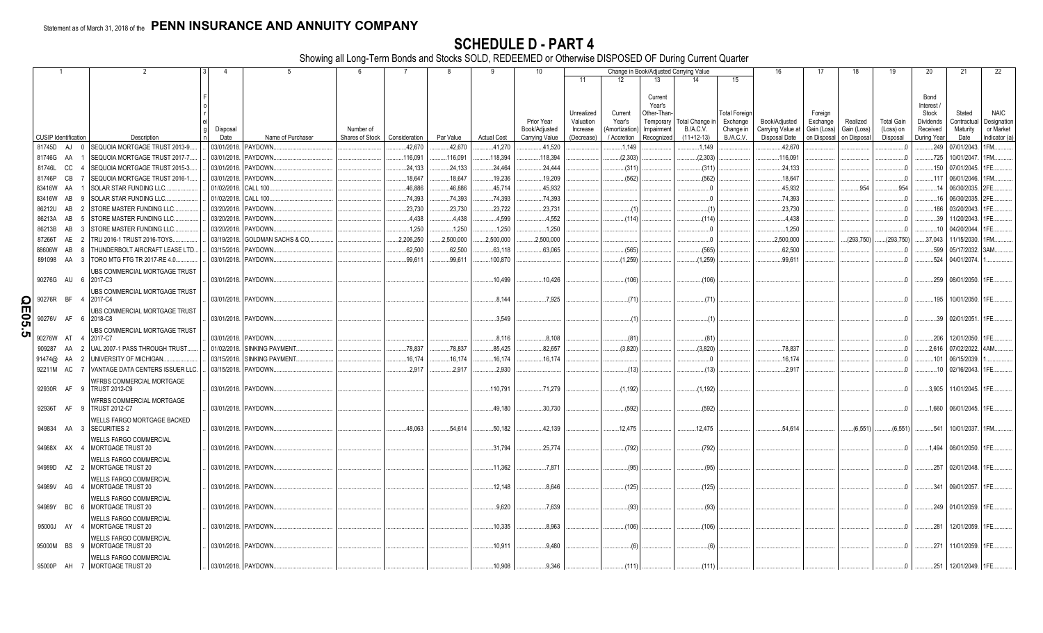Statement as of March 31, 2018 of the **PENN INSURANCE AND ANNUITY COMPANY**

# SCHEDULE D - PART 4

Showing all Long-Term Bonds and Stocks SOLD, REDEEMED or Otherwise DISPOSED OF During Current Quarter

| 1 | 2 | 3 | 4 | 5 | 6 | 7 | 8 | 9 | 10 | 11 | 12 | 13 | 14 | 15 | 16 | 17 | 18 | 19 | 20 | 21 | 22 |
|---|---|---|---|---|---|---|---|---|---|---|---|---|---|---|---|---|---|---|---|---|---|
| | | | | | | | | | | Change in Book/Adjusted Carrying Value | | | | | | | | | | | |
| CUSIP Identification | Description | Foreign | Disposal Date | Name of Purchaser | Number of Shares of Stock | Consideration | Par Value | Actual Cost | Prior Year Book/Adjusted Carrying Value | Unrealized Valuation Increase (Decrease) | Current Year's (Amortization) / Accretion | Current Year's Other-Than-Temporary Impairment Recognized | Total Change in B./A.C.V. (11+12-13) | Total Foreign Exchange Change in B./A.C.V. | Book/Adjusted Carrying Value at Disposal Date | Foreign Exchange Gain (Loss) on Disposal | Realized Gain (Loss) on Disposal | Total Gain (Loss) on Disposal | Bond Interest / Stock Dividends Received During Year | Stated Contractual Maturity Date | NAIC Designation or Market Indicator (a) |
| 81745D AJ 0 | SEQUOIA MORTGAGE TRUST 2013-9 | | 03/01/2018. | PAYDOWN | | 42,670 | 42,670 | 41,270 | 41,520 | | 1,149 | | 1,149 | | 42,670 | | | 0 | 249 | 07/01/2043. | 1FM |
| 81746G AA 1 | SEQUOIA MORTGAGE TRUST 2017-7 | | 03/01/2018. | PAYDOWN | | 116,091 | 116,091 | 118,394 | 118,394 | | (2,303) | | (2,303) | | 116,091 | | | 0 | 725 | 10/01/2047. | 1FM |
| 81746L CC 4 | SEQUOIA MORTGAGE TRUST 2015-3 | | 03/01/2018. | PAYDOWN | | 24,133 | 24,133 | 24,464 | 24,444 | | (311) | | (311) | | 24,133 | | | 0 | 150 | 07/01/2045. | 1FE |
| 81746P CB 7 | SEQUOIA MORTGAGE TRUST 2016-1 | | 03/01/2018. | PAYDOWN | | 18,647 | 18,647 | 19,236 | 19,209 | | (562) | | (562) | | 18,647 | | | 0 | 117 | 06/01/2046. | 1FM |
| 83416W AA 1 | SOLAR STAR FUNDING LLC | | 01/02/2018. | CALL 100 | | 46,886 | 46,886 | 45,714 | 45,932 | | | | 0 | | 45,932 | | 954 | 954 | 14 | 06/30/2035. | 2FE |
| 83416W AB 9 | SOLAR STAR FUNDING LLC | | 01/02/2018. | CALL 100 | | 74,393 | 74,393 | 74,393 | 74,393 | | | | 0 | | 74,393 | | | 0 | 16 | 06/30/2035. | 2FE |
| 86212U AB 2 | STORE MASTER FUNDING LLC | | 03/20/2018. | PAYDOWN | | 23,730 | 23,730 | 23,722 | 23,731 | | (1) | | (1) | | 23,730 | | | 0 | 186 | 03/20/2043. | 1FE |
| 86213A AB 5 | STORE MASTER FUNDING LLC | | 03/20/2018. | PAYDOWN | | 4,438 | 4,438 | 4,599 | 4,552 | | (114) | | (114) | | 4,438 | | | 0 | 39 | 11/20/2043. | 1FE |
| 86213B AB 3 | STORE MASTER FUNDING LLC | | 03/20/2018. | PAYDOWN | | 1,250 | 1,250 | 1,250 | 1,250 | | | | 0 | | 1,250 | | | 0 | 10 | 04/20/2044. | 1FE |
| 87266T AE 2 | TRU 2016-1 TRUST 2016-TOYS | | 03/19/2018. | GOLDMAN SACHS & CO | | 2,206,250 | 2,500,000 | 2,500,000 | 2,500,000 | | | | 0 | | 2,500,000 | | (293,750) | (293,750) | 37,043 | 11/15/2030. | 1FM |
| 88606W AB 8 | THUNDERBOLT AIRCRAFT LEASE LTD | | 03/15/2018. | PAYDOWN | | 62,500 | 62,500 | 63,118 | 63,065 | | (565) | | (565) | | 62,500 | | | 0 | 599 | 05/17/2032. | 3AM |
| 891098 AA 3 | TORO MTG FTG TR 2017-RE 4.0 | | 03/01/2018. | PAYDOWN | | 99,611 | 99,611 | 100,870 | | | (1,259) | | (1,259) | | 99,611 | | | 0 | 524 | 04/01/2074. | 1 |
| 90276G AU 6 | UBS COMMERCIAL MORTGAGE TRUST 2017-C3 | | 03/01/2018. | PAYDOWN | | | | 10,499 | 10,426 | | (106) | | (106) | | | | | 0 | 259 | 08/01/2050. | 1FE |
| 90276R BF 4 | UBS COMMERCIAL MORTGAGE TRUST 2017-C4 | | 03/01/2018. | PAYDOWN | | | | 8,144 | 7,925 | | (71) | | (71) | | | | | 0 | 195 | 10/01/2050. | 1FE |
| 90276V AF 6 | UBS COMMERCIAL MORTGAGE TRUST 2018-C8 | | 03/01/2018. | PAYDOWN | | | | 3,549 | | | (1) | | (1) | | | | | 0 | 39 | 02/01/2051. | 1FE |
| 90276W AT 4 | UBS COMMERCIAL MORTGAGE TRUST 2017-C7 | | 03/01/2018. | PAYDOWN | | | | 8,116 | 8,108 | | (81) | | (81) | | | | | 0 | 206 | 12/01/2050. | 1FE |
| 909287 AA 2 | UAL 2007-1 PASS THROUGH TRUST | | 01/02/2018. | SINKING PAYMENT | | 78,837 | 78,837 | 85,425 | 82,657 | | (3,820) | | (3,820) | | 78,837 | | | 0 | 2,616 | 07/02/2022. | 4AM |
| 91474@ AA 2 | UNIVERSITY OF MICHIGAN | | 03/15/2018. | SINKING PAYMENT | | 16,174 | 16,174 | 16,174 | 16,174 | | | | 0 | | 16,174 | | | 0 | 101 | 06/15/2039. | 1 |
| 92211M AC 7 | VANTAGE DATA CENTERS ISSUER LLC | | 03/15/2018. | PAYDOWN | | 2,917 | 2,917 | 2,930 | | | (13) | | (13) | | 2,917 | | | 0 | 10 | 02/16/2043. | 1FE |
| 92930R AF 9 | WFRBS COMMERCIAL MORTGAGE TRUST 2012-C9 | | 03/01/2018. | PAYDOWN | | | | 110,791 | 71,279 | | (1,192) | | (1,192) | | | | | 0 | 3,905 | 11/01/2045. | 1FE |
| 92936T AF 9 | WFRBS COMMERCIAL MORTGAGE TRUST 2012-C7 | | 03/01/2018. | PAYDOWN | | | | 49,180 | 30,730 | | (592) | | (592) | | | | | 0 | 1,660 | 06/01/2045. | 1FE |
| 949834 AA 3 | WELLS FARGO MORTGAGE BACKED SECURITIES 2 | | 03/01/2018. | PAYDOWN | | 48,063 | 54,614 | 50,182 | 42,139 | | 12,475 | | 12,475 | | 54,614 | | (6,551) | (6,551) | 541 | 10/01/2037. | 1FM |
| 94988X AX 4 | WELLS FARGO COMMERCIAL MORTGAGE TRUST 20 | | 03/01/2018. | PAYDOWN | | | | 31,794 | 25,774 | | (792) | | (792) | | | | | 0 | 1,494 | 08/01/2050. | 1FE |
| 94989D AZ 2 | WELLS FARGO COMMERCIAL MORTGAGE TRUST 20 | | 03/01/2018. | PAYDOWN | | | | 11,362 | 7,871 | | (95) | | (95) | | | | | 0 | 257 | 02/01/2048. | 1FE |
| 94989V AG 4 | WELLS FARGO COMMERCIAL MORTGAGE TRUST 20 | | 03/01/2018. | PAYDOWN | | | | 12,148 | 8,646 | | (125) | | (125) | | | | | 0 | 341 | 09/01/2057. | 1FE |
| 94989Y BC 6 | WELLS FARGO COMMERCIAL MORTGAGE TRUST 20 | | 03/01/2018. | PAYDOWN | | | | 9,620 | 7,639 | | (93) | | (93) | | | | | 0 | 249 | 01/01/2059. | 1FE |
| 95000J AY 4 | WELLS FARGO COMMERCIAL MORTGAGE TRUST 20 | | 03/01/2018. | PAYDOWN | | | | 10,335 | 8,963 | | (106) | | (106) | | | | | 0 | 281 | 12/01/2059. | 1FE |
| 95000M BS 9 | WELLS FARGO COMMERCIAL MORTGAGE TRUST 20 | | 03/01/2018. | PAYDOWN | | | | 10,911 | 9,480 | | (6) | | (6) | | | | | 0 | 271 | 11/01/2059. | 1FE |
| 95000P AH 7 | WELLS FARGO COMMERCIAL MORTGAGE TRUST 20 | | 03/01/2018. | PAYDOWN | | | | 10,908 | 9,346 | | (111) | | (111) | | | | | 0 | 251 | 12/01/2049. | 1FE |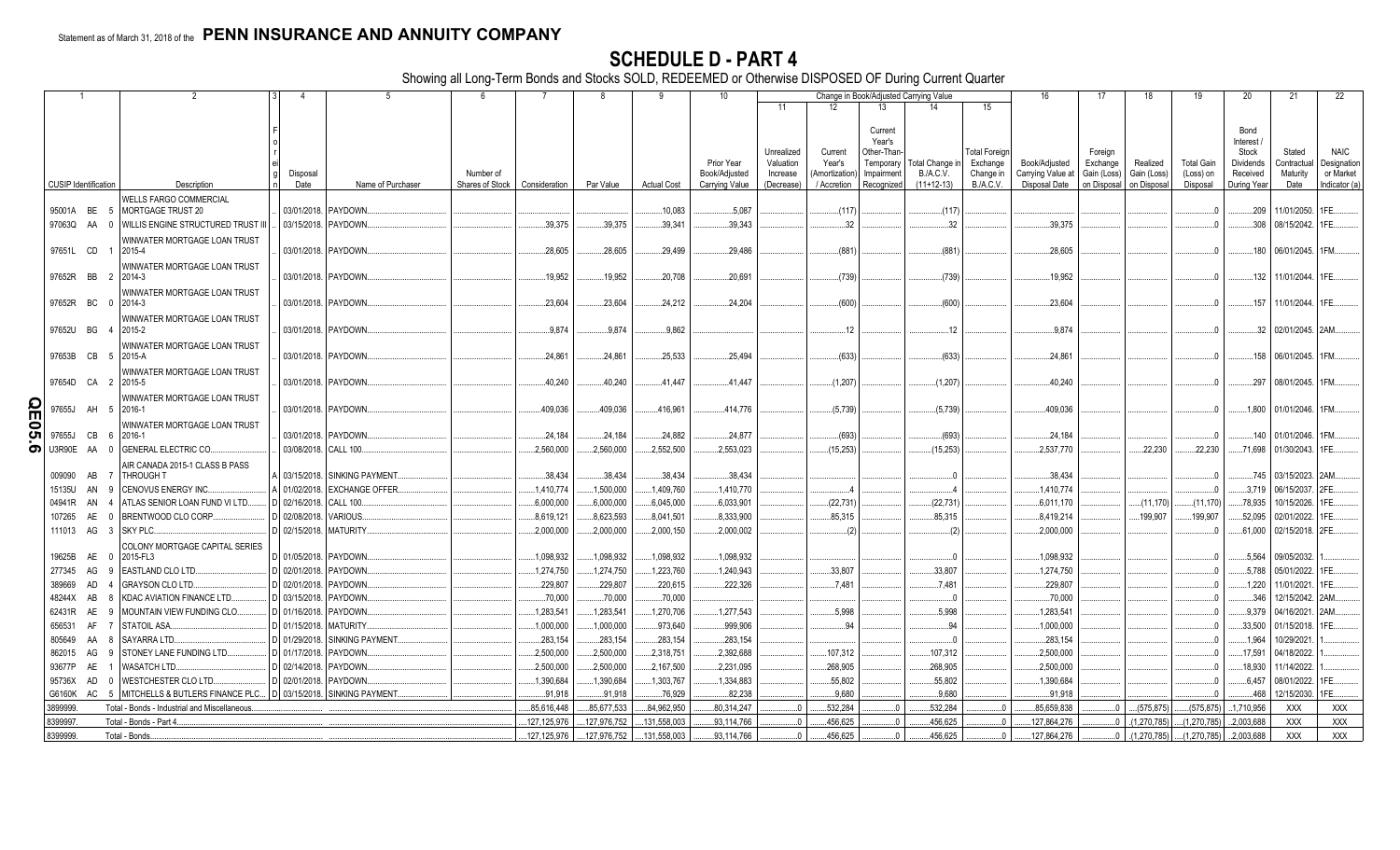Statement as of March 31, 2018 of the **PENN INSURANCE AND ANNUITY COMPANY**

# SCHEDULE D - PART 4

Showing all Long-Term Bonds and Stocks SOLD, REDEEMED or Otherwise DISPOSED OF During Current Quarter

| 1 CUSIP Identification | 2 Description | 3 Foreign | 4 Disposal Date | 5 Name of Purchaser | 6 Number of Shares of Stock | 7 Consideration | 8 Par Value | 9 Actual Cost | 10 Prior Year Book/Adjusted Carrying Value | 11 Unrealized Valuation Increase (Decrease) | 12 Current Year's (Amortization) / Accretion | 13 Current Year's Other-Than-Temporary Impairment Recognized | 14 Total Change in B./A.C.V. (11+12-13) | 15 Total Foreign Exchange Change in B./A.C.V. | 16 Book/Adjusted Carrying Value at Disposal Date | 17 Foreign Exchange Gain (Loss) on Disposal | 18 Realized Gain (Loss) on Disposal | 19 Total Gain (Loss) on Disposal | 20 Bond Interest / Stock Dividends Received During Year | 21 Stated Contractual Maturity Date | 22 NAIC Designation or Market Indicator (a) |
|---|---|---|---|---|---|---|---|---|---|---|---|---|---|---|---|---|---|---|---|---|---|
| 95001A BE 5 | WELLS FARGO COMMERCIAL MORTGAGE TRUST 20 | | 03/01/2018 | PAYDOWN | | | | 10,083 | 5,087 | | (117) | | (117) | | | | | 0 | 209 | 11/01/2050 | 1FE |
| 97063Q AA 0 | WILLIS ENGINE STRUCTURED TRUST III | | 03/15/2018 | PAYDOWN | | 39,375 | 39,375 | 39,341 | 39,343 | | 32 | | 32 | | 39,375 | | | 0 | 308 | 08/15/2042 | 1FE |
| 97651L CD 1 | WINWATER MORTGAGE LOAN TRUST 2015-4 | | 03/01/2018 | PAYDOWN | | 28,605 | 28,605 | 29,499 | 29,486 | | (881) | | (881) | | 28,605 | | | 0 | 180 | 06/01/2045 | 1FM |
| 97652R BB 2 | WINWATER MORTGAGE LOAN TRUST 2014-3 | | 03/01/2018 | PAYDOWN | | 19,952 | 19,952 | 20,708 | 20,691 | | (739) | | (739) | | 19,952 | | | 0 | 132 | 11/01/2044 | 1FE |
| 97652R BC 0 | WINWATER MORTGAGE LOAN TRUST 2014-3 | | 03/01/2018 | PAYDOWN | | 23,604 | 23,604 | 24,212 | 24,204 | | (600) | | (600) | | 23,604 | | | 0 | 157 | 11/01/2044 | 1FE |
| 97652U BG 4 | WINWATER MORTGAGE LOAN TRUST 2015-2 | | 03/01/2018 | PAYDOWN | | 9,874 | 9,874 | 9,862 | | | 12 | | 12 | | 9,874 | | | 0 | 32 | 02/01/2045 | 2AM |
| 97653B CB 5 | WINWATER MORTGAGE LOAN TRUST 2015-A | | 03/01/2018 | PAYDOWN | | 24,861 | 24,861 | 25,533 | 25,494 | | (633) | | (633) | | 24,861 | | | 0 | 158 | 06/01/2045 | 1FM |
| 97654D CA 2 | WINWATER MORTGAGE LOAN TRUST 2015-5 | | 03/01/2018 | PAYDOWN | | 40,240 | 40,240 | 41,447 | 41,447 | | (1,207) | | (1,207) | | 40,240 | | | 0 | 297 | 08/01/2045 | 1FM |
| 97655J AH 5 | WINWATER MORTGAGE LOAN TRUST 2016-1 | | 03/01/2018 | PAYDOWN | | 409,036 | 409,036 | 416,961 | 414,776 | | (5,739) | | (5,739) | | 409,036 | | | 0 | 1,800 | 01/01/2046 | 1FM |
| 97655J CB 6 | WINWATER MORTGAGE LOAN TRUST 2016-1 | | 03/01/2018 | PAYDOWN | | 24,184 | 24,184 | 24,882 | 24,877 | | (693) | | (693) | | 24,184 | | | 0 | 140 | 01/01/2046 | 1FM |
| U3R90E AA 0 | GENERAL ELECTRIC CO | | 03/08/2018 | CALL 100 | | 2,560,000 | 2,560,000 | 2,552,500 | 2,553,023 | | (15,253) | | (15,253) | | 2,537,770 | | 22,230 | 22,230 | 71,698 | 01/30/2043 | 1FE |
| 009090 AB 7 | AIR CANADA 2015-1 CLASS B PASS THROUGH T | A | 03/15/2018 | SINKING PAYMENT | | 38,434 | 38,434 | 38,434 | 38,434 | | | | 0 | | 38,434 | | | 0 | 745 | 03/15/2023 | 2AM |
| 15135U AN 9 | CENOVUS ENERGY INC | A | 01/02/2018 | EXCHANGE OFFER | | 1,410,774 | 1,500,000 | 1,409,760 | 1,410,770 | | 4 | | 4 | | 1,410,774 | | | 0 | 3,719 | 06/15/2037 | 2FE |
| 04941R AN 4 | ATLAS SENIOR LOAN FUND VI LTD | D | 02/16/2018 | CALL 100 | | 6,000,000 | 6,000,000 | 6,045,000 | 6,033,901 | | (22,731) | | (22,731) | | 6,011,170 | | (11,170) | (11,170) | 78,935 | 10/15/2026 | 1FE |
| 107265 AE 0 | BRENTWOOD CLO CORP | D | 02/08/2018 | VARIOUS | | 8,619,121 | 8,623,593 | 8,041,501 | 8,333,900 | | 85,315 | | 85,315 | | 8,419,214 | | 199,907 | 199,907 | 52,095 | 02/01/2022 | 1FE |
| 111013 AG 3 | SKY PLC | D | 02/15/2018 | MATURITY | | 2,000,000 | 2,000,000 | 2,000,150 | 2,000,002 | | (2) | | (2) | | 2,000,000 | | | 0 | 61,000 | 02/15/2018 | 2FE |
| 19625B AE 0 | COLONY MORTGAGE CAPITAL SERIES 2015-FL3 | D | 01/05/2018 | PAYDOWN | | 1,098,932 | 1,098,932 | 1,098,932 | 1,098,932 | | | | 0 | | 1,098,932 | | | 0 | 5,564 | 09/05/2032 | 1 |
| 277345 AG 9 | EASTLAND CLO LTD | D | 02/01/2018 | PAYDOWN | | 1,274,750 | 1,274,750 | 1,223,760 | 1,240,943 | | 33,807 | | 33,807 | | 1,274,750 | | | 0 | 5,788 | 05/01/2022 | 1FE |
| 389669 AD 4 | GRAYSON CLO LTD | D | 02/01/2018 | PAYDOWN | | 229,807 | 229,807 | 220,615 | 222,326 | | 7,481 | | 7,481 | | 229,807 | | | 0 | 1,220 | 11/01/2021 | 1FE |
| 48244X AB 8 | KDAC AVIATION FINANCE LTD | D | 03/15/2018 | PAYDOWN | | 70,000 | 70,000 | 70,000 | | | | | 0 | | 70,000 | | | 0 | 346 | 12/15/2042 | 2AM |
| 62431R AE 9 | MOUNTAIN VIEW FUNDING CLO | D | 01/16/2018 | PAYDOWN | | 1,283,541 | 1,283,541 | 1,270,706 | 1,277,543 | | 5,998 | | 5,998 | | 1,283,541 | | | 0 | 9,379 | 04/16/2021 | 2AM |
| 656531 AF 7 | STATOIL ASA | D | 01/15/2018 | MATURITY | | 1,000,000 | 1,000,000 | 973,640 | 999,906 | | 94 | | 94 | | 1,000,000 | | | 0 | 33,500 | 01/15/2018 | 1FE |
| 805649 AA 8 | SAYARRA LTD | D | 01/29/2018 | SINKING PAYMENT | | 283,154 | 283,154 | 283,154 | 283,154 | | | | 0 | | 283,154 | | | 0 | 1,964 | 10/29/2021 | 1 |
| 862015 AG 9 | STONEY LANE FUNDING LTD | D | 01/17/2018 | PAYDOWN | | 2,500,000 | 2,500,000 | 2,318,751 | 2,392,688 | | 107,312 | | 107,312 | | 2,500,000 | | | 0 | 17,591 | 04/18/2022 | 1 |
| 93677P AE 1 | WASATCH LTD | D | 02/14/2018 | PAYDOWN | | 2,500,000 | 2,500,000 | 2,167,500 | 2,231,095 | | 268,905 | | 268,905 | | 2,500,000 | | | 0 | 18,930 | 11/14/2022 | 1 |
| 95736X AD 0 | WESTCHESTER CLO LTD | D | 02/01/2018 | PAYDOWN | | 1,390,684 | 1,390,684 | 1,303,767 | 1,334,883 | | 55,802 | | 55,802 | | 1,390,684 | | | 0 | 6,457 | 08/01/2022 | 1FE |
| G6160K AC 5 | MITCHELLS & BUTLERS FINANCE PLC | D | 03/15/2018 | SINKING PAYMENT | | 91,918 | 91,918 | 76,929 | 82,238 | | 9,680 | | 9,680 | | 91,918 | | | 0 | 468 | 12/15/2030 | 1FE |
| 3899999. | Total - Bonds - Industrial and Miscellaneous | | | | | 85,616,448 | 85,677,533 | 84,962,950 | 80,314,247 | 0 | 532,284 | 0 | 532,284 | 0 | 85,659,838 | 0 | (575,875) | (575,875) | 1,710,956 | XXX | XXX |
| 8399997. | Total - Bonds - Part 4 | | | | | 127,125,976 | 127,976,752 | 131,558,003 | 93,114,766 | 0 | 456,625 | 0 | 456,625 | 0 | 127,864,276 | 0 | (1,270,785) | (1,270,785) | 2,003,688 | XXX | XXX |
| 8399999. | Total - Bonds | | | | | 127,125,976 | 127,976,752 | 131,558,003 | 93,114,766 | 0 | 456,625 | 0 | 456,625 | 0 | 127,864,276 | 0 | (1,270,785) | (1,270,785) | 2,003,688 | XXX | XXX |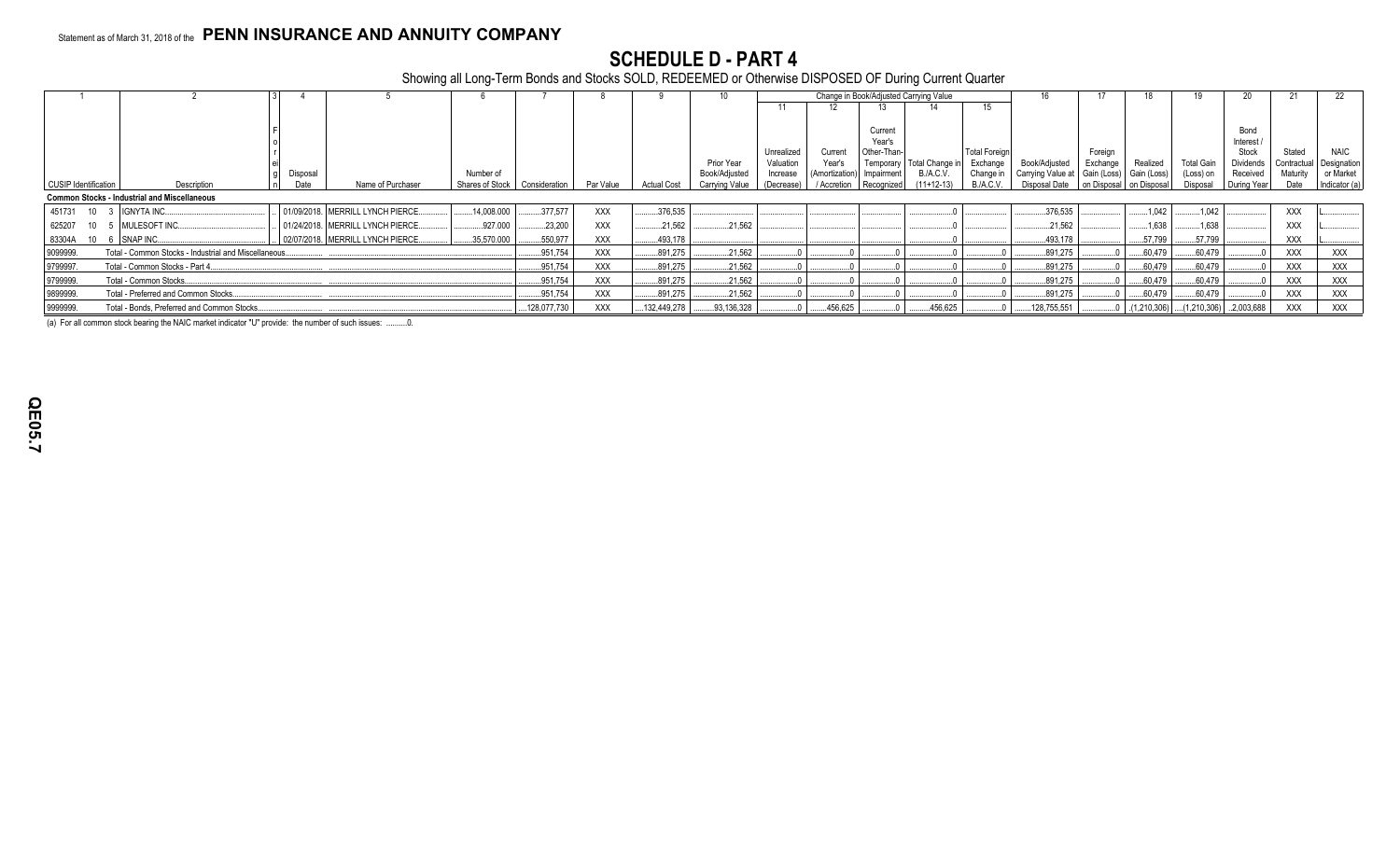Statement as of March 31, 2018 of the **PENN INSURANCE AND ANNUITY COMPANY**

# SCHEDULE D - PART 4

Showing all Long-Term Bonds and Stocks SOLD, REDEEMED or Otherwise DISPOSED OF During Current Quarter

| 1 | 2 | 3 | 4 | 5 | 6 | 7 | 8 | 9 | 10 | Change in Book/Adjusted Carrying Value | | | | | 16 | 17 | 18 | 19 | 20 | 21 | 22 |
|---|---|---|---|---|---|---|---|---|---|---|---|---|---|---|---|---|---|---|---|---|---|
| | | | | | | | | | | 11 | 12 | 13 | 14 | 15 | | | | | | | |
| CUSIP Identification | Description | Foreign | Disposal Date | Name of Purchaser | Number of Shares of Stock | Consideration | Par Value | Actual Cost | Prior Year Book/Adjusted Carrying Value | Unrealized Valuation Increase (Decrease) | Current Year's (Amortization) / Accretion | Current Year's Other-Than-Temporary Impairment Recognized | Total Change in B./A.C.V. (11+12-13) | Total Foreign Exchange Change in B./A.C.V. | Book/Adjusted Carrying Value at Disposal Date | Foreign Exchange Gain (Loss) on Disposal | Realized Gain (Loss) on Disposal | Total Gain (Loss) on Disposal | Bond Interest / Stock Dividends Received During Year | Stated Contractual Maturity Date | NAIC Designation or Market Indicator (a) |
| **Common Stocks - Industrial and Miscellaneous** | | | | | | | | | | | | | | | | | | | | | |
| 451731 10 3 | IGNYTA INC. | | 01/09/2018. | MERRILL LYNCH PIERCE | 14,008.000 | 377,577 | XXX | 376,535 | | | | | 0 | | 376,535 | | 1,042 | 1,042 | | XXX | L |
| 625207 10 5 | MULESOFT INC. | | 01/24/2018. | MERRILL LYNCH PIERCE | 927.000 | 23,200 | XXX | 21,562 | 21,562 | | | | 0 | | 21,562 | | 1,638 | 1,638 | | XXX | L |
| 83304A 10 6 | SNAP INC. | | 02/07/2018. | MERRILL LYNCH PIERCE | 35,570.000 | 550,977 | XXX | 493,178 | | | | | 0 | | 493,178 | | 57,799 | 57,799 | | XXX | L |
| 9099999. | Total - Common Stocks - Industrial and Miscellaneous | | | | | 951,754 | XXX | 891,275 | 21,562 | 0 | 0 | 0 | 0 | 0 | 891,275 | 0 | 60,479 | 60,479 | 0 | XXX | XXX |
| 9799997. | Total - Common Stocks - Part 4 | | | | | 951,754 | XXX | 891,275 | 21,562 | 0 | 0 | 0 | 0 | 0 | 891,275 | 0 | 60,479 | 60,479 | 0 | XXX | XXX |
| 9799999. | Total - Common Stocks | | | | | 951,754 | XXX | 891,275 | 21,562 | 0 | 0 | 0 | 0 | 0 | 891,275 | 0 | 60,479 | 60,479 | 0 | XXX | XXX |
| 9899999. | Total - Preferred and Common Stocks | | | | | 951,754 | XXX | 891,275 | 21,562 | 0 | 0 | 0 | 0 | 0 | 891,275 | 0 | 60,479 | 60,479 | 0 | XXX | XXX |
| 9999999. | Total - Bonds, Preferred and Common Stocks | | | | | 128,077,730 | XXX | 132,449,278 | 93,136,328 | 0 | 456,625 | 0 | 456,625 | 0 | 128,755,551 | 0 | (1,210,306) | (1,210,306) | 2,003,688 | XXX | XXX |

(a) For all common stock bearing the NAIC market indicator "U" provide: the number of such issues: ..........0.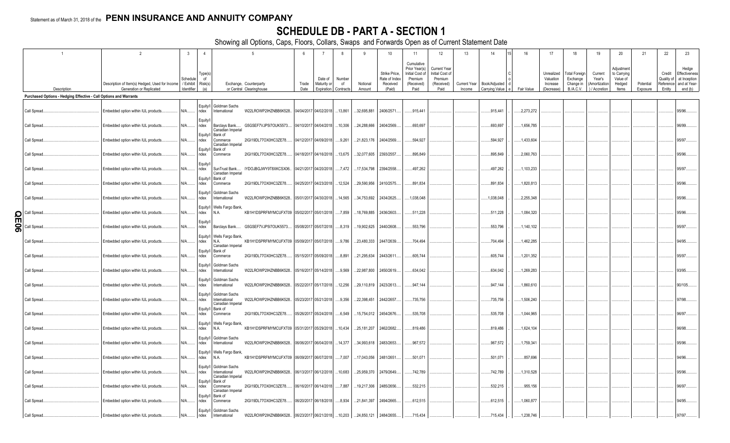Statement as of March 31, 2018 of the **PENN INSURANCE AND ANNUITY COMPANY**

# SCHEDULE DB - PART A - SECTION 1

Showing all Options, Caps, Floors, Collars, Swaps and Forwards Open as of Current Statement Date

| 1 | 2 | 3 | 4 | 5 | | 6 | 7 | 8 | 9 | 10 | 11 | 12 | 13 | 14 | 15 | 16 | 17 | 18 | 19 | 20 | 21 | 22 | 23 |
|---|---|---|---|---|---|---|---|---|---|---|---|---|---|---|---|---|---|---|---|---|---|---|---|
| Description | Description of Item(s) Hedged, Used for Income Generation or Replicated | Schedule / Exhibit Identifier | Type(s) of Risk(s) (a) | Exchange, Counterparty or Central Clearinghouse | | Trade Date | Date of Maturity or Expiration | Number of Contracts | Notional Amount | Strike Price, Rate of Index Received (Paid) | Cumulative Prior Year(s) Initial Cost of Premium (Received) Paid | Current Year Initial Cost of Premium (Received) Paid | Current Year Income | Book/Adjusted Carrying Value | Code | Fair Value | Unrealized Valuation Increase (Decrease) | Total Foreign Exchange Change in B./A.C.V. | Current Year's (Amortization) / Accretion | Adjustment to Carrying Value of Hedged Items | Potential Exposure | Credit Quality of Reference Entity | Hedge Effectiveness at Inception and at Year-end (b) |
| **Purchased Options - Hedging Effective - Call Options and Warrants** | | | | | | | | | | | | | | | | | | | | | | | |
| Call Spread | Embedded option within IUL products | N/A | Equity/Index | Goldman Sachs International | W22LROWP2IHZNBB6K528 | 04/04/2017 | 04/02/2018 | 13,861 | 32,695,881 | 2406/2571 | 915,441 | | | 915,441 | | 2,273,272 | | | | | | | 95/96 |
| Call Spread | Embedded option within IUL products | N/A | Equity/Index | Barclays Bank | G5GSEF7VJP5I7OUK5573 | 04/10/2017 | 04/04/2018 | 10,306 | 24,288,666 | 2404/2569 | 693,697 | | | 693,697 | | 1,656,785 | | | | | | | 96/99 |
| Call Spread | Embedded option within IUL products | N/A | Equity/Index | Canadian Imperial Bank of Commerce | 2IGI19DL77OX0HC3ZE78 | 04/12/2017 | 04/09/2018 | 9,261 | 21,823,176 | 2404/2569 | 594,927 | | | 594,927 | | 1,433,604 | | | | | | | 95/97 |
| Call Spread | Embedded option within IUL products | N/A | Equity/Index | Canadian Imperial Bank of Commerce | 2IGI19DL77OX0HC3ZE78 | 04/18/2017 | 04/16/2018 | 13,675 | 32,077,605 | 2393/2557 | 895,849 | | | 895,849 | | 2,060,763 | | | | | | | 95/96 |
| Call Spread | Embedded option within IUL products | N/A | Equity/Index | SunTrust Bank | IYDOJBGJWY9T8XKCSX06 | 04/21/2017 | 04/20/2018 | 7,472 | 17,534,798 | 2394/2558 | 497,262 | | | 497,262 | | 1,103,233 | | | | | | | 95/97 |
| Call Spread | Embedded option within IUL products | N/A | Equity/Index | Canadian Imperial Bank of Commerce | 2IGI19DL77OX0HC3ZE78 | 04/25/2017 | 04/23/2018 | 12,524 | 29,590,956 | 2410/2575 | 891,834 | | | 891,834 | | 1,820,813 | | | | | | | 95/96 |
| Call Spread | Embedded option within IUL products | N/A | Equity/Index | Goldman Sachs International | W22LROWP2IHZNBB6K528 | 05/01/2017 | 04/30/2018 | 14,565 | 34,753,692 | 2434/2625 | 1,038,048 | | | 1,038,048 | | 2,255,348 | | | | | | | 95/96 |
| Call Spread | Embedded option within IUL products | N/A | Equity/Index | Wells Fargo Bank, N.A. | KB1H1DSPRFMYMCUFXT09 | 05/02/2017 | 05/01/2018 | 7,859 | 18,769,885 | 2436/2603 | 511,228 | | | 511,228 | | 1,084,320 | | | | | | | 95/96 |
| Call Spread | Embedded option within IUL products | N/A | Equity/Index | Barclays Bank | G5GSEF7VJP5I7OUK5573 | 05/08/2017 | 05/07/2018 | 8,319 | 19,902,625 | 2440/2608 | 553,796 | | | 553,796 | | 1,140,102 | | | | | | | 95/97 |
| Call Spread | Embedded option within IUL products | N/A | Equity/Index | Wells Fargo Bank, N.A. | KB1H1DSPRFMYMCUFXT09 | 05/09/2017 | 05/07/2018 | 9,786 | 23,480,333 | 2447/2639 | 704,494 | | | 704,494 | | 1,462,285 | | | | | | | 94/95 |
| Call Spread | Embedded option within IUL products | N/A | Equity/Index | Canadian Imperial Bank of Commerce | 2IGI19DL77OX0HC3ZE78 | 05/15/2017 | 05/09/2018 | 8,891 | 21,295,634 | 2443/2611 | 605,744 | | | 605,744 | | 1,201,352 | | | | | | | 95/97 |
| Call Spread | Embedded option within IUL products | N/A | Equity/Index | Goldman Sachs International | W22LROWP2IHZNBB6K528 | 05/16/2017 | 05/14/2018 | 9,569 | 22,987,800 | 2450/2619 | 634,042 | | | 634,042 | | 1,269,283 | | | | | | | 93/95 |
| Call Spread | Embedded option within IUL products | N/A | Equity/Index | Goldman Sachs International | W22LROWP2IHZNBB6K528 | 05/22/2017 | 05/17/2018 | 12,256 | 29,110,819 | 2423/2613 | 947,144 | | | 947,144 | | 1,860,610 | | | | | | | 90/105 |
| Call Spread | Embedded option within IUL products | N/A | Equity/Index | Goldman Sachs International | W22LROWP2IHZNBB6K528 | 05/23/2017 | 05/21/2018 | 9,356 | 22,398,451 | 2442/2657 | 735,756 | | | 735,756 | | 1,506,240 | | | | | | | 97/98 |
| Call Spread | Embedded option within IUL products | N/A | Equity/Index | Canadian Imperial Bank of Commerce | 2IGI19DL77OX0HC3ZE78 | 05/26/2017 | 05/24/2018 | 6,549 | 15,754,012 | 2454/2676 | 535,708 | | | 535,708 | | 1,044,965 | | | | | | | 96/97 |
| Call Spread | Embedded option within IUL products | N/A | Equity/Index | Wells Fargo Bank, N.A. | KB1H1DSPRFMYMCUFXT09 | 05/31/2017 | 05/29/2018 | 10,434 | 25,181,207 | 2462/2682 | 819,486 | | | 819,486 | | 1,624,104 | | | | | | | 96/98 |
| Call Spread | Embedded option within IUL products | N/A | Equity/Index | Goldman Sachs International | W22LROWP2IHZNBB6K528 | 06/06/2017 | 06/04/2018 | 14,377 | 34,993,618 | 2483/2653 | 967,572 | | | 967,572 | | 1,759,341 | | | | | | | 95/96 |
| Call Spread | Embedded option within IUL products | N/A | Equity/Index | Wells Fargo Bank, N.A. | KB1H1DSPRFMYMCUFXT09 | 06/09/2017 | 06/07/2018 | 7,007 | 17,043,056 | 2481/2651 | 501,071 | | | 501,071 | | 857,696 | | | | | | | 94/96 |
| Call Spread | Embedded option within IUL products | N/A | Equity/Index | Goldman Sachs International | W22LROWP2IHZNBB6K528 | 06/13/2017 | 06/12/2018 | 10,683 | 25,959,370 | 2479/2649 | 742,789 | | | 742,789 | | 1,310,528 | | | | | | | 95/96 |
| Call Spread | Embedded option within IUL products | N/A | Equity/Index | Canadian Imperial Bank of Commerce | 2IGI19DL77OX0HC3ZE78 | 06/16/2017 | 06/14/2018 | 7,887 | 19,217,306 | 2485/2656 | 532,215 | | | 532,215 | | 955,156 | | | | | | | 96/97 |
| Call Spread | Embedded option within IUL products | N/A | Equity/Index | Canadian Imperial Bank of Commerce | 2IGI19DL77OX0HC3ZE78 | 06/20/2017 | 06/18/2018 | 8,934 | 21,841,397 | 2494/2665 | 612,515 | | | 612,515 | | 1,060,877 | | | | | | | 94/95 |
| Call Spread | Embedded option within IUL products | N/A | Equity/Index | Goldman Sachs International | W22LROWP2IHZNBB6K528 | 06/23/2017 | 06/21/2018 | 10,203 | 24,850,121 | 2484/2655 | 715,434 | | | 715,434 | | 1,238,746 | | | | | | | 97/97 |

QE06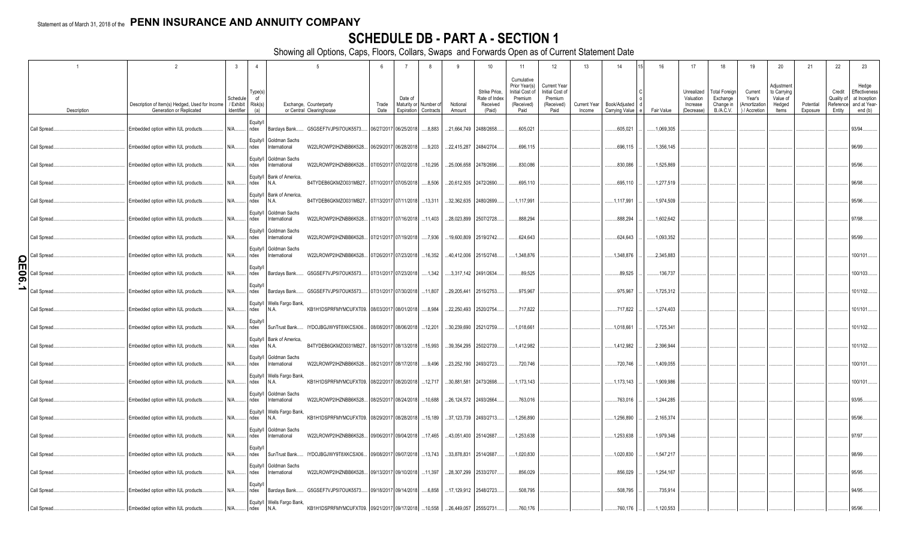Statement as of March 31, 2018 of the **PENN INSURANCE AND ANNUITY COMPANY**

# SCHEDULE DB - PART A - SECTION 1

Showing all Options, Caps, Floors, Collars, Swaps and Forwards Open as of Current Statement Date

| 1 | 2 | 3 | 4 | 5 | | 6 | 7 | 8 | 9 | 10 | 11 | 12 | 13 | 14 | 15 | 16 | 17 | 18 | 19 | 20 | 21 | 22 | 23 |
|---|---|---|---|---|---|---|---|---|---|---|---|---|---|---|---|---|---|---|---|---|---|---|---|
| Description | Description of Item(s) Hedged, Used for Income Generation or Replicated | Schedule / Exhibit Identifier | Type(s) of Risk(s) (a) | Exchange, Counterparty or Central Clearinghouse | | Trade Date | Date of Maturity or Expiration | Number of Contracts | Notional Amount | Strike Price, Rate of Index Received (Paid) | Cumulative Prior Year(s) Initial Cost of Premium (Received) Paid | Current Year Initial Cost of Premium (Received) Paid | Current Year Income | Book/Adjusted Carrying Value | Code | Fair Value | Unrealized Valuation Increase (Decrease) | Total Foreign Exchange Change in B./A.C.V. | Current Year's (Amortization) / Accretion | Adjustment to Carrying Value of Hedged Items | Potential Exposure | Credit Quality of Reference Entity | Hedge Effectiveness at Inception and at Year-end (b) |
| Call Spread | Embedded option within IUL products | N/A | Equity/Index | Barclays Bank | G5GSEF7VJP5I7OUK5573 | 06/27/2017 | 06/25/2018 | 8,883 | 21,664,749 | 2488/2658 | 605,021 | | | 605,021 | | 1,069,305 | | | | | | | 93/94 |
| Call Spread | Embedded option within IUL products | N/A | Equity/Index | Goldman Sachs International | W22LROWP2IHZNBB6K528 | 06/29/2017 | 06/28/2018 | 9,203 | 22,415,287 | 2484/2704 | 696,115 | | | 696,115 | | 1,356,145 | | | | | | | 96/99 |
| Call Spread | Embedded option within IUL products | N/A | Equity/Index | Goldman Sachs International | W22LROWP2IHZNBB6K528 | 07/05/2017 | 07/02/2018 | 10,295 | 25,006,658 | 2478/2696 | 830,086 | | | 830,086 | | 1,525,869 | | | | | | | 95/96 |
| Call Spread | Embedded option within IUL products | N/A | Equity/Index | Bank of America, N.A. | B4TYDEB6GKMZO031MB27 | 07/10/2017 | 07/05/2018 | 8,506 | 20,612,505 | 2472/2690 | 695,110 | | | 695,110 | | 1,277,519 | | | | | | | 96/98 |
| Call Spread | Embedded option within IUL products | N/A | Equity/Index | Bank of America, N.A. | B4TYDEB6GKMZO031MB27 | 07/13/2017 | 07/11/2018 | 13,311 | 32,362,635 | 2480/2699 | 1,117,991 | | | 1,117,991 | | 1,974,509 | | | | | | | 95/96 |
| Call Spread | Embedded option within IUL products | N/A | Equity/Index | Goldman Sachs International | W22LROWP2IHZNBB6K528 | 07/18/2017 | 07/16/2018 | 11,403 | 28,023,899 | 2507/2728 | 888,294 | | | 888,294 | | 1,602,642 | | | | | | | 97/98 |
| Call Spread | Embedded option within IUL products | N/A | Equity/Index | Goldman Sachs International | W22LROWP2IHZNBB6K528 | 07/21/2017 | 07/19/2018 | 7,936 | 19,600,809 | 2519/2742 | 624,643 | | | 624,643 | | 1,093,352 | | | | | | | 95/99 |
| Call Spread | Embedded option within IUL products | N/A | Equity/Index | Goldman Sachs International | W22LROWP2IHZNBB6K528 | 07/26/2017 | 07/23/2018 | 16,352 | 40,412,006 | 2515/2748 | 1,348,876 | | | 1,348,876 | | 2,345,883 | | | | | | | 100/101 |
| Call Spread | Embedded option within IUL products | N/A | Equity/Index | Barclays Bank | G5GSEF7VJP5I7OUK5573 | 07/31/2017 | 07/23/2018 | 1,342 | 3,317,142 | 2491/2634 | 89,525 | | | 89,525 | | 136,737 | | | | | | | 100/103 |
| Call Spread | Embedded option within IUL products | N/A | Equity/Index | Barclays Bank | G5GSEF7VJP5I7OUK5573 | 07/31/2017 | 07/30/2018 | 11,807 | 29,205,441 | 2515/2753 | 975,967 | | | 975,967 | | 1,725,312 | | | | | | | 101/102 |
| Call Spread | Embedded option within IUL products | N/A | Equity/Index | Wells Fargo Bank, N.A. | KB1H1DSPRFMYMCUFXT09 | 08/03/2017 | 08/01/2018 | 8,984 | 22,250,493 | 2520/2754 | 717,822 | | | 717,822 | | 1,274,403 | | | | | | | 101/101 |
| Call Spread | Embedded option within IUL products | N/A | Equity/Index | SunTrust Bank | IYDOJBGJWY9T8XKCSX06 | 08/08/2017 | 08/06/2018 | 12,201 | 30,239,690 | 2521/2759 | 1,018,661 | | | 1,018,661 | | 1,725,341 | | | | | | | 101/102 |
| Call Spread | Embedded option within IUL products | N/A | Equity/Index | Bank of America, N.A. | B4TYDEB6GKMZO031MB27 | 08/15/2017 | 08/13/2018 | 15,993 | 39,354,295 | 2502/2739 | 1,412,982 | | | 1,412,982 | | 2,396,944 | | | | | | | 101/102 |
| Call Spread | Embedded option within IUL products | N/A | Equity/Index | Goldman Sachs International | W22LROWP2IHZNBB6K528 | 08/21/2017 | 08/17/2018 | 9,496 | 23,252,190 | 2493/2723 | 720,746 | | | 720,746 | | 1,409,055 | | | | | | | 100/101 |
| Call Spread | Embedded option within IUL products | N/A | Equity/Index | Wells Fargo Bank, N.A. | KB1H1DSPRFMYMCUFXT09 | 08/22/2017 | 08/20/2018 | 12,717 | 30,881,581 | 2473/2698 | 1,173,143 | | | 1,173,143 | | 1,909,986 | | | | | | | 100/101 |
| Call Spread | Embedded option within IUL products | N/A | Equity/Index | Goldman Sachs International | W22LROWP2IHZNBB6K528 | 08/25/2017 | 08/24/2018 | 10,688 | 26,124,572 | 2493/2664 | 763,016 | | | 763,016 | | 1,244,285 | | | | | | | 93/95 |
| Call Spread | Embedded option within IUL products | N/A | Equity/Index | Wells Fargo Bank, N.A. | KB1H1DSPRFMYMCUFXT09 | 08/29/2017 | 08/28/2018 | 15,189 | 37,123,739 | 2493/2713 | 1,256,890 | | | 1,256,890 | | 2,165,374 | | | | | | | 95/96 |
| Call Spread | Embedded option within IUL products | N/A | Equity/Index | Goldman Sachs International | W22LROWP2IHZNBB6K528 | 09/06/2017 | 09/04/2018 | 17,465 | 43,051,400 | 2514/2687 | 1,253,638 | | | 1,253,638 | | 1,979,346 | | | | | | | 97/97 |
| Call Spread | Embedded option within IUL products | N/A | Equity/Index | SunTrust Bank | IYDOJBGJWY9T8XKCSX06 | 09/08/2017 | 09/07/2018 | 13,743 | 33,878,831 | 2514/2687 | 1,020,830 | | | 1,020,830 | | 1,547,217 | | | | | | | 98/99 |
| Call Spread | Embedded option within IUL products | N/A | Equity/Index | Goldman Sachs International | W22LROWP2IHZNBB6K528 | 09/13/2017 | 09/10/2018 | 11,397 | 28,307,299 | 2533/2707 | 856,029 | | | 856,029 | | 1,254,167 | | | | | | | 95/95 |
| Call Spread | Embedded option within IUL products | N/A | Equity/Index | Barclays Bank | G5GSEF7VJP5I7OUK5573 | 09/18/2017 | 09/14/2018 | 6,858 | 17,129,912 | 2548/2723 | 508,795 | | | 508,795 | | 735,914 | | | | | | | 94/95 |
| Call Spread | Embedded option within IUL products | N/A | Equity/Index | Wells Fargo Bank, N.A. | KB1H1DSPRFMYMCUFXT09 | 09/21/2017 | 09/17/2018 | 10,558 | 26,449,057 | 2555/2731 | 760,176 | | | 760,176 | | 1,120,553 | | | | | | | 95/96 |

QE06.1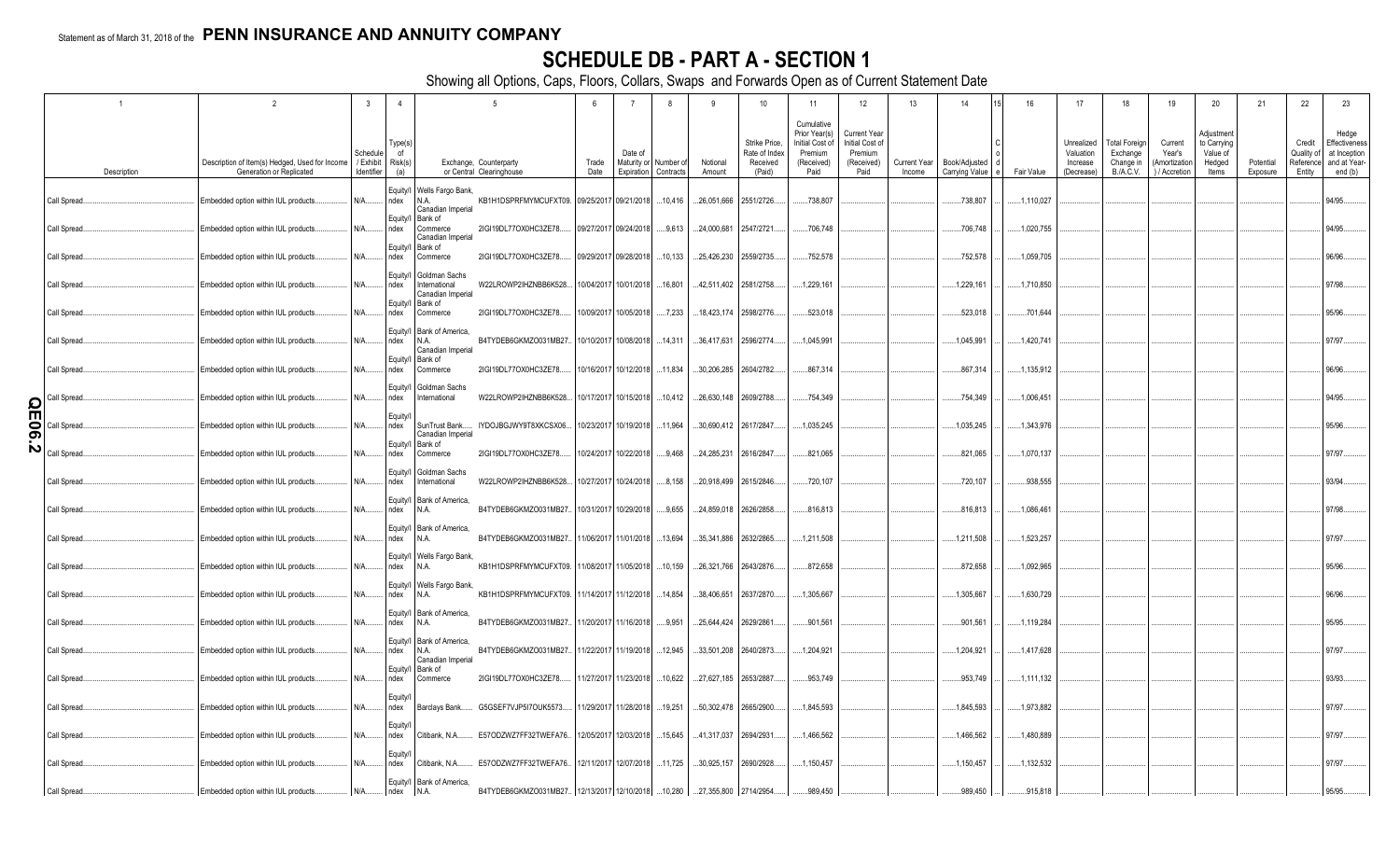Statement as of March 31, 2018 of the **PENN INSURANCE AND ANNUITY COMPANY**

# SCHEDULE DB - PART A - SECTION 1

Showing all Options, Caps, Floors, Collars, Swaps and Forwards Open as of Current Statement Date

| 1 Description | 2 Description of Item(s) Hedged, Used for Income Generation or Replicated | 3 Schedule / Exhibit Identifier | 4 Type(s) of Risk(s) (a) | 5 Exchange, Counterparty or Central Clearinghouse | | 6 Trade Date | 7 Date of Maturity or Expiration | 8 Number of Contracts | 9 Notional Amount | 10 Strike Price, Rate of Index Received (Paid) | 11 Cumulative Prior Year(s) Initial Cost of Premium (Received) Paid | 12 Current Year Initial Cost of Premium (Received) Paid | 13 Current Year Income | 14 Book/Adjusted Carrying Value | 15 Code | 16 Fair Value | 17 Unrealized Valuation Increase (Decrease) | 18 Total Foreign Exchange Change in B./A.C.V. | 19 Current Year's (Amortization) / Accretion | 20 Adjustment to Carrying Value of Hedged Items | 21 Potential Exposure | 22 Credit Quality of Reference Entity | 23 Hedge Effectiveness at Inception and at Year-end (b) |
|---|---|---|---|---|---|---|---|---|---|---|---|---|---|---|---|---|---|---|---|---|---|---|---|
| Call Spread | Embedded option within IUL products | N/A | Equity/Index | Wells Fargo Bank, N.A. | KB1H1DSPRFMYMCUFXT09 | 09/25/2017 | 09/21/2018 | 10,416 | 26,051,666 | 2551/2726 | 738,807 | | | 738,807 | | 1,110,027 | | | | | | | 94/95 |
| Call Spread | Embedded option within IUL products | N/A | Equity/Index | Canadian Imperial Bank of Commerce | 2IGI19DL77OX0HC3ZE78 | 09/27/2017 | 09/24/2018 | 9,613 | 24,000,681 | 2547/2721 | 706,748 | | | 706,748 | | 1,020,755 | | | | | | | 94/95 |
| Call Spread | Embedded option within IUL products | N/A | Equity/Index | Canadian Imperial Bank of Commerce | 2IGI19DL77OX0HC3ZE78 | 09/29/2017 | 09/28/2018 | 10,133 | 25,426,230 | 2559/2735 | 752,578 | | | 752,578 | | 1,059,705 | | | | | | | 96/96 |
| Call Spread | Embedded option within IUL products | N/A | Equity/Index | Goldman Sachs International | W22LROWP2IHZNBB6K528 | 10/04/2017 | 10/01/2018 | 16,801 | 42,511,402 | 2581/2758 | 1,229,161 | | | 1,229,161 | | 1,710,850 | | | | | | | 97/98 |
| Call Spread | Embedded option within IUL products | N/A | Equity/Index | Canadian Imperial Bank of Commerce | 2IGI19DL77OX0HC3ZE78 | 10/09/2017 | 10/05/2018 | 7,233 | 18,423,174 | 2598/2776 | 523,018 | | | 523,018 | | 701,644 | | | | | | | 95/96 |
| Call Spread | Embedded option within IUL products | N/A | Equity/Index | Bank of America, N.A. | B4TYDEB6GKMZO031MB27 | 10/10/2017 | 10/08/2018 | 14,311 | 36,417,631 | 2596/2774 | 1,045,991 | | | 1,045,991 | | 1,420,741 | | | | | | | 97/97 |
| Call Spread | Embedded option within IUL products | N/A | Equity/Index | Canadian Imperial Bank of Commerce | 2IGI19DL77OX0HC3ZE78 | 10/16/2017 | 10/12/2018 | 11,834 | 30,206,285 | 2604/2782 | 867,314 | | | 867,314 | | 1,135,912 | | | | | | | 96/96 |
| Call Spread | Embedded option within IUL products | N/A | Equity/Index | Goldman Sachs International | W22LROWP2IHZNBB6K528 | 10/17/2017 | 10/15/2018 | 10,412 | 26,630,148 | 2609/2788 | 754,349 | | | 754,349 | | 1,006,451 | | | | | | | 94/95 |
| Call Spread | Embedded option within IUL products | N/A | Equity/Index | SunTrust Bank | IYDOJBGJWY9T8XKCSX06 | 10/23/2017 | 10/19/2018 | 11,964 | 30,690,412 | 2617/2847 | 1,035,245 | | | 1,035,245 | | 1,343,976 | | | | | | | 95/96 |
| Call Spread | Embedded option within IUL products | N/A | Equity/Index | Canadian Imperial Bank of Commerce | 2IGI19DL77OX0HC3ZE78 | 10/24/2017 | 10/22/2018 | 9,468 | 24,285,231 | 2616/2847 | 821,065 | | | 821,065 | | 1,070,137 | | | | | | | 97/97 |
| Call Spread | Embedded option within IUL products | N/A | Equity/Index | Goldman Sachs International | W22LROWP2IHZNBB6K528 | 10/27/2017 | 10/24/2018 | 8,158 | 20,918,499 | 2615/2846 | 720,107 | | | 720,107 | | 938,555 | | | | | | | 93/94 |
| Call Spread | Embedded option within IUL products | N/A | Equity/Index | Bank of America, N.A. | B4TYDEB6GKMZO031MB27 | 10/31/2017 | 10/29/2018 | 9,655 | 24,859,018 | 2626/2858 | 816,813 | | | 816,813 | | 1,086,461 | | | | | | | 97/98 |
| Call Spread | Embedded option within IUL products | N/A | Equity/Index | Bank of America, N.A. | B4TYDEB6GKMZO031MB27 | 11/06/2017 | 11/01/2018 | 13,694 | 35,341,886 | 2632/2865 | 1,211,508 | | | 1,211,508 | | 1,523,257 | | | | | | | 97/97 |
| Call Spread | Embedded option within IUL products | N/A | Equity/Index | Wells Fargo Bank, N.A. | KB1H1DSPRFMYMCUFXT09 | 11/08/2017 | 11/05/2018 | 10,159 | 26,321,766 | 2643/2876 | 872,658 | | | 872,658 | | 1,092,965 | | | | | | | 95/96 |
| Call Spread | Embedded option within IUL products | N/A | Equity/Index | Wells Fargo Bank, N.A. | KB1H1DSPRFMYMCUFXT09 | 11/14/2017 | 11/12/2018 | 14,854 | 38,406,651 | 2637/2870 | 1,305,667 | | | 1,305,667 | | 1,630,729 | | | | | | | 96/96 |
| Call Spread | Embedded option within IUL products | N/A | Equity/Index | Bank of America, N.A. | B4TYDEB6GKMZO031MB27 | 11/20/2017 | 11/16/2018 | 9,951 | 25,644,424 | 2629/2861 | 901,561 | | | 901,561 | | 1,119,284 | | | | | | | 95/95 |
| Call Spread | Embedded option within IUL products | N/A | Equity/Index | Bank of America, N.A. | B4TYDEB6GKMZO031MB27 | 11/22/2017 | 11/19/2018 | 12,945 | 33,501,208 | 2640/2873 | 1,204,921 | | | 1,204,921 | | 1,417,628 | | | | | | | 97/97 |
| Call Spread | Embedded option within IUL products | N/A | Equity/Index | Canadian Imperial Bank of Commerce | 2IGI19DL77OX0HC3ZE78 | 11/27/2017 | 11/23/2018 | 10,622 | 27,627,185 | 2653/2887 | 953,749 | | | 953,749 | | 1,111,132 | | | | | | | 93/93 |
| Call Spread | Embedded option within IUL products | N/A | Equity/Index | Barclays Bank | G5GSEF7VJP5I7OUK5573 | 11/29/2017 | 11/28/2018 | 19,251 | 50,302,478 | 2665/2900 | 1,845,593 | | | 1,845,593 | | 1,973,882 | | | | | | | 97/97 |
| Call Spread | Embedded option within IUL products | N/A | Equity/Index | Citibank, N.A. | E57ODZWZ7FF32TWEFA76 | 12/05/2017 | 12/03/2018 | 15,645 | 41,317,037 | 2694/2931 | 1,466,562 | | | 1,466,562 | | 1,480,889 | | | | | | | 97/97 |
| Call Spread | Embedded option within IUL products | N/A | Equity/Index | Citibank, N.A. | E57ODZWZ7FF32TWEFA76 | 12/11/2017 | 12/07/2018 | 11,725 | 30,925,157 | 2690/2928 | 1,150,457 | | | 1,150,457 | | 1,132,532 | | | | | | | 97/97 |
| Call Spread | Embedded option within IUL products | N/A | Equity/Index | Bank of America, N.A. | B4TYDEB6GKMZO031MB27 | 12/13/2017 | 12/10/2018 | 10,280 | 27,355,800 | 2714/2954 | 989,450 | | | 989,450 | | 915,818 | | | | | | | 95/95 |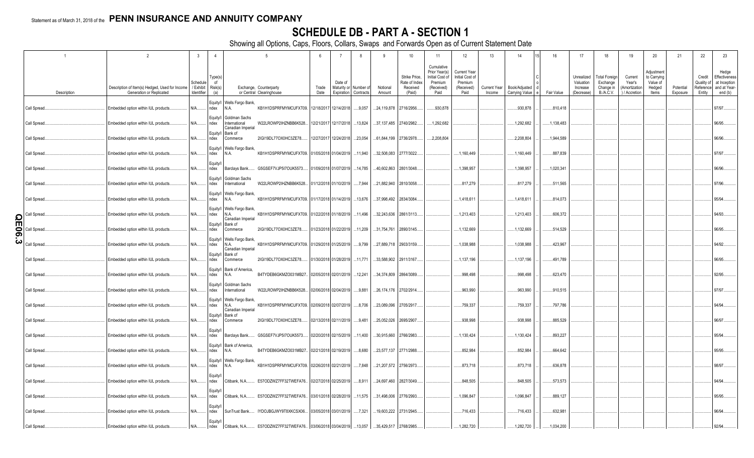Statement as of March 31, 2018 of the **PENN INSURANCE AND ANNUITY COMPANY**

# SCHEDULE DB - PART A - SECTION 1

Showing all Options, Caps, Floors, Collars, Swaps and Forwards Open as of Current Statement Date

| 1 | 2 | 3 | 4 | 5 | | 6 | 7 | 8 | 9 | 10 | 11 | 12 | 13 | 14 | 15 | 16 | 17 | 18 | 19 | 20 | 21 | 22 | 23 |
|---|---|---|---|---|---|---|---|---|---|---|---|---|---|---|---|---|---|---|---|---|---|---|---|
| Description | Description of Item(s) Hedged, Used for Income Generation or Replicated | Schedule / Exhibit Identifier | Type(s) of Risk(s) (a) | Exchange, Counterparty or Central Clearinghouse | | Trade Date | Date of Maturity or Expiration | Number of Contracts | Notional Amount | Strike Price, Rate of Index Received (Paid) | Cumulative Prior Year(s) Initial Cost of Premium (Received) Paid | Current Year Initial Cost of Premium (Received) Paid | Current Year Income | Book/Adjusted Carrying Value | Code | Fair Value | Unrealized Valuation Increase (Decrease) | Total Foreign Exchange Change in B./A.C.V. | Current Year's (Amortization) / Accretion | Adjustment to Carrying Value of Hedged Items | Potential Exposure | Credit Quality of Reference Entity | Hedge Effectiveness at Inception and at Year-end (b) |
| Call Spread | Embedded option within IUL products | N/A | Equity/Index | Wells Fargo Bank, N.A. | KB1H1DSPRFMYMCUFXT09 | 12/18/2017 | 12/14/2018 | 9,057 | 24,119,878 | 2716/2956 | 930,878 | | | 930,878 | | 810,418 | | | | | | | 97/97 |
| Call Spread | Embedded option within IUL products | N/A | Equity/Index | Goldman Sachs International | W22LROWP2IHZNBB6K528 | 12/21/2017 | 12/17/2018 | 13,824 | 37,137,485 | 2740/2982 | 1,292,682 | | | 1,292,682 | | 1,138,483 | | | | | | | 96/95 |
| Call Spread | Embedded option within IUL products | N/A | Equity/Index | Canadian Imperial Bank of Commerce | 2IGI19DL77OX0HC3ZE78 | 12/27/2017 | 12/24/2018 | 23,054 | 61,844,199 | 2736/2978 | 2,208,804 | | | 2,208,804 | | 1,944,589 | | | | | | | 96/96 |
| Call Spread | Embedded option within IUL products | N/A | Equity/Index | Wells Fargo Bank, N.A. | KB1H1DSPRFMYMCUFXT09 | 01/05/2018 | 01/04/2019 | 11,940 | 32,508,083 | 2777/3022 | | 1,160,449 | | 1,160,449 | | 887,839 | | | | | | | 97/97 |
| Call Spread | Embedded option within IUL products | N/A | Equity/Index | Barclays Bank | G5GSEF7VJP5I7OUK5573 | 01/09/2018 | 01/07/2019 | 14,785 | 40,602,863 | 2801/3048 | | 1,398,957 | | 1,398,957 | | 1,020,341 | | | | | | | 96/96 |
| Call Spread | Embedded option within IUL products | N/A | Equity/Index | Goldman Sachs International | W22LROWP2IHZNBB6K528 | 01/12/2018 | 01/10/2019 | 7,944 | 21,882,940 | 2810/3058 | | 817,279 | | 817,279 | | 511,565 | | | | | | | 97/96 |
| Call Spread | Embedded option within IUL products | N/A | Equity/Index | Wells Fargo Bank, N.A. | KB1H1DSPRFMYMCUFXT09 | 01/17/2018 | 01/14/2019 | 13,676 | 37,998,492 | 2834/3084 | | 1,418,611 | | 1,418,611 | | 814,073 | | | | | | | 95/94 |
| Call Spread | Embedded option within IUL products | N/A | Equity/Index | Wells Fargo Bank, N.A. | KB1H1DSPRFMYMCUFXT09 | 01/22/2018 | 01/18/2019 | 11,496 | 32,243,636 | 2861/3113 | | 1,213,403 | | 1,213,403 | | 606,372 | | | | | | | 94/93 |
| Call Spread | Embedded option within IUL products | N/A | Equity/Index | Canadian Imperial Bank of Commerce | 2IGI19DL77OX0HC3ZE78 | 01/23/2018 | 01/22/2019 | 11,209 | 31,754,761 | 2890/3145 | | 1,132,669 | | 1,132,669 | | 514,529 | | | | | | | 96/95 |
| Call Spread | Embedded option within IUL products | N/A | Equity/Index | Wells Fargo Bank, N.A. | KB1H1DSPRFMYMCUFXT09 | 01/29/2018 | 01/25/2019 | 9,799 | 27,889,718 | 2903/3159 | | 1,038,988 | | 1,038,988 | | 423,967 | | | | | | | 94/92 |
| Call Spread | Embedded option within IUL products | N/A | Equity/Index | Canadian Imperial Bank of Commerce | 2IGI19DL77OX0HC3ZE78 | 01/30/2018 | 01/28/2019 | 11,771 | 33,588,902 | 2911/3167 | | 1,137,196 | | 1,137,196 | | 491,789 | | | | | | | 96/95 |
| Call Spread | Embedded option within IUL products | N/A | Equity/Index | Bank of America, N.A. | B4TYDEB6GKMZO031MB27 | 02/05/2018 | 02/01/2019 | 12,241 | 34,374,809 | 2864/3089 | | 998,498 | | 998,498 | | 623,470 | | | | | | | 92/95 |
| Call Spread | Embedded option within IUL products | N/A | Equity/Index | Goldman Sachs International | W22LROWP2IHZNBB6K528 | 02/06/2018 | 02/04/2019 | 9,881 | 26,174,176 | 2702/2914 | | 963,990 | | 963,990 | | 910,515 | | | | | | | 97/97 |
| Call Spread | Embedded option within IUL products | N/A | Equity/Index | Wells Fargo Bank, N.A. | KB1H1DSPRFMYMCUFXT09 | 02/09/2018 | 02/07/2019 | 8,706 | 23,089,096 | 2705/2917 | | 759,337 | | 759,337 | | 797,786 | | | | | | | 94/94 |
| Call Spread | Embedded option within IUL products | N/A | Equity/Index | Canadian Imperial Bank of Commerce | 2IGI19DL77OX0HC3ZE78 | 02/13/2018 | 02/11/2019 | 9,481 | 25,052,026 | 2695/2907 | | 938,998 | | 938,998 | | 885,529 | | | | | | | 96/97 |
| Call Spread | Embedded option within IUL products | N/A | Equity/Index | Barclays Bank | G5GSEF7VJP5I7OUK5573 | 02/20/2018 | 02/15/2019 | 11,400 | 30,915,660 | 2766/2983 | | 1,130,424 | | 1,130,424 | | 893,227 | | | | | | | 95/94 |
| Call Spread | Embedded option within IUL products | N/A | Equity/Index | Bank of America, N.A. | B4TYDEB6GKMZO031MB27 | 02/21/2018 | 02/19/2019 | 8,680 | 23,577,137 | 2771/2988 | | 852,984 | | 852,984 | | 664,642 | | | | | | | 95/95 |
| Call Spread | Embedded option within IUL products | N/A | Equity/Index | Wells Fargo Bank, N.A. | KB1H1DSPRFMYMCUFXT09 | 02/26/2018 | 02/21/2019 | 7,848 | 21,207,572 | 2756/2973 | | 873,718 | | 873,718 | | 636,878 | | | | | | | 98/97 |
| Call Spread | Embedded option within IUL products | N/A | Equity/Index | Citibank, N.A. | E57ODZWZ7FF32TWEFA76 | 02/27/2018 | 02/25/2019 | 8,911 | 24,697,460 | 2827/3049 | | 848,505 | | 848,505 | | 573,573 | | | | | | | 94/94 |
| Call Spread | Embedded option within IUL products | N/A | Equity/Index | Citibank, N.A. | E57ODZWZ7FF32TWEFA76 | 03/01/2018 | 02/28/2019 | 11,575 | 31,498,006 | 2776/2993 | | 1,096,847 | | 1,096,847 | | 889,127 | | | | | | | 95/95 |
| Call Spread | Embedded option within IUL products | N/A | Equity/Index | SunTrust Bank | IYDOJBGJWY9T8XKCSX06 | 03/05/2018 | 03/01/2019 | 7,321 | 19,603,222 | 2731/2945 | | 716,433 | | 716,433 | | 632,981 | | | | | | | 96/94 |
| Call Spread | Embedded option within IUL products | N/A | Equity/Index | Citibank, N.A. | E57ODZWZ7FF32TWEFA76 | 03/06/2018 | 03/04/2019 | 13,057 | 35,429,517 | 2768/2985 | | 1,282,720 | | 1,282,720 | | 1,034,200 | | | | | | | 92/94 |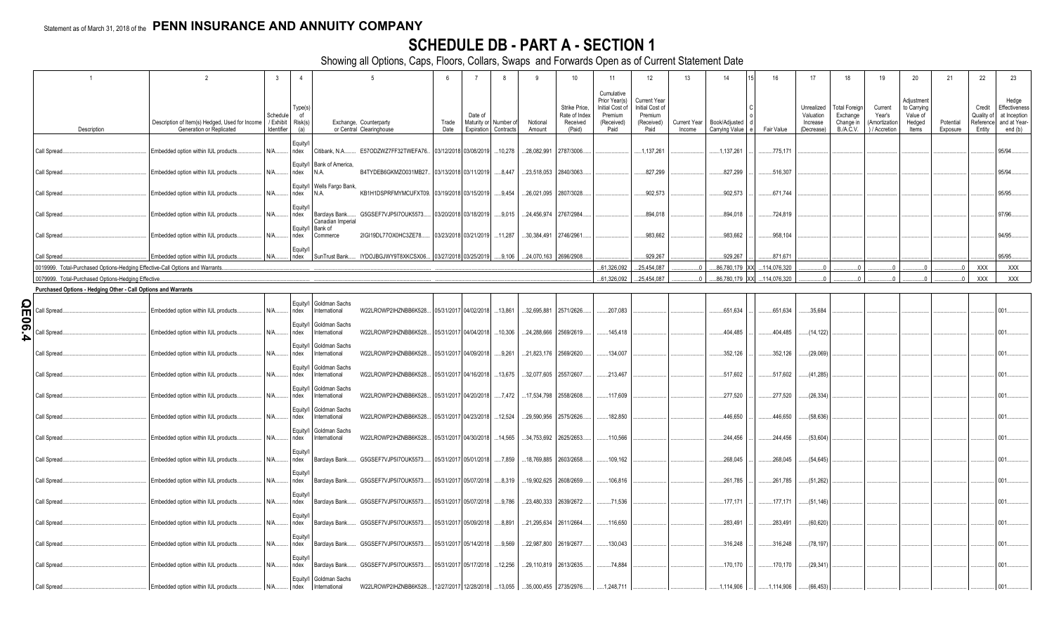Statement as of March 31, 2018 of the **PENN INSURANCE AND ANNUITY COMPANY**

# SCHEDULE DB - PART A - SECTION 1

Showing all Options, Caps, Floors, Collars, Swaps and Forwards Open as of Current Statement Date

| 1 | 2 | 3 | 4 | 5 | | 6 | 7 | 8 | 9 | 10 | 11 | 12 | 13 | 14 | 15 | 16 | 17 | 18 | 19 | 20 | 21 | 22 | 23 |
|---|---|---|---|---|---|---|---|---|---|---|---|---|---|---|---|---|---|---|---|---|---|---|---|
| Description | Description of Item(s) Hedged, Used for Income Generation or Replicated | Schedule / Exhibit Identifier | Type(s) of Risk(s) (a) | Exchange, Counterparty or Central Clearinghouse | | Trade Date | Date of Maturity or Expiration | Number of Contracts | Notional Amount | Strike Price, Rate of Index Received (Paid) | Cumulative Prior Year(s) Initial Cost of Premium (Received) Paid | Current Year Initial Cost of Premium (Received) Paid | Current Year Income | Book/Adjusted Carrying Value | Code | Fair Value | Unrealized Valuation Increase (Decrease) | Total Foreign Exchange Change in B./A.C.V. | Current Year's (Amortization) / Accretion | Adjustment to Carrying Value of Hedged Items | Potential Exposure | Credit Quality of Reference Entity | Hedge Effectiveness at Inception and at Year-end (b) |
| Call Spread | Embedded option within IUL products | N/A | Equity/Index | Citibank, N.A. | E57ODZWZ7FF32TWEFA76 | 03/12/2018 | 03/08/2019 | 10,278 | 28,082,991 | 2787/3006 | | 1,137,261 | | 1,137,261 | | 775,171 | | | | | | | 95/94 |
| Call Spread | Embedded option within IUL products | N/A | Equity/Index | Bank of America, N.A. | B4TYDEB6GKMZO031MB27 | 03/13/2018 | 03/11/2019 | 8,447 | 23,518,053 | 2840/3063 | | 827,299 | | 827,299 | | 516,307 | | | | | | | 95/94 |
| Call Spread | Embedded option within IUL products | N/A | Equity/Index | Wells Fargo Bank, N.A. | KB1H1DSPRFMYMCUFXT09 | 03/19/2018 | 03/15/2019 | 9,454 | 26,021,095 | 2807/3028 | | 902,573 | | 902,573 | | 671,744 | | | | | | | 95/95 |
| Call Spread | Embedded option within IUL products | N/A | Equity/Index | Barclays Bank | G5GSEF7VJP5I7OUK5573 | 03/20/2018 | 03/18/2019 | 9,015 | 24,456,974 | 2767/2984 | | 894,018 | | 894,018 | | 724,819 | | | | | | | 97/96 |
| Call Spread | Embedded option within IUL products | N/A | Equity/Index | Canadian Imperial Bank of Commerce | 2IGI19DL77OX0HC3ZE78 | 03/23/2018 | 03/21/2019 | 11,287 | 30,384,491 | 2746/2961 | | 983,662 | | 983,662 | | 958,104 | | | | | | | 94/95 |
| Call Spread | Embedded option within IUL products | N/A | Equity/Index | SunTrust Bank | IYDOJBGJWY9T8XKCSX06 | 03/27/2018 | 03/25/2019 | 9,106 | 24,070,163 | 2696/2908 | | 929,267 | | 929,267 | | 871,671 | | | | | | | 95/95 |
| 0019999. Total-Purchased Options-Hedging Effective-Call Options and Warrants | | | | | | | | | | | 61,326,092 | 25,454,087 | 0 | 86,780,179 | XX | 114,076,320 | 0 | 0 | 0 | 0 | 0 | XXX | XXX |
| 0079999. Total-Purchased Options-Hedging Effective | | | | | | | | | | | 61,326,092 | 25,454,087 | 0 | 86,780,179 | XX | 114,076,320 | 0 | 0 | 0 | 0 | 0 | XXX | XXX |
| **Purchased Options - Hedging Other - Call Options and Warrants** | | | | | | | | | | | | | | | | | | | | | | | |
| Call Spread | Embedded option within IUL products | N/A | Equity/Index | Goldman Sachs International | W22LROWP2IHZNBB6K528 | 05/31/2017 | 04/02/2018 | 13,861 | 32,695,881 | 2571/2626 | 207,083 | | | 651,634 | | 651,634 | 35,684 | | | | | | 001 |
| Call Spread | Embedded option within IUL products | N/A | Equity/Index | Goldman Sachs International | W22LROWP2IHZNBB6K528 | 05/31/2017 | 04/04/2018 | 10,306 | 24,288,666 | 2569/2619 | 145,418 | | | 404,485 | | 404,485 | (14,122) | | | | | | 001 |
| Call Spread | Embedded option within IUL products | N/A | Equity/Index | Goldman Sachs International | W22LROWP2IHZNBB6K528 | 05/31/2017 | 04/09/2018 | 9,261 | 21,823,176 | 2569/2620 | 134,007 | | | 352,126 | | 352,126 | (29,069) | | | | | | 001 |
| Call Spread | Embedded option within IUL products | N/A | Equity/Index | Goldman Sachs International | W22LROWP2IHZNBB6K528 | 05/31/2017 | 04/16/2018 | 13,675 | 32,077,605 | 2557/2607 | 213,467 | | | 517,602 | | 517,602 | (41,285) | | | | | | 001 |
| Call Spread | Embedded option within IUL products | N/A | Equity/Index | Goldman Sachs International | W22LROWP2IHZNBB6K528 | 05/31/2017 | 04/20/2018 | 7,472 | 17,534,798 | 2558/2608 | 117,609 | | | 277,520 | | 277,520 | (26,334) | | | | | | 001 |
| Call Spread | Embedded option within IUL products | N/A | Equity/Index | Goldman Sachs International | W22LROWP2IHZNBB6K528 | 05/31/2017 | 04/23/2018 | 12,524 | 29,590,956 | 2575/2626 | 182,850 | | | 446,650 | | 446,650 | (58,636) | | | | | | 001 |
| Call Spread | Embedded option within IUL products | N/A | Equity/Index | Goldman Sachs International | W22LROWP2IHZNBB6K528 | 05/31/2017 | 04/30/2018 | 14,565 | 34,753,692 | 2625/2653 | 110,566 | | | 244,456 | | 244,456 | (53,604) | | | | | | 001 |
| Call Spread | Embedded option within IUL products | N/A | Equity/Index | Barclays Bank | G5GSEF7VJP5I7OUK5573 | 05/31/2017 | 05/01/2018 | 7,859 | 18,769,885 | 2603/2658 | 109,162 | | | 268,045 | | 268,045 | (54,645) | | | | | | 001 |
| Call Spread | Embedded option within IUL products | N/A | Equity/Index | Barclays Bank | G5GSEF7VJP5I7OUK5573 | 05/31/2017 | 05/07/2018 | 8,319 | 19,902,625 | 2608/2659 | 106,816 | | | 261,785 | | 261,785 | (51,262) | | | | | | 001 |
| Call Spread | Embedded option within IUL products | N/A | Equity/Index | Barclays Bank | G5GSEF7VJP5I7OUK5573 | 05/31/2017 | 05/07/2018 | 9,786 | 23,480,333 | 2639/2672 | 71,536 | | | 177,171 | | 177,171 | (51,146) | | | | | | 001 |
| Call Spread | Embedded option within IUL products | N/A | Equity/Index | Barclays Bank | G5GSEF7VJP5I7OUK5573 | 05/31/2017 | 05/09/2018 | 8,891 | 21,295,634 | 2611/2664 | 116,650 | | | 283,491 | | 283,491 | (60,620) | | | | | | 001 |
| Call Spread | Embedded option within IUL products | N/A | Equity/Index | Barclays Bank | G5GSEF7VJP5I7OUK5573 | 05/31/2017 | 05/14/2018 | 9,569 | 22,987,800 | 2619/2677 | 130,043 | | | 316,248 | | 316,248 | (78,197) | | | | | | 001 |
| Call Spread | Embedded option within IUL products | N/A | Equity/Index | Barclays Bank | G5GSEF7VJP5I7OUK5573 | 05/31/2017 | 05/17/2018 | 12,256 | 29,110,819 | 2613/2635 | 74,884 | | | 170,170 | | 170,170 | (29,341) | | | | | | 001 |
| Call Spread | Embedded option within IUL products | N/A | Equity/Index | Goldman Sachs International | W22LROWP2IHZNBB6K528 | 12/27/2017 | 12/28/2018 | 13,055 | 35,000,455 | 2735/2976 | 1,248,711 | | | 1,114,906 | | 1,114,906 | (66,453) | | | | | | 001 |

QE06.4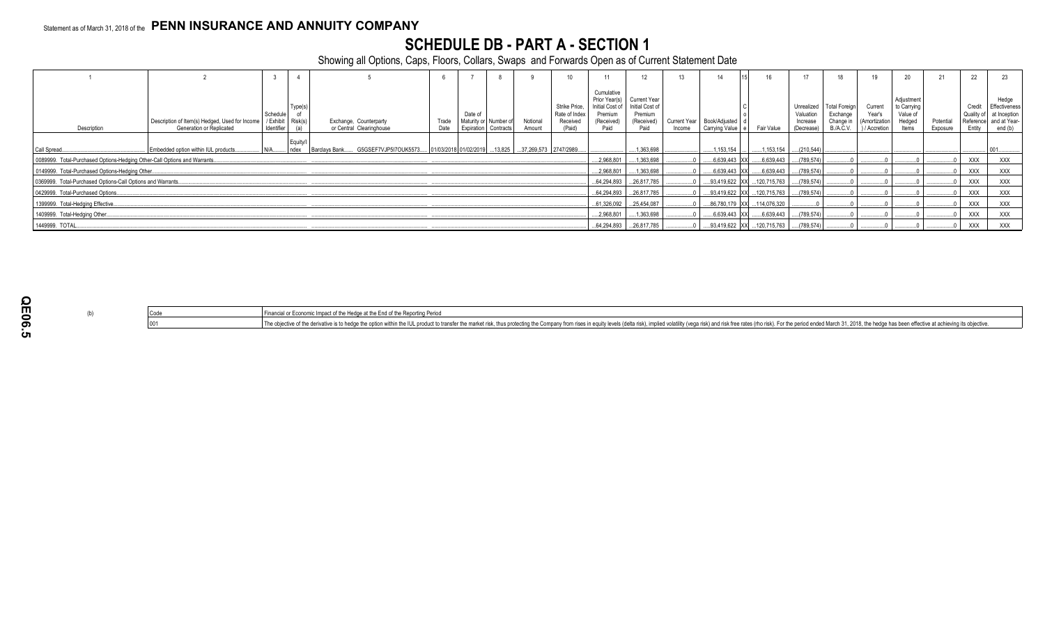Statement as of March 31, 2018 of the **PENN INSURANCE AND ANNUITY COMPANY**

# SCHEDULE DB - PART A - SECTION 1

Showing all Options, Caps, Floors, Collars, Swaps and Forwards Open as of Current Statement Date

| 1 | 2 | 3 | 4 | 5 | 6 | 7 | 8 | 9 | 10 | 11 | 12 | 13 | 14 | 15 | 16 | 17 | 18 | 19 | 20 | 21 | 22 | 23 |
|---|---|---|---|---|---|---|---|---|---|---|---|---|---|---|---|---|---|---|---|---|---|---|
| Description | Description of Item(s) Hedged, Used for Income Generation or Replicated | Schedule / Exhibit Identifier | Type(s) of Risk(s) (a) | Exchange, Counterparty or Central Clearinghouse | Trade Date | Date of Maturity or Expiration | Number of Contracts | Notional Amount | Strike Price, Rate of Index Received (Paid) | Cumulative Prior Year(s) Initial Cost of Premium (Received) Paid | Current Year Initial Cost of Premium (Received) Paid | Current Year Income | Book/Adjusted Carrying Value | Code | Fair Value | Unrealized Valuation Increase (Decrease) | Total Foreign Exchange Change in B./A.C.V. | Current Year's (Amortization) / Accretion | Adjustment to Carrying Value of Hedged Items | Potential Exposure | Credit Quality of Reference Entity | Hedge Effectiveness at Inception and at Year-end (b) |
| Call Spread | Embedded option within IUL products | N/A | Equity/Index | Barclays Bank G5GSEF7VJP5I7OUK5573 | 01/03/2018 | 01/02/2019 | 13,825 | 37,269,573 | 2747/2989 | | 1,363,698 | | 1,153,154 | | 1,153,154 | (210,544) | | | | | | 001 |
| 0089999. Total-Purchased Options-Hedging Other-Call Options and Warrants | | | | | | | | | | 2,968,801 | 1,363,698 | 0 | 6,639,443 | XX | 6,639,443 | (789,574) | 0 | 0 | 0 | 0 | XXX | XXX |
| 0149999. Total-Purchased Options-Hedging Other | | | | | | | | | | 2,968,801 | 1,363,698 | 0 | 6,639,443 | XX | 6,639,443 | (789,574) | 0 | 0 | 0 | 0 | XXX | XXX |
| 0369999. Total-Purchased Options-Call Options and Warrants | | | | | | | | | | 64,294,893 | 26,817,785 | 0 | 93,419,622 | XX | 120,715,763 | (789,574) | 0 | 0 | 0 | 0 | XXX | XXX |
| 0429999. Total-Purchased Options | | | | | | | | | | 64,294,893 | 26,817,785 | 0 | 93,419,622 | XX | 120,715,763 | (789,574) | 0 | 0 | 0 | 0 | XXX | XXX |
| 1399999. Total-Hedging Effective | | | | | | | | | | 61,326,092 | 25,454,087 | 0 | 86,780,179 | XX | 114,076,320 | 0 | 0 | 0 | 0 | 0 | XXX | XXX |
| 1409999. Total-Hedging Other | | | | | | | | | | 2,968,801 | 1,363,698 | 0 | 6,639,443 | XX | 6,639,443 | (789,574) | 0 | 0 | 0 | 0 | XXX | XXX |
| 1449999. TOTAL | | | | | | | | | | 64,294,893 | 26,817,785 | 0 | 93,419,622 | XX | 120,715,763 | (789,574) | 0 | 0 | 0 | 0 | XXX | XXX |

(b)

| Code | Financial or Economic Impact of the Hedge at the End of the Reporting Period |
|---|---|
| 001 | The objective of the derivative is to hedge the option within the IUL product to transfer the market risk, thus protecting the Company from rises in equity levels (delta risk), implied volatility (vega risk) and risk free rates (rho risk). For the period ended March 31, 2018, the hedge has been effective at achieving its objective. |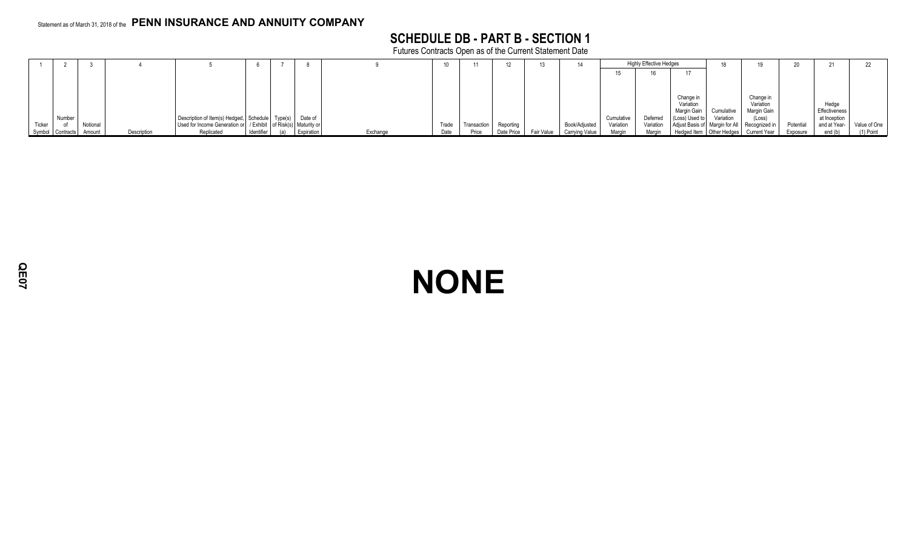Statement as of March 31, 2018 of the **PENN INSURANCE AND ANNUITY COMPANY**

## SCHEDULE DB - PART B - SECTION 1

Futures Contracts Open as of the Current Statement Date

| 1 | 2 | 3 | 4 | 5 | 6 | 7 | 8 | 9 | 10 | 11 | 12 | 13 | 14 | Highly Effective Hedges | | | 18 | 19 | 20 | 21 | 22 |
|---|---|---|---|---|---|---|---|---|---|---|---|---|---|---|---|---|---|---|---|---|---|
| | | | | | | | | | | | | | | 15 | 16 | 17 | | | | | |
| Ticker Symbol | Number of Contracts | Notional Amount | Description | Description of Item(s) Hedged, Used for Income Generation or Replicated | Schedule / Exhibit Identifier | Type(s) of Risk(s) (a) | Date of Maturity or Expiration | Exchange | Trade Date | Transaction Price | Reporting Date Price | Fair Value | Book/Adjusted Carrying Value | Cumulative Variation Margin | Deferred Variation Margin | Change in Variation Margin Gain (Loss) Used to Adjust Basis of Hedged Item | Cumulative Variation Margin for All Other Hedges | Change in Variation Margin Gain (Loss) Recognized in Current Year | Potential Exposure | Hedge Effectiveness at Inception and at Year-end (b) | Value of One (1) Point |

# NONE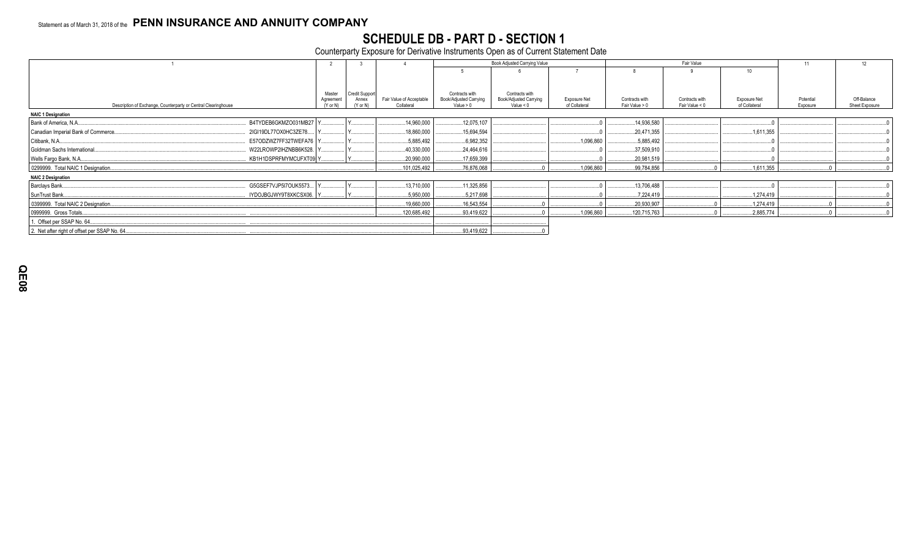Statement as of March 31, 2018 of the **PENN INSURANCE AND ANNUITY COMPANY**

# SCHEDULE DB - PART D - SECTION 1

Counterparty Exposure for Derivative Instruments Open as of Current Statement Date

| 1 | | 2 | 3 | 4 | Book Adjusted Carrying Value | | | Fair Value | | | 11 | 12 |
|---|---|---|---|---|---|---|---|---|---|---|---|---|
| | | | | | 5 | 6 | 7 | 8 | 9 | 10 | | |
| Description of Exchange, Counterparty or Central Clearinghouse | | Master Agreement (Y or N) | Credit Support Annex (Y or N) | Fair Value of Acceptable Collateral | Contracts with Book/Adjusted Carrying Value > 0 | Contracts with Book/Adjusted Carrying Value < 0 | Exposure Net of Collateral | Contracts with Fair Value > 0 | Contracts with Fair Value < 0 | Exposure Net of Collateral | Potential Exposure | Off-Balance Sheet Exposure |
| **NAIC 1 Designation** | | | | | | | | | | | | |
| Bank of America, N.A. | B4TYDEB6GKMZO031MB27 | Y | Y | 14,960,000 | 12,075,107 | | 0 | 14,936,580 | | 0 | | 0 |
| Canadian Imperial Bank of Commerce | 2IGI19DL77OX0HC3ZE78 | Y | Y | 18,860,000 | 15,694,594 | | 0 | 20,471,355 | | 1,611,355 | | 0 |
| Citibank, N.A. | E57ODZWZ7FF32TWEFA76 | Y | Y | 5,885,492 | 6,982,352 | | 1,096,860 | 5,885,492 | | 0 | | 0 |
| Goldman Sachs International | W22LROWP2IHZNBB6K528 | Y | Y | 40,330,000 | 24,464,616 | | 0 | 37,509,910 | | 0 | | 0 |
| Wells Fargo Bank, N.A. | KB1H1DSPRFMYMCUFXT09 | Y | Y | 20,990,000 | 17,659,399 | | 0 | 20,981,519 | | 0 | | 0 |
| 0299999. Total NAIC 1 Designation | | | | 101,025,492 | 76,876,068 | 0 | 1,096,860 | 99,784,856 | 0 | 1,611,355 | 0 | 0 |
| **NAIC 2 Designation** | | | | | | | | | | | | |
| Barclays Bank | G5GSEF7VJP5I7OUK5573 | Y | Y | 13,710,000 | 11,325,856 | | 0 | 13,706,488 | | 0 | | 0 |
| SunTrust Bank | IYDOJBGJWY9T8XKCSX06 | Y | Y | 5,950,000 | 5,217,698 | | 0 | 7,224,419 | | 1,274,419 | | 0 |
| 0399999. Total NAIC 2 Designation | | | | 19,660,000 | 16,543,554 | 0 | 0 | 20,930,907 | 0 | 1,274,419 | 0 | 0 |
| 0999999. Gross Totals | | | | 120,685,492 | 93,419,622 | 0 | 1,096,860 | 120,715,763 | 0 | 2,885,774 | 0 | 0 |
| 1. Offset per SSAP No. 64 | | | | | | | | | | | | |
| 2. Net after right of offset per SSAP No. 64 | | | | | 93,419,622 | 0 | | | | | | |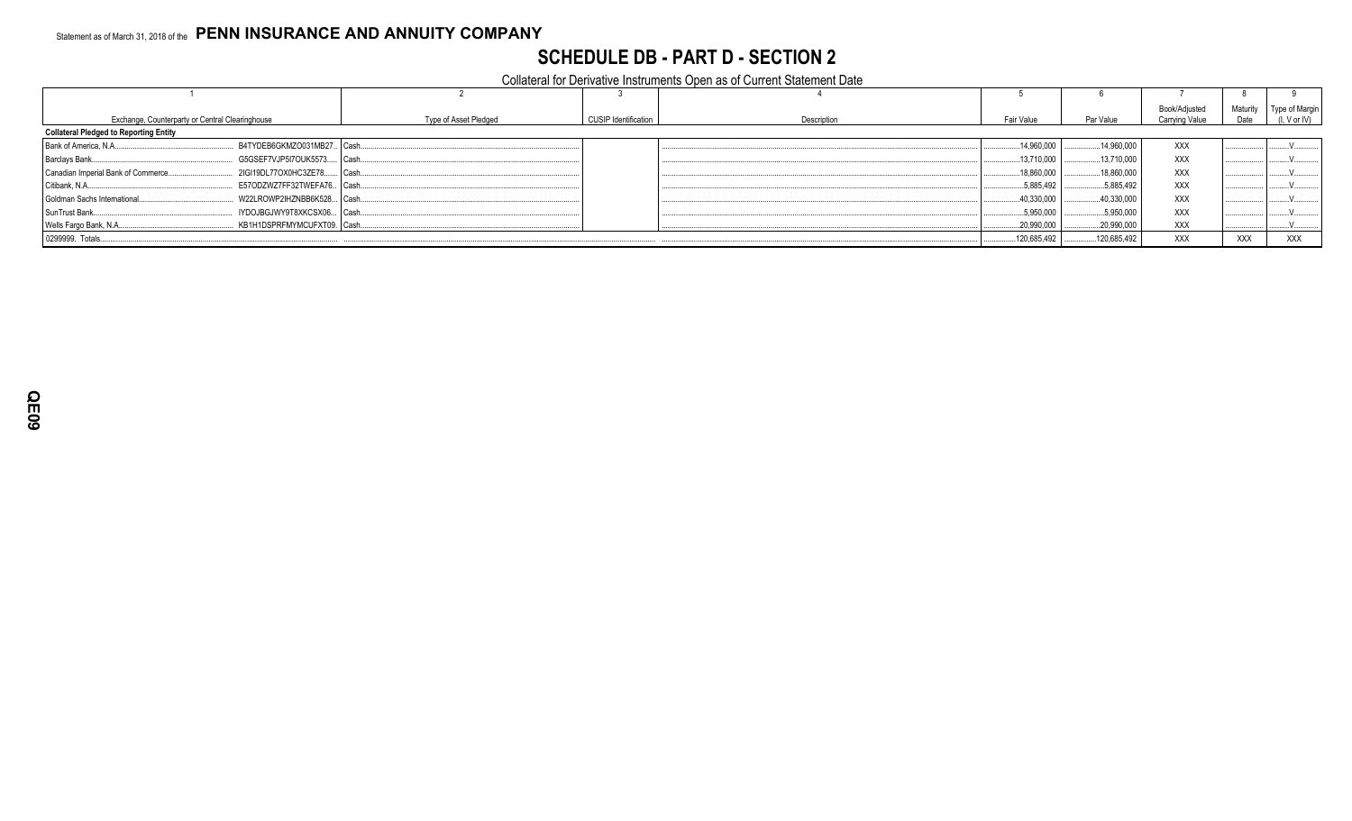Statement as of March 31, 2018 of the **PENN INSURANCE AND ANNUITY COMPANY**

# SCHEDULE DB - PART D - SECTION 2

Collateral for Derivative Instruments Open as of Current Statement Date

| 1 | | 2 | 3 | 4 | 5 | 6 | 7 | 8 | 9 |
|---|---|---|---|---|---|---|---|---|---|
| Exchange, Counterparty or Central Clearinghouse | | Type of Asset Pledged | CUSIP Identification | Description | Fair Value | Par Value | Book/Adjusted Carrying Value | Maturity Date | Type of Margin (I, V or IV) |
| **Collateral Pledged to Reporting Entity** | | | | | | | | | |
| Bank of America, N.A. | B4TYDEB6GKMZO031MB27 | Cash | | | 14,960,000 | 14,960,000 | XXX | | V |
| Barclays Bank | G5GSEF7VJP5I7OUK5573 | Cash | | | 13,710,000 | 13,710,000 | XXX | | V |
| Canadian Imperial Bank of Commerce | 2IGI19DL77OX0HC3ZE78 | Cash | | | 18,860,000 | 18,860,000 | XXX | | V |
| Citibank, N.A. | E57ODZWZ7FF32TWEFA76 | Cash | | | 5,885,492 | 5,885,492 | XXX | | V |
| Goldman Sachs International | W22LROWP2IHZNBB6K528 | Cash | | | 40,330,000 | 40,330,000 | XXX | | V |
| SunTrust Bank | IYDOJBGJWY9T8XKCSX06 | Cash | | | 5,950,000 | 5,950,000 | XXX | | V |
| Wells Fargo Bank, N.A. | KB1H1DSPRFMYMCUFXT09 | Cash | | | 20,990,000 | 20,990,000 | XXX | | V |
| 0299999. Totals | | | | | 120,685,492 | 120,685,492 | XXX | XXX | XXX |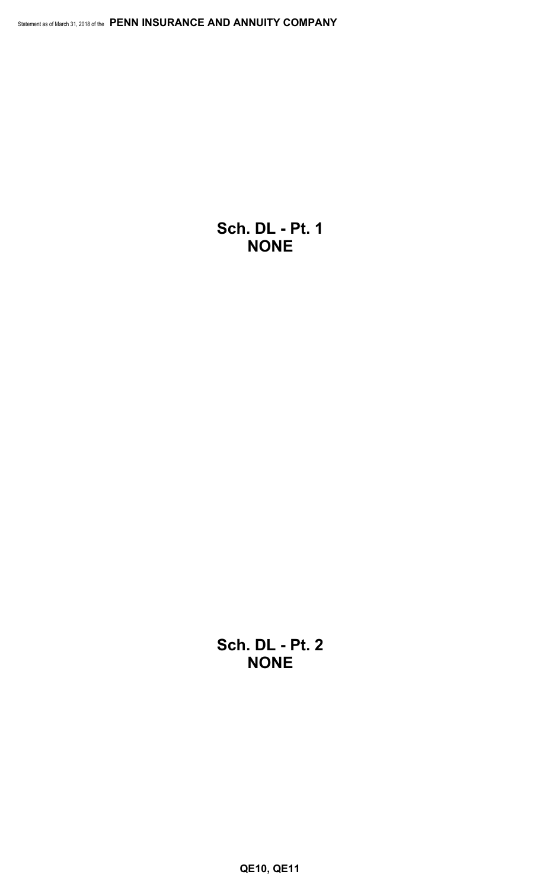**Sch. DL - Pt. 1**
**NONE**

**Sch. DL - Pt. 2**
**NONE**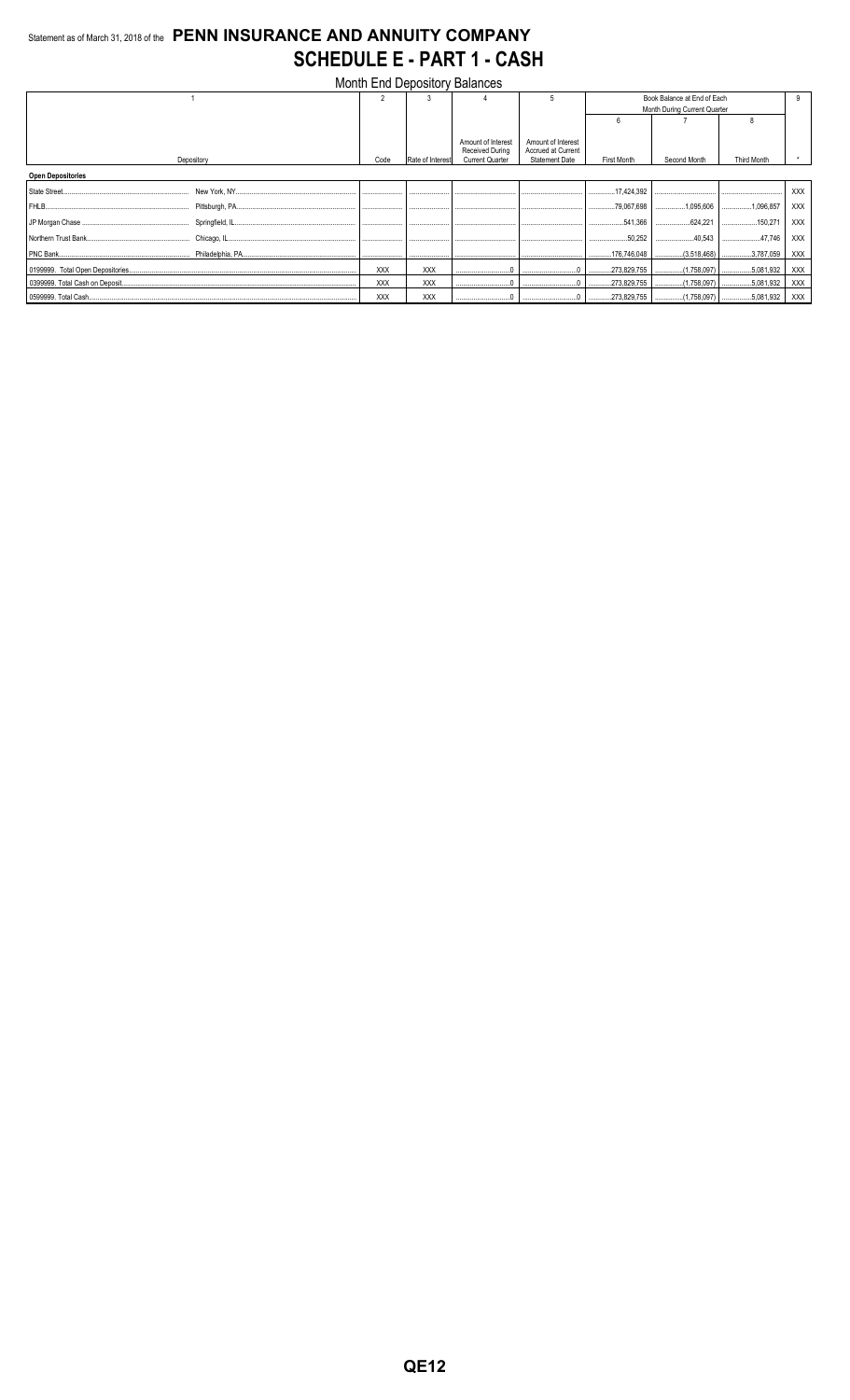Statement as of March 31, 2018 of the **PENN INSURANCE AND ANNUITY COMPANY**

# SCHEDULE E - PART 1 - CASH

## Month End Depository Balances

| 1 | | 2 | 3 | 4 | 5 | Book Balance at End of Each Month During Current Quarter | | | 9 |
|---|---|---|---|---|---|---|---|---|---|
| | | | | | | 6 | 7 | 8 | |
| Depository | | Code | Rate of Interest | Amount of Interest Received During Current Quarter | Amount of Interest Accrued at Current Statement Date | First Month | Second Month | Third Month | * |
| **Open Depositories** | | | | | | | | | |
| State Street | New York, NY | | | | | 17,424,392 | | | XXX |
| FHLB | Pittsburgh, PA | | | | | 79,067,698 | 1,095,606 | 1,096,857 | XXX |
| JP Morgan Chase | Springfield, IL | | | | | 541,366 | 624,221 | 150,271 | XXX |
| Northern Trust Bank | Chicago, IL | | | | | 50,252 | 40,543 | 47,746 | XXX |
| PNC Bank | Philadelphia, PA | | | | | 176,746,048 | (3,518,468) | 3,787,059 | XXX |
| 0199999. Total Open Depositories | | XXX | XXX | 0 | 0 | 273,829,755 | (1,758,097) | 5,081,932 | XXX |
| 0399999. Total Cash on Deposit | | XXX | XXX | 0 | 0 | 273,829,755 | (1,758,097) | 5,081,932 | XXX |
| 0599999. Total Cash | | XXX | XXX | 0 | 0 | 273,829,755 | (1,758,097) | 5,081,932 | XXX |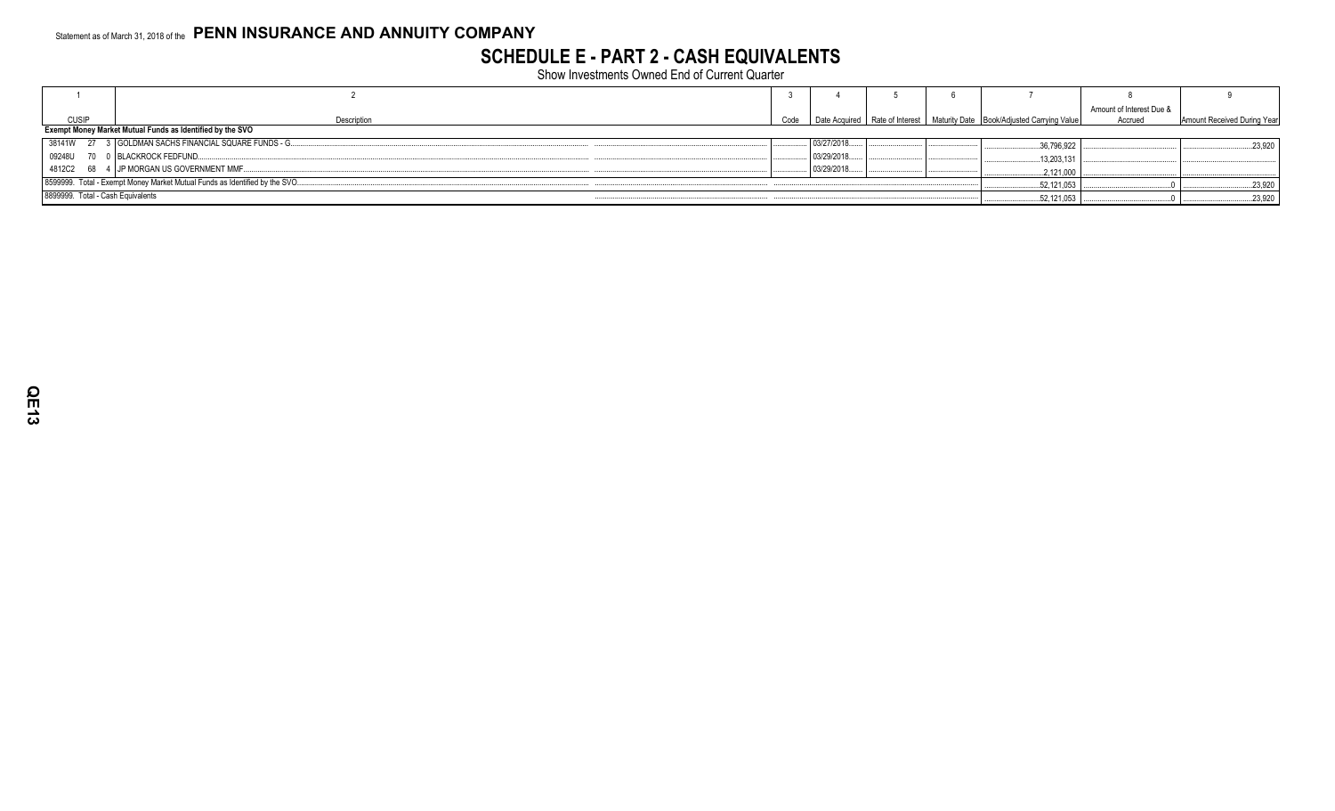Statement as of March 31, 2018 of the **PENN INSURANCE AND ANNUITY COMPANY**

# SCHEDULE E - PART 2 - CASH EQUIVALENTS

Show Investments Owned End of Current Quarter

| 1 | 2 | 3 | 4 | 5 | 6 | 7 | 8 | 9 |
|---|---|---|---|---|---|---|---|---|
| CUSIP | Description | Code | Date Acquired | Rate of Interest | Maturity Date | Book/Adjusted Carrying Value | Amount of Interest Due & Accrued | Amount Received During Year |
| **Exempt Money Market Mutual Funds as Identified by the SVO** | | | | | | | | |
| 38141W 27 3 | GOLDMAN SACHS FINANCIAL SQUARE FUNDS - G | | 03/27/2018 | | | 36,796,922 | | 23,920 |
| 09248U 70 0 | BLACKROCK FEDFUND | | 03/29/2018 | | | 13,203,131 | | |
| 4812C2 68 4 | JP MORGAN US GOVERNMENT MMF | | 03/29/2018 | | | 2,121,000 | | |
| 8599999. Total - Exempt Money Market Mutual Funds as Identified by the SVO | | | | | | 52,121,053 | 0 | 23,920 |
| 8899999. Total - Cash Equivalents | | | | | | 52,121,053 | 0 | 23,920 |

QE13